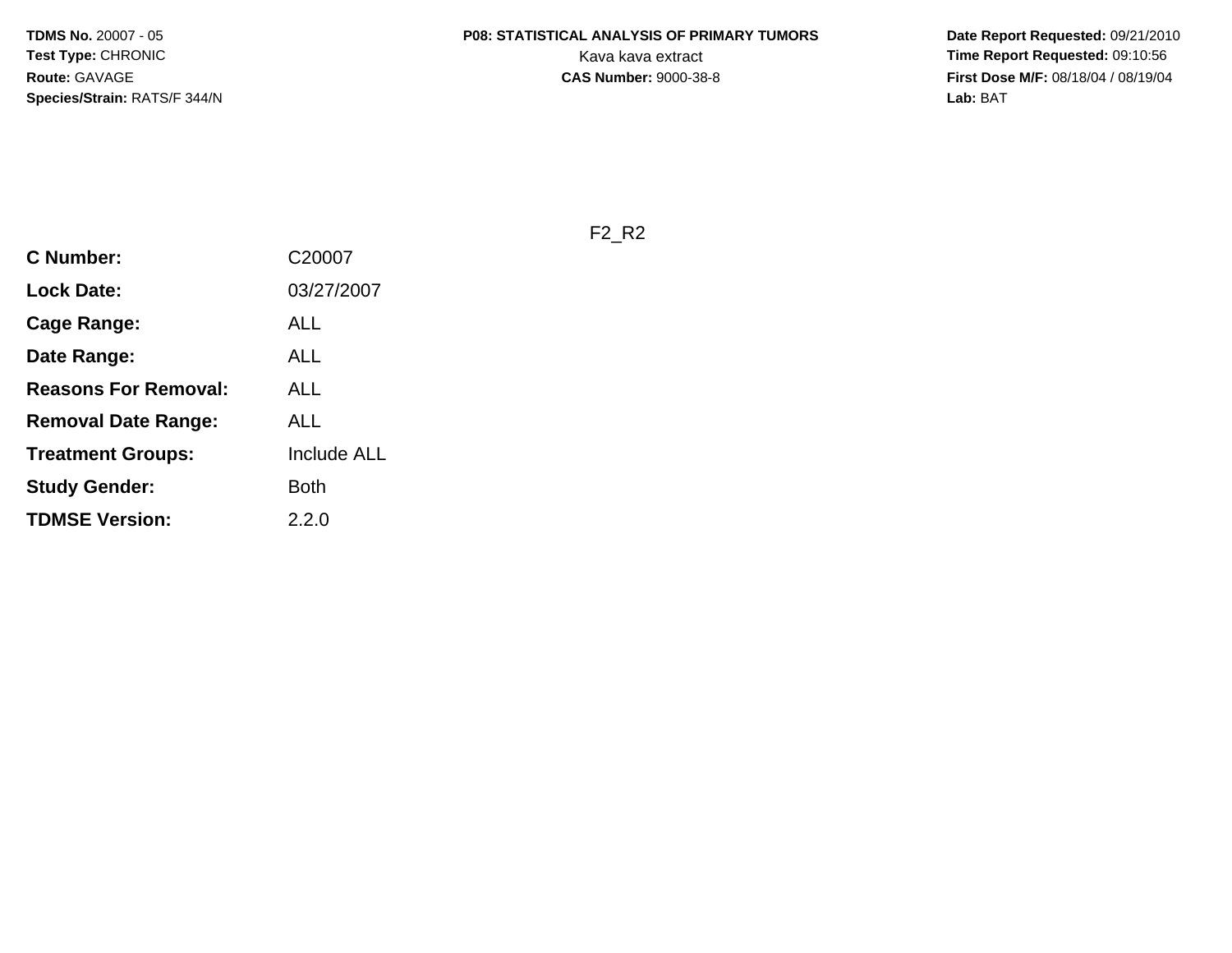**TDMS No.** 20007 - 05
**Test Type:** CHRONIC
**Route:** GAVAGE
**Species/Strain:** RATS/F 344/N

**P08: STATISTICAL ANALYSIS OF PRIMARY TUMORS**
Kava kava extract
**CAS Number:** 9000-38-8

**Date Report Requested:** 09/21/2010
**Time Report Requested:** 09:10:56
**First Dose M/F:** 08/18/04 / 08/19/04
**Lab:** BAT

F2_R2

| | |
|---|---|
| **C Number:** | C20007 |
| **Lock Date:** | 03/27/2007 |
| **Cage Range:** | ALL |
| **Date Range:** | ALL |
| **Reasons For Removal:** | ALL |
| **Removal Date Range:** | ALL |
| **Treatment Groups:** | Include ALL |
| **Study Gender:** | Both |
| **TDMSE Version:** | 2.2.0 |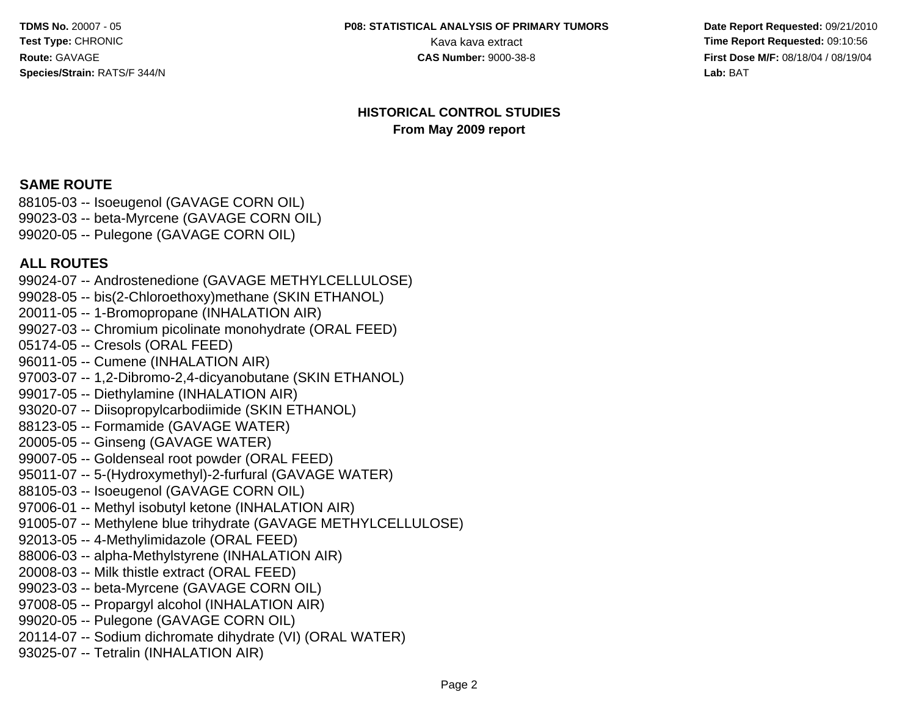## HISTORICAL CONTROL STUDIES
### From May 2009 report

**SAME ROUTE**

88105-03 -- Isoeugenol (GAVAGE CORN OIL)
99023-03 -- beta-Myrcene (GAVAGE CORN OIL)
99020-05 -- Pulegone (GAVAGE CORN OIL)

**ALL ROUTES**

99024-07 -- Androstenedione (GAVAGE METHYLCELLULOSE)
99028-05 -- bis(2-Chloroethoxy)methane (SKIN ETHANOL)
20011-05 -- 1-Bromopropane (INHALATION AIR)
99027-03 -- Chromium picolinate monohydrate (ORAL FEED)
05174-05 -- Cresols (ORAL FEED)
96011-05 -- Cumene (INHALATION AIR)
97003-07 -- 1,2-Dibromo-2,4-dicyanobutane (SKIN ETHANOL)
99017-05 -- Diethylamine (INHALATION AIR)
93020-07 -- Diisopropylcarbodiimide (SKIN ETHANOL)
88123-05 -- Formamide (GAVAGE WATER)
20005-05 -- Ginseng (GAVAGE WATER)
99007-05 -- Goldenseal root powder (ORAL FEED)
95011-07 -- 5-(Hydroxymethyl)-2-furfural (GAVAGE WATER)
88105-03 -- Isoeugenol (GAVAGE CORN OIL)
97006-01 -- Methyl isobutyl ketone (INHALATION AIR)
91005-07 -- Methylene blue trihydrate (GAVAGE METHYLCELLULOSE)
92013-05 -- 4-Methylimidazole (ORAL FEED)
88006-03 -- alpha-Methylstyrene (INHALATION AIR)
20008-03 -- Milk thistle extract (ORAL FEED)
99023-03 -- beta-Myrcene (GAVAGE CORN OIL)
97008-05 -- Propargyl alcohol (INHALATION AIR)
99020-05 -- Pulegone (GAVAGE CORN OIL)
20114-07 -- Sodium dichromate dihydrate (VI) (ORAL WATER)
93025-07 -- Tetralin (INHALATION AIR)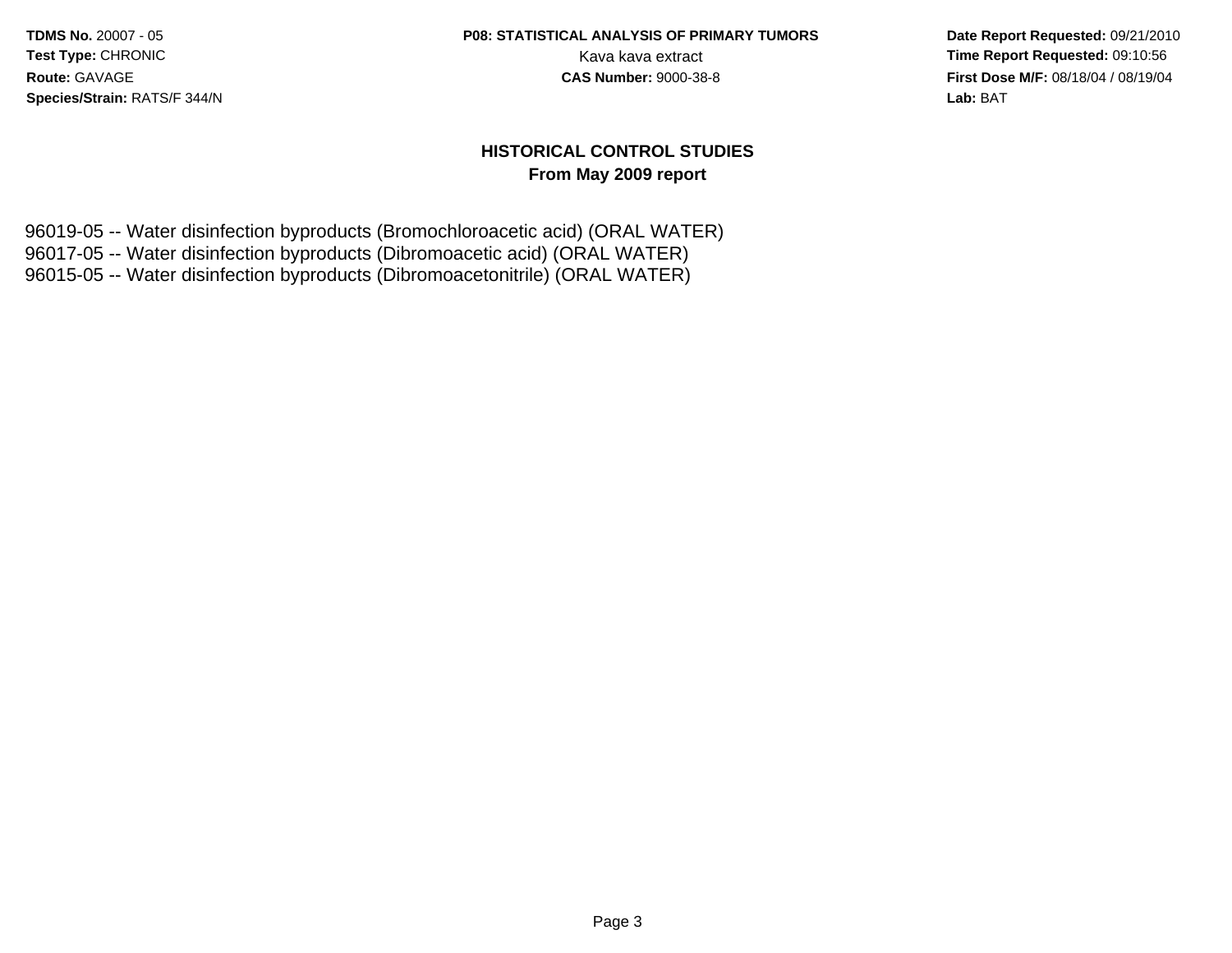## HISTORICAL CONTROL STUDIES

**From May 2009 report**

96019-05 -- Water disinfection byproducts (Bromochloroacetic acid) (ORAL WATER)
96017-05 -- Water disinfection byproducts (Dibromoacetic acid) (ORAL WATER)
96015-05 -- Water disinfection byproducts (Dibromoacetonitrile) (ORAL WATER)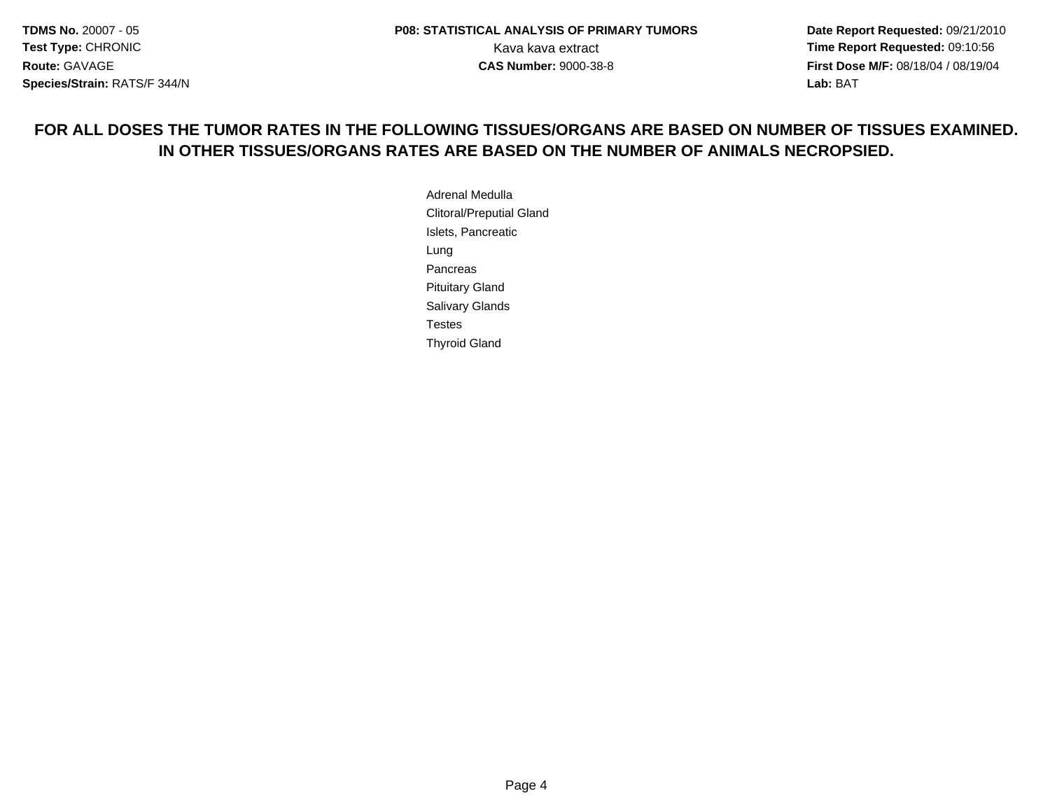**FOR ALL DOSES THE TUMOR RATES IN THE FOLLOWING TISSUES/ORGANS ARE BASED ON NUMBER OF TISSUES EXAMINED. IN OTHER TISSUES/ORGANS RATES ARE BASED ON THE NUMBER OF ANIMALS NECROPSIED.**

Adrenal Medulla
Clitoral/Preputial Gland
Islets, Pancreatic
Lung
Pancreas
Pituitary Gland
Salivary Glands
Testes
Thyroid Gland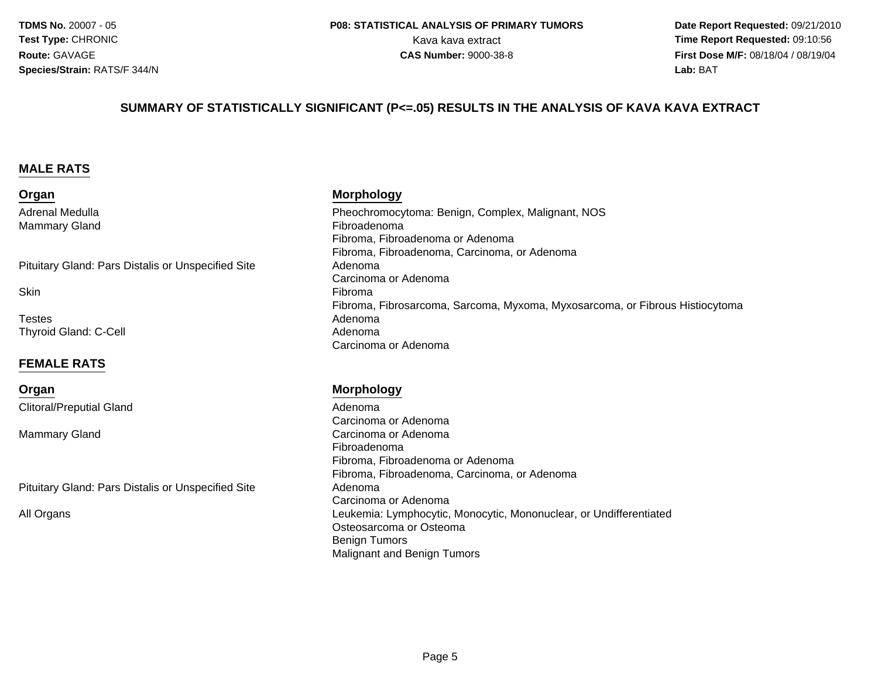## SUMMARY OF STATISTICALLY SIGNIFICANT (P<=.05) RESULTS IN THE ANALYSIS OF KAVA KAVA EXTRACT

### MALE RATS

| Organ | Morphology |
|---|---|
| Adrenal Medulla | Pheochromocytoma: Benign, Complex, Malignant, NOS |
| Mammary Gland | Fibroadenoma |
| | Fibroma, Fibroadenoma or Adenoma |
| | Fibroma, Fibroadenoma, Carcinoma, or Adenoma |
| Pituitary Gland: Pars Distalis or Unspecified Site | Adenoma |
| | Carcinoma or Adenoma |
| Skin | Fibroma |
| | Fibroma, Fibrosarcoma, Sarcoma, Myxoma, Myxosarcoma, or Fibrous Histiocytoma |
| Testes | Adenoma |
| Thyroid Gland: C-Cell | Adenoma |
| | Carcinoma or Adenoma |

### FEMALE RATS

| Organ | Morphology |
|---|---|
| Clitoral/Preputial Gland | Adenoma |
| | Carcinoma or Adenoma |
| Mammary Gland | Carcinoma or Adenoma |
| | Fibroadenoma |
| | Fibroma, Fibroadenoma or Adenoma |
| | Fibroma, Fibroadenoma, Carcinoma, or Adenoma |
| Pituitary Gland: Pars Distalis or Unspecified Site | Adenoma |
| | Carcinoma or Adenoma |
| All Organs | Leukemia: Lymphocytic, Monocytic, Mononuclear, or Undifferentiated |
| | Osteosarcoma or Osteoma |
| | Benign Tumors |
| | Malignant and Benign Tumors |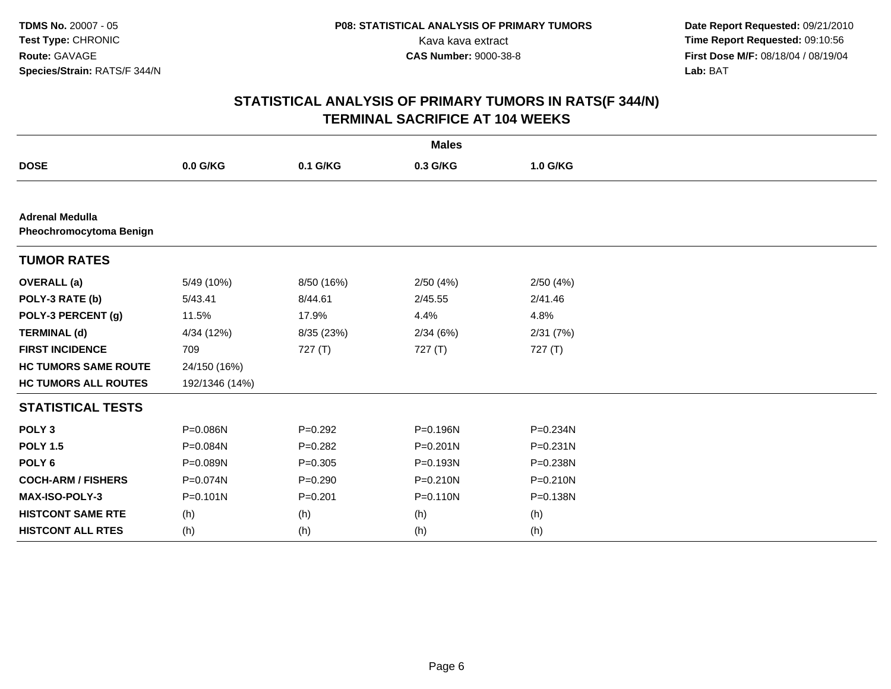**TDMS No.** 20007 - 05
**Test Type:** CHRONIC
**Route:** GAVAGE
**Species/Strain:** RATS/F 344/N

**P08: STATISTICAL ANALYSIS OF PRIMARY TUMORS**
Kava kava extract
**CAS Number:** 9000-38-8

**Date Report Requested:** 09/21/2010
**Time Report Requested:** 09:10:56
**First Dose M/F:** 08/18/04 / 08/19/04
**Lab:** BAT

## STATISTICAL ANALYSIS OF PRIMARY TUMORS IN RATS(F 344/N)
## TERMINAL SACRIFICE AT 104 WEEKS

| | Males | | | |
|---|---|---|---|---|
| **DOSE** | **0.0 G/KG** | **0.1 G/KG** | **0.3 G/KG** | **1.0 G/KG** |
| **Adrenal Medulla** | | | | |
| **Pheochromocytoma Benign** | | | | |
| **TUMOR RATES** | | | | |
| **OVERALL (a)** | 5/49 (10%) | 8/50 (16%) | 2/50 (4%) | 2/50 (4%) |
| **POLY-3 RATE (b)** | 5/43.41 | 8/44.61 | 2/45.55 | 2/41.46 |
| **POLY-3 PERCENT (g)** | 11.5% | 17.9% | 4.4% | 4.8% |
| **TERMINAL (d)** | 4/34 (12%) | 8/35 (23%) | 2/34 (6%) | 2/31 (7%) |
| **FIRST INCIDENCE** | 709 | 727 (T) | 727 (T) | 727 (T) |
| **HC TUMORS SAME ROUTE** | 24/150 (16%) | | | |
| **HC TUMORS ALL ROUTES** | 192/1346 (14%) | | | |
| **STATISTICAL TESTS** | | | | |
| **POLY 3** | P=0.086N | P=0.292 | P=0.196N | P=0.234N |
| **POLY 1.5** | P=0.084N | P=0.282 | P=0.201N | P=0.231N |
| **POLY 6** | P=0.089N | P=0.305 | P=0.193N | P=0.238N |
| **COCH-ARM / FISHERS** | P=0.074N | P=0.290 | P=0.210N | P=0.210N |
| **MAX-ISO-POLY-3** | P=0.101N | P=0.201 | P=0.110N | P=0.138N |
| **HISTCONT SAME RTE** | (h) | (h) | (h) | (h) |
| **HISTCONT ALL RTES** | (h) | (h) | (h) | (h) |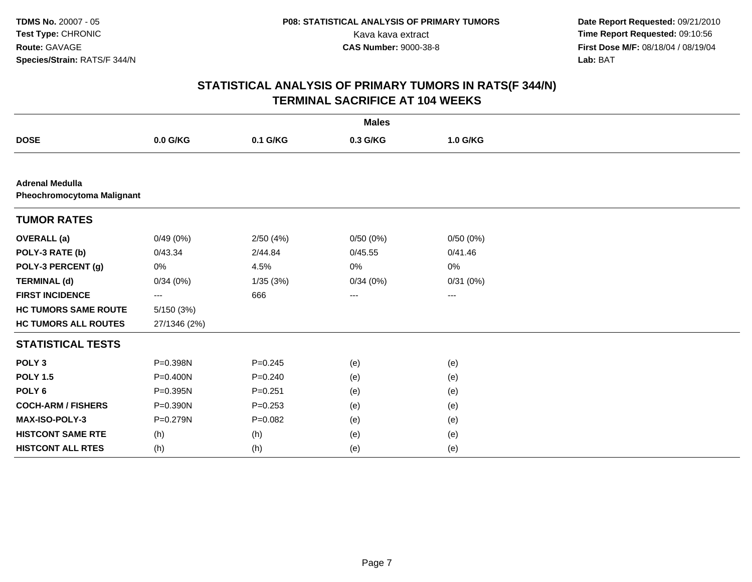**TDMS No.** 20007 - 05
**Test Type:** CHRONIC
**Route:** GAVAGE
**Species/Strain:** RATS/F 344/N

**P08: STATISTICAL ANALYSIS OF PRIMARY TUMORS**
Kava kava extract
**CAS Number:** 9000-38-8

**Date Report Requested:** 09/21/2010
**Time Report Requested:** 09:10:56
**First Dose M/F:** 08/18/04 / 08/19/04
**Lab:** BAT

## STATISTICAL ANALYSIS OF PRIMARY TUMORS IN RATS(F 344/N)
## TERMINAL SACRIFICE AT 104 WEEKS

| | Males | | | |
|---|---|---|---|---|
| **DOSE** | **0.0 G/KG** | **0.1 G/KG** | **0.3 G/KG** | **1.0 G/KG** |
| **Adrenal Medulla** | | | | |
| **Pheochromocytoma Malignant** | | | | |
| **TUMOR RATES** | | | | |
| **OVERALL (a)** | 0/49 (0%) | 2/50 (4%) | 0/50 (0%) | 0/50 (0%) |
| **POLY-3 RATE (b)** | 0/43.34 | 2/44.84 | 0/45.55 | 0/41.46 |
| **POLY-3 PERCENT (g)** | 0% | 4.5% | 0% | 0% |
| **TERMINAL (d)** | 0/34 (0%) | 1/35 (3%) | 0/34 (0%) | 0/31 (0%) |
| **FIRST INCIDENCE** | --- | 666 | --- | --- |
| **HC TUMORS SAME ROUTE** | 5/150 (3%) | | | |
| **HC TUMORS ALL ROUTES** | 27/1346 (2%) | | | |
| **STATISTICAL TESTS** | | | | |
| **POLY 3** | P=0.398N | P=0.245 | (e) | (e) |
| **POLY 1.5** | P=0.400N | P=0.240 | (e) | (e) |
| **POLY 6** | P=0.395N | P=0.251 | (e) | (e) |
| **COCH-ARM / FISHERS** | P=0.390N | P=0.253 | (e) | (e) |
| **MAX-ISO-POLY-3** | P=0.279N | P=0.082 | (e) | (e) |
| **HISTCONT SAME RTE** | (h) | (h) | (e) | (e) |
| **HISTCONT ALL RTES** | (h) | (h) | (e) | (e) |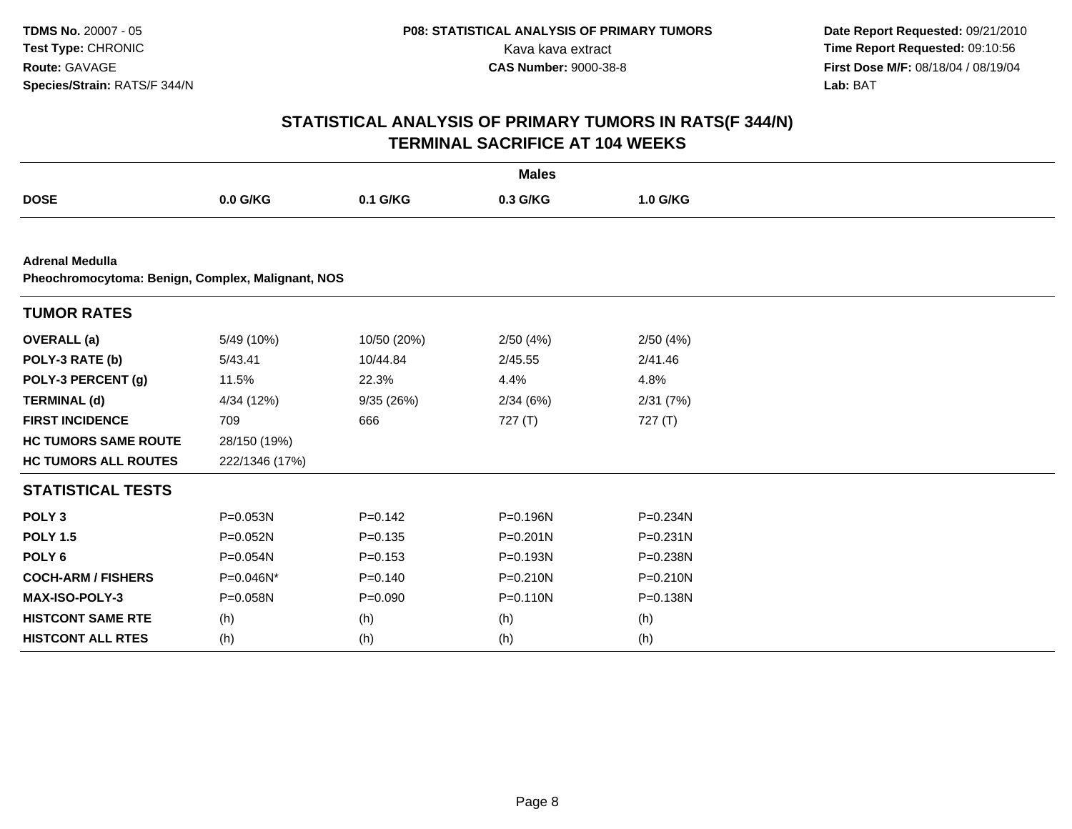## STATISTICAL ANALYSIS OF PRIMARY TUMORS IN RATS(F 344/N)
## TERMINAL SACRIFICE AT 104 WEEKS

| | Males | | | |
|---|---|---|---|---|
| **DOSE** | **0.0 G/KG** | **0.1 G/KG** | **0.3 G/KG** | **1.0 G/KG** |

**Adrenal Medulla**
**Pheochromocytoma: Benign, Complex, Malignant, NOS**

| **TUMOR RATES** | | | | |
|---|---|---|---|---|
| **OVERALL (a)** | 5/49 (10%) | 10/50 (20%) | 2/50 (4%) | 2/50 (4%) |
| **POLY-3 RATE (b)** | 5/43.41 | 10/44.84 | 2/45.55 | 2/41.46 |
| **POLY-3 PERCENT (g)** | 11.5% | 22.3% | 4.4% | 4.8% |
| **TERMINAL (d)** | 4/34 (12%) | 9/35 (26%) | 2/34 (6%) | 2/31 (7%) |
| **FIRST INCIDENCE** | 709 | 666 | 727 (T) | 727 (T) |
| **HC TUMORS SAME ROUTE** | 28/150 (19%) | | | |
| **HC TUMORS ALL ROUTES** | 222/1346 (17%) | | | |

| **STATISTICAL TESTS** | | | | |
|---|---|---|---|---|
| **POLY 3** | P=0.053N | P=0.142 | P=0.196N | P=0.234N |
| **POLY 1.5** | P=0.052N | P=0.135 | P=0.201N | P=0.231N |
| **POLY 6** | P=0.054N | P=0.153 | P=0.193N | P=0.238N |
| **COCH-ARM / FISHERS** | P=0.046N* | P=0.140 | P=0.210N | P=0.210N |
| **MAX-ISO-POLY-3** | P=0.058N | P=0.090 | P=0.110N | P=0.138N |
| **HISTCONT SAME RTE** | (h) | (h) | (h) | (h) |
| **HISTCONT ALL RTES** | (h) | (h) | (h) | (h) |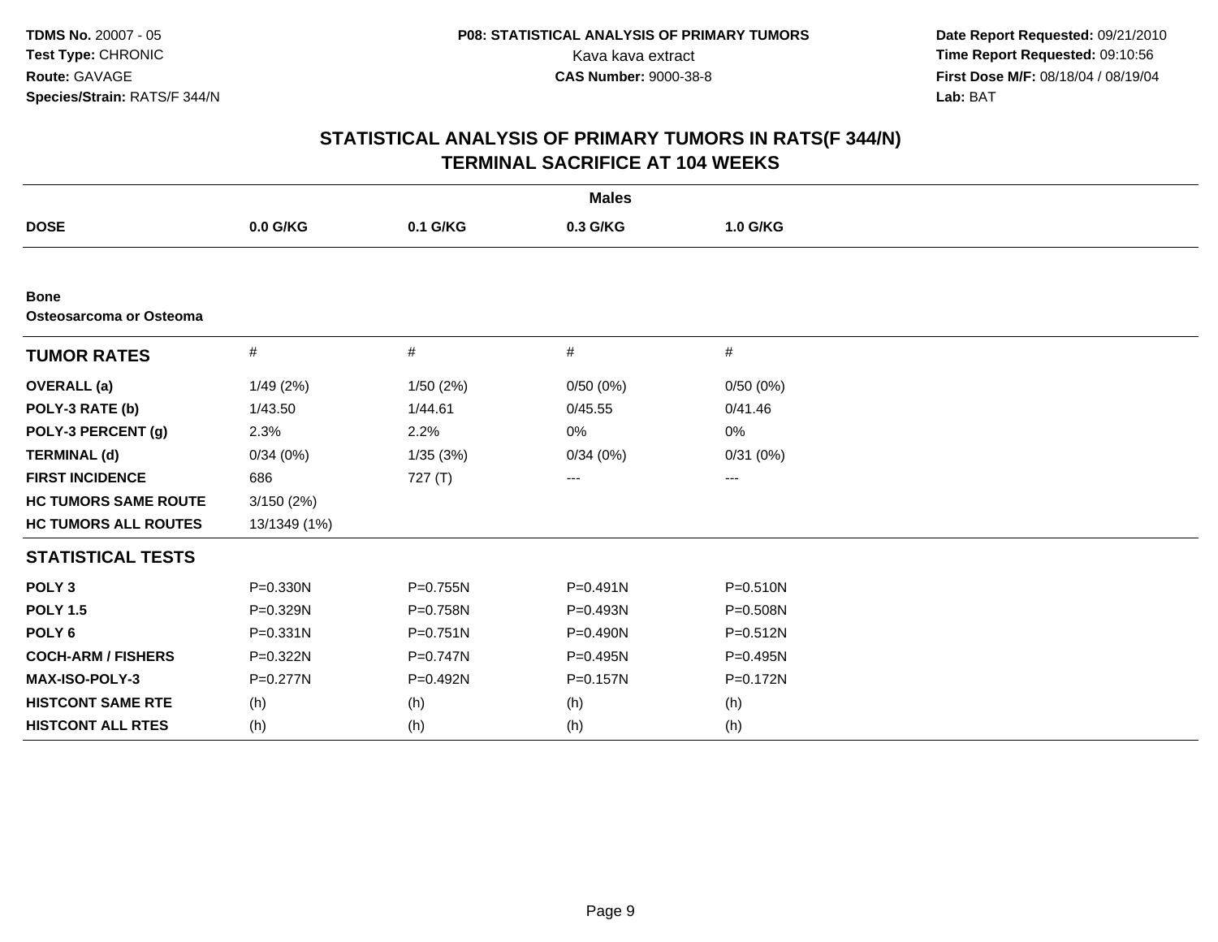**TDMS No.** 20007 - 05
**Test Type:** CHRONIC
**Route:** GAVAGE
**Species/Strain:** RATS/F 344/N

**P08: STATISTICAL ANALYSIS OF PRIMARY TUMORS**
Kava kava extract
**CAS Number:** 9000-38-8

**Date Report Requested:** 09/21/2010
**Time Report Requested:** 09:10:56
**First Dose M/F:** 08/18/04 / 08/19/04
**Lab:** BAT

## STATISTICAL ANALYSIS OF PRIMARY TUMORS IN RATS(F 344/N)
## TERMINAL SACRIFICE AT 104 WEEKS

| | Males | | | |
|---|---|---|---|---|
| **DOSE** | **0.0 G/KG** | **0.1 G/KG** | **0.3 G/KG** | **1.0 G/KG** |
| **Bone** | | | | |
| **Osteosarcoma or Osteoma** | | | | |
| **TUMOR RATES** | # | # | # | # |
| **OVERALL (a)** | 1/49 (2%) | 1/50 (2%) | 0/50 (0%) | 0/50 (0%) |
| **POLY-3 RATE (b)** | 1/43.50 | 1/44.61 | 0/45.55 | 0/41.46 |
| **POLY-3 PERCENT (g)** | 2.3% | 2.2% | 0% | 0% |
| **TERMINAL (d)** | 0/34 (0%) | 1/35 (3%) | 0/34 (0%) | 0/31 (0%) |
| **FIRST INCIDENCE** | 686 | 727 (T) | --- | --- |
| **HC TUMORS SAME ROUTE** | 3/150 (2%) | | | |
| **HC TUMORS ALL ROUTES** | 13/1349 (1%) | | | |
| **STATISTICAL TESTS** | | | | |
| **POLY 3** | P=0.330N | P=0.755N | P=0.491N | P=0.510N |
| **POLY 1.5** | P=0.329N | P=0.758N | P=0.493N | P=0.508N |
| **POLY 6** | P=0.331N | P=0.751N | P=0.490N | P=0.512N |
| **COCH-ARM / FISHERS** | P=0.322N | P=0.747N | P=0.495N | P=0.495N |
| **MAX-ISO-POLY-3** | P=0.277N | P=0.492N | P=0.157N | P=0.172N |
| **HISTCONT SAME RTE** | (h) | (h) | (h) | (h) |
| **HISTCONT ALL RTES** | (h) | (h) | (h) | (h) |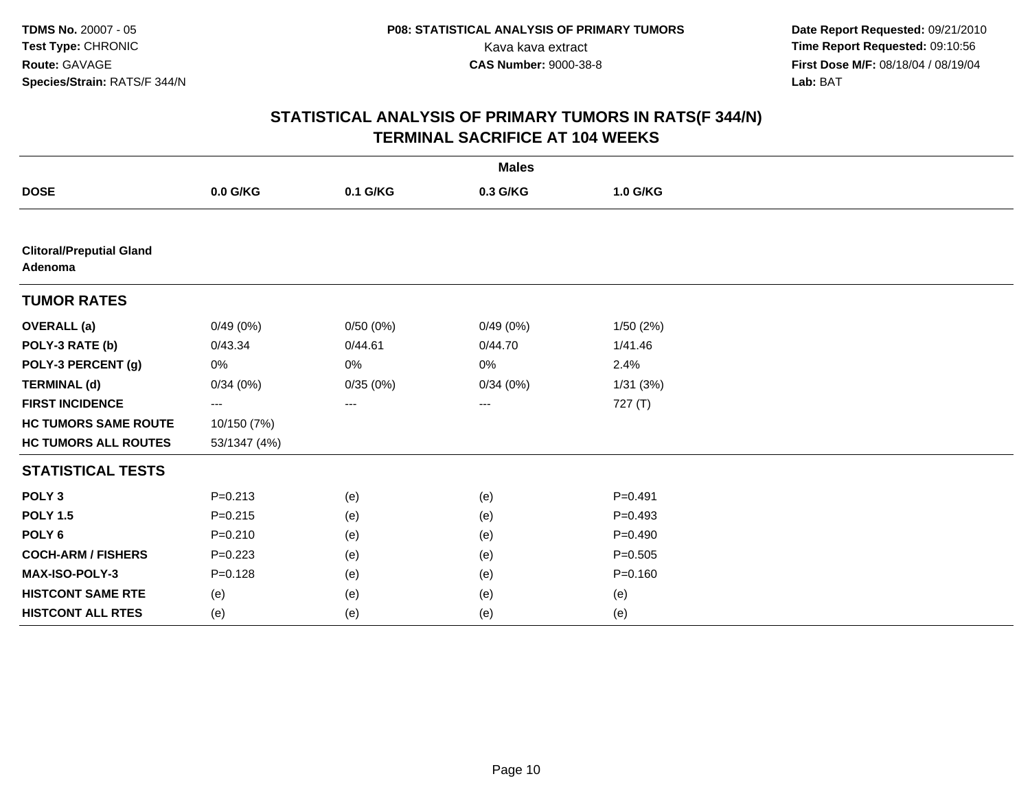**TDMS No.** 20007 - 05
**Test Type:** CHRONIC
**Route:** GAVAGE
**Species/Strain:** RATS/F 344/N

**P08: STATISTICAL ANALYSIS OF PRIMARY TUMORS**
Kava kava extract
**CAS Number:** 9000-38-8

**Date Report Requested:** 09/21/2010
**Time Report Requested:** 09:10:56
**First Dose M/F:** 08/18/04 / 08/19/04
**Lab:** BAT

## STATISTICAL ANALYSIS OF PRIMARY TUMORS IN RATS(F 344/N)
## TERMINAL SACRIFICE AT 104 WEEKS

| | Males | | | |
|---|---|---|---|---|
| **DOSE** | **0.0 G/KG** | **0.1 G/KG** | **0.3 G/KG** | **1.0 G/KG** |
| **Clitoral/Preputial Gland Adenoma** | | | | |
| **TUMOR RATES** | | | | |
| **OVERALL (a)** | 0/49 (0%) | 0/50 (0%) | 0/49 (0%) | 1/50 (2%) |
| **POLY-3 RATE (b)** | 0/43.34 | 0/44.61 | 0/44.70 | 1/41.46 |
| **POLY-3 PERCENT (g)** | 0% | 0% | 0% | 2.4% |
| **TERMINAL (d)** | 0/34 (0%) | 0/35 (0%) | 0/34 (0%) | 1/31 (3%) |
| **FIRST INCIDENCE** | --- | --- | --- | 727 (T) |
| **HC TUMORS SAME ROUTE** | 10/150 (7%) | | | |
| **HC TUMORS ALL ROUTES** | 53/1347 (4%) | | | |
| **STATISTICAL TESTS** | | | | |
| **POLY 3** | P=0.213 | (e) | (e) | P=0.491 |
| **POLY 1.5** | P=0.215 | (e) | (e) | P=0.493 |
| **POLY 6** | P=0.210 | (e) | (e) | P=0.490 |
| **COCH-ARM / FISHERS** | P=0.223 | (e) | (e) | P=0.505 |
| **MAX-ISO-POLY-3** | P=0.128 | (e) | (e) | P=0.160 |
| **HISTCONT SAME RTE** | (e) | (e) | (e) | (e) |
| **HISTCONT ALL RTES** | (e) | (e) | (e) | (e) |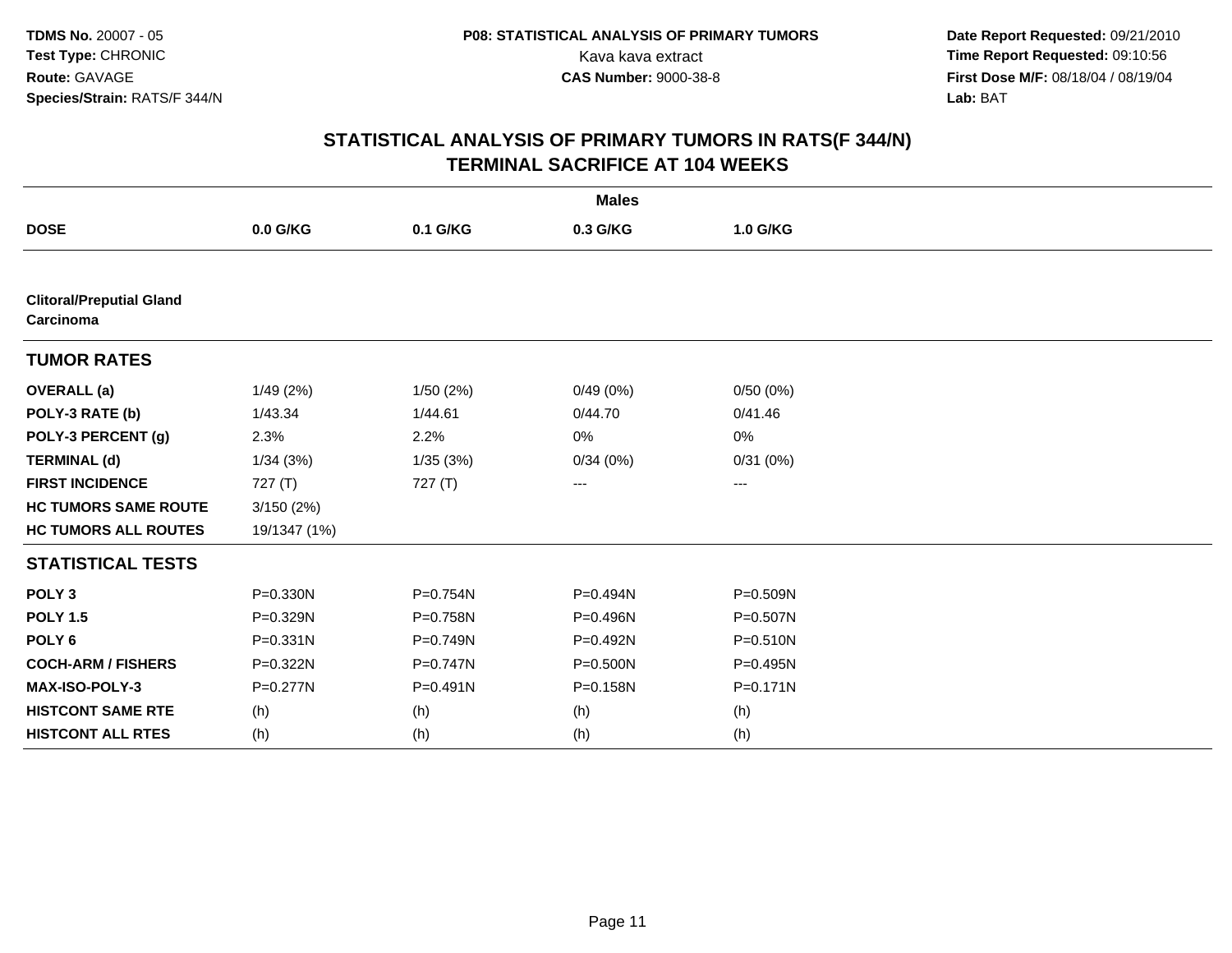**TDMS No.** 20007 - 05
**Test Type:** CHRONIC
**Route:** GAVAGE
**Species/Strain:** RATS/F 344/N

**P08: STATISTICAL ANALYSIS OF PRIMARY TUMORS**
Kava kava extract
**CAS Number:** 9000-38-8

**Date Report Requested:** 09/21/2010
**Time Report Requested:** 09:10:56
**First Dose M/F:** 08/18/04 / 08/19/04
**Lab:** BAT

## STATISTICAL ANALYSIS OF PRIMARY TUMORS IN RATS(F 344/N)
## TERMINAL SACRIFICE AT 104 WEEKS

| | Males | | | |
|---|---|---|---|---|
| **DOSE** | **0.0 G/KG** | **0.1 G/KG** | **0.3 G/KG** | **1.0 G/KG** |
| **Clitoral/Preputial Gland Carcinoma** | | | | |
| **TUMOR RATES** | | | | |
| **OVERALL (a)** | 1/49 (2%) | 1/50 (2%) | 0/49 (0%) | 0/50 (0%) |
| **POLY-3 RATE (b)** | 1/43.34 | 1/44.61 | 0/44.70 | 0/41.46 |
| **POLY-3 PERCENT (g)** | 2.3% | 2.2% | 0% | 0% |
| **TERMINAL (d)** | 1/34 (3%) | 1/35 (3%) | 0/34 (0%) | 0/31 (0%) |
| **FIRST INCIDENCE** | 727 (T) | 727 (T) | --- | --- |
| **HC TUMORS SAME ROUTE** | 3/150 (2%) | | | |
| **HC TUMORS ALL ROUTES** | 19/1347 (1%) | | | |
| **STATISTICAL TESTS** | | | | |
| **POLY 3** | P=0.330N | P=0.754N | P=0.494N | P=0.509N |
| **POLY 1.5** | P=0.329N | P=0.758N | P=0.496N | P=0.507N |
| **POLY 6** | P=0.331N | P=0.749N | P=0.492N | P=0.510N |
| **COCH-ARM / FISHERS** | P=0.322N | P=0.747N | P=0.500N | P=0.495N |
| **MAX-ISO-POLY-3** | P=0.277N | P=0.491N | P=0.158N | P=0.171N |
| **HISTCONT SAME RTE** | (h) | (h) | (h) | (h) |
| **HISTCONT ALL RTES** | (h) | (h) | (h) | (h) |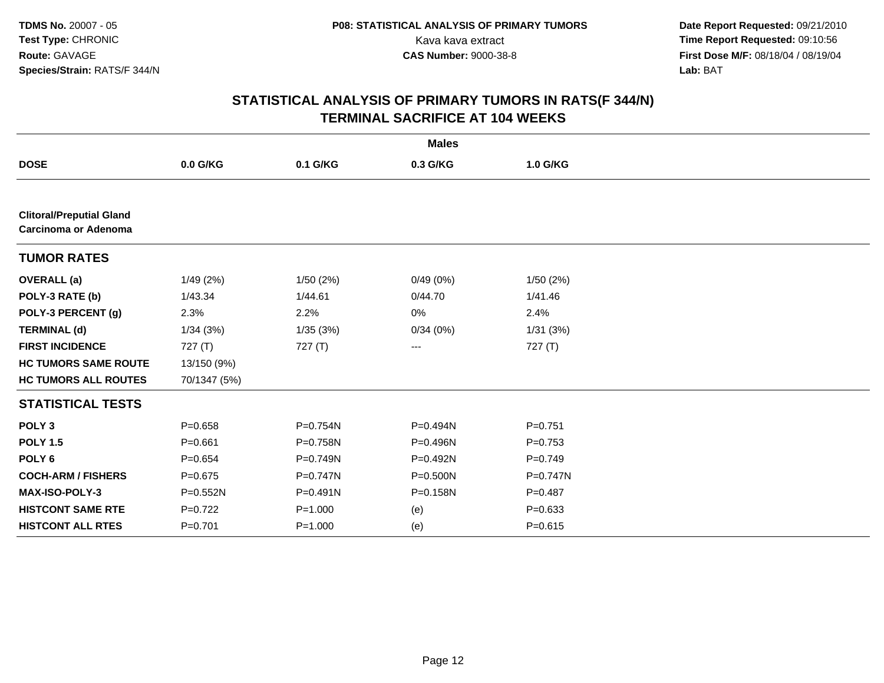**TDMS No.** 20007 - 05
**Test Type:** CHRONIC
**Route:** GAVAGE
**Species/Strain:** RATS/F 344/N

**P08: STATISTICAL ANALYSIS OF PRIMARY TUMORS**
Kava kava extract
**CAS Number:** 9000-38-8

**Date Report Requested:** 09/21/2010
**Time Report Requested:** 09:10:56
**First Dose M/F:** 08/18/04 / 08/19/04
**Lab:** BAT

## STATISTICAL ANALYSIS OF PRIMARY TUMORS IN RATS(F 344/N)
## TERMINAL SACRIFICE AT 104 WEEKS

| | Males | | | |
|---|---|---|---|---|
| **DOSE** | **0.0 G/KG** | **0.1 G/KG** | **0.3 G/KG** | **1.0 G/KG** |
| **Clitoral/Preputial Gland Carcinoma or Adenoma** | | | | |
| **TUMOR RATES** | | | | |
| **OVERALL (a)** | 1/49 (2%) | 1/50 (2%) | 0/49 (0%) | 1/50 (2%) |
| **POLY-3 RATE (b)** | 1/43.34 | 1/44.61 | 0/44.70 | 1/41.46 |
| **POLY-3 PERCENT (g)** | 2.3% | 2.2% | 0% | 2.4% |
| **TERMINAL (d)** | 1/34 (3%) | 1/35 (3%) | 0/34 (0%) | 1/31 (3%) |
| **FIRST INCIDENCE** | 727 (T) | 727 (T) | --- | 727 (T) |
| **HC TUMORS SAME ROUTE** | 13/150 (9%) | | | |
| **HC TUMORS ALL ROUTES** | 70/1347 (5%) | | | |
| **STATISTICAL TESTS** | | | | |
| **POLY 3** | P=0.658 | P=0.754N | P=0.494N | P=0.751 |
| **POLY 1.5** | P=0.661 | P=0.758N | P=0.496N | P=0.753 |
| **POLY 6** | P=0.654 | P=0.749N | P=0.492N | P=0.749 |
| **COCH-ARM / FISHERS** | P=0.675 | P=0.747N | P=0.500N | P=0.747N |
| **MAX-ISO-POLY-3** | P=0.552N | P=0.491N | P=0.158N | P=0.487 |
| **HISTCONT SAME RTE** | P=0.722 | P=1.000 | (e) | P=0.633 |
| **HISTCONT ALL RTES** | P=0.701 | P=1.000 | (e) | P=0.615 |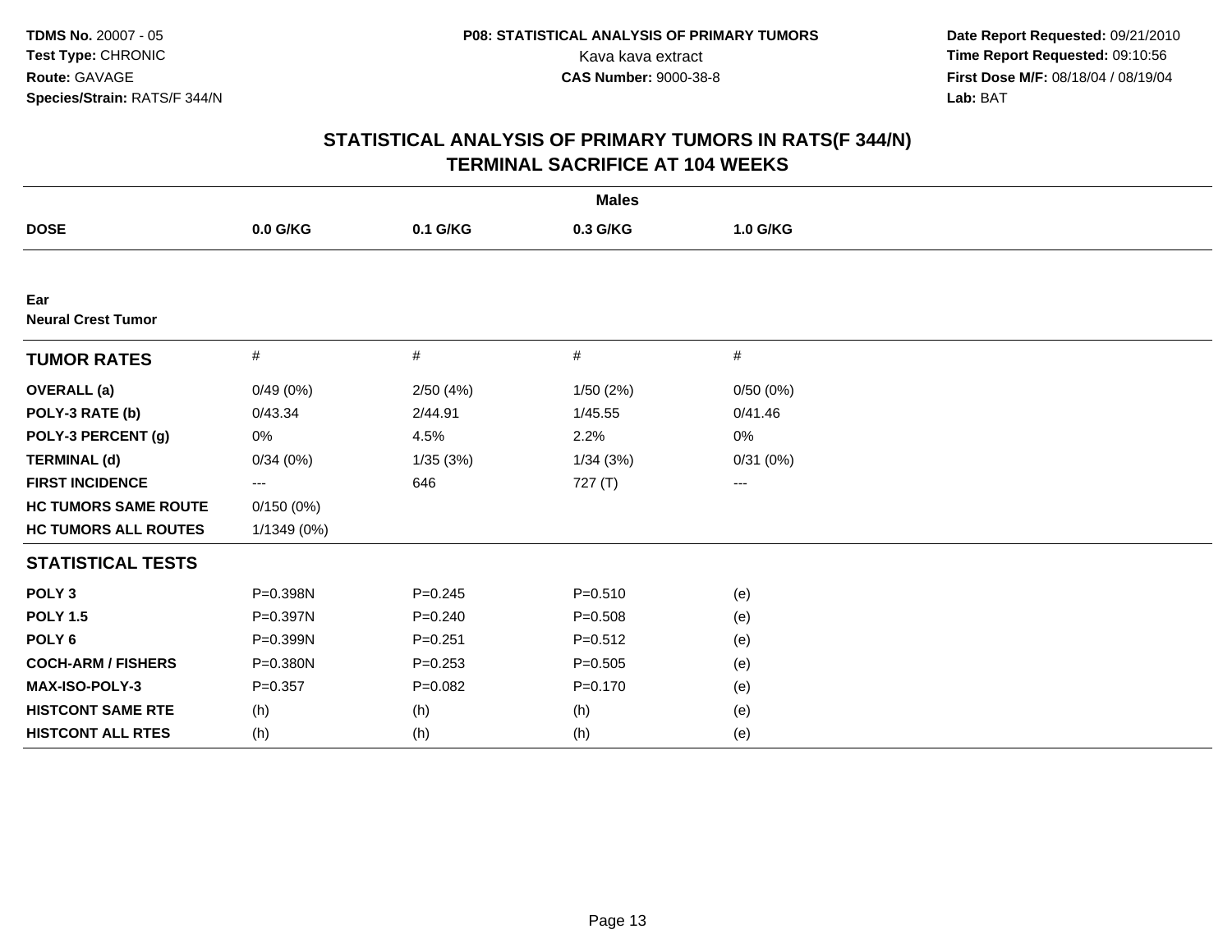**TDMS No.** 20007 - 05
**Test Type:** CHRONIC
**Route:** GAVAGE
**Species/Strain:** RATS/F 344/N

**P08: STATISTICAL ANALYSIS OF PRIMARY TUMORS**
Kava kava extract
**CAS Number:** 9000-38-8

**Date Report Requested:** 09/21/2010
**Time Report Requested:** 09:10:56
**First Dose M/F:** 08/18/04 / 08/19/04
**Lab:** BAT

## STATISTICAL ANALYSIS OF PRIMARY TUMORS IN RATS(F 344/N) TERMINAL SACRIFICE AT 104 WEEKS

| | Males | | | |
|---|---|---|---|---|
| **DOSE** | **0.0 G/KG** | **0.1 G/KG** | **0.3 G/KG** | **1.0 G/KG** |
| **Ear** | | | | |
| **Neural Crest Tumor** | | | | |
| **TUMOR RATES** | # | # | # | # |
| **OVERALL (a)** | 0/49 (0%) | 2/50 (4%) | 1/50 (2%) | 0/50 (0%) |
| **POLY-3 RATE (b)** | 0/43.34 | 2/44.91 | 1/45.55 | 0/41.46 |
| **POLY-3 PERCENT (g)** | 0% | 4.5% | 2.2% | 0% |
| **TERMINAL (d)** | 0/34 (0%) | 1/35 (3%) | 1/34 (3%) | 0/31 (0%) |
| **FIRST INCIDENCE** | --- | 646 | 727 (T) | --- |
| **HC TUMORS SAME ROUTE** | 0/150 (0%) | | | |
| **HC TUMORS ALL ROUTES** | 1/1349 (0%) | | | |
| **STATISTICAL TESTS** | | | | |
| **POLY 3** | P=0.398N | P=0.245 | P=0.510 | (e) |
| **POLY 1.5** | P=0.397N | P=0.240 | P=0.508 | (e) |
| **POLY 6** | P=0.399N | P=0.251 | P=0.512 | (e) |
| **COCH-ARM / FISHERS** | P=0.380N | P=0.253 | P=0.505 | (e) |
| **MAX-ISO-POLY-3** | P=0.357 | P=0.082 | P=0.170 | (e) |
| **HISTCONT SAME RTE** | (h) | (h) | (h) | (e) |
| **HISTCONT ALL RTES** | (h) | (h) | (h) | (e) |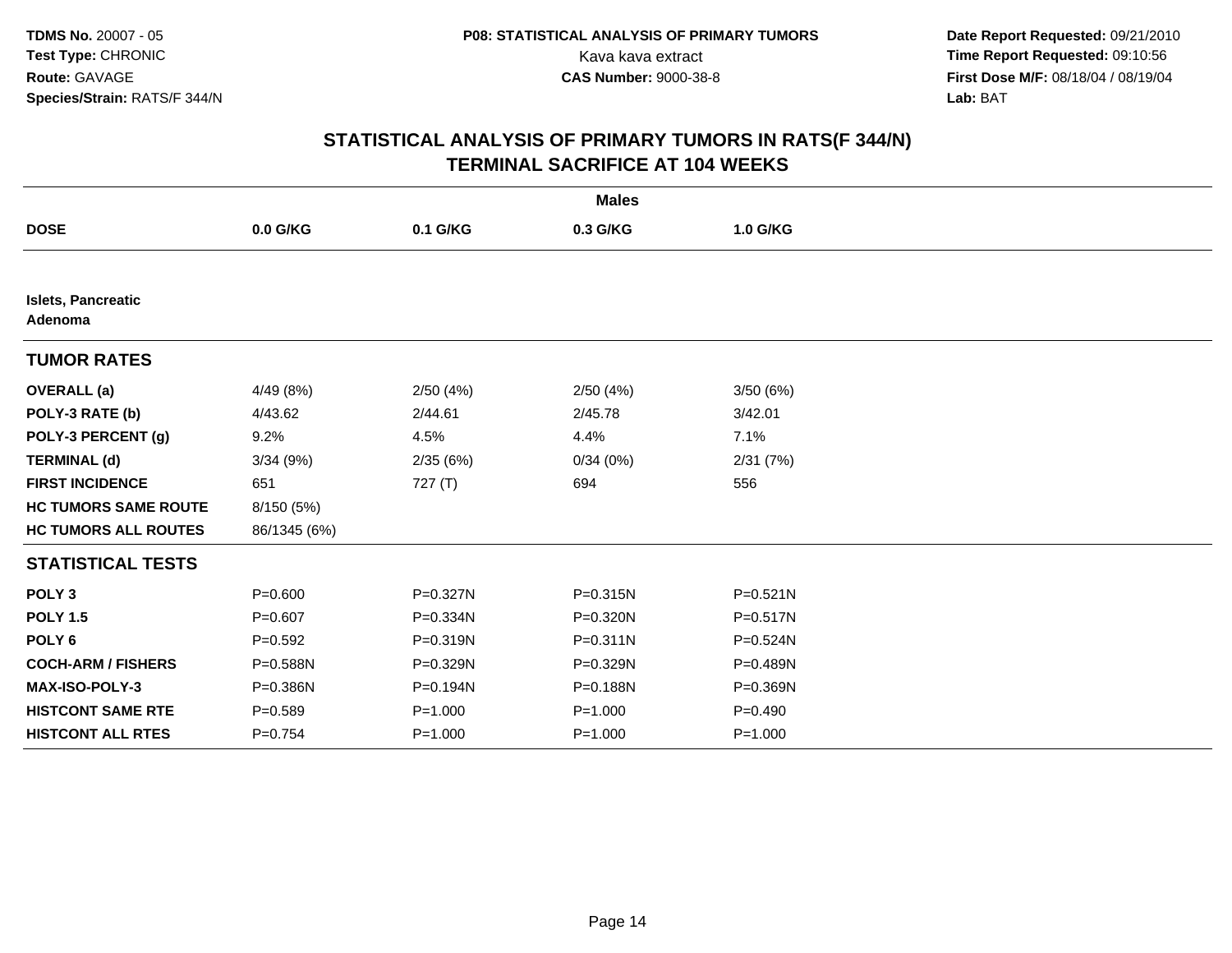**TDMS No.** 20007 - 05
**Test Type:** CHRONIC
**Route:** GAVAGE
**Species/Strain:** RATS/F 344/N

**P08: STATISTICAL ANALYSIS OF PRIMARY TUMORS**
Kava kava extract
**CAS Number:** 9000-38-8

**Date Report Requested:** 09/21/2010
**Time Report Requested:** 09:10:56
**First Dose M/F:** 08/18/04 / 08/19/04
**Lab:** BAT

## STATISTICAL ANALYSIS OF PRIMARY TUMORS IN RATS(F 344/N)
## TERMINAL SACRIFICE AT 104 WEEKS

| | Males | | | |
|---|---|---|---|---|
| **DOSE** | **0.0 G/KG** | **0.1 G/KG** | **0.3 G/KG** | **1.0 G/KG** |
| **Islets, Pancreatic** | | | | |
| **Adenoma** | | | | |
| **TUMOR RATES** | | | | |
| **OVERALL (a)** | 4/49 (8%) | 2/50 (4%) | 2/50 (4%) | 3/50 (6%) |
| **POLY-3 RATE (b)** | 4/43.62 | 2/44.61 | 2/45.78 | 3/42.01 |
| **POLY-3 PERCENT (g)** | 9.2% | 4.5% | 4.4% | 7.1% |
| **TERMINAL (d)** | 3/34 (9%) | 2/35 (6%) | 0/34 (0%) | 2/31 (7%) |
| **FIRST INCIDENCE** | 651 | 727 (T) | 694 | 556 |
| **HC TUMORS SAME ROUTE** | 8/150 (5%) | | | |
| **HC TUMORS ALL ROUTES** | 86/1345 (6%) | | | |
| **STATISTICAL TESTS** | | | | |
| **POLY 3** | P=0.600 | P=0.327N | P=0.315N | P=0.521N |
| **POLY 1.5** | P=0.607 | P=0.334N | P=0.320N | P=0.517N |
| **POLY 6** | P=0.592 | P=0.319N | P=0.311N | P=0.524N |
| **COCH-ARM / FISHERS** | P=0.588N | P=0.329N | P=0.329N | P=0.489N |
| **MAX-ISO-POLY-3** | P=0.386N | P=0.194N | P=0.188N | P=0.369N |
| **HISTCONT SAME RTE** | P=0.589 | P=1.000 | P=1.000 | P=0.490 |
| **HISTCONT ALL RTES** | P=0.754 | P=1.000 | P=1.000 | P=1.000 |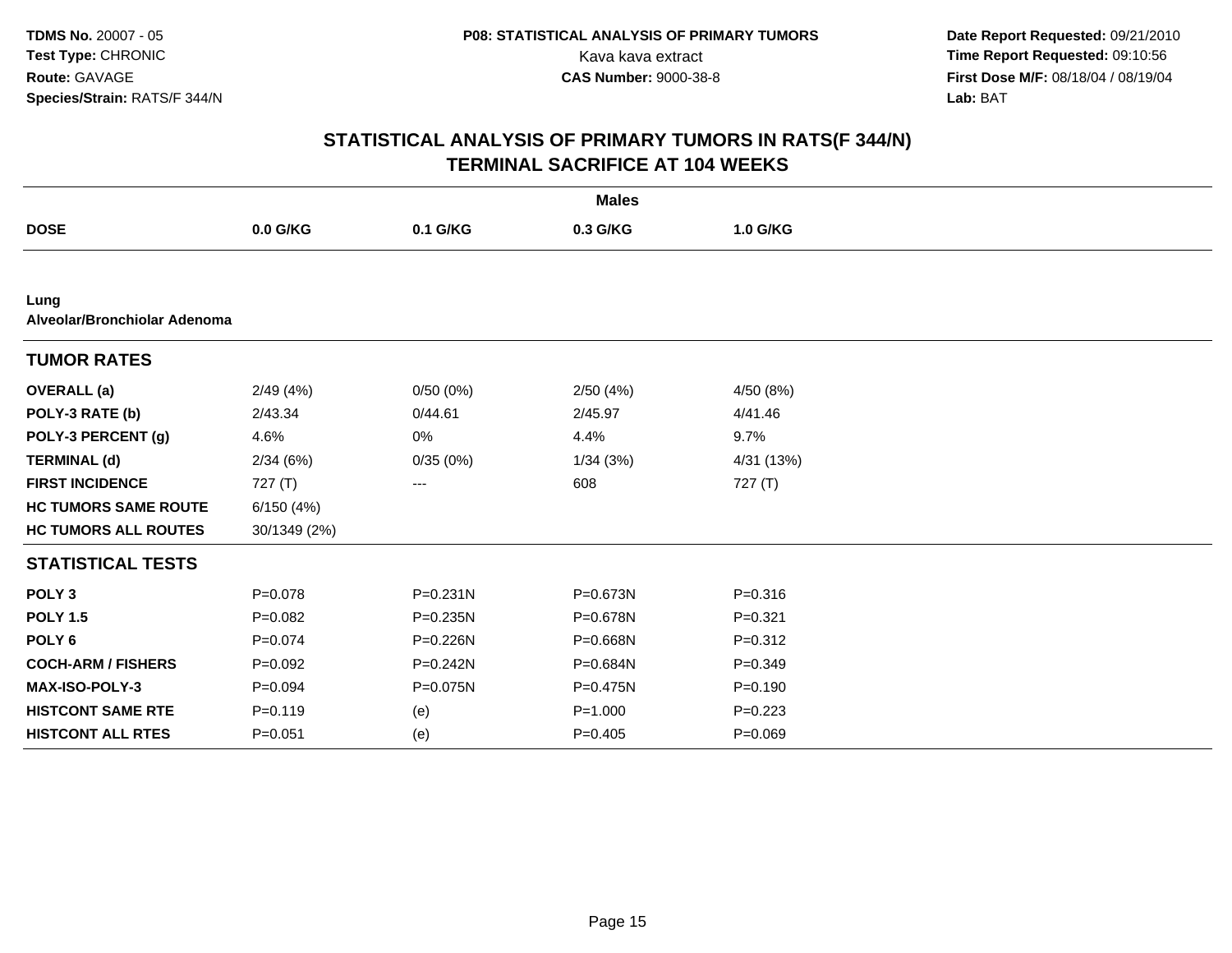**TDMS No.** 20007 - 05
**Test Type:** CHRONIC
**Route:** GAVAGE
**Species/Strain:** RATS/F 344/N

**P08: STATISTICAL ANALYSIS OF PRIMARY TUMORS**
Kava kava extract
**CAS Number:** 9000-38-8

**Date Report Requested:** 09/21/2010
**Time Report Requested:** 09:10:56
**First Dose M/F:** 08/18/04 / 08/19/04
**Lab:** BAT

## STATISTICAL ANALYSIS OF PRIMARY TUMORS IN RATS(F 344/N) TERMINAL SACRIFICE AT 104 WEEKS

| | Males | | | |
|---|---|---|---|---|
| **DOSE** | **0.0 G/KG** | **0.1 G/KG** | **0.3 G/KG** | **1.0 G/KG** |
| **Lung** | | | | |
| **Alveolar/Bronchiolar Adenoma** | | | | |
| **TUMOR RATES** | | | | |
| **OVERALL (a)** | 2/49 (4%) | 0/50 (0%) | 2/50 (4%) | 4/50 (8%) |
| **POLY-3 RATE (b)** | 2/43.34 | 0/44.61 | 2/45.97 | 4/41.46 |
| **POLY-3 PERCENT (g)** | 4.6% | 0% | 4.4% | 9.7% |
| **TERMINAL (d)** | 2/34 (6%) | 0/35 (0%) | 1/34 (3%) | 4/31 (13%) |
| **FIRST INCIDENCE** | 727 (T) | --- | 608 | 727 (T) |
| **HC TUMORS SAME ROUTE** | 6/150 (4%) | | | |
| **HC TUMORS ALL ROUTES** | 30/1349 (2%) | | | |
| **STATISTICAL TESTS** | | | | |
| **POLY 3** | P=0.078 | P=0.231N | P=0.673N | P=0.316 |
| **POLY 1.5** | P=0.082 | P=0.235N | P=0.678N | P=0.321 |
| **POLY 6** | P=0.074 | P=0.226N | P=0.668N | P=0.312 |
| **COCH-ARM / FISHERS** | P=0.092 | P=0.242N | P=0.684N | P=0.349 |
| **MAX-ISO-POLY-3** | P=0.094 | P=0.075N | P=0.475N | P=0.190 |
| **HISTCONT SAME RTE** | P=0.119 | (e) | P=1.000 | P=0.223 |
| **HISTCONT ALL RTES** | P=0.051 | (e) | P=0.405 | P=0.069 |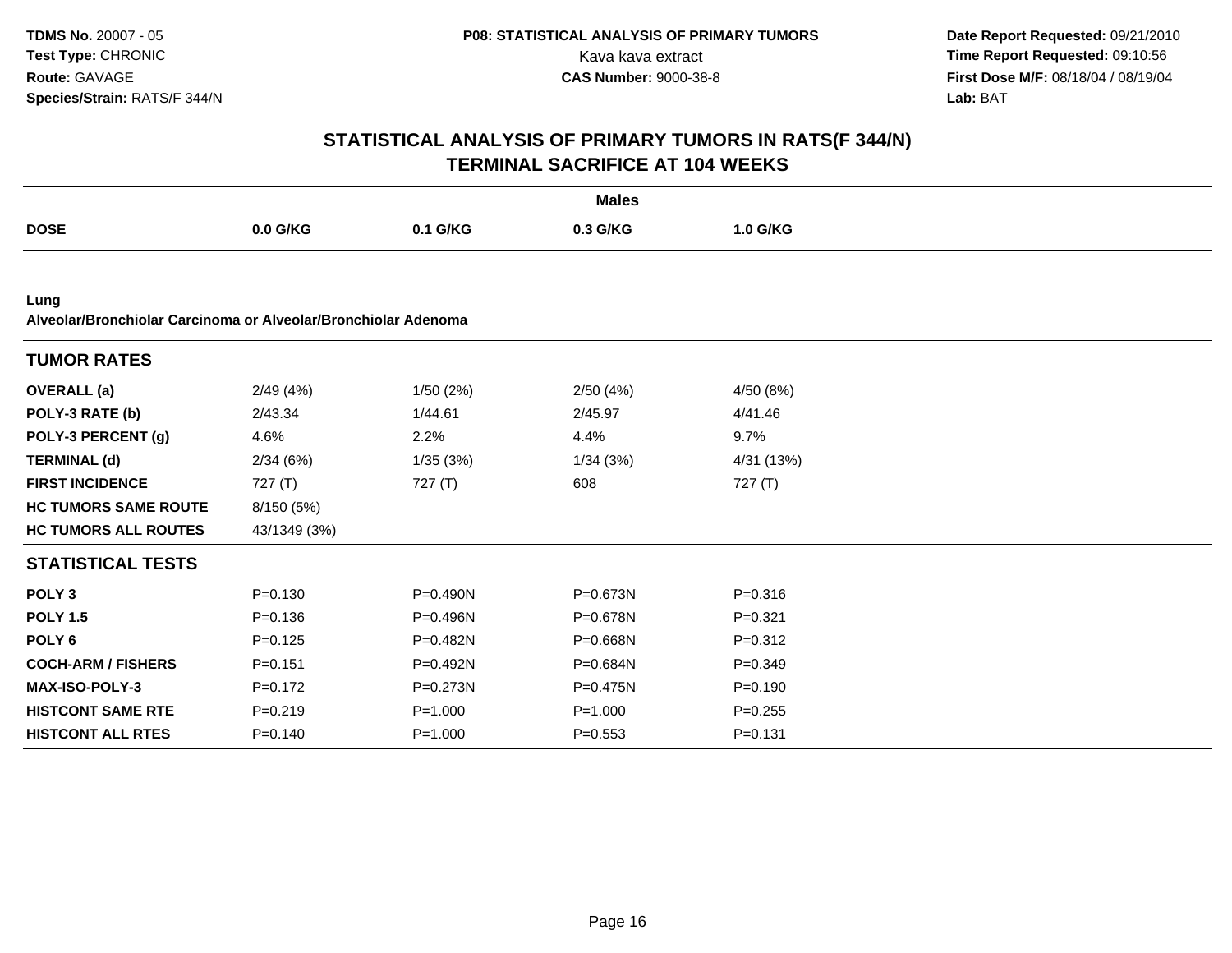**TDMS No.** 20007 - 05
**Test Type:** CHRONIC
**Route:** GAVAGE
**Species/Strain:** RATS/F 344/N

**P08: STATISTICAL ANALYSIS OF PRIMARY TUMORS**
Kava kava extract
**CAS Number:** 9000-38-8

**Date Report Requested:** 09/21/2010
**Time Report Requested:** 09:10:56
**First Dose M/F:** 08/18/04 / 08/19/04
**Lab:** BAT

## STATISTICAL ANALYSIS OF PRIMARY TUMORS IN RATS(F 344/N) TERMINAL SACRIFICE AT 104 WEEKS

| | Males | | | |
|---|---|---|---|---|
| **DOSE** | **0.0 G/KG** | **0.1 G/KG** | **0.3 G/KG** | **1.0 G/KG** |
| **Lung** | | | | |
| **Alveolar/Bronchiolar Carcinoma or Alveolar/Bronchiolar Adenoma** | | | | |
| **TUMOR RATES** | | | | |
| **OVERALL (a)** | 2/49 (4%) | 1/50 (2%) | 2/50 (4%) | 4/50 (8%) |
| **POLY-3 RATE (b)** | 2/43.34 | 1/44.61 | 2/45.97 | 4/41.46 |
| **POLY-3 PERCENT (g)** | 4.6% | 2.2% | 4.4% | 9.7% |
| **TERMINAL (d)** | 2/34 (6%) | 1/35 (3%) | 1/34 (3%) | 4/31 (13%) |
| **FIRST INCIDENCE** | 727 (T) | 727 (T) | 608 | 727 (T) |
| **HC TUMORS SAME ROUTE** | 8/150 (5%) | | | |
| **HC TUMORS ALL ROUTES** | 43/1349 (3%) | | | |
| **STATISTICAL TESTS** | | | | |
| **POLY 3** | P=0.130 | P=0.490N | P=0.673N | P=0.316 |
| **POLY 1.5** | P=0.136 | P=0.496N | P=0.678N | P=0.321 |
| **POLY 6** | P=0.125 | P=0.482N | P=0.668N | P=0.312 |
| **COCH-ARM / FISHERS** | P=0.151 | P=0.492N | P=0.684N | P=0.349 |
| **MAX-ISO-POLY-3** | P=0.172 | P=0.273N | P=0.475N | P=0.190 |
| **HISTCONT SAME RTE** | P=0.219 | P=1.000 | P=1.000 | P=0.255 |
| **HISTCONT ALL RTES** | P=0.140 | P=1.000 | P=0.553 | P=0.131 |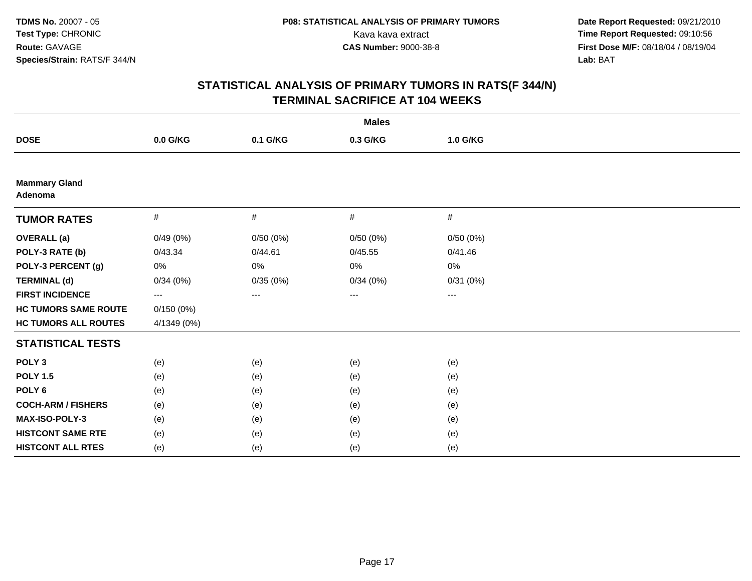**TDMS No.** 20007 - 05
**Test Type:** CHRONIC
**Route:** GAVAGE
**Species/Strain:** RATS/F 344/N

**P08: STATISTICAL ANALYSIS OF PRIMARY TUMORS**
Kava kava extract
**CAS Number:** 9000-38-8

**Date Report Requested:** 09/21/2010
**Time Report Requested:** 09:10:56
**First Dose M/F:** 08/18/04 / 08/19/04
**Lab:** BAT

# STATISTICAL ANALYSIS OF PRIMARY TUMORS IN RATS(F 344/N)
## TERMINAL SACRIFICE AT 104 WEEKS

| | Males | | | |
|---|---|---|---|---|
| **DOSE** | **0.0 G/KG** | **0.1 G/KG** | **0.3 G/KG** | **1.0 G/KG** |
| **Mammary Gland Adenoma** | | | | |
| **TUMOR RATES** | # | # | # | # |
| **OVERALL (a)** | 0/49 (0%) | 0/50 (0%) | 0/50 (0%) | 0/50 (0%) |
| **POLY-3 RATE (b)** | 0/43.34 | 0/44.61 | 0/45.55 | 0/41.46 |
| **POLY-3 PERCENT (g)** | 0% | 0% | 0% | 0% |
| **TERMINAL (d)** | 0/34 (0%) | 0/35 (0%) | 0/34 (0%) | 0/31 (0%) |
| **FIRST INCIDENCE** | --- | --- | --- | --- |
| **HC TUMORS SAME ROUTE** | 0/150 (0%) | | | |
| **HC TUMORS ALL ROUTES** | 4/1349 (0%) | | | |
| **STATISTICAL TESTS** | | | | |
| **POLY 3** | (e) | (e) | (e) | (e) |
| **POLY 1.5** | (e) | (e) | (e) | (e) |
| **POLY 6** | (e) | (e) | (e) | (e) |
| **COCH-ARM / FISHERS** | (e) | (e) | (e) | (e) |
| **MAX-ISO-POLY-3** | (e) | (e) | (e) | (e) |
| **HISTCONT SAME RTE** | (e) | (e) | (e) | (e) |
| **HISTCONT ALL RTES** | (e) | (e) | (e) | (e) |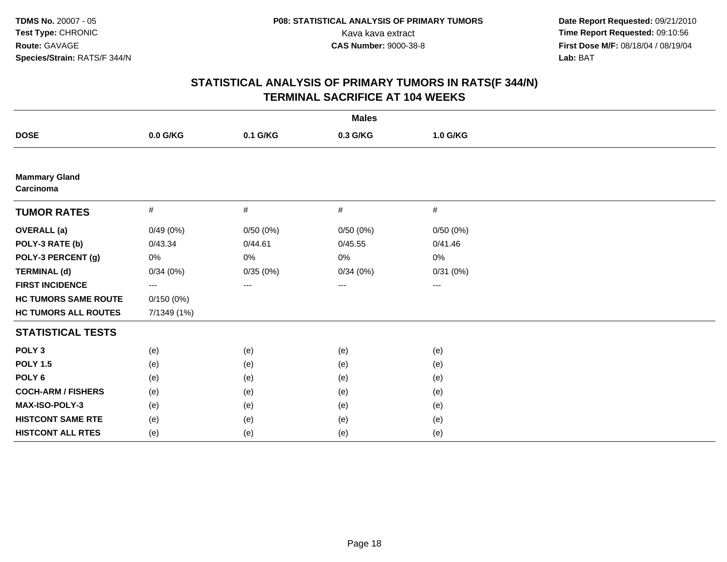**TDMS No.** 20007 - 05
**Test Type:** CHRONIC
**Route:** GAVAGE
**Species/Strain:** RATS/F 344/N

**P08: STATISTICAL ANALYSIS OF PRIMARY TUMORS**
Kava kava extract
**CAS Number:** 9000-38-8

**Date Report Requested:** 09/21/2010
**Time Report Requested:** 09:10:56
**First Dose M/F:** 08/18/04 / 08/19/04
**Lab:** BAT

## STATISTICAL ANALYSIS OF PRIMARY TUMORS IN RATS(F 344/N)
## TERMINAL SACRIFICE AT 104 WEEKS

| | Males | | | |
|---|---|---|---|---|
| **DOSE** | **0.0 G/KG** | **0.1 G/KG** | **0.3 G/KG** | **1.0 G/KG** |
| **Mammary Gland** | | | | |
| **Carcinoma** | | | | |
| **TUMOR RATES** | # | # | # | # |
| **OVERALL (a)** | 0/49 (0%) | 0/50 (0%) | 0/50 (0%) | 0/50 (0%) |
| **POLY-3 RATE (b)** | 0/43.34 | 0/44.61 | 0/45.55 | 0/41.46 |
| **POLY-3 PERCENT (g)** | 0% | 0% | 0% | 0% |
| **TERMINAL (d)** | 0/34 (0%) | 0/35 (0%) | 0/34 (0%) | 0/31 (0%) |
| **FIRST INCIDENCE** | --- | --- | --- | --- |
| **HC TUMORS SAME ROUTE** | 0/150 (0%) | | | |
| **HC TUMORS ALL ROUTES** | 7/1349 (1%) | | | |
| **STATISTICAL TESTS** | | | | |
| **POLY 3** | (e) | (e) | (e) | (e) |
| **POLY 1.5** | (e) | (e) | (e) | (e) |
| **POLY 6** | (e) | (e) | (e) | (e) |
| **COCH-ARM / FISHERS** | (e) | (e) | (e) | (e) |
| **MAX-ISO-POLY-3** | (e) | (e) | (e) | (e) |
| **HISTCONT SAME RTE** | (e) | (e) | (e) | (e) |
| **HISTCONT ALL RTES** | (e) | (e) | (e) | (e) |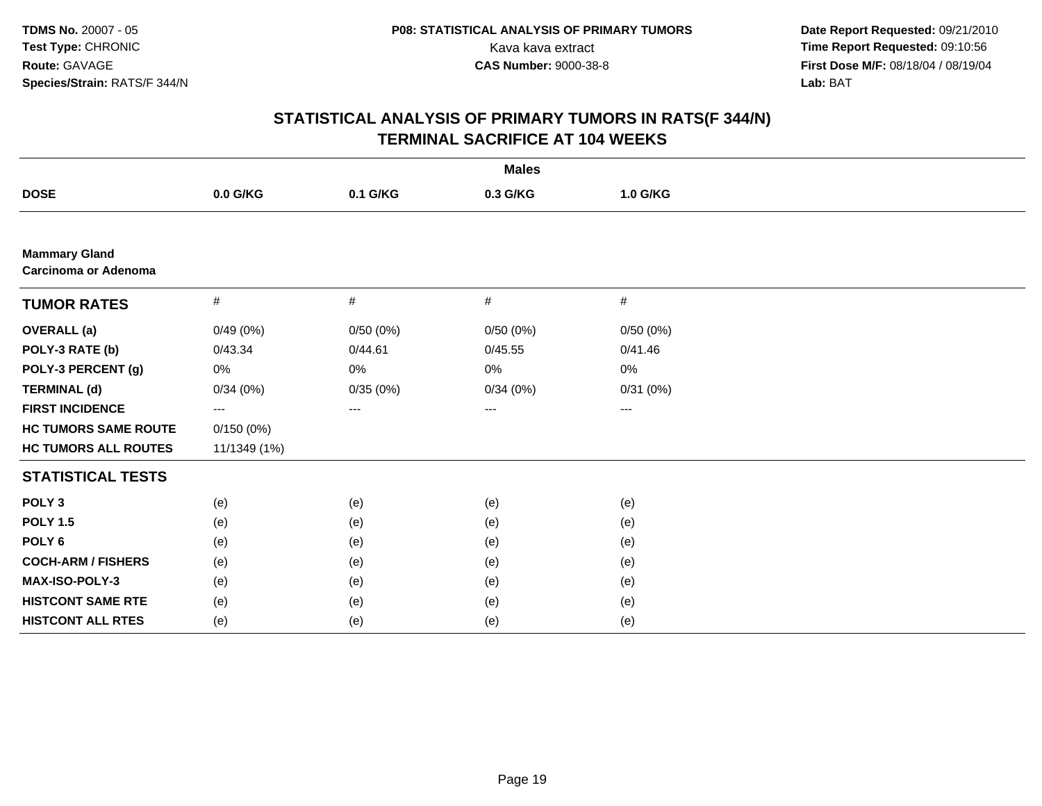**TDMS No.** 20007 - 05
**Test Type:** CHRONIC
**Route:** GAVAGE
**Species/Strain:** RATS/F 344/N

**P08: STATISTICAL ANALYSIS OF PRIMARY TUMORS**
Kava kava extract
**CAS Number:** 9000-38-8

**Date Report Requested:** 09/21/2010
**Time Report Requested:** 09:10:56
**First Dose M/F:** 08/18/04 / 08/19/04
**Lab:** BAT

## STATISTICAL ANALYSIS OF PRIMARY TUMORS IN RATS(F 344/N)
## TERMINAL SACRIFICE AT 104 WEEKS

| | Males | | | |
|---|---|---|---|---|
| **DOSE** | **0.0 G/KG** | **0.1 G/KG** | **0.3 G/KG** | **1.0 G/KG** |
| **Mammary Gland**<br>**Carcinoma or Adenoma** | | | | |
| **TUMOR RATES** | # | # | # | # |
| **OVERALL (a)** | 0/49 (0%) | 0/50 (0%) | 0/50 (0%) | 0/50 (0%) |
| **POLY-3 RATE (b)** | 0/43.34 | 0/44.61 | 0/45.55 | 0/41.46 |
| **POLY-3 PERCENT (g)** | 0% | 0% | 0% | 0% |
| **TERMINAL (d)** | 0/34 (0%) | 0/35 (0%) | 0/34 (0%) | 0/31 (0%) |
| **FIRST INCIDENCE** | --- | --- | --- | --- |
| **HC TUMORS SAME ROUTE** | 0/150 (0%) | | | |
| **HC TUMORS ALL ROUTES** | 11/1349 (1%) | | | |
| **STATISTICAL TESTS** | | | | |
| **POLY 3** | (e) | (e) | (e) | (e) |
| **POLY 1.5** | (e) | (e) | (e) | (e) |
| **POLY 6** | (e) | (e) | (e) | (e) |
| **COCH-ARM / FISHERS** | (e) | (e) | (e) | (e) |
| **MAX-ISO-POLY-3** | (e) | (e) | (e) | (e) |
| **HISTCONT SAME RTE** | (e) | (e) | (e) | (e) |
| **HISTCONT ALL RTES** | (e) | (e) | (e) | (e) |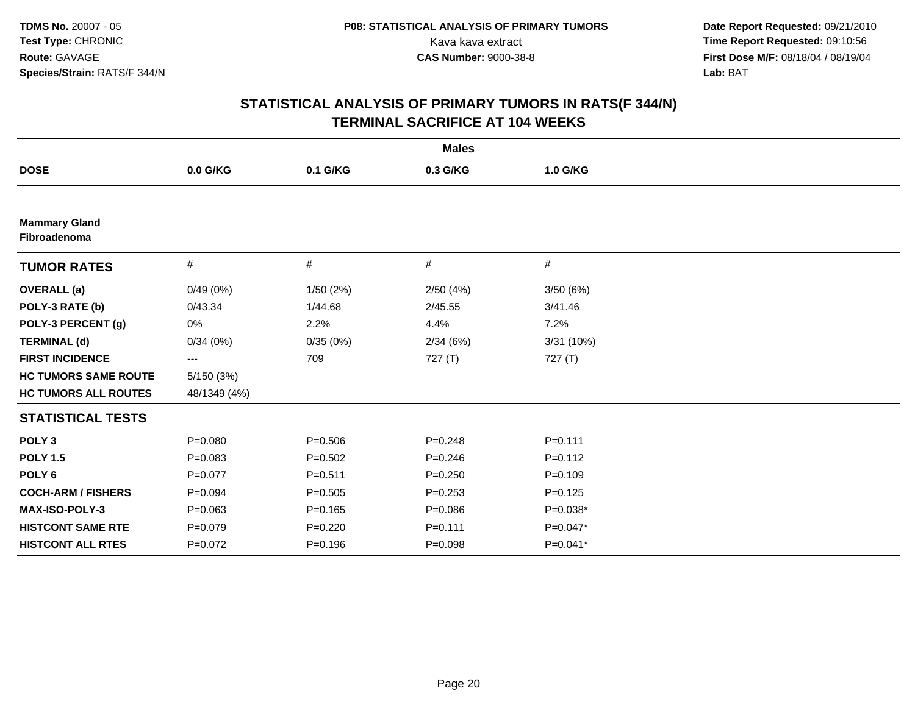**TDMS No.** 20007 - 05
**Test Type:** CHRONIC
**Route:** GAVAGE
**Species/Strain:** RATS/F 344/N

**P08: STATISTICAL ANALYSIS OF PRIMARY TUMORS**
Kava kava extract
**CAS Number:** 9000-38-8

**Date Report Requested:** 09/21/2010
**Time Report Requested:** 09:10:56
**First Dose M/F:** 08/18/04 / 08/19/04
**Lab:** BAT

## STATISTICAL ANALYSIS OF PRIMARY TUMORS IN RATS(F 344/N) TERMINAL SACRIFICE AT 104 WEEKS

| | Males | | | |
|---|---|---|---|---|
| **DOSE** | **0.0 G/KG** | **0.1 G/KG** | **0.3 G/KG** | **1.0 G/KG** |
| **Mammary Gland** | | | | |
| **Fibroadenoma** | | | | |
| **TUMOR RATES** | # | # | # | # |
| **OVERALL (a)** | 0/49 (0%) | 1/50 (2%) | 2/50 (4%) | 3/50 (6%) |
| **POLY-3 RATE (b)** | 0/43.34 | 1/44.68 | 2/45.55 | 3/41.46 |
| **POLY-3 PERCENT (g)** | 0% | 2.2% | 4.4% | 7.2% |
| **TERMINAL (d)** | 0/34 (0%) | 0/35 (0%) | 2/34 (6%) | 3/31 (10%) |
| **FIRST INCIDENCE** | --- | 709 | 727 (T) | 727 (T) |
| **HC TUMORS SAME ROUTE** | 5/150 (3%) | | | |
| **HC TUMORS ALL ROUTES** | 48/1349 (4%) | | | |
| **STATISTICAL TESTS** | | | | |
| **POLY 3** | P=0.080 | P=0.506 | P=0.248 | P=0.111 |
| **POLY 1.5** | P=0.083 | P=0.502 | P=0.246 | P=0.112 |
| **POLY 6** | P=0.077 | P=0.511 | P=0.250 | P=0.109 |
| **COCH-ARM / FISHERS** | P=0.094 | P=0.505 | P=0.253 | P=0.125 |
| **MAX-ISO-POLY-3** | P=0.063 | P=0.165 | P=0.086 | P=0.038* |
| **HISTCONT SAME RTE** | P=0.079 | P=0.220 | P=0.111 | P=0.047* |
| **HISTCONT ALL RTES** | P=0.072 | P=0.196 | P=0.098 | P=0.041* |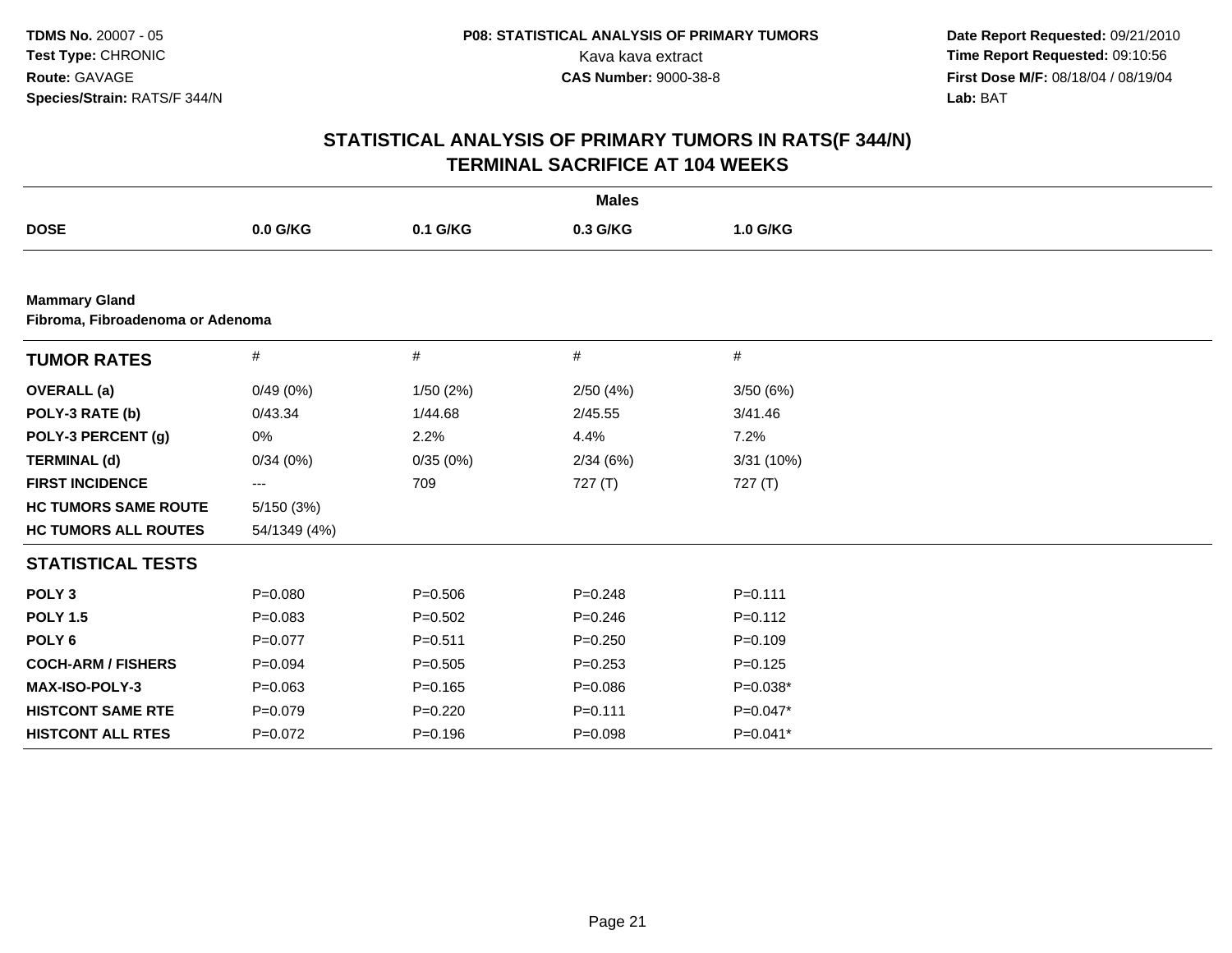**TDMS No.** 20007 - 05
**Test Type:** CHRONIC
**Route:** GAVAGE
**Species/Strain:** RATS/F 344/N

**P08: STATISTICAL ANALYSIS OF PRIMARY TUMORS**
Kava kava extract
**CAS Number:** 9000-38-8

**Date Report Requested:** 09/21/2010
**Time Report Requested:** 09:10:56
**First Dose M/F:** 08/18/04 / 08/19/04
**Lab:** BAT

## STATISTICAL ANALYSIS OF PRIMARY TUMORS IN RATS(F 344/N)
## TERMINAL SACRIFICE AT 104 WEEKS

| | Males | | | |
|---|---|---|---|---|
| **DOSE** | **0.0 G/KG** | **0.1 G/KG** | **0.3 G/KG** | **1.0 G/KG** |
| **Mammary Gland** | | | | |
| **Fibroma, Fibroadenoma or Adenoma** | | | | |
| **TUMOR RATES** | # | # | # | # |
| **OVERALL (a)** | 0/49 (0%) | 1/50 (2%) | 2/50 (4%) | 3/50 (6%) |
| **POLY-3 RATE (b)** | 0/43.34 | 1/44.68 | 2/45.55 | 3/41.46 |
| **POLY-3 PERCENT (g)** | 0% | 2.2% | 4.4% | 7.2% |
| **TERMINAL (d)** | 0/34 (0%) | 0/35 (0%) | 2/34 (6%) | 3/31 (10%) |
| **FIRST INCIDENCE** | --- | 709 | 727 (T) | 727 (T) |
| **HC TUMORS SAME ROUTE** | 5/150 (3%) | | | |
| **HC TUMORS ALL ROUTES** | 54/1349 (4%) | | | |
| **STATISTICAL TESTS** | | | | |
| **POLY 3** | P=0.080 | P=0.506 | P=0.248 | P=0.111 |
| **POLY 1.5** | P=0.083 | P=0.502 | P=0.246 | P=0.112 |
| **POLY 6** | P=0.077 | P=0.511 | P=0.250 | P=0.109 |
| **COCH-ARM / FISHERS** | P=0.094 | P=0.505 | P=0.253 | P=0.125 |
| **MAX-ISO-POLY-3** | P=0.063 | P=0.165 | P=0.086 | P=0.038* |
| **HISTCONT SAME RTE** | P=0.079 | P=0.220 | P=0.111 | P=0.047* |
| **HISTCONT ALL RTES** | P=0.072 | P=0.196 | P=0.098 | P=0.041* |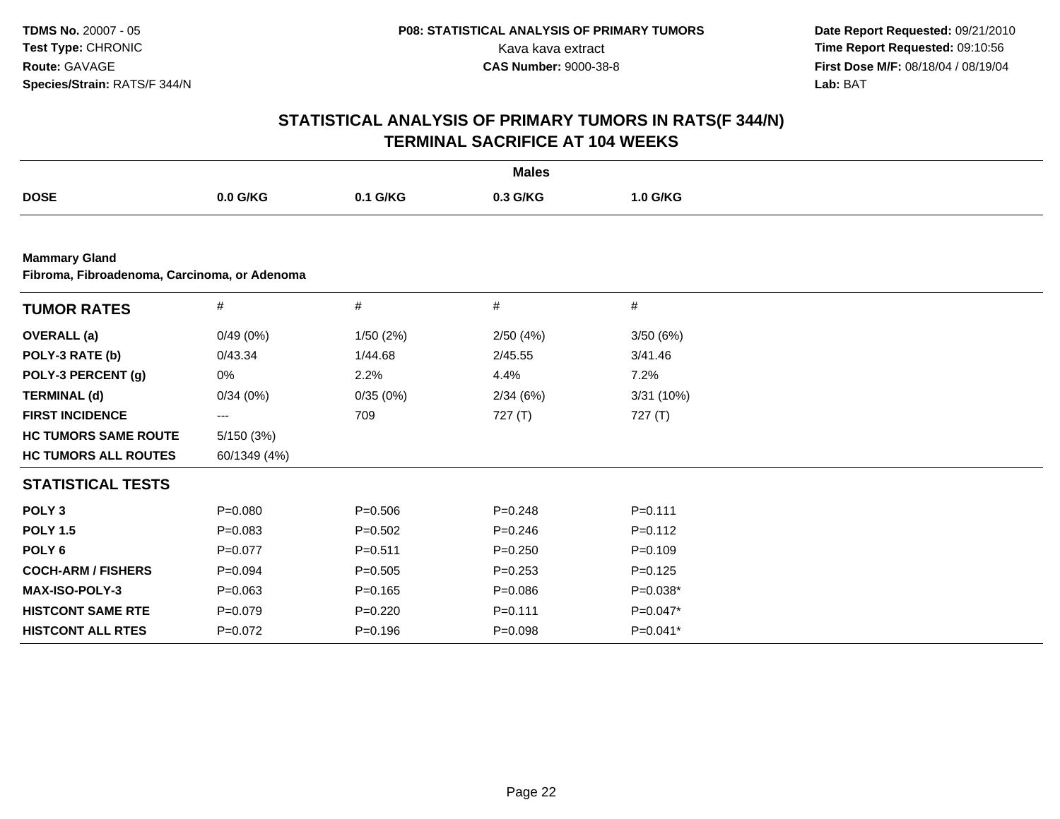**TDMS No.** 20007 - 05
**Test Type:** CHRONIC
**Route:** GAVAGE
**Species/Strain:** RATS/F 344/N

**P08: STATISTICAL ANALYSIS OF PRIMARY TUMORS**
Kava kava extract
**CAS Number:** 9000-38-8

**Date Report Requested:** 09/21/2010
**Time Report Requested:** 09:10:56
**First Dose M/F:** 08/18/04 / 08/19/04
**Lab:** BAT

## STATISTICAL ANALYSIS OF PRIMARY TUMORS IN RATS(F 344/N)
## TERMINAL SACRIFICE AT 104 WEEKS

| | Males | | | |
|---|---|---|---|---|
| **DOSE** | **0.0 G/KG** | **0.1 G/KG** | **0.3 G/KG** | **1.0 G/KG** |
| **Mammary Gland** | | | | |
| **Fibroma, Fibroadenoma, Carcinoma, or Adenoma** | | | | |
| **TUMOR RATES** | # | # | # | # |
| **OVERALL (a)** | 0/49 (0%) | 1/50 (2%) | 2/50 (4%) | 3/50 (6%) |
| **POLY-3 RATE (b)** | 0/43.34 | 1/44.68 | 2/45.55 | 3/41.46 |
| **POLY-3 PERCENT (g)** | 0% | 2.2% | 4.4% | 7.2% |
| **TERMINAL (d)** | 0/34 (0%) | 0/35 (0%) | 2/34 (6%) | 3/31 (10%) |
| **FIRST INCIDENCE** | --- | 709 | 727 (T) | 727 (T) |
| **HC TUMORS SAME ROUTE** | 5/150 (3%) | | | |
| **HC TUMORS ALL ROUTES** | 60/1349 (4%) | | | |
| **STATISTICAL TESTS** | | | | |
| **POLY 3** | P=0.080 | P=0.506 | P=0.248 | P=0.111 |
| **POLY 1.5** | P=0.083 | P=0.502 | P=0.246 | P=0.112 |
| **POLY 6** | P=0.077 | P=0.511 | P=0.250 | P=0.109 |
| **COCH-ARM / FISHERS** | P=0.094 | P=0.505 | P=0.253 | P=0.125 |
| **MAX-ISO-POLY-3** | P=0.063 | P=0.165 | P=0.086 | P=0.038* |
| **HISTCONT SAME RTE** | P=0.079 | P=0.220 | P=0.111 | P=0.047* |
| **HISTCONT ALL RTES** | P=0.072 | P=0.196 | P=0.098 | P=0.041* |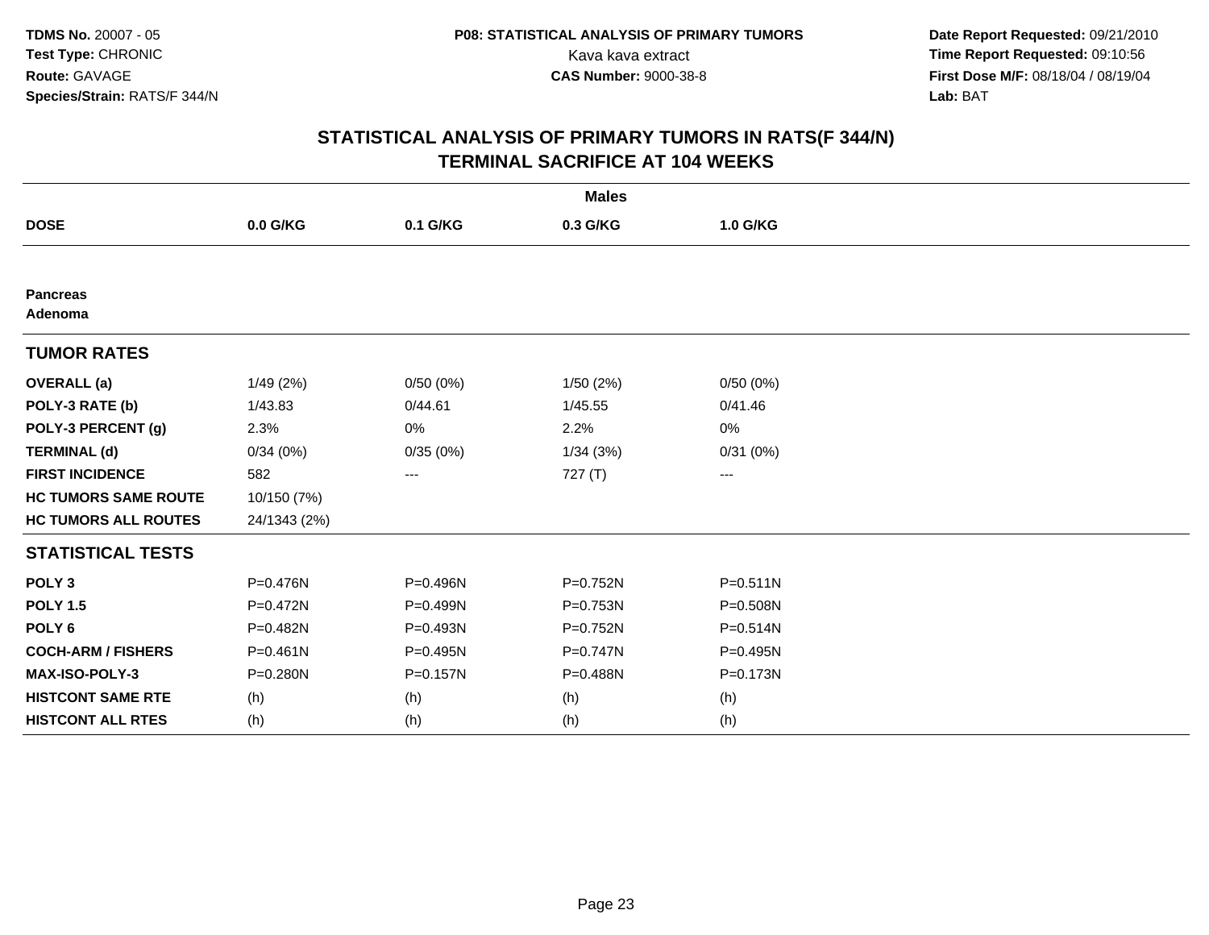**TDMS No.** 20007 - 05
**Test Type:** CHRONIC
**Route:** GAVAGE
**Species/Strain:** RATS/F 344/N

**P08: STATISTICAL ANALYSIS OF PRIMARY TUMORS**
Kava kava extract
**CAS Number:** 9000-38-8

**Date Report Requested:** 09/21/2010
**Time Report Requested:** 09:10:56
**First Dose M/F:** 08/18/04 / 08/19/04
**Lab:** BAT

## STATISTICAL ANALYSIS OF PRIMARY TUMORS IN RATS(F 344/N)
## TERMINAL SACRIFICE AT 104 WEEKS

| | Males | | | |
|---|---|---|---|---|
| **DOSE** | **0.0 G/KG** | **0.1 G/KG** | **0.3 G/KG** | **1.0 G/KG** |
| **Pancreas** | | | | |
| **Adenoma** | | | | |
| **TUMOR RATES** | | | | |
| **OVERALL (a)** | 1/49 (2%) | 0/50 (0%) | 1/50 (2%) | 0/50 (0%) |
| **POLY-3 RATE (b)** | 1/43.83 | 0/44.61 | 1/45.55 | 0/41.46 |
| **POLY-3 PERCENT (g)** | 2.3% | 0% | 2.2% | 0% |
| **TERMINAL (d)** | 0/34 (0%) | 0/35 (0%) | 1/34 (3%) | 0/31 (0%) |
| **FIRST INCIDENCE** | 582 | --- | 727 (T) | --- |
| **HC TUMORS SAME ROUTE** | 10/150 (7%) | | | |
| **HC TUMORS ALL ROUTES** | 24/1343 (2%) | | | |
| **STATISTICAL TESTS** | | | | |
| **POLY 3** | P=0.476N | P=0.496N | P=0.752N | P=0.511N |
| **POLY 1.5** | P=0.472N | P=0.499N | P=0.753N | P=0.508N |
| **POLY 6** | P=0.482N | P=0.493N | P=0.752N | P=0.514N |
| **COCH-ARM / FISHERS** | P=0.461N | P=0.495N | P=0.747N | P=0.495N |
| **MAX-ISO-POLY-3** | P=0.280N | P=0.157N | P=0.488N | P=0.173N |
| **HISTCONT SAME RTE** | (h) | (h) | (h) | (h) |
| **HISTCONT ALL RTES** | (h) | (h) | (h) | (h) |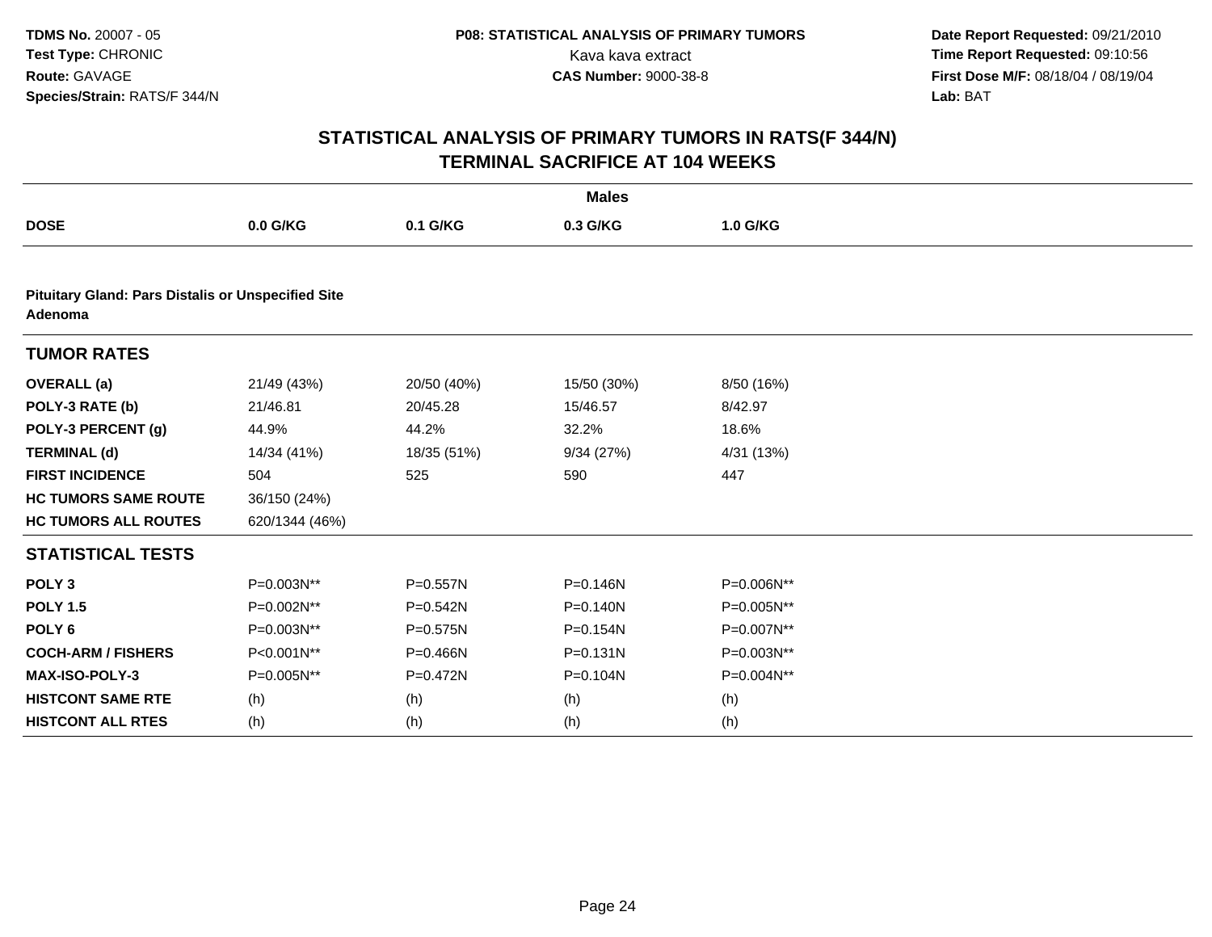**TDMS No.** 20007 - 05
**Test Type:** CHRONIC
**Route:** GAVAGE
**Species/Strain:** RATS/F 344/N

**P08: STATISTICAL ANALYSIS OF PRIMARY TUMORS**
Kava kava extract
**CAS Number:** 9000-38-8

**Date Report Requested:** 09/21/2010
**Time Report Requested:** 09:10:56
**First Dose M/F:** 08/18/04 / 08/19/04
**Lab:** BAT

## STATISTICAL ANALYSIS OF PRIMARY TUMORS IN RATS(F 344/N)
## TERMINAL SACRIFICE AT 104 WEEKS

| | Males | | | |
|---|---|---|---|---|
| **DOSE** | **0.0 G/KG** | **0.1 G/KG** | **0.3 G/KG** | **1.0 G/KG** |
| **Pituitary Gland: Pars Distalis or Unspecified Site Adenoma** | | | | |
| **TUMOR RATES** | | | | |
| **OVERALL (a)** | 21/49 (43%) | 20/50 (40%) | 15/50 (30%) | 8/50 (16%) |
| **POLY-3 RATE (b)** | 21/46.81 | 20/45.28 | 15/46.57 | 8/42.97 |
| **POLY-3 PERCENT (g)** | 44.9% | 44.2% | 32.2% | 18.6% |
| **TERMINAL (d)** | 14/34 (41%) | 18/35 (51%) | 9/34 (27%) | 4/31 (13%) |
| **FIRST INCIDENCE** | 504 | 525 | 590 | 447 |
| **HC TUMORS SAME ROUTE** | 36/150 (24%) | | | |
| **HC TUMORS ALL ROUTES** | 620/1344 (46%) | | | |
| **STATISTICAL TESTS** | | | | |
| **POLY 3** | P=0.003N** | P=0.557N | P=0.146N | P=0.006N** |
| **POLY 1.5** | P=0.002N** | P=0.542N | P=0.140N | P=0.005N** |
| **POLY 6** | P=0.003N** | P=0.575N | P=0.154N | P=0.007N** |
| **COCH-ARM / FISHERS** | P<0.001N** | P=0.466N | P=0.131N | P=0.003N** |
| **MAX-ISO-POLY-3** | P=0.005N** | P=0.472N | P=0.104N | P=0.004N** |
| **HISTCONT SAME RTE** | (h) | (h) | (h) | (h) |
| **HISTCONT ALL RTES** | (h) | (h) | (h) | (h) |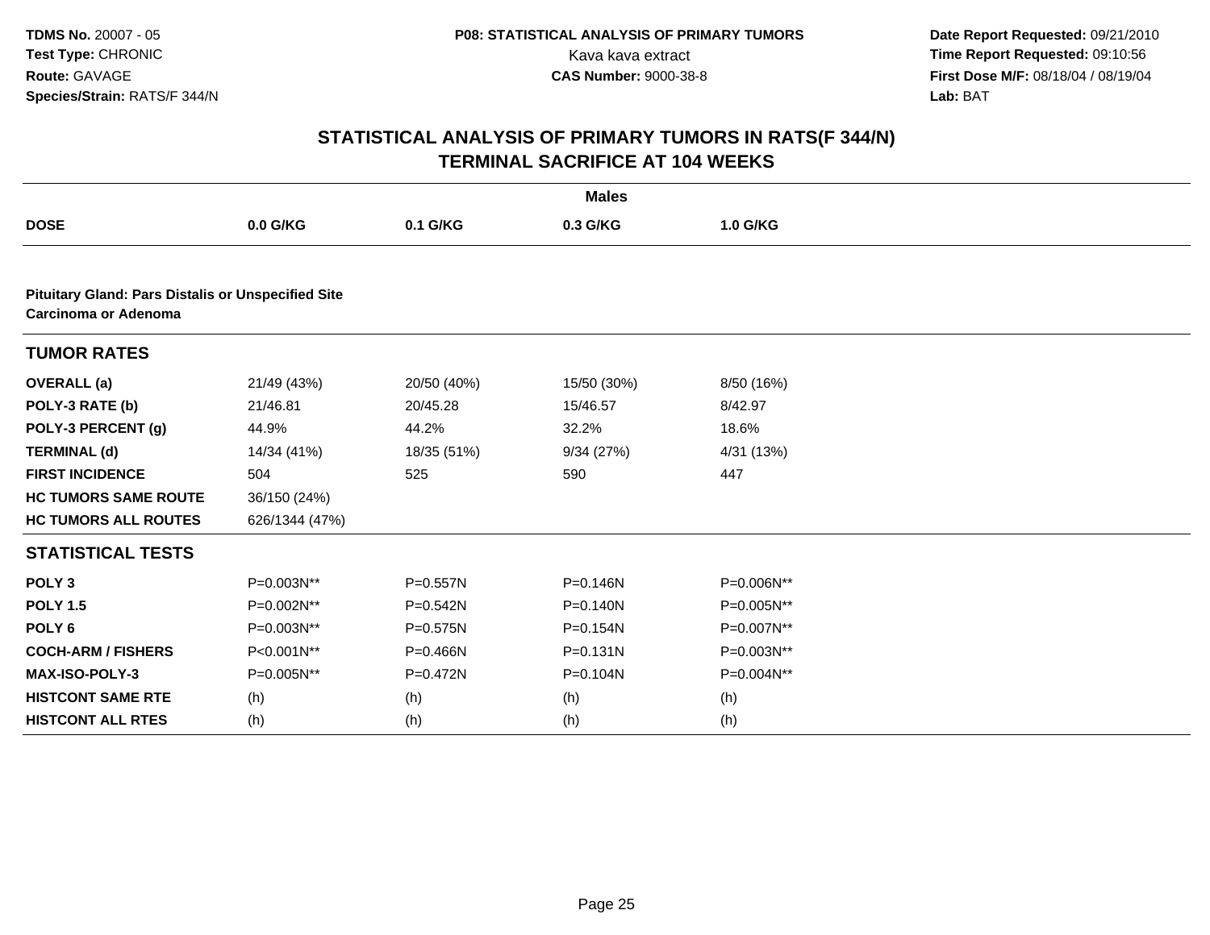**TDMS No.** 20007 - 05
**Test Type:** CHRONIC
**Route:** GAVAGE
**Species/Strain:** RATS/F 344/N

**P08: STATISTICAL ANALYSIS OF PRIMARY TUMORS**
Kava kava extract
**CAS Number:** 9000-38-8

**Date Report Requested:** 09/21/2010
**Time Report Requested:** 09:10:56
**First Dose M/F:** 08/18/04 / 08/19/04
**Lab:** BAT

## STATISTICAL ANALYSIS OF PRIMARY TUMORS IN RATS(F 344/N)
## TERMINAL SACRIFICE AT 104 WEEKS

| | Males | | | |
|---|---|---|---|---|
| **DOSE** | **0.0 G/KG** | **0.1 G/KG** | **0.3 G/KG** | **1.0 G/KG** |
| **Pituitary Gland: Pars Distalis or Unspecified Site** | | | | |
| **Carcinoma or Adenoma** | | | | |
| **TUMOR RATES** | | | | |
| **OVERALL (a)** | 21/49 (43%) | 20/50 (40%) | 15/50 (30%) | 8/50 (16%) |
| **POLY-3 RATE (b)** | 21/46.81 | 20/45.28 | 15/46.57 | 8/42.97 |
| **POLY-3 PERCENT (g)** | 44.9% | 44.2% | 32.2% | 18.6% |
| **TERMINAL (d)** | 14/34 (41%) | 18/35 (51%) | 9/34 (27%) | 4/31 (13%) |
| **FIRST INCIDENCE** | 504 | 525 | 590 | 447 |
| **HC TUMORS SAME ROUTE** | 36/150 (24%) | | | |
| **HC TUMORS ALL ROUTES** | 626/1344 (47%) | | | |
| **STATISTICAL TESTS** | | | | |
| **POLY 3** | P=0.003N** | P=0.557N | P=0.146N | P=0.006N** |
| **POLY 1.5** | P=0.002N** | P=0.542N | P=0.140N | P=0.005N** |
| **POLY 6** | P=0.003N** | P=0.575N | P=0.154N | P=0.007N** |
| **COCH-ARM / FISHERS** | P<0.001N** | P=0.466N | P=0.131N | P=0.003N** |
| **MAX-ISO-POLY-3** | P=0.005N** | P=0.472N | P=0.104N | P=0.004N** |
| **HISTCONT SAME RTE** | (h) | (h) | (h) | (h) |
| **HISTCONT ALL RTES** | (h) | (h) | (h) | (h) |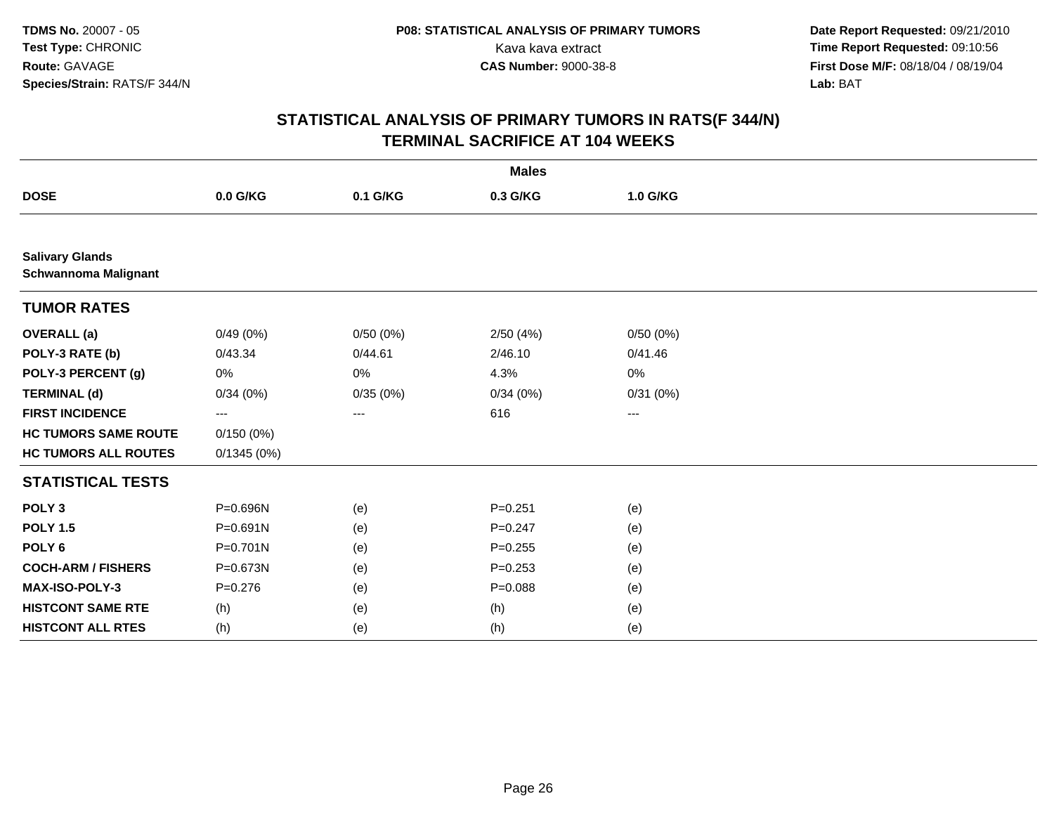**TDMS No.** 20007 - 05
**Test Type:** CHRONIC
**Route:** GAVAGE
**Species/Strain:** RATS/F 344/N

**P08: STATISTICAL ANALYSIS OF PRIMARY TUMORS**
Kava kava extract
**CAS Number:** 9000-38-8

**Date Report Requested:** 09/21/2010
**Time Report Requested:** 09:10:56
**First Dose M/F:** 08/18/04 / 08/19/04
**Lab:** BAT

## STATISTICAL ANALYSIS OF PRIMARY TUMORS IN RATS(F 344/N)
## TERMINAL SACRIFICE AT 104 WEEKS

| | Males | | | |
|---|---|---|---|---|
| **DOSE** | **0.0 G/KG** | **0.1 G/KG** | **0.3 G/KG** | **1.0 G/KG** |
| **Salivary Glands** | | | | |
| **Schwannoma Malignant** | | | | |
| **TUMOR RATES** | | | | |
| **OVERALL (a)** | 0/49 (0%) | 0/50 (0%) | 2/50 (4%) | 0/50 (0%) |
| **POLY-3 RATE (b)** | 0/43.34 | 0/44.61 | 2/46.10 | 0/41.46 |
| **POLY-3 PERCENT (g)** | 0% | 0% | 4.3% | 0% |
| **TERMINAL (d)** | 0/34 (0%) | 0/35 (0%) | 0/34 (0%) | 0/31 (0%) |
| **FIRST INCIDENCE** | --- | --- | 616 | --- |
| **HC TUMORS SAME ROUTE** | 0/150 (0%) | | | |
| **HC TUMORS ALL ROUTES** | 0/1345 (0%) | | | |
| **STATISTICAL TESTS** | | | | |
| **POLY 3** | P=0.696N | (e) | P=0.251 | (e) |
| **POLY 1.5** | P=0.691N | (e) | P=0.247 | (e) |
| **POLY 6** | P=0.701N | (e) | P=0.255 | (e) |
| **COCH-ARM / FISHERS** | P=0.673N | (e) | P=0.253 | (e) |
| **MAX-ISO-POLY-3** | P=0.276 | (e) | P=0.088 | (e) |
| **HISTCONT SAME RTE** | (h) | (e) | (h) | (e) |
| **HISTCONT ALL RTES** | (h) | (e) | (h) | (e) |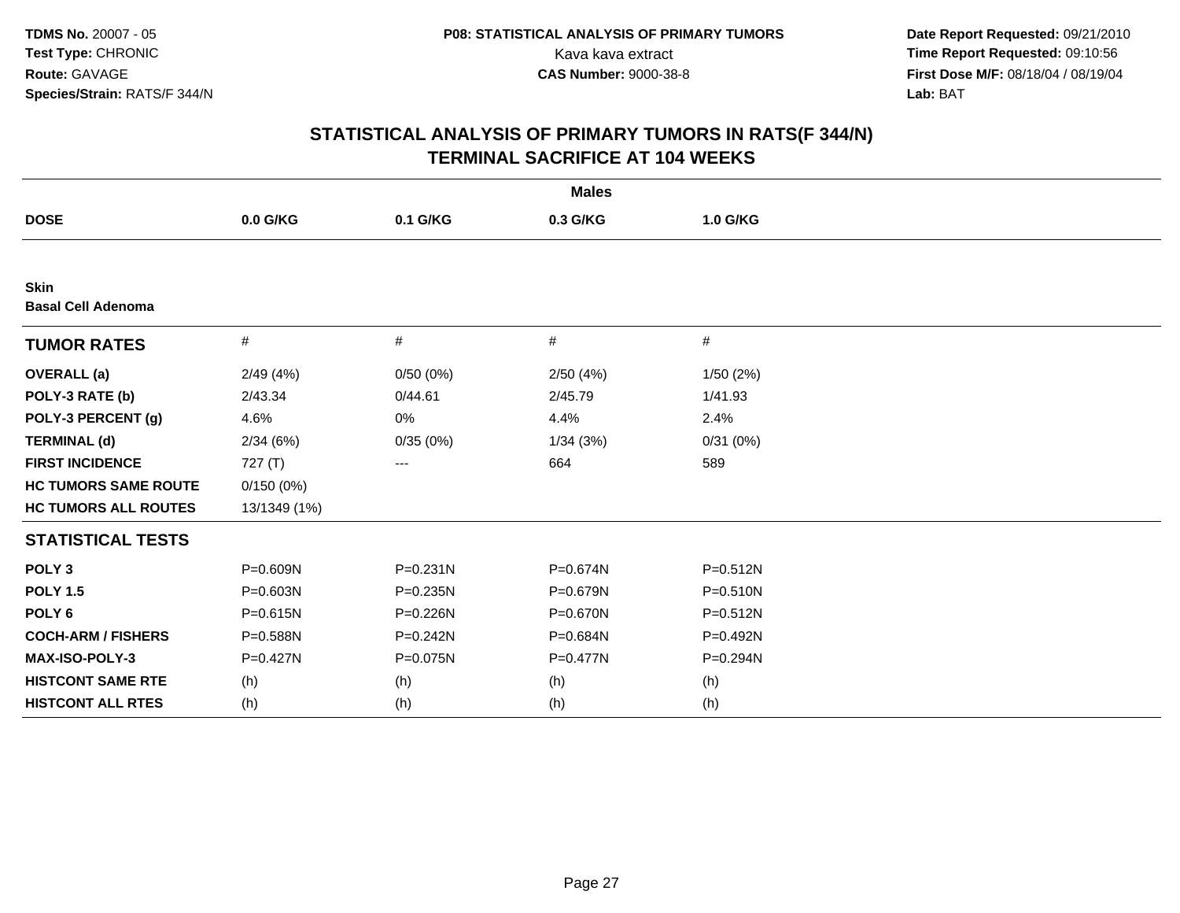**TDMS No.** 20007 - 05
**Test Type:** CHRONIC
**Route:** GAVAGE
**Species/Strain:** RATS/F 344/N

**P08: STATISTICAL ANALYSIS OF PRIMARY TUMORS**
Kava kava extract
**CAS Number:** 9000-38-8

**Date Report Requested:** 09/21/2010
**Time Report Requested:** 09:10:56
**First Dose M/F:** 08/18/04 / 08/19/04
**Lab:** BAT

## STATISTICAL ANALYSIS OF PRIMARY TUMORS IN RATS(F 344/N)
## TERMINAL SACRIFICE AT 104 WEEKS

| | Males | | | |
|---|---|---|---|---|
| **DOSE** | **0.0 G/KG** | **0.1 G/KG** | **0.3 G/KG** | **1.0 G/KG** |
| **Skin** | | | | |
| **Basal Cell Adenoma** | | | | |
| **TUMOR RATES** | # | # | # | # |
| **OVERALL (a)** | 2/49 (4%) | 0/50 (0%) | 2/50 (4%) | 1/50 (2%) |
| **POLY-3 RATE (b)** | 2/43.34 | 0/44.61 | 2/45.79 | 1/41.93 |
| **POLY-3 PERCENT (g)** | 4.6% | 0% | 4.4% | 2.4% |
| **TERMINAL (d)** | 2/34 (6%) | 0/35 (0%) | 1/34 (3%) | 0/31 (0%) |
| **FIRST INCIDENCE** | 727 (T) | --- | 664 | 589 |
| **HC TUMORS SAME ROUTE** | 0/150 (0%) | | | |
| **HC TUMORS ALL ROUTES** | 13/1349 (1%) | | | |
| **STATISTICAL TESTS** | | | | |
| **POLY 3** | P=0.609N | P=0.231N | P=0.674N | P=0.512N |
| **POLY 1.5** | P=0.603N | P=0.235N | P=0.679N | P=0.510N |
| **POLY 6** | P=0.615N | P=0.226N | P=0.670N | P=0.512N |
| **COCH-ARM / FISHERS** | P=0.588N | P=0.242N | P=0.684N | P=0.492N |
| **MAX-ISO-POLY-3** | P=0.427N | P=0.075N | P=0.477N | P=0.294N |
| **HISTCONT SAME RTE** | (h) | (h) | (h) | (h) |
| **HISTCONT ALL RTES** | (h) | (h) | (h) | (h) |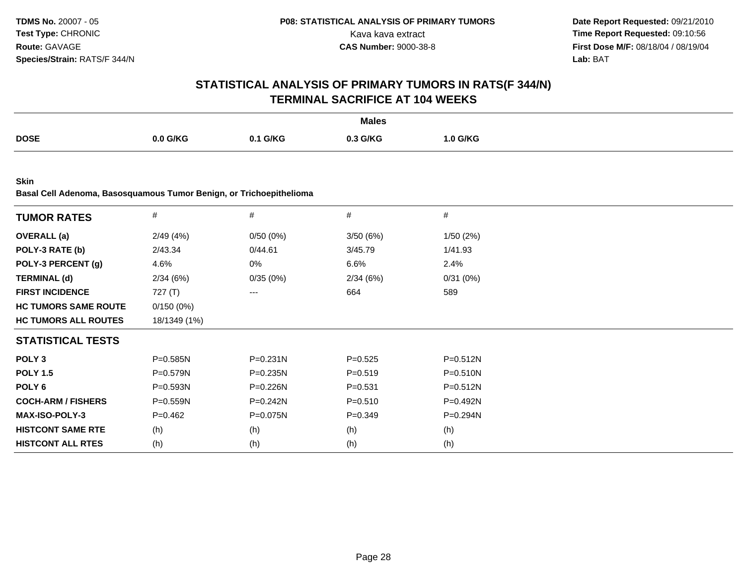**TDMS No.** 20007 - 05
**Test Type:** CHRONIC
**Route:** GAVAGE
**Species/Strain:** RATS/F 344/N

**P08: STATISTICAL ANALYSIS OF PRIMARY TUMORS**
Kava kava extract
**CAS Number:** 9000-38-8

**Date Report Requested:** 09/21/2010
**Time Report Requested:** 09:10:56
**First Dose M/F:** 08/18/04 / 08/19/04
**Lab:** BAT

## STATISTICAL ANALYSIS OF PRIMARY TUMORS IN RATS(F 344/N)
## TERMINAL SACRIFICE AT 104 WEEKS

| | Males | | | |
|---|---|---|---|---|
| **DOSE** | **0.0 G/KG** | **0.1 G/KG** | **0.3 G/KG** | **1.0 G/KG** |

**Skin**
**Basal Cell Adenoma, Basosquamous Tumor Benign, or Trichoepithelioma**

| **TUMOR RATES** | # | # | # | # |
|---|---|---|---|---|
| **OVERALL (a)** | 2/49 (4%) | 0/50 (0%) | 3/50 (6%) | 1/50 (2%) |
| **POLY-3 RATE (b)** | 2/43.34 | 0/44.61 | 3/45.79 | 1/41.93 |
| **POLY-3 PERCENT (g)** | 4.6% | 0% | 6.6% | 2.4% |
| **TERMINAL (d)** | 2/34 (6%) | 0/35 (0%) | 2/34 (6%) | 0/31 (0%) |
| **FIRST INCIDENCE** | 727 (T) | --- | 664 | 589 |
| **HC TUMORS SAME ROUTE** | 0/150 (0%) | | | |
| **HC TUMORS ALL ROUTES** | 18/1349 (1%) | | | |
| **STATISTICAL TESTS** | | | | |
| **POLY 3** | P=0.585N | P=0.231N | P=0.525 | P=0.512N |
| **POLY 1.5** | P=0.579N | P=0.235N | P=0.519 | P=0.510N |
| **POLY 6** | P=0.593N | P=0.226N | P=0.531 | P=0.512N |
| **COCH-ARM / FISHERS** | P=0.559N | P=0.242N | P=0.510 | P=0.492N |
| **MAX-ISO-POLY-3** | P=0.462 | P=0.075N | P=0.349 | P=0.294N |
| **HISTCONT SAME RTE** | (h) | (h) | (h) | (h) |
| **HISTCONT ALL RTES** | (h) | (h) | (h) | (h) |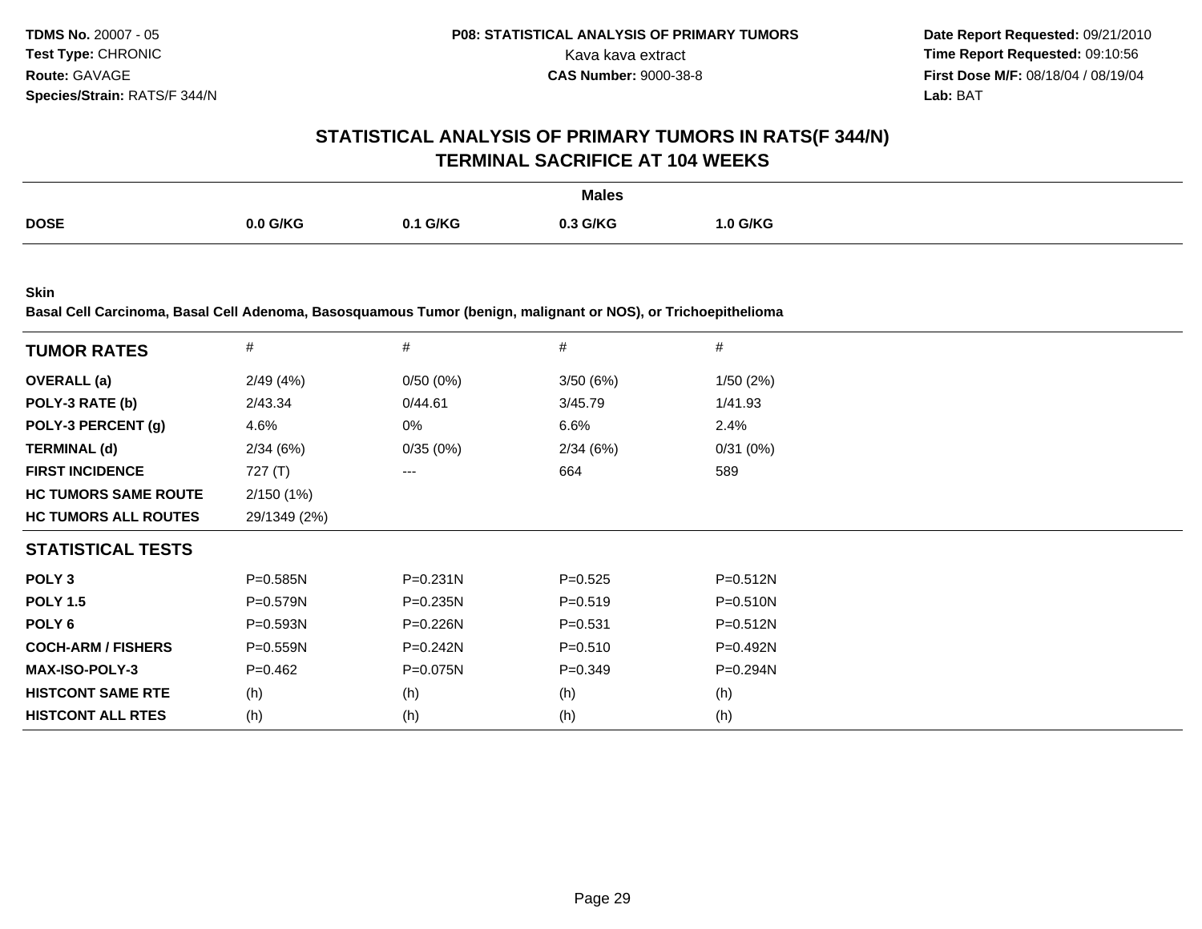TDMS No. 20007 - 05
Test Type: CHRONIC
Route: GAVAGE
Species/Strain: RATS/F 344/N

P08: STATISTICAL ANALYSIS OF PRIMARY TUMORS
Kava kava extract
CAS Number: 9000-38-8

Date Report Requested: 09/21/2010
Time Report Requested: 09:10:56
First Dose M/F: 08/18/04 / 08/19/04
Lab: BAT

## STATISTICAL ANALYSIS OF PRIMARY TUMORS IN RATS(F 344/N) TERMINAL SACRIFICE AT 104 WEEKS

**Males**

| DOSE | 0.0 G/KG | 0.1 G/KG | 0.3 G/KG | 1.0 G/KG |
|---|---|---|---|---|

**Skin**

**Basal Cell Carcinoma, Basal Cell Adenoma, Basosquamous Tumor (benign, malignant or NOS), or Trichoepithelioma**

| TUMOR RATES | # | # | # | # |
|---|---|---|---|---|
| OVERALL (a) | 2/49 (4%) | 0/50 (0%) | 3/50 (6%) | 1/50 (2%) |
| POLY-3 RATE (b) | 2/43.34 | 0/44.61 | 3/45.79 | 1/41.93 |
| POLY-3 PERCENT (g) | 4.6% | 0% | 6.6% | 2.4% |
| TERMINAL (d) | 2/34 (6%) | 0/35 (0%) | 2/34 (6%) | 0/31 (0%) |
| FIRST INCIDENCE | 727 (T) | --- | 664 | 589 |
| HC TUMORS SAME ROUTE | 2/150 (1%) | | | |
| HC TUMORS ALL ROUTES | 29/1349 (2%) | | | |
| **STATISTICAL TESTS** | | | | |
| POLY 3 | P=0.585N | P=0.231N | P=0.525 | P=0.512N |
| POLY 1.5 | P=0.579N | P=0.235N | P=0.519 | P=0.510N |
| POLY 6 | P=0.593N | P=0.226N | P=0.531 | P=0.512N |
| COCH-ARM / FISHERS | P=0.559N | P=0.242N | P=0.510 | P=0.492N |
| MAX-ISO-POLY-3 | P=0.462 | P=0.075N | P=0.349 | P=0.294N |
| HISTCONT SAME RTE | (h) | (h) | (h) | (h) |
| HISTCONT ALL RTES | (h) | (h) | (h) | (h) |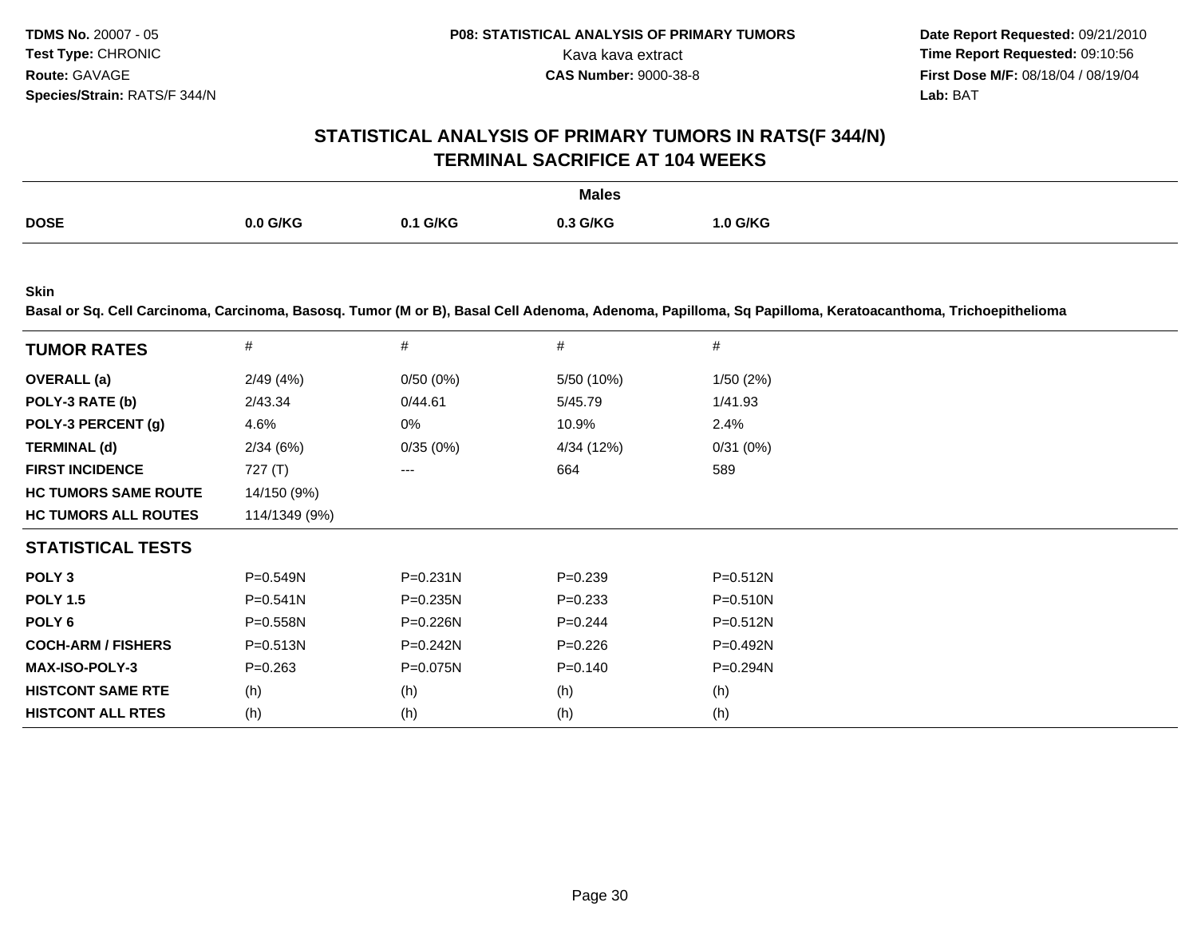**TDMS No.** 20007 - 05
**Test Type:** CHRONIC
**Route:** GAVAGE
**Species/Strain:** RATS/F 344/N

**P08: STATISTICAL ANALYSIS OF PRIMARY TUMORS**
Kava kava extract
**CAS Number:** 9000-38-8

**Date Report Requested:** 09/21/2010
**Time Report Requested:** 09:10:56
**First Dose M/F:** 08/18/04 / 08/19/04
**Lab:** BAT

## STATISTICAL ANALYSIS OF PRIMARY TUMORS IN RATS(F 344/N)
## TERMINAL SACRIFICE AT 104 WEEKS

| | Males | | | |
|---|---|---|---|---|
| **DOSE** | **0.0 G/KG** | **0.1 G/KG** | **0.3 G/KG** | **1.0 G/KG** |

**Skin**
**Basal or Sq. Cell Carcinoma, Carcinoma, Basosq. Tumor (M or B), Basal Cell Adenoma, Adenoma, Papilloma, Sq Papilloma, Keratoacanthoma, Trichoepithelioma**

| **TUMOR RATES** | # | # | # | # |
|---|---|---|---|---|
| **OVERALL (a)** | 2/49 (4%) | 0/50 (0%) | 5/50 (10%) | 1/50 (2%) |
| **POLY-3 RATE (b)** | 2/43.34 | 0/44.61 | 5/45.79 | 1/41.93 |
| **POLY-3 PERCENT (g)** | 4.6% | 0% | 10.9% | 2.4% |
| **TERMINAL (d)** | 2/34 (6%) | 0/35 (0%) | 4/34 (12%) | 0/31 (0%) |
| **FIRST INCIDENCE** | 727 (T) | --- | 664 | 589 |
| **HC TUMORS SAME ROUTE** | 14/150 (9%) | | | |
| **HC TUMORS ALL ROUTES** | 114/1349 (9%) | | | |
| **STATISTICAL TESTS** | | | | |
| **POLY 3** | P=0.549N | P=0.231N | P=0.239 | P=0.512N |
| **POLY 1.5** | P=0.541N | P=0.235N | P=0.233 | P=0.510N |
| **POLY 6** | P=0.558N | P=0.226N | P=0.244 | P=0.512N |
| **COCH-ARM / FISHERS** | P=0.513N | P=0.242N | P=0.226 | P=0.492N |
| **MAX-ISO-POLY-3** | P=0.263 | P=0.075N | P=0.140 | P=0.294N |
| **HISTCONT SAME RTE** | (h) | (h) | (h) | (h) |
| **HISTCONT ALL RTES** | (h) | (h) | (h) | (h) |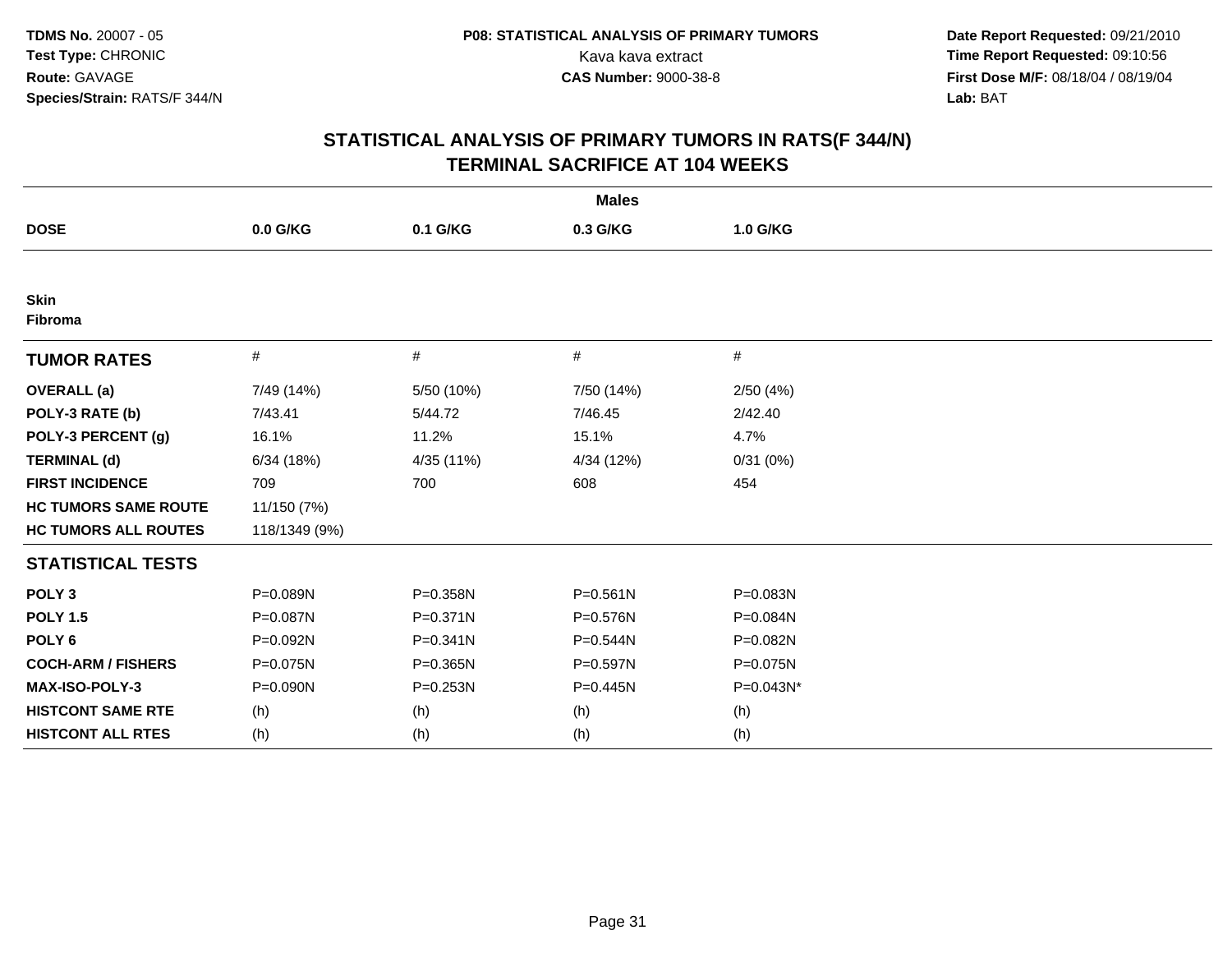**TDMS No.** 20007 - 05
**Test Type:** CHRONIC
**Route:** GAVAGE
**Species/Strain:** RATS/F 344/N

**P08: STATISTICAL ANALYSIS OF PRIMARY TUMORS**
Kava kava extract
**CAS Number:** 9000-38-8

**Date Report Requested:** 09/21/2010
**Time Report Requested:** 09:10:56
**First Dose M/F:** 08/18/04 / 08/19/04
**Lab:** BAT

## STATISTICAL ANALYSIS OF PRIMARY TUMORS IN RATS(F 344/N)
## TERMINAL SACRIFICE AT 104 WEEKS

| | Males | | | |
|---|---|---|---|---|
| **DOSE** | **0.0 G/KG** | **0.1 G/KG** | **0.3 G/KG** | **1.0 G/KG** |
| **Skin** | | | | |
| **Fibroma** | | | | |
| **TUMOR RATES** | # | # | # | # |
| **OVERALL (a)** | 7/49 (14%) | 5/50 (10%) | 7/50 (14%) | 2/50 (4%) |
| **POLY-3 RATE (b)** | 7/43.41 | 5/44.72 | 7/46.45 | 2/42.40 |
| **POLY-3 PERCENT (g)** | 16.1% | 11.2% | 15.1% | 4.7% |
| **TERMINAL (d)** | 6/34 (18%) | 4/35 (11%) | 4/34 (12%) | 0/31 (0%) |
| **FIRST INCIDENCE** | 709 | 700 | 608 | 454 |
| **HC TUMORS SAME ROUTE** | 11/150 (7%) | | | |
| **HC TUMORS ALL ROUTES** | 118/1349 (9%) | | | |
| **STATISTICAL TESTS** | | | | |
| **POLY 3** | P=0.089N | P=0.358N | P=0.561N | P=0.083N |
| **POLY 1.5** | P=0.087N | P=0.371N | P=0.576N | P=0.084N |
| **POLY 6** | P=0.092N | P=0.341N | P=0.544N | P=0.082N |
| **COCH-ARM / FISHERS** | P=0.075N | P=0.365N | P=0.597N | P=0.075N |
| **MAX-ISO-POLY-3** | P=0.090N | P=0.253N | P=0.445N | P=0.043N* |
| **HISTCONT SAME RTE** | (h) | (h) | (h) | (h) |
| **HISTCONT ALL RTES** | (h) | (h) | (h) | (h) |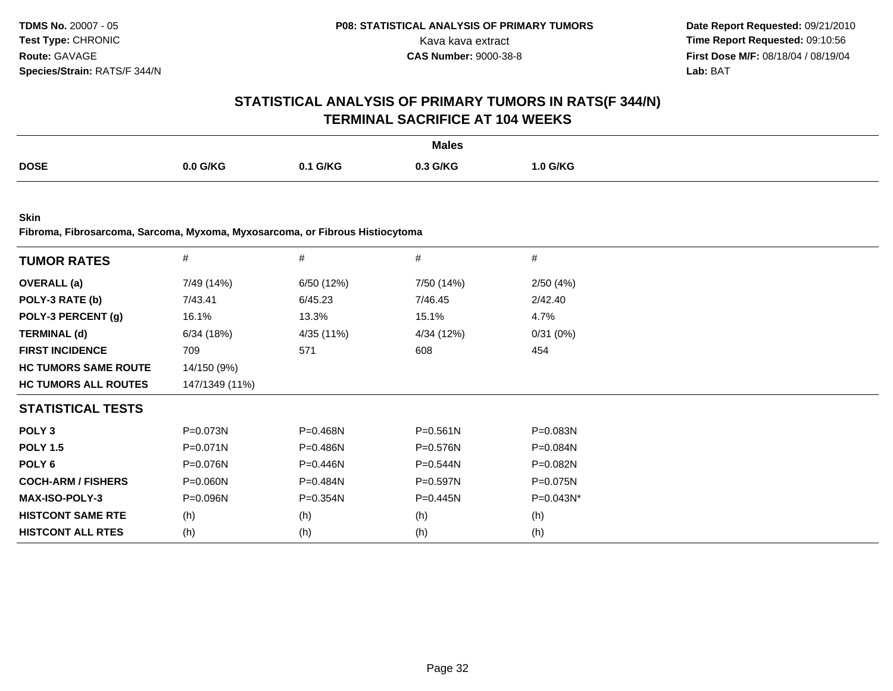**TDMS No.** 20007 - 05
**Test Type:** CHRONIC
**Route:** GAVAGE
**Species/Strain:** RATS/F 344/N

**P08: STATISTICAL ANALYSIS OF PRIMARY TUMORS**
Kava kava extract
**CAS Number:** 9000-38-8

**Date Report Requested:** 09/21/2010
**Time Report Requested:** 09:10:56
**First Dose M/F:** 08/18/04 / 08/19/04
**Lab:** BAT

## STATISTICAL ANALYSIS OF PRIMARY TUMORS IN RATS(F 344/N)
## TERMINAL SACRIFICE AT 104 WEEKS

| | **Males** | | | |
|---|---|---|---|---|
| **DOSE** | **0.0 G/KG** | **0.1 G/KG** | **0.3 G/KG** | **1.0 G/KG** |

**Skin**
**Fibroma, Fibrosarcoma, Sarcoma, Myxoma, Myxosarcoma, or Fibrous Histiocytoma**

| **TUMOR RATES** | # | # | # | # |
|---|---|---|---|---|
| **OVERALL (a)** | 7/49 (14%) | 6/50 (12%) | 7/50 (14%) | 2/50 (4%) |
| **POLY-3 RATE (b)** | 7/43.41 | 6/45.23 | 7/46.45 | 2/42.40 |
| **POLY-3 PERCENT (g)** | 16.1% | 13.3% | 15.1% | 4.7% |
| **TERMINAL (d)** | 6/34 (18%) | 4/35 (11%) | 4/34 (12%) | 0/31 (0%) |
| **FIRST INCIDENCE** | 709 | 571 | 608 | 454 |
| **HC TUMORS SAME ROUTE** | 14/150 (9%) | | | |
| **HC TUMORS ALL ROUTES** | 147/1349 (11%) | | | |
| **STATISTICAL TESTS** | | | | |
| **POLY 3** | P=0.073N | P=0.468N | P=0.561N | P=0.083N |
| **POLY 1.5** | P=0.071N | P=0.486N | P=0.576N | P=0.084N |
| **POLY 6** | P=0.076N | P=0.446N | P=0.544N | P=0.082N |
| **COCH-ARM / FISHERS** | P=0.060N | P=0.484N | P=0.597N | P=0.075N |
| **MAX-ISO-POLY-3** | P=0.096N | P=0.354N | P=0.445N | P=0.043N* |
| **HISTCONT SAME RTE** | (h) | (h) | (h) | (h) |
| **HISTCONT ALL RTES** | (h) | (h) | (h) | (h) |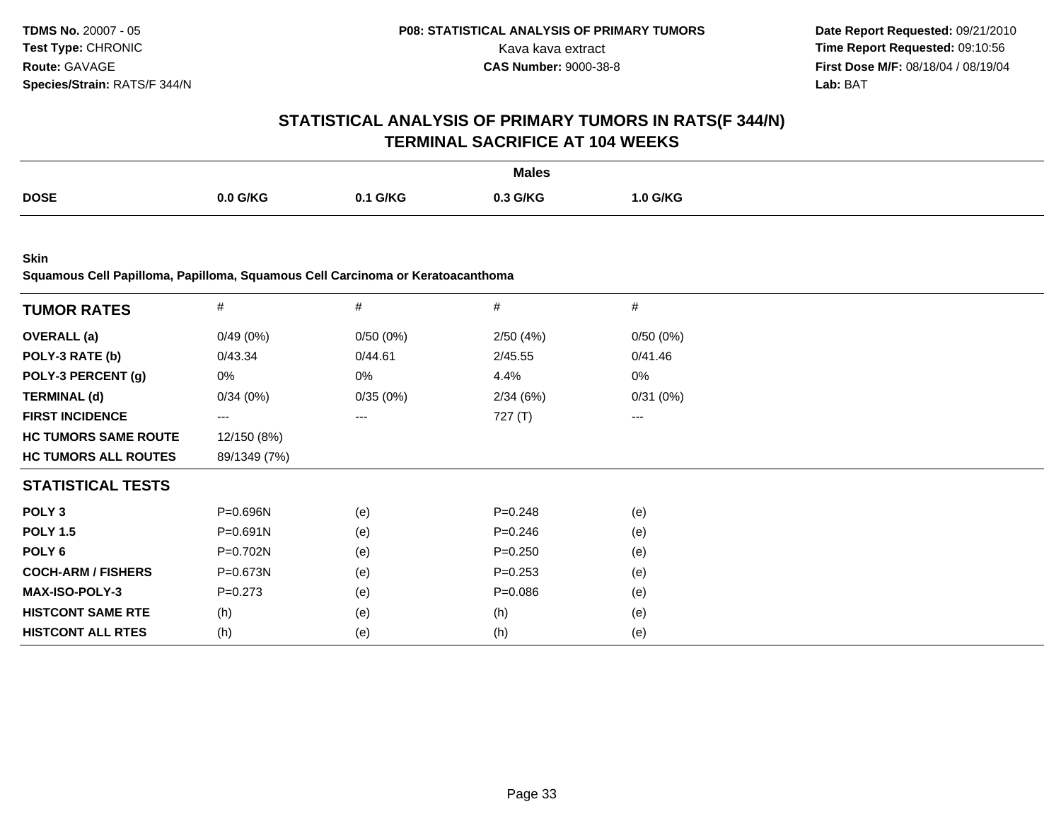**TDMS No.** 20007 - 05
**Test Type:** CHRONIC
**Route:** GAVAGE
**Species/Strain:** RATS/F 344/N

**P08: STATISTICAL ANALYSIS OF PRIMARY TUMORS**
Kava kava extract
**CAS Number:** 9000-38-8

**Date Report Requested:** 09/21/2010
**Time Report Requested:** 09:10:56
**First Dose M/F:** 08/18/04 / 08/19/04
**Lab:** BAT

# STATISTICAL ANALYSIS OF PRIMARY TUMORS IN RATS(F 344/N) TERMINAL SACRIFICE AT 104 WEEKS

| | Males | | | |
|---|---|---|---|---|
| **DOSE** | **0.0 G/KG** | **0.1 G/KG** | **0.3 G/KG** | **1.0 G/KG** |

**Skin**
**Squamous Cell Papilloma, Papilloma, Squamous Cell Carcinoma or Keratoacanthoma**

| **TUMOR RATES** | # | # | # | # |
|---|---|---|---|---|
| **OVERALL (a)** | 0/49 (0%) | 0/50 (0%) | 2/50 (4%) | 0/50 (0%) |
| **POLY-3 RATE (b)** | 0/43.34 | 0/44.61 | 2/45.55 | 0/41.46 |
| **POLY-3 PERCENT (g)** | 0% | 0% | 4.4% | 0% |
| **TERMINAL (d)** | 0/34 (0%) | 0/35 (0%) | 2/34 (6%) | 0/31 (0%) |
| **FIRST INCIDENCE** | --- | --- | 727 (T) | --- |
| **HC TUMORS SAME ROUTE** | 12/150 (8%) | | | |
| **HC TUMORS ALL ROUTES** | 89/1349 (7%) | | | |
| **STATISTICAL TESTS** | | | | |
| **POLY 3** | P=0.696N | (e) | P=0.248 | (e) |
| **POLY 1.5** | P=0.691N | (e) | P=0.246 | (e) |
| **POLY 6** | P=0.702N | (e) | P=0.250 | (e) |
| **COCH-ARM / FISHERS** | P=0.673N | (e) | P=0.253 | (e) |
| **MAX-ISO-POLY-3** | P=0.273 | (e) | P=0.086 | (e) |
| **HISTCONT SAME RTE** | (h) | (e) | (h) | (e) |
| **HISTCONT ALL RTES** | (h) | (e) | (h) | (e) |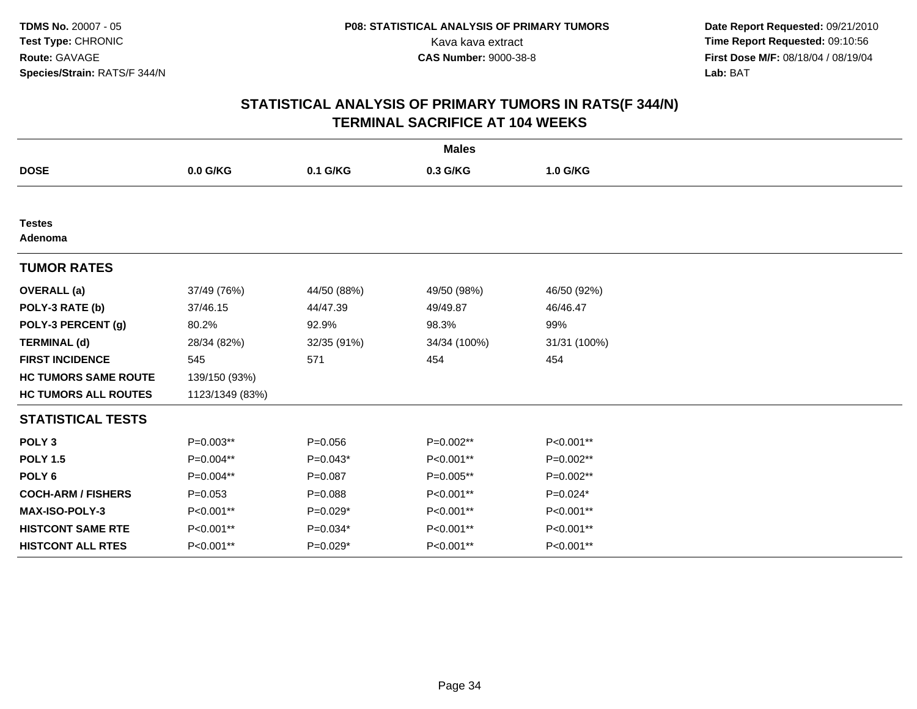**TDMS No.** 20007 - 05
**Test Type:** CHRONIC
**Route:** GAVAGE
**Species/Strain:** RATS/F 344/N

**P08: STATISTICAL ANALYSIS OF PRIMARY TUMORS**
Kava kava extract
**CAS Number:** 9000-38-8

**Date Report Requested:** 09/21/2010
**Time Report Requested:** 09:10:56
**First Dose M/F:** 08/18/04 / 08/19/04
**Lab:** BAT

## STATISTICAL ANALYSIS OF PRIMARY TUMORS IN RATS(F 344/N)
## TERMINAL SACRIFICE AT 104 WEEKS

| | Males | | | |
|---|---|---|---|---|
| **DOSE** | **0.0 G/KG** | **0.1 G/KG** | **0.3 G/KG** | **1.0 G/KG** |
| **Testes** | | | | |
| **Adenoma** | | | | |
| **TUMOR RATES** | | | | |
| **OVERALL (a)** | 37/49 (76%) | 44/50 (88%) | 49/50 (98%) | 46/50 (92%) |
| **POLY-3 RATE (b)** | 37/46.15 | 44/47.39 | 49/49.87 | 46/46.47 |
| **POLY-3 PERCENT (g)** | 80.2% | 92.9% | 98.3% | 99% |
| **TERMINAL (d)** | 28/34 (82%) | 32/35 (91%) | 34/34 (100%) | 31/31 (100%) |
| **FIRST INCIDENCE** | 545 | 571 | 454 | 454 |
| **HC TUMORS SAME ROUTE** | 139/150 (93%) | | | |
| **HC TUMORS ALL ROUTES** | 1123/1349 (83%) | | | |
| **STATISTICAL TESTS** | | | | |
| **POLY 3** | P=0.003** | P=0.056 | P=0.002** | P<0.001** |
| **POLY 1.5** | P=0.004** | P=0.043* | P<0.001** | P=0.002** |
| **POLY 6** | P=0.004** | P=0.087 | P=0.005** | P=0.002** |
| **COCH-ARM / FISHERS** | P=0.053 | P=0.088 | P<0.001** | P=0.024* |
| **MAX-ISO-POLY-3** | P<0.001** | P=0.029* | P<0.001** | P<0.001** |
| **HISTCONT SAME RTE** | P<0.001** | P=0.034* | P<0.001** | P<0.001** |
| **HISTCONT ALL RTES** | P<0.001** | P=0.029* | P<0.001** | P<0.001** |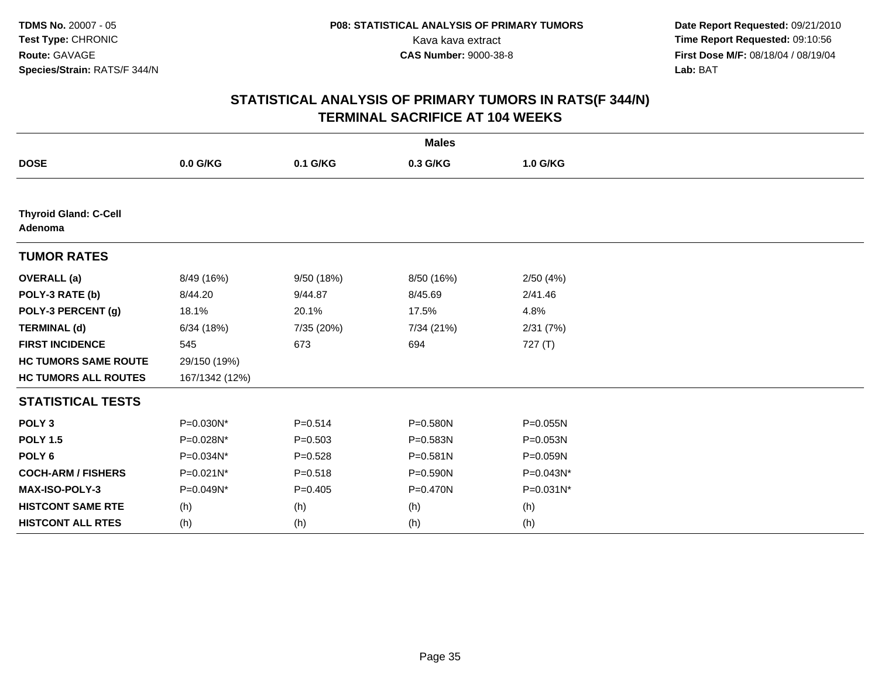**TDMS No.** 20007 - 05
**Test Type:** CHRONIC
**Route:** GAVAGE
**Species/Strain:** RATS/F 344/N

**P08: STATISTICAL ANALYSIS OF PRIMARY TUMORS**
Kava kava extract
**CAS Number:** 9000-38-8

**Date Report Requested:** 09/21/2010
**Time Report Requested:** 09:10:56
**First Dose M/F:** 08/18/04 / 08/19/04
**Lab:** BAT

## STATISTICAL ANALYSIS OF PRIMARY TUMORS IN RATS(F 344/N) TERMINAL SACRIFICE AT 104 WEEKS

| | Males | | | |
|---|---|---|---|---|
| **DOSE** | **0.0 G/KG** | **0.1 G/KG** | **0.3 G/KG** | **1.0 G/KG** |
| **Thyroid Gland: C-Cell Adenoma** | | | | |
| **TUMOR RATES** | | | | |
| **OVERALL (a)** | 8/49 (16%) | 9/50 (18%) | 8/50 (16%) | 2/50 (4%) |
| **POLY-3 RATE (b)** | 8/44.20 | 9/44.87 | 8/45.69 | 2/41.46 |
| **POLY-3 PERCENT (g)** | 18.1% | 20.1% | 17.5% | 4.8% |
| **TERMINAL (d)** | 6/34 (18%) | 7/35 (20%) | 7/34 (21%) | 2/31 (7%) |
| **FIRST INCIDENCE** | 545 | 673 | 694 | 727 (T) |
| **HC TUMORS SAME ROUTE** | 29/150 (19%) | | | |
| **HC TUMORS ALL ROUTES** | 167/1342 (12%) | | | |
| **STATISTICAL TESTS** | | | | |
| **POLY 3** | P=0.030N* | P=0.514 | P=0.580N | P=0.055N |
| **POLY 1.5** | P=0.028N* | P=0.503 | P=0.583N | P=0.053N |
| **POLY 6** | P=0.034N* | P=0.528 | P=0.581N | P=0.059N |
| **COCH-ARM / FISHERS** | P=0.021N* | P=0.518 | P=0.590N | P=0.043N* |
| **MAX-ISO-POLY-3** | P=0.049N* | P=0.405 | P=0.470N | P=0.031N* |
| **HISTCONT SAME RTE** | (h) | (h) | (h) | (h) |
| **HISTCONT ALL RTES** | (h) | (h) | (h) | (h) |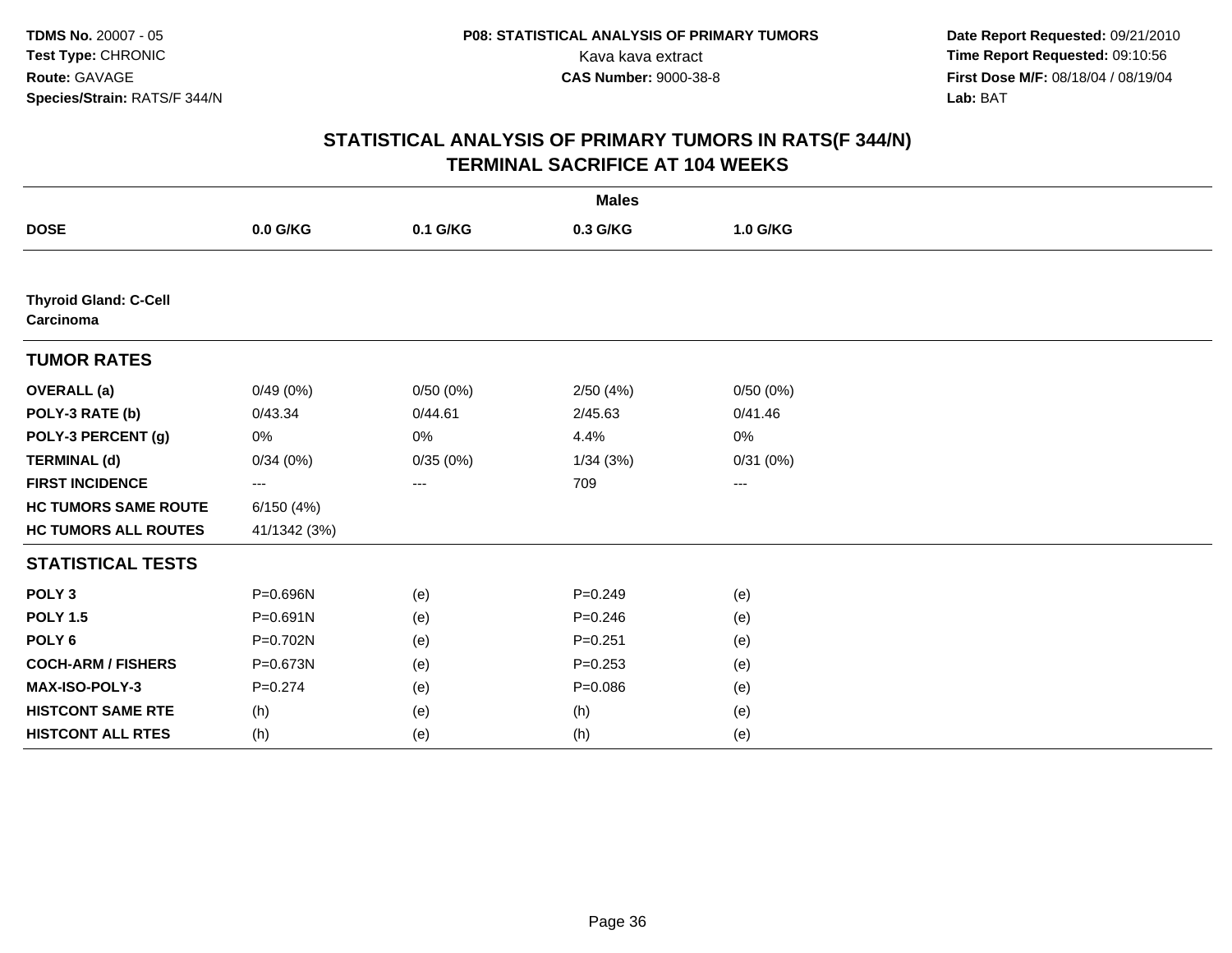**TDMS No.** 20007 - 05
**Test Type:** CHRONIC
**Route:** GAVAGE
**Species/Strain:** RATS/F 344/N

**P08: STATISTICAL ANALYSIS OF PRIMARY TUMORS**
Kava kava extract
**CAS Number:** 9000-38-8

**Date Report Requested:** 09/21/2010
**Time Report Requested:** 09:10:56
**First Dose M/F:** 08/18/04 / 08/19/04
**Lab:** BAT

## STATISTICAL ANALYSIS OF PRIMARY TUMORS IN RATS(F 344/N) TERMINAL SACRIFICE AT 104 WEEKS

| | Males | | | |
|---|---|---|---|---|
| **DOSE** | **0.0 G/KG** | **0.1 G/KG** | **0.3 G/KG** | **1.0 G/KG** |
| **Thyroid Gland: C-Cell Carcinoma** | | | | |
| **TUMOR RATES** | | | | |
| **OVERALL (a)** | 0/49 (0%) | 0/50 (0%) | 2/50 (4%) | 0/50 (0%) |
| **POLY-3 RATE (b)** | 0/43.34 | 0/44.61 | 2/45.63 | 0/41.46 |
| **POLY-3 PERCENT (g)** | 0% | 0% | 4.4% | 0% |
| **TERMINAL (d)** | 0/34 (0%) | 0/35 (0%) | 1/34 (3%) | 0/31 (0%) |
| **FIRST INCIDENCE** | --- | --- | 709 | --- |
| **HC TUMORS SAME ROUTE** | 6/150 (4%) | | | |
| **HC TUMORS ALL ROUTES** | 41/1342 (3%) | | | |
| **STATISTICAL TESTS** | | | | |
| **POLY 3** | P=0.696N | (e) | P=0.249 | (e) |
| **POLY 1.5** | P=0.691N | (e) | P=0.246 | (e) |
| **POLY 6** | P=0.702N | (e) | P=0.251 | (e) |
| **COCH-ARM / FISHERS** | P=0.673N | (e) | P=0.253 | (e) |
| **MAX-ISO-POLY-3** | P=0.274 | (e) | P=0.086 | (e) |
| **HISTCONT SAME RTE** | (h) | (e) | (h) | (e) |
| **HISTCONT ALL RTES** | (h) | (e) | (h) | (e) |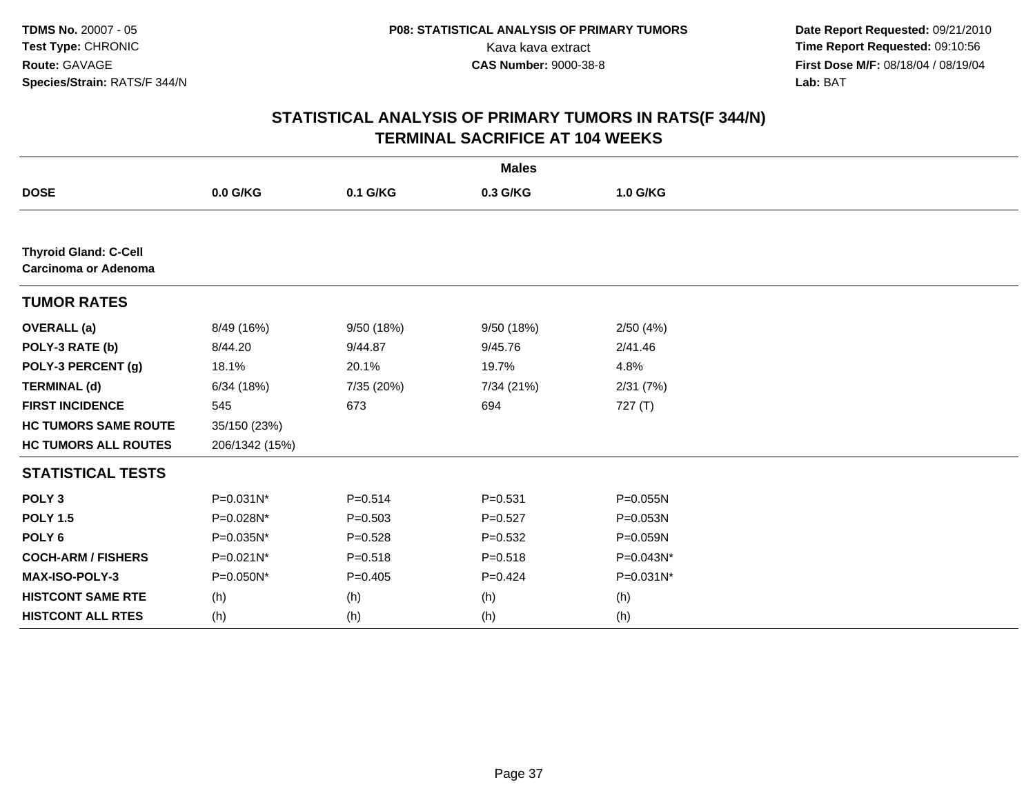**TDMS No.** 20007 - 05
**Test Type:** CHRONIC
**Route:** GAVAGE
**Species/Strain:** RATS/F 344/N

**P08: STATISTICAL ANALYSIS OF PRIMARY TUMORS**
Kava kava extract
**CAS Number:** 9000-38-8

**Date Report Requested:** 09/21/2010
**Time Report Requested:** 09:10:56
**First Dose M/F:** 08/18/04 / 08/19/04
**Lab:** BAT

## STATISTICAL ANALYSIS OF PRIMARY TUMORS IN RATS(F 344/N) TERMINAL SACRIFICE AT 104 WEEKS

| | Males | | | |
|---|---|---|---|---|
| **DOSE** | **0.0 G/KG** | **0.1 G/KG** | **0.3 G/KG** | **1.0 G/KG** |
| **Thyroid Gland: C-Cell Carcinoma or Adenoma** | | | | |
| **TUMOR RATES** | | | | |
| **OVERALL (a)** | 8/49 (16%) | 9/50 (18%) | 9/50 (18%) | 2/50 (4%) |
| **POLY-3 RATE (b)** | 8/44.20 | 9/44.87 | 9/45.76 | 2/41.46 |
| **POLY-3 PERCENT (g)** | 18.1% | 20.1% | 19.7% | 4.8% |
| **TERMINAL (d)** | 6/34 (18%) | 7/35 (20%) | 7/34 (21%) | 2/31 (7%) |
| **FIRST INCIDENCE** | 545 | 673 | 694 | 727 (T) |
| **HC TUMORS SAME ROUTE** | 35/150 (23%) | | | |
| **HC TUMORS ALL ROUTES** | 206/1342 (15%) | | | |
| **STATISTICAL TESTS** | | | | |
| **POLY 3** | P=0.031N* | P=0.514 | P=0.531 | P=0.055N |
| **POLY 1.5** | P=0.028N* | P=0.503 | P=0.527 | P=0.053N |
| **POLY 6** | P=0.035N* | P=0.528 | P=0.532 | P=0.059N |
| **COCH-ARM / FISHERS** | P=0.021N* | P=0.518 | P=0.518 | P=0.043N* |
| **MAX-ISO-POLY-3** | P=0.050N* | P=0.405 | P=0.424 | P=0.031N* |
| **HISTCONT SAME RTE** | (h) | (h) | (h) | (h) |
| **HISTCONT ALL RTES** | (h) | (h) | (h) | (h) |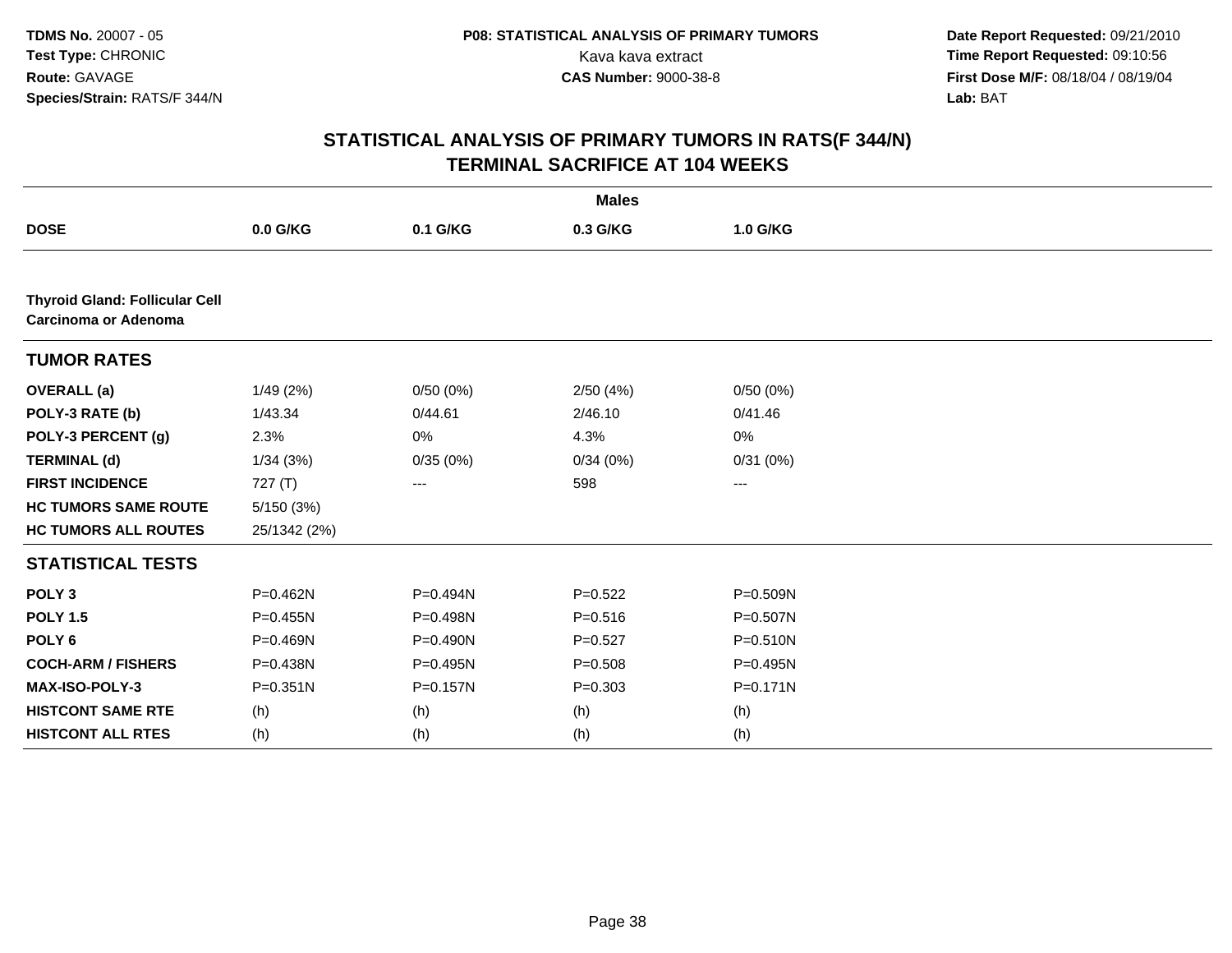**TDMS No.** 20007 - 05
**Test Type:** CHRONIC
**Route:** GAVAGE
**Species/Strain:** RATS/F 344/N

**P08: STATISTICAL ANALYSIS OF PRIMARY TUMORS**
Kava kava extract
**CAS Number:** 9000-38-8

**Date Report Requested:** 09/21/2010
**Time Report Requested:** 09:10:56
**First Dose M/F:** 08/18/04 / 08/19/04
**Lab:** BAT

# STATISTICAL ANALYSIS OF PRIMARY TUMORS IN RATS(F 344/N)
## TERMINAL SACRIFICE AT 104 WEEKS

| | Males | | | |
|---|---|---|---|---|
| **DOSE** | **0.0 G/KG** | **0.1 G/KG** | **0.3 G/KG** | **1.0 G/KG** |
| **Thyroid Gland: Follicular Cell Carcinoma or Adenoma** | | | | |
| **TUMOR RATES** | | | | |
| **OVERALL (a)** | 1/49 (2%) | 0/50 (0%) | 2/50 (4%) | 0/50 (0%) |
| **POLY-3 RATE (b)** | 1/43.34 | 0/44.61 | 2/46.10 | 0/41.46 |
| **POLY-3 PERCENT (g)** | 2.3% | 0% | 4.3% | 0% |
| **TERMINAL (d)** | 1/34 (3%) | 0/35 (0%) | 0/34 (0%) | 0/31 (0%) |
| **FIRST INCIDENCE** | 727 (T) | --- | 598 | --- |
| **HC TUMORS SAME ROUTE** | 5/150 (3%) | | | |
| **HC TUMORS ALL ROUTES** | 25/1342 (2%) | | | |
| **STATISTICAL TESTS** | | | | |
| **POLY 3** | P=0.462N | P=0.494N | P=0.522 | P=0.509N |
| **POLY 1.5** | P=0.455N | P=0.498N | P=0.516 | P=0.507N |
| **POLY 6** | P=0.469N | P=0.490N | P=0.527 | P=0.510N |
| **COCH-ARM / FISHERS** | P=0.438N | P=0.495N | P=0.508 | P=0.495N |
| **MAX-ISO-POLY-3** | P=0.351N | P=0.157N | P=0.303 | P=0.171N |
| **HISTCONT SAME RTE** | (h) | (h) | (h) | (h) |
| **HISTCONT ALL RTES** | (h) | (h) | (h) | (h) |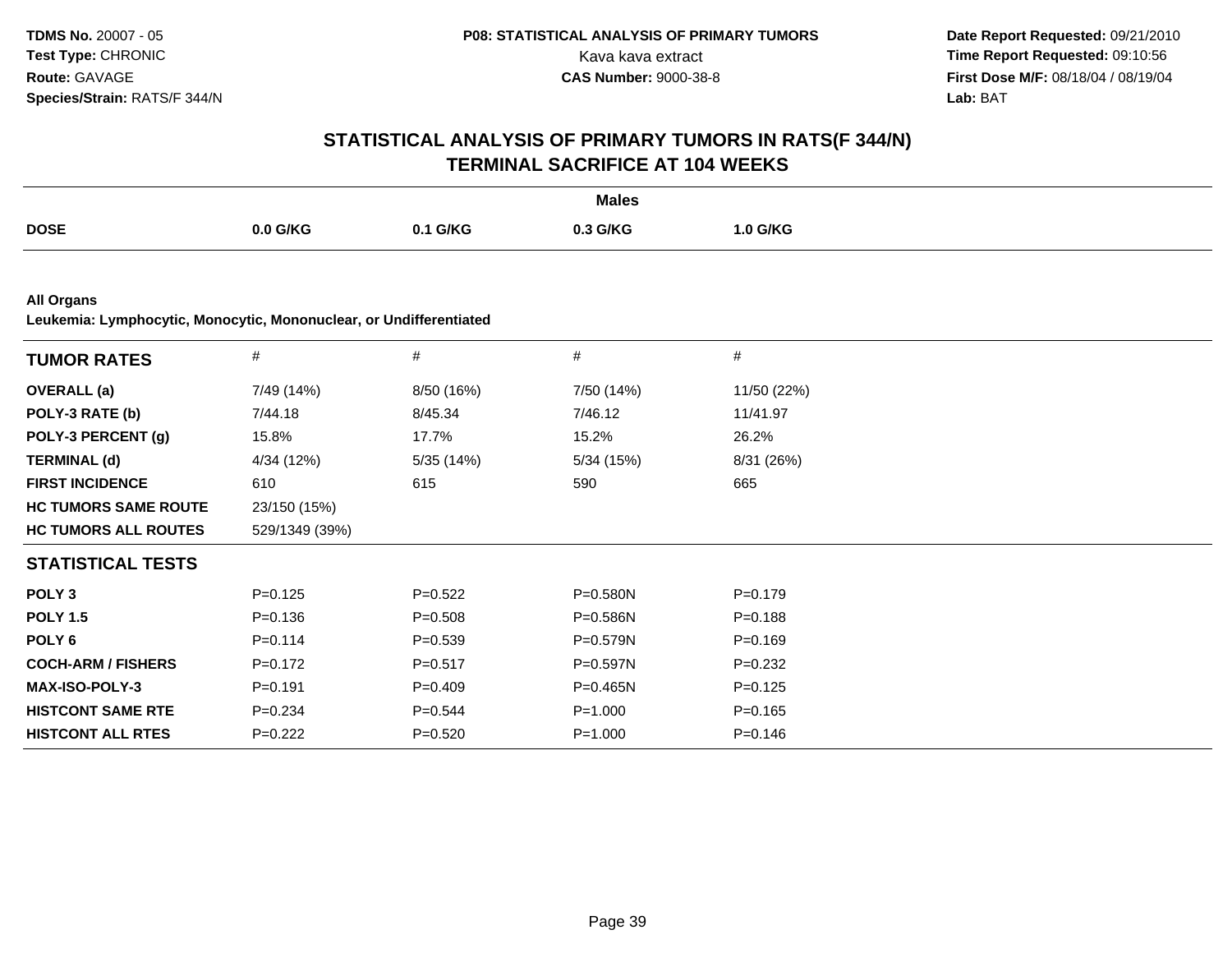**TDMS No.** 20007 - 05
**Test Type:** CHRONIC
**Route:** GAVAGE
**Species/Strain:** RATS/F 344/N

**P08: STATISTICAL ANALYSIS OF PRIMARY TUMORS**
Kava kava extract
**CAS Number:** 9000-38-8

**Date Report Requested:** 09/21/2010
**Time Report Requested:** 09:10:56
**First Dose M/F:** 08/18/04 / 08/19/04
**Lab:** BAT

## STATISTICAL ANALYSIS OF PRIMARY TUMORS IN RATS(F 344/N)
## TERMINAL SACRIFICE AT 104 WEEKS

| | Males | | | |
|---|---|---|---|---|
| **DOSE** | **0.0 G/KG** | **0.1 G/KG** | **0.3 G/KG** | **1.0 G/KG** |

**All Organs**
**Leukemia: Lymphocytic, Monocytic, Mononuclear, or Undifferentiated**

| **TUMOR RATES** | # | # | # | # |
|---|---|---|---|---|
| **OVERALL (a)** | 7/49 (14%) | 8/50 (16%) | 7/50 (14%) | 11/50 (22%) |
| **POLY-3 RATE (b)** | 7/44.18 | 8/45.34 | 7/46.12 | 11/41.97 |
| **POLY-3 PERCENT (g)** | 15.8% | 17.7% | 15.2% | 26.2% |
| **TERMINAL (d)** | 4/34 (12%) | 5/35 (14%) | 5/34 (15%) | 8/31 (26%) |
| **FIRST INCIDENCE** | 610 | 615 | 590 | 665 |
| **HC TUMORS SAME ROUTE** | 23/150 (15%) | | | |
| **HC TUMORS ALL ROUTES** | 529/1349 (39%) | | | |
| **STATISTICAL TESTS** | | | | |
| **POLY 3** | P=0.125 | P=0.522 | P=0.580N | P=0.179 |
| **POLY 1.5** | P=0.136 | P=0.508 | P=0.586N | P=0.188 |
| **POLY 6** | P=0.114 | P=0.539 | P=0.579N | P=0.169 |
| **COCH-ARM / FISHERS** | P=0.172 | P=0.517 | P=0.597N | P=0.232 |
| **MAX-ISO-POLY-3** | P=0.191 | P=0.409 | P=0.465N | P=0.125 |
| **HISTCONT SAME RTE** | P=0.234 | P=0.544 | P=1.000 | P=0.165 |
| **HISTCONT ALL RTES** | P=0.222 | P=0.520 | P=1.000 | P=0.146 |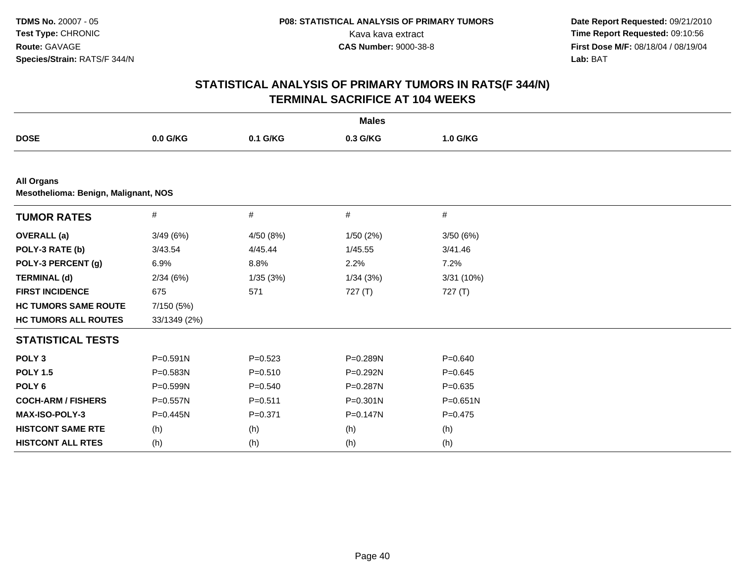TDMS No. 20007 - 05
Test Type: CHRONIC
Route: GAVAGE
Species/Strain: RATS/F 344/N

P08: STATISTICAL ANALYSIS OF PRIMARY TUMORS
Kava kava extract
CAS Number: 9000-38-8

Date Report Requested: 09/21/2010
Time Report Requested: 09:10:56
First Dose M/F: 08/18/04 / 08/19/04
Lab: BAT

## STATISTICAL ANALYSIS OF PRIMARY TUMORS IN RATS(F 344/N) TERMINAL SACRIFICE AT 104 WEEKS

| | Males | | | |
|---|---|---|---|---|
| **DOSE** | **0.0 G/KG** | **0.1 G/KG** | **0.3 G/KG** | **1.0 G/KG** |

**All Organs**
**Mesothelioma: Benign, Malignant, NOS**

| **TUMOR RATES** | # | # | # | # |
|---|---|---|---|---|
| **OVERALL (a)** | 3/49 (6%) | 4/50 (8%) | 1/50 (2%) | 3/50 (6%) |
| **POLY-3 RATE (b)** | 3/43.54 | 4/45.44 | 1/45.55 | 3/41.46 |
| **POLY-3 PERCENT (g)** | 6.9% | 8.8% | 2.2% | 7.2% |
| **TERMINAL (d)** | 2/34 (6%) | 1/35 (3%) | 1/34 (3%) | 3/31 (10%) |
| **FIRST INCIDENCE** | 675 | 571 | 727 (T) | 727 (T) |
| **HC TUMORS SAME ROUTE** | 7/150 (5%) | | | |
| **HC TUMORS ALL ROUTES** | 33/1349 (2%) | | | |
| **STATISTICAL TESTS** | | | | |
| **POLY 3** | P=0.591N | P=0.523 | P=0.289N | P=0.640 |
| **POLY 1.5** | P=0.583N | P=0.510 | P=0.292N | P=0.645 |
| **POLY 6** | P=0.599N | P=0.540 | P=0.287N | P=0.635 |
| **COCH-ARM / FISHERS** | P=0.557N | P=0.511 | P=0.301N | P=0.651N |
| **MAX-ISO-POLY-3** | P=0.445N | P=0.371 | P=0.147N | P=0.475 |
| **HISTCONT SAME RTE** | (h) | (h) | (h) | (h) |
| **HISTCONT ALL RTES** | (h) | (h) | (h) | (h) |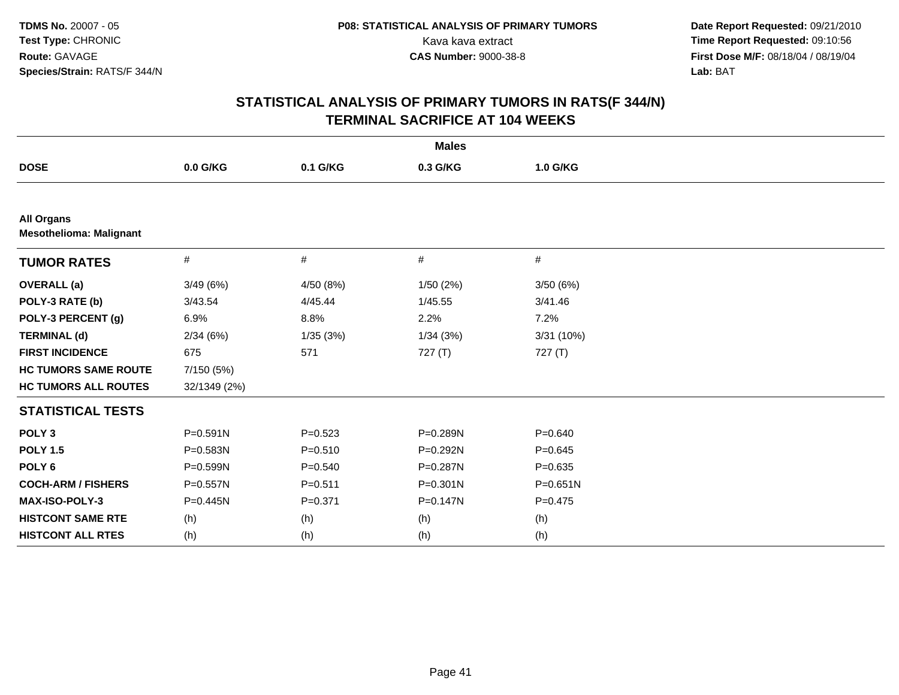**TDMS No.** 20007 - 05
**Test Type:** CHRONIC
**Route:** GAVAGE
**Species/Strain:** RATS/F 344/N

**P08: STATISTICAL ANALYSIS OF PRIMARY TUMORS**
Kava kava extract
**CAS Number:** 9000-38-8

**Date Report Requested:** 09/21/2010
**Time Report Requested:** 09:10:56
**First Dose M/F:** 08/18/04 / 08/19/04
**Lab:** BAT

## STATISTICAL ANALYSIS OF PRIMARY TUMORS IN RATS(F 344/N)
## TERMINAL SACRIFICE AT 104 WEEKS

| | Males | | | |
|---|---|---|---|---|
| **DOSE** | **0.0 G/KG** | **0.1 G/KG** | **0.3 G/KG** | **1.0 G/KG** |
| **All Organs** | | | | |
| **Mesothelioma: Malignant** | | | | |
| **TUMOR RATES** | # | # | # | # |
| **OVERALL (a)** | 3/49 (6%) | 4/50 (8%) | 1/50 (2%) | 3/50 (6%) |
| **POLY-3 RATE (b)** | 3/43.54 | 4/45.44 | 1/45.55 | 3/41.46 |
| **POLY-3 PERCENT (g)** | 6.9% | 8.8% | 2.2% | 7.2% |
| **TERMINAL (d)** | 2/34 (6%) | 1/35 (3%) | 1/34 (3%) | 3/31 (10%) |
| **FIRST INCIDENCE** | 675 | 571 | 727 (T) | 727 (T) |
| **HC TUMORS SAME ROUTE** | 7/150 (5%) | | | |
| **HC TUMORS ALL ROUTES** | 32/1349 (2%) | | | |
| **STATISTICAL TESTS** | | | | |
| **POLY 3** | P=0.591N | P=0.523 | P=0.289N | P=0.640 |
| **POLY 1.5** | P=0.583N | P=0.510 | P=0.292N | P=0.645 |
| **POLY 6** | P=0.599N | P=0.540 | P=0.287N | P=0.635 |
| **COCH-ARM / FISHERS** | P=0.557N | P=0.511 | P=0.301N | P=0.651N |
| **MAX-ISO-POLY-3** | P=0.445N | P=0.371 | P=0.147N | P=0.475 |
| **HISTCONT SAME RTE** | (h) | (h) | (h) | (h) |
| **HISTCONT ALL RTES** | (h) | (h) | (h) | (h) |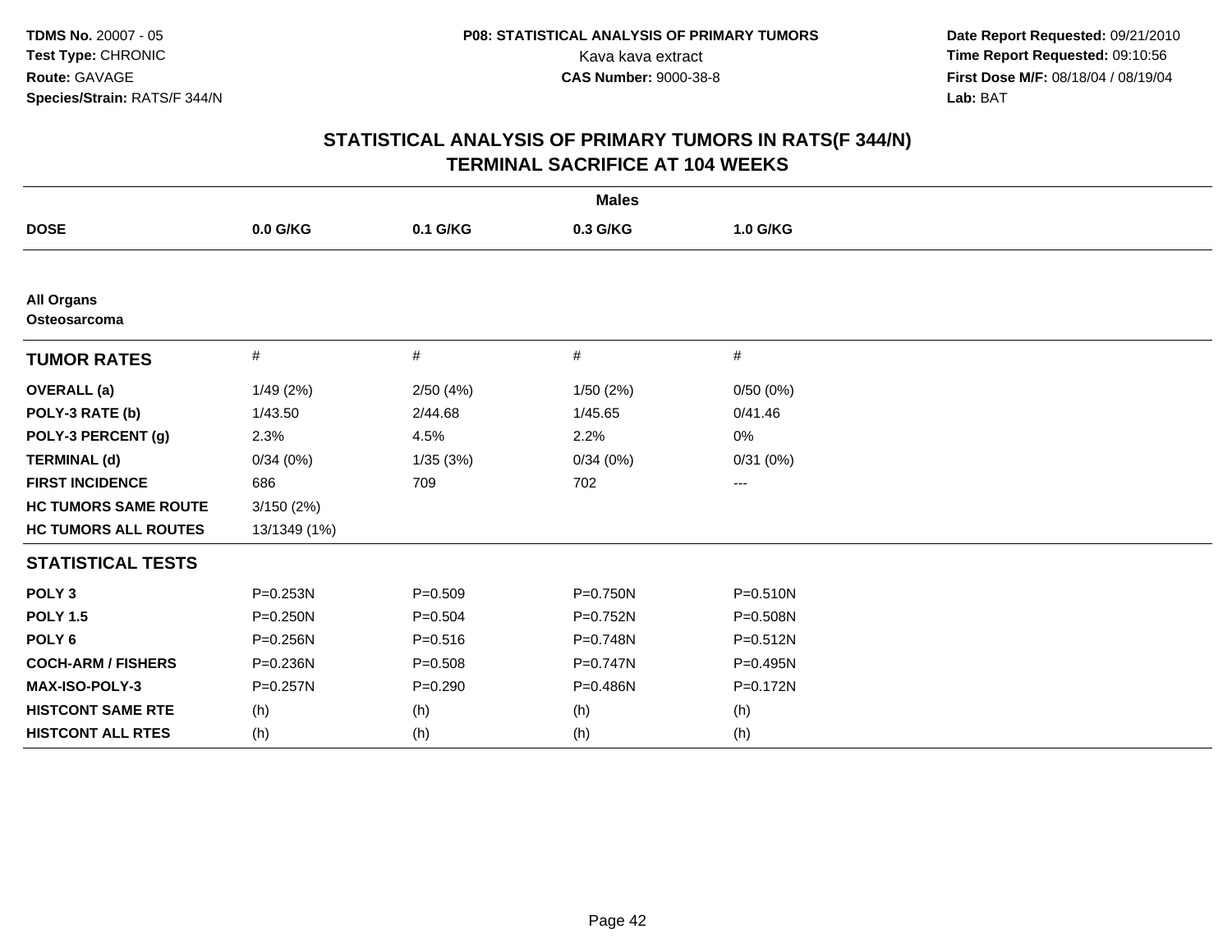**TDMS No.** 20007 - 05
**Test Type:** CHRONIC
**Route:** GAVAGE
**Species/Strain:** RATS/F 344/N

**P08: STATISTICAL ANALYSIS OF PRIMARY TUMORS**
Kava kava extract
**CAS Number:** 9000-38-8

**Date Report Requested:** 09/21/2010
**Time Report Requested:** 09:10:56
**First Dose M/F:** 08/18/04 / 08/19/04
**Lab:** BAT

## STATISTICAL ANALYSIS OF PRIMARY TUMORS IN RATS(F 344/N) TERMINAL SACRIFICE AT 104 WEEKS

| | Males | | | |
|---|---|---|---|---|
| **DOSE** | **0.0 G/KG** | **0.1 G/KG** | **0.3 G/KG** | **1.0 G/KG** |
| **All Organs** | | | | |
| **Osteosarcoma** | | | | |
| **TUMOR RATES** | # | # | # | # |
| **OVERALL (a)** | 1/49 (2%) | 2/50 (4%) | 1/50 (2%) | 0/50 (0%) |
| **POLY-3 RATE (b)** | 1/43.50 | 2/44.68 | 1/45.65 | 0/41.46 |
| **POLY-3 PERCENT (g)** | 2.3% | 4.5% | 2.2% | 0% |
| **TERMINAL (d)** | 0/34 (0%) | 1/35 (3%) | 0/34 (0%) | 0/31 (0%) |
| **FIRST INCIDENCE** | 686 | 709 | 702 | --- |
| **HC TUMORS SAME ROUTE** | 3/150 (2%) | | | |
| **HC TUMORS ALL ROUTES** | 13/1349 (1%) | | | |
| **STATISTICAL TESTS** | | | | |
| **POLY 3** | P=0.253N | P=0.509 | P=0.750N | P=0.510N |
| **POLY 1.5** | P=0.250N | P=0.504 | P=0.752N | P=0.508N |
| **POLY 6** | P=0.256N | P=0.516 | P=0.748N | P=0.512N |
| **COCH-ARM / FISHERS** | P=0.236N | P=0.508 | P=0.747N | P=0.495N |
| **MAX-ISO-POLY-3** | P=0.257N | P=0.290 | P=0.486N | P=0.172N |
| **HISTCONT SAME RTE** | (h) | (h) | (h) | (h) |
| **HISTCONT ALL RTES** | (h) | (h) | (h) | (h) |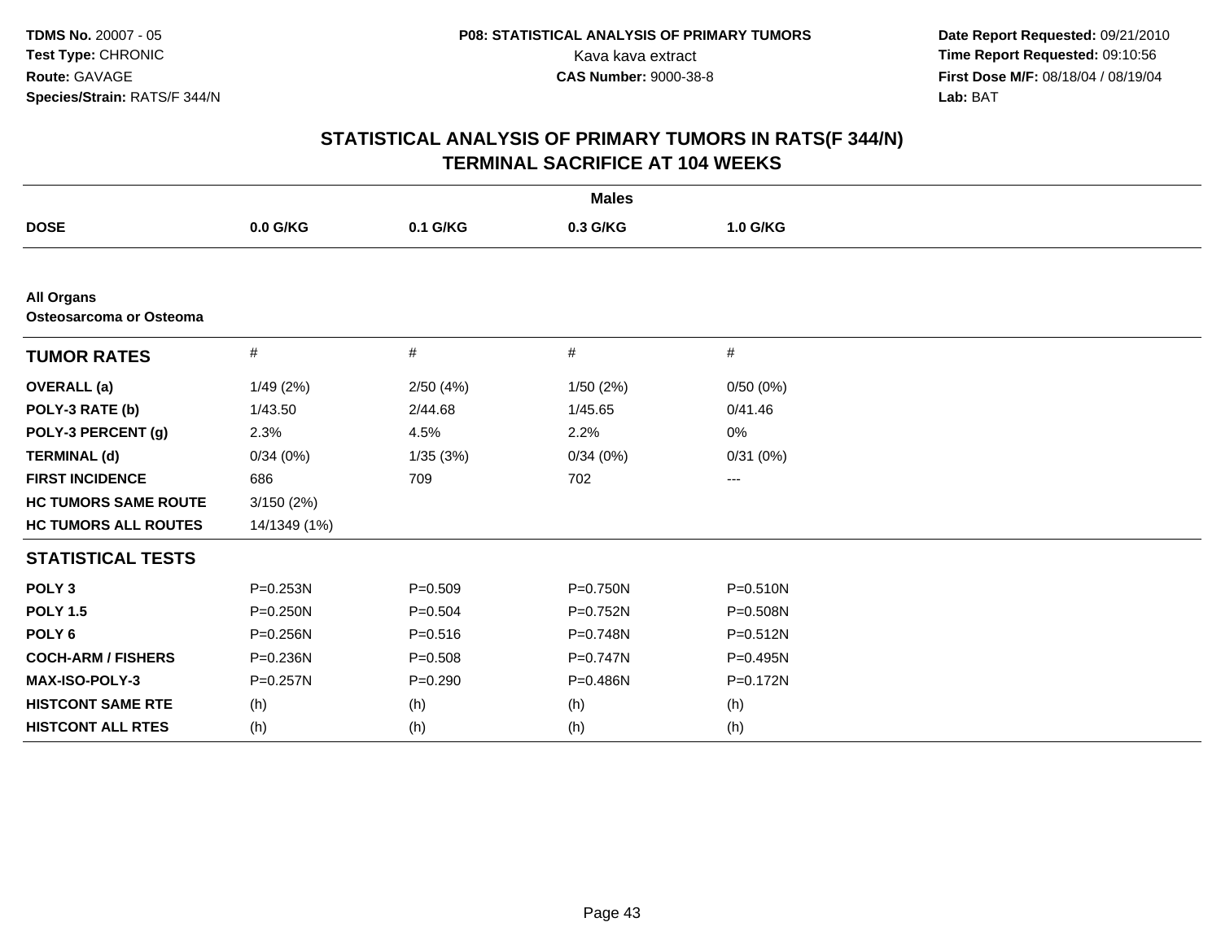TDMS No. 20007 - 05
Test Type: CHRONIC
Route: GAVAGE
Species/Strain: RATS/F 344/N

P08: STATISTICAL ANALYSIS OF PRIMARY TUMORS
Kava kava extract
CAS Number: 9000-38-8

Date Report Requested: 09/21/2010
Time Report Requested: 09:10:56
First Dose M/F: 08/18/04 / 08/19/04
Lab: BAT

# STATISTICAL ANALYSIS OF PRIMARY TUMORS IN RATS(F 344/N)
## TERMINAL SACRIFICE AT 104 WEEKS

| | Males | | | |
|---|---|---|---|---|
| **DOSE** | **0.0 G/KG** | **0.1 G/KG** | **0.3 G/KG** | **1.0 G/KG** |
| **All Organs** | | | | |
| **Osteosarcoma or Osteoma** | | | | |
| **TUMOR RATES** | # | # | # | # |
| **OVERALL (a)** | 1/49 (2%) | 2/50 (4%) | 1/50 (2%) | 0/50 (0%) |
| **POLY-3 RATE (b)** | 1/43.50 | 2/44.68 | 1/45.65 | 0/41.46 |
| **POLY-3 PERCENT (g)** | 2.3% | 4.5% | 2.2% | 0% |
| **TERMINAL (d)** | 0/34 (0%) | 1/35 (3%) | 0/34 (0%) | 0/31 (0%) |
| **FIRST INCIDENCE** | 686 | 709 | 702 | --- |
| **HC TUMORS SAME ROUTE** | 3/150 (2%) | | | |
| **HC TUMORS ALL ROUTES** | 14/1349 (1%) | | | |
| **STATISTICAL TESTS** | | | | |
| **POLY 3** | P=0.253N | P=0.509 | P=0.750N | P=0.510N |
| **POLY 1.5** | P=0.250N | P=0.504 | P=0.752N | P=0.508N |
| **POLY 6** | P=0.256N | P=0.516 | P=0.748N | P=0.512N |
| **COCH-ARM / FISHERS** | P=0.236N | P=0.508 | P=0.747N | P=0.495N |
| **MAX-ISO-POLY-3** | P=0.257N | P=0.290 | P=0.486N | P=0.172N |
| **HISTCONT SAME RTE** | (h) | (h) | (h) | (h) |
| **HISTCONT ALL RTES** | (h) | (h) | (h) | (h) |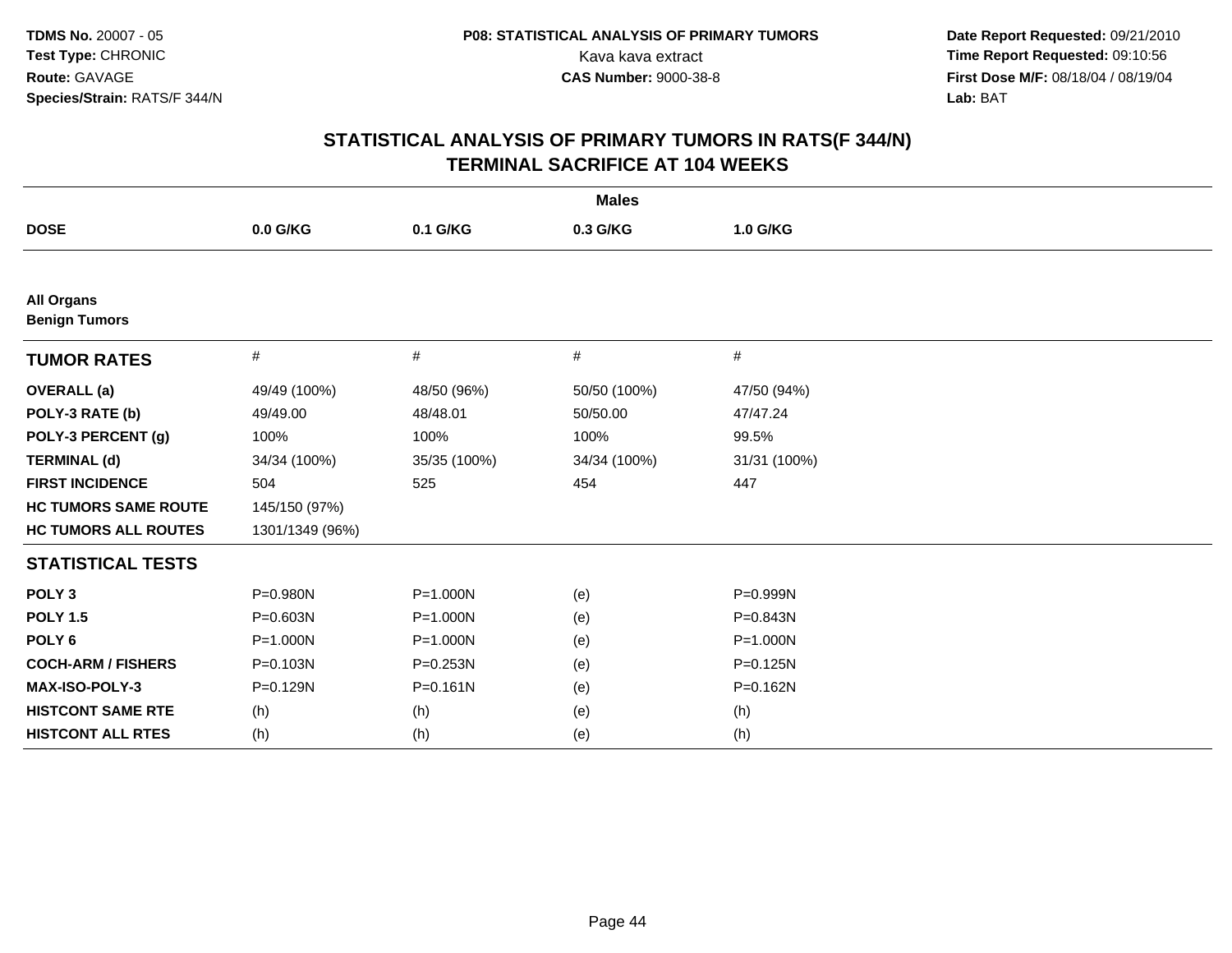**TDMS No.** 20007 - 05
**Test Type:** CHRONIC
**Route:** GAVAGE
**Species/Strain:** RATS/F 344/N

**P08: STATISTICAL ANALYSIS OF PRIMARY TUMORS**
Kava kava extract
**CAS Number:** 9000-38-8

**Date Report Requested:** 09/21/2010
**Time Report Requested:** 09:10:56
**First Dose M/F:** 08/18/04 / 08/19/04
**Lab:** BAT

## STATISTICAL ANALYSIS OF PRIMARY TUMORS IN RATS(F 344/N) TERMINAL SACRIFICE AT 104 WEEKS

| | Males | | | |
|---|---|---|---|---|
| **DOSE** | **0.0 G/KG** | **0.1 G/KG** | **0.3 G/KG** | **1.0 G/KG** |
| **All Organs** | | | | |
| **Benign Tumors** | | | | |
| **TUMOR RATES** | # | # | # | # |
| **OVERALL (a)** | 49/49 (100%) | 48/50 (96%) | 50/50 (100%) | 47/50 (94%) |
| **POLY-3 RATE (b)** | 49/49.00 | 48/48.01 | 50/50.00 | 47/47.24 |
| **POLY-3 PERCENT (g)** | 100% | 100% | 100% | 99.5% |
| **TERMINAL (d)** | 34/34 (100%) | 35/35 (100%) | 34/34 (100%) | 31/31 (100%) |
| **FIRST INCIDENCE** | 504 | 525 | 454 | 447 |
| **HC TUMORS SAME ROUTE** | 145/150 (97%) | | | |
| **HC TUMORS ALL ROUTES** | 1301/1349 (96%) | | | |
| **STATISTICAL TESTS** | | | | |
| **POLY 3** | P=0.980N | P=1.000N | (e) | P=0.999N |
| **POLY 1.5** | P=0.603N | P=1.000N | (e) | P=0.843N |
| **POLY 6** | P=1.000N | P=1.000N | (e) | P=1.000N |
| **COCH-ARM / FISHERS** | P=0.103N | P=0.253N | (e) | P=0.125N |
| **MAX-ISO-POLY-3** | P=0.129N | P=0.161N | (e) | P=0.162N |
| **HISTCONT SAME RTE** | (h) | (h) | (e) | (h) |
| **HISTCONT ALL RTES** | (h) | (h) | (e) | (h) |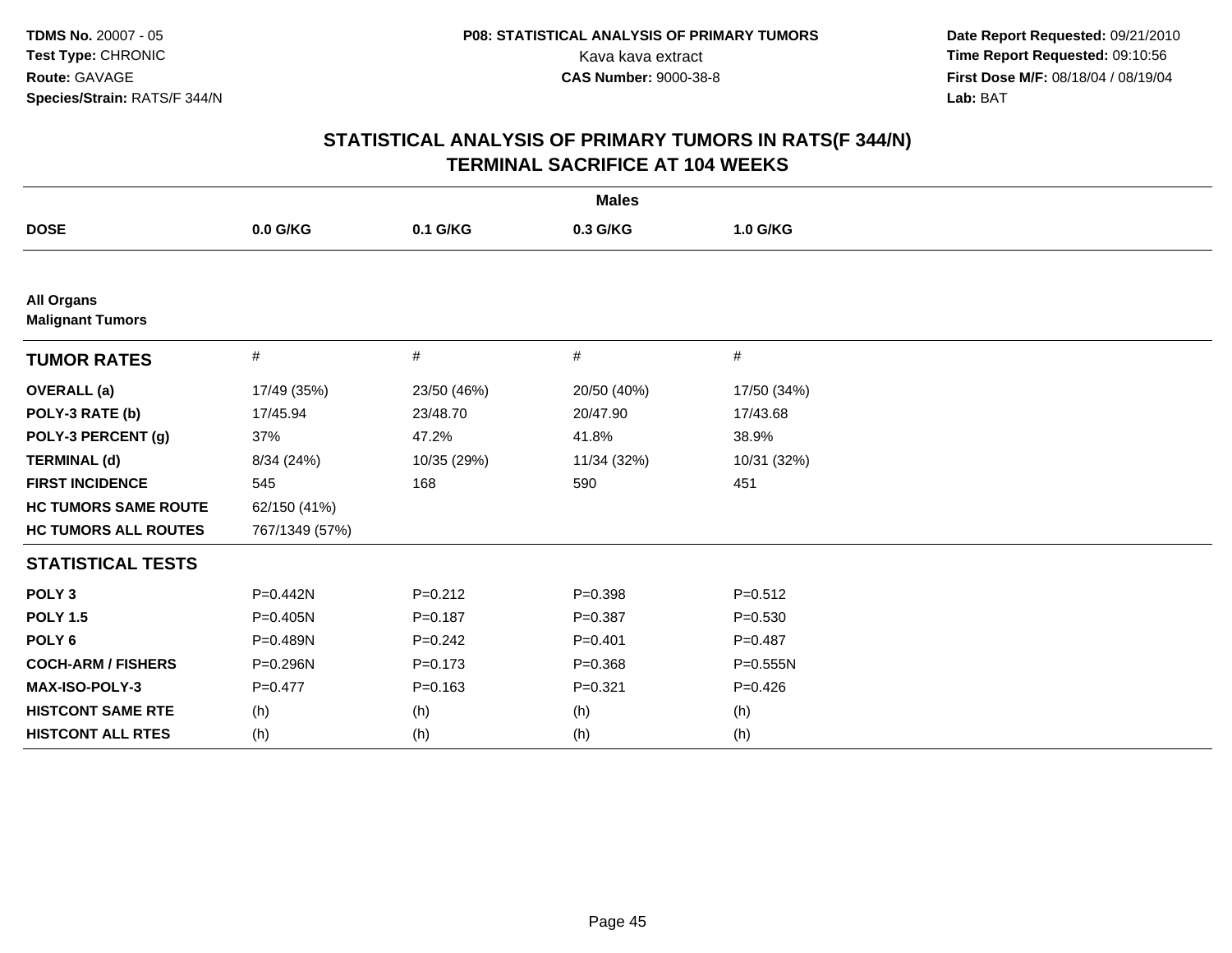**TDMS No.** 20007 - 05
**Test Type:** CHRONIC
**Route:** GAVAGE
**Species/Strain:** RATS/F 344/N

**P08: STATISTICAL ANALYSIS OF PRIMARY TUMORS**
Kava kava extract
**CAS Number:** 9000-38-8

**Date Report Requested:** 09/21/2010
**Time Report Requested:** 09:10:56
**First Dose M/F:** 08/18/04 / 08/19/04
**Lab:** BAT

## STATISTICAL ANALYSIS OF PRIMARY TUMORS IN RATS(F 344/N)
## TERMINAL SACRIFICE AT 104 WEEKS

| | Males | | | |
|---|---|---|---|---|
| **DOSE** | **0.0 G/KG** | **0.1 G/KG** | **0.3 G/KG** | **1.0 G/KG** |
| **All Organs** | | | | |
| **Malignant Tumors** | | | | |
| **TUMOR RATES** | # | # | # | # |
| **OVERALL (a)** | 17/49 (35%) | 23/50 (46%) | 20/50 (40%) | 17/50 (34%) |
| **POLY-3 RATE (b)** | 17/45.94 | 23/48.70 | 20/47.90 | 17/43.68 |
| **POLY-3 PERCENT (g)** | 37% | 47.2% | 41.8% | 38.9% |
| **TERMINAL (d)** | 8/34 (24%) | 10/35 (29%) | 11/34 (32%) | 10/31 (32%) |
| **FIRST INCIDENCE** | 545 | 168 | 590 | 451 |
| **HC TUMORS SAME ROUTE** | 62/150 (41%) | | | |
| **HC TUMORS ALL ROUTES** | 767/1349 (57%) | | | |
| **STATISTICAL TESTS** | | | | |
| **POLY 3** | P=0.442N | P=0.212 | P=0.398 | P=0.512 |
| **POLY 1.5** | P=0.405N | P=0.187 | P=0.387 | P=0.530 |
| **POLY 6** | P=0.489N | P=0.242 | P=0.401 | P=0.487 |
| **COCH-ARM / FISHERS** | P=0.296N | P=0.173 | P=0.368 | P=0.555N |
| **MAX-ISO-POLY-3** | P=0.477 | P=0.163 | P=0.321 | P=0.426 |
| **HISTCONT SAME RTE** | (h) | (h) | (h) | (h) |
| **HISTCONT ALL RTES** | (h) | (h) | (h) | (h) |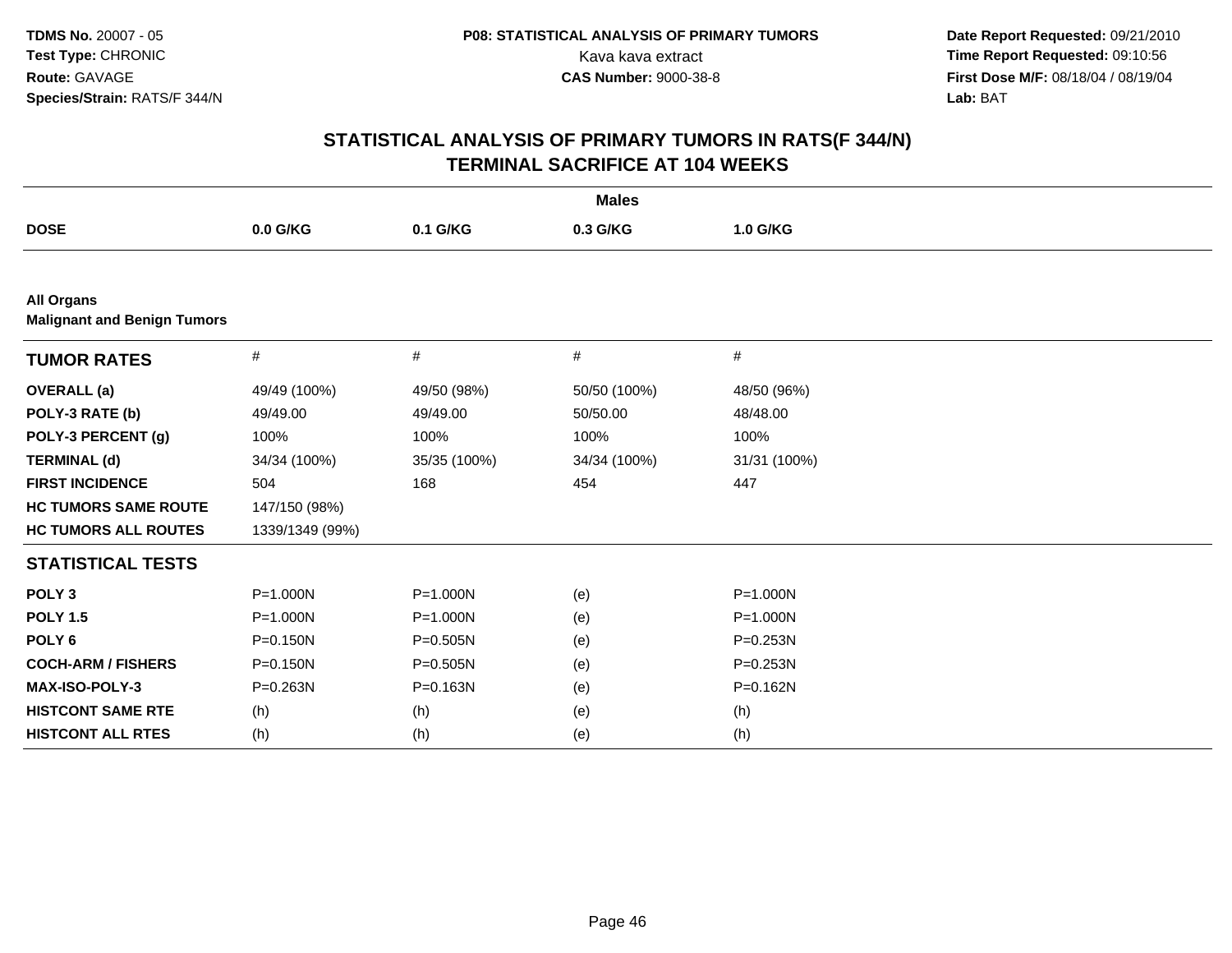TDMS No. 20007 - 05
Test Type: CHRONIC
Route: GAVAGE
Species/Strain: RATS/F 344/N

P08: STATISTICAL ANALYSIS OF PRIMARY TUMORS
Kava kava extract
CAS Number: 9000-38-8

Date Report Requested: 09/21/2010
Time Report Requested: 09:10:56
First Dose M/F: 08/18/04 / 08/19/04
Lab: BAT

# STATISTICAL ANALYSIS OF PRIMARY TUMORS IN RATS(F 344/N) TERMINAL SACRIFICE AT 104 WEEKS

| | Males | | | |
|---|---|---|---|---|
| **DOSE** | **0.0 G/KG** | **0.1 G/KG** | **0.3 G/KG** | **1.0 G/KG** |
| **All Organs** | | | | |
| **Malignant and Benign Tumors** | | | | |
| **TUMOR RATES** | # | # | # | # |
| **OVERALL (a)** | 49/49 (100%) | 49/50 (98%) | 50/50 (100%) | 48/50 (96%) |
| **POLY-3 RATE (b)** | 49/49.00 | 49/49.00 | 50/50.00 | 48/48.00 |
| **POLY-3 PERCENT (g)** | 100% | 100% | 100% | 100% |
| **TERMINAL (d)** | 34/34 (100%) | 35/35 (100%) | 34/34 (100%) | 31/31 (100%) |
| **FIRST INCIDENCE** | 504 | 168 | 454 | 447 |
| **HC TUMORS SAME ROUTE** | 147/150 (98%) | | | |
| **HC TUMORS ALL ROUTES** | 1339/1349 (99%) | | | |
| **STATISTICAL TESTS** | | | | |
| **POLY 3** | P=1.000N | P=1.000N | (e) | P=1.000N |
| **POLY 1.5** | P=1.000N | P=1.000N | (e) | P=1.000N |
| **POLY 6** | P=0.150N | P=0.505N | (e) | P=0.253N |
| **COCH-ARM / FISHERS** | P=0.150N | P=0.505N | (e) | P=0.253N |
| **MAX-ISO-POLY-3** | P=0.263N | P=0.163N | (e) | P=0.162N |
| **HISTCONT SAME RTE** | (h) | (h) | (e) | (h) |
| **HISTCONT ALL RTES** | (h) | (h) | (e) | (h) |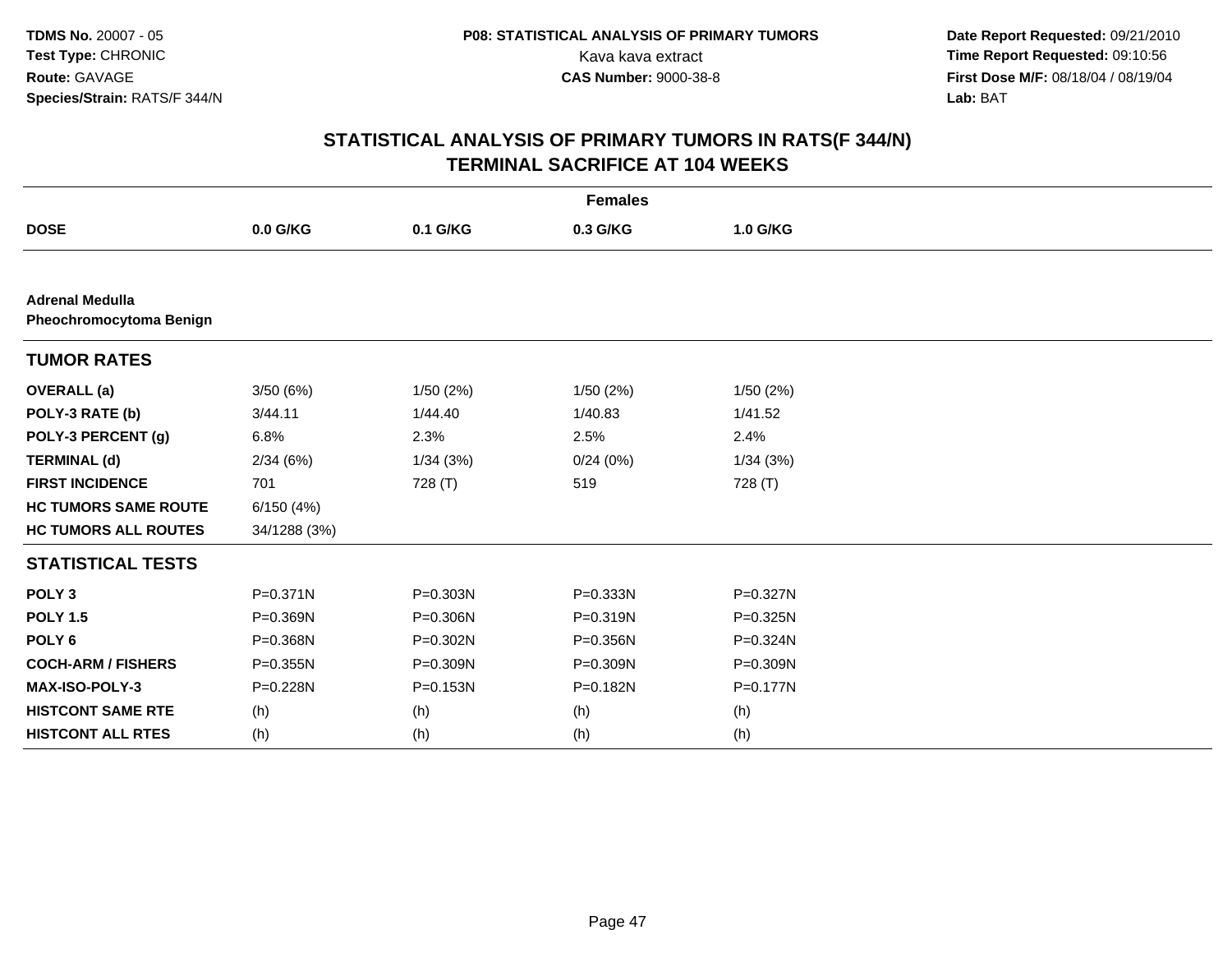**TDMS No.** 20007 - 05
**Test Type:** CHRONIC
**Route:** GAVAGE
**Species/Strain:** RATS/F 344/N

**P08: STATISTICAL ANALYSIS OF PRIMARY TUMORS**
Kava kava extract
**CAS Number:** 9000-38-8

**Date Report Requested:** 09/21/2010
**Time Report Requested:** 09:10:56
**First Dose M/F:** 08/18/04 / 08/19/04
**Lab:** BAT

## STATISTICAL ANALYSIS OF PRIMARY TUMORS IN RATS(F 344/N)
## TERMINAL SACRIFICE AT 104 WEEKS

| | Females | | | |
|---|---|---|---|---|
| **DOSE** | **0.0 G/KG** | **0.1 G/KG** | **0.3 G/KG** | **1.0 G/KG** |
| **Adrenal Medulla** | | | | |
| **Pheochromocytoma Benign** | | | | |
| **TUMOR RATES** | | | | |
| **OVERALL (a)** | 3/50 (6%) | 1/50 (2%) | 1/50 (2%) | 1/50 (2%) |
| **POLY-3 RATE (b)** | 3/44.11 | 1/44.40 | 1/40.83 | 1/41.52 |
| **POLY-3 PERCENT (g)** | 6.8% | 2.3% | 2.5% | 2.4% |
| **TERMINAL (d)** | 2/34 (6%) | 1/34 (3%) | 0/24 (0%) | 1/34 (3%) |
| **FIRST INCIDENCE** | 701 | 728 (T) | 519 | 728 (T) |
| **HC TUMORS SAME ROUTE** | 6/150 (4%) | | | |
| **HC TUMORS ALL ROUTES** | 34/1288 (3%) | | | |
| **STATISTICAL TESTS** | | | | |
| **POLY 3** | P=0.371N | P=0.303N | P=0.333N | P=0.327N |
| **POLY 1.5** | P=0.369N | P=0.306N | P=0.319N | P=0.325N |
| **POLY 6** | P=0.368N | P=0.302N | P=0.356N | P=0.324N |
| **COCH-ARM / FISHERS** | P=0.355N | P=0.309N | P=0.309N | P=0.309N |
| **MAX-ISO-POLY-3** | P=0.228N | P=0.153N | P=0.182N | P=0.177N |
| **HISTCONT SAME RTE** | (h) | (h) | (h) | (h) |
| **HISTCONT ALL RTES** | (h) | (h) | (h) | (h) |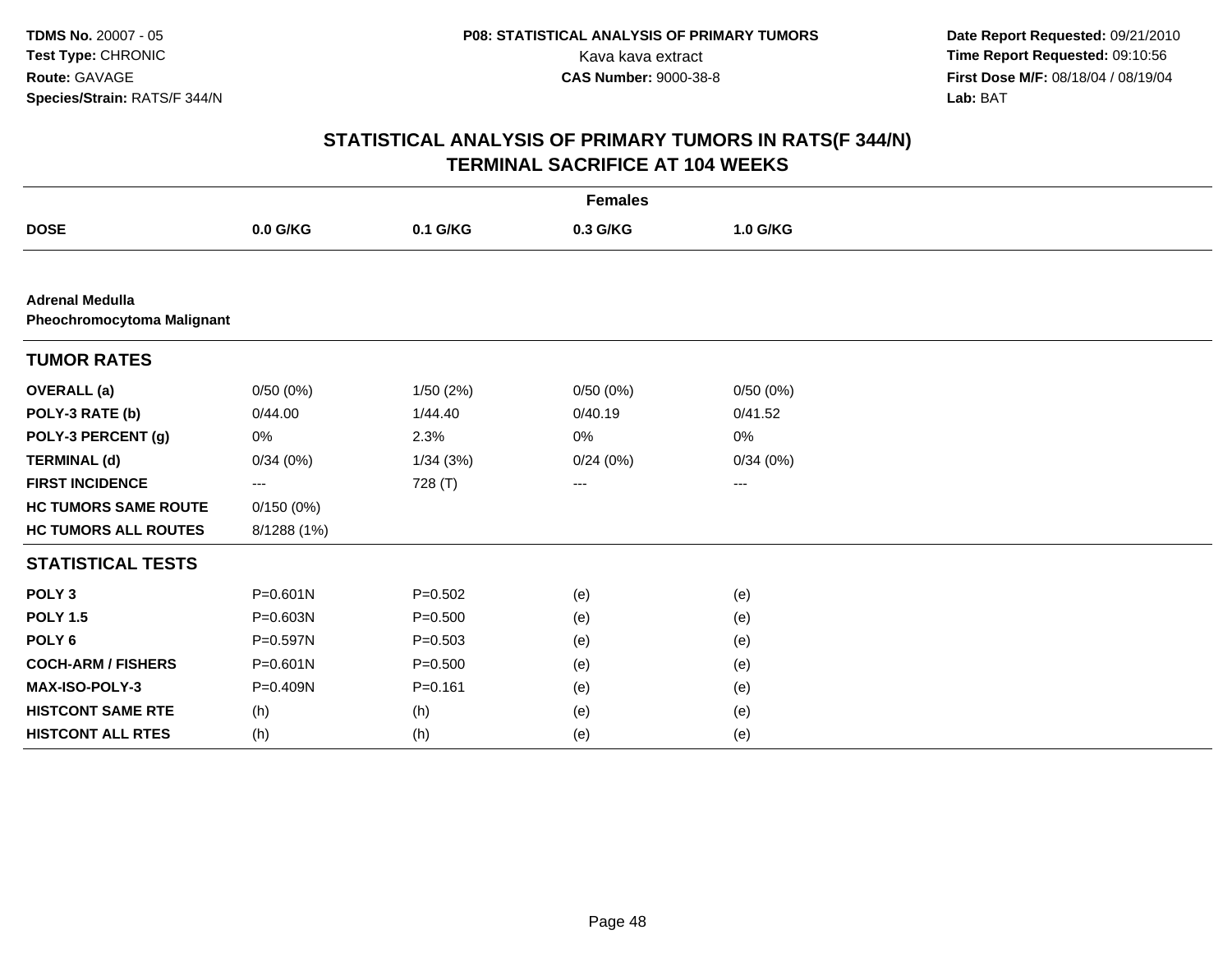**TDMS No.** 20007 - 05
**Test Type:** CHRONIC
**Route:** GAVAGE
**Species/Strain:** RATS/F 344/N

**P08: STATISTICAL ANALYSIS OF PRIMARY TUMORS**
Kava kava extract
**CAS Number:** 9000-38-8

**Date Report Requested:** 09/21/2010
**Time Report Requested:** 09:10:56
**First Dose M/F:** 08/18/04 / 08/19/04
**Lab:** BAT

# STATISTICAL ANALYSIS OF PRIMARY TUMORS IN RATS(F 344/N) TERMINAL SACRIFICE AT 104 WEEKS

| | Females | | | |
|---|---|---|---|---|
| **DOSE** | **0.0 G/KG** | **0.1 G/KG** | **0.3 G/KG** | **1.0 G/KG** |
| **Adrenal Medulla** | | | | |
| **Pheochromocytoma Malignant** | | | | |
| **TUMOR RATES** | | | | |
| **OVERALL (a)** | 0/50 (0%) | 1/50 (2%) | 0/50 (0%) | 0/50 (0%) |
| **POLY-3 RATE (b)** | 0/44.00 | 1/44.40 | 0/40.19 | 0/41.52 |
| **POLY-3 PERCENT (g)** | 0% | 2.3% | 0% | 0% |
| **TERMINAL (d)** | 0/34 (0%) | 1/34 (3%) | 0/24 (0%) | 0/34 (0%) |
| **FIRST INCIDENCE** | --- | 728 (T) | --- | --- |
| **HC TUMORS SAME ROUTE** | 0/150 (0%) | | | |
| **HC TUMORS ALL ROUTES** | 8/1288 (1%) | | | |
| **STATISTICAL TESTS** | | | | |
| **POLY 3** | P=0.601N | P=0.502 | (e) | (e) |
| **POLY 1.5** | P=0.603N | P=0.500 | (e) | (e) |
| **POLY 6** | P=0.597N | P=0.503 | (e) | (e) |
| **COCH-ARM / FISHERS** | P=0.601N | P=0.500 | (e) | (e) |
| **MAX-ISO-POLY-3** | P=0.409N | P=0.161 | (e) | (e) |
| **HISTCONT SAME RTE** | (h) | (h) | (e) | (e) |
| **HISTCONT ALL RTES** | (h) | (h) | (e) | (e) |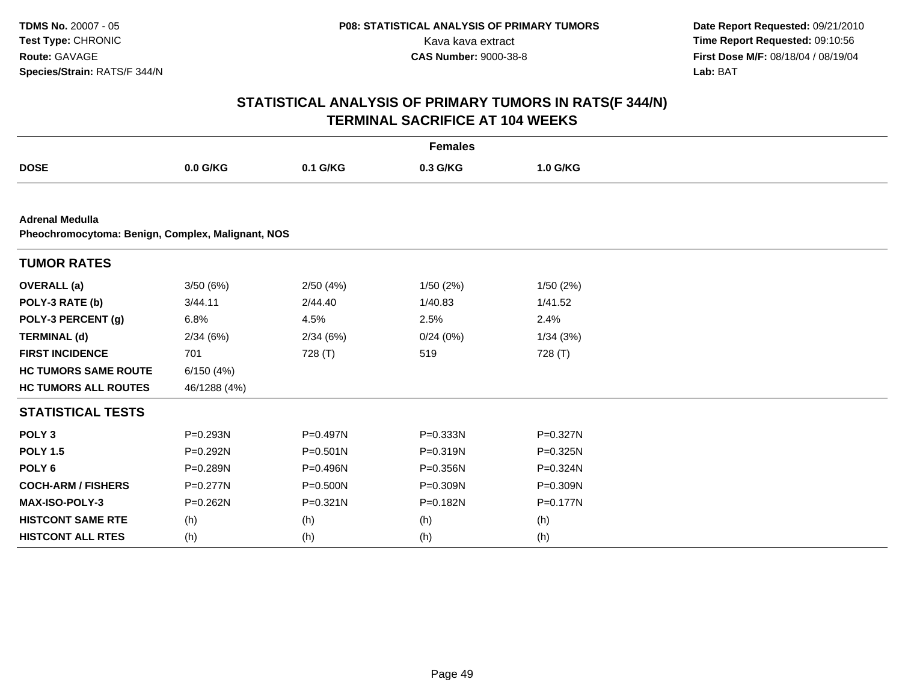**TDMS No.** 20007 - 05
**Test Type:** CHRONIC
**Route:** GAVAGE
**Species/Strain:** RATS/F 344/N

**P08: STATISTICAL ANALYSIS OF PRIMARY TUMORS**
Kava kava extract
**CAS Number:** 9000-38-8

**Date Report Requested:** 09/21/2010
**Time Report Requested:** 09:10:56
**First Dose M/F:** 08/18/04 / 08/19/04
**Lab:** BAT

# STATISTICAL ANALYSIS OF PRIMARY TUMORS IN RATS(F 344/N) TERMINAL SACRIFICE AT 104 WEEKS

| | Females | | | |
|---|---|---|---|---|
| **DOSE** | **0.0 G/KG** | **0.1 G/KG** | **0.3 G/KG** | **1.0 G/KG** |
| **Adrenal Medulla** | | | | |
| **Pheochromocytoma: Benign, Complex, Malignant, NOS** | | | | |
| **TUMOR RATES** | | | | |
| **OVERALL (a)** | 3/50 (6%) | 2/50 (4%) | 1/50 (2%) | 1/50 (2%) |
| **POLY-3 RATE (b)** | 3/44.11 | 2/44.40 | 1/40.83 | 1/41.52 |
| **POLY-3 PERCENT (g)** | 6.8% | 4.5% | 2.5% | 2.4% |
| **TERMINAL (d)** | 2/34 (6%) | 2/34 (6%) | 0/24 (0%) | 1/34 (3%) |
| **FIRST INCIDENCE** | 701 | 728 (T) | 519 | 728 (T) |
| **HC TUMORS SAME ROUTE** | 6/150 (4%) | | | |
| **HC TUMORS ALL ROUTES** | 46/1288 (4%) | | | |
| **STATISTICAL TESTS** | | | | |
| **POLY 3** | P=0.293N | P=0.497N | P=0.333N | P=0.327N |
| **POLY 1.5** | P=0.292N | P=0.501N | P=0.319N | P=0.325N |
| **POLY 6** | P=0.289N | P=0.496N | P=0.356N | P=0.324N |
| **COCH-ARM / FISHERS** | P=0.277N | P=0.500N | P=0.309N | P=0.309N |
| **MAX-ISO-POLY-3** | P=0.262N | P=0.321N | P=0.182N | P=0.177N |
| **HISTCONT SAME RTE** | (h) | (h) | (h) | (h) |
| **HISTCONT ALL RTES** | (h) | (h) | (h) | (h) |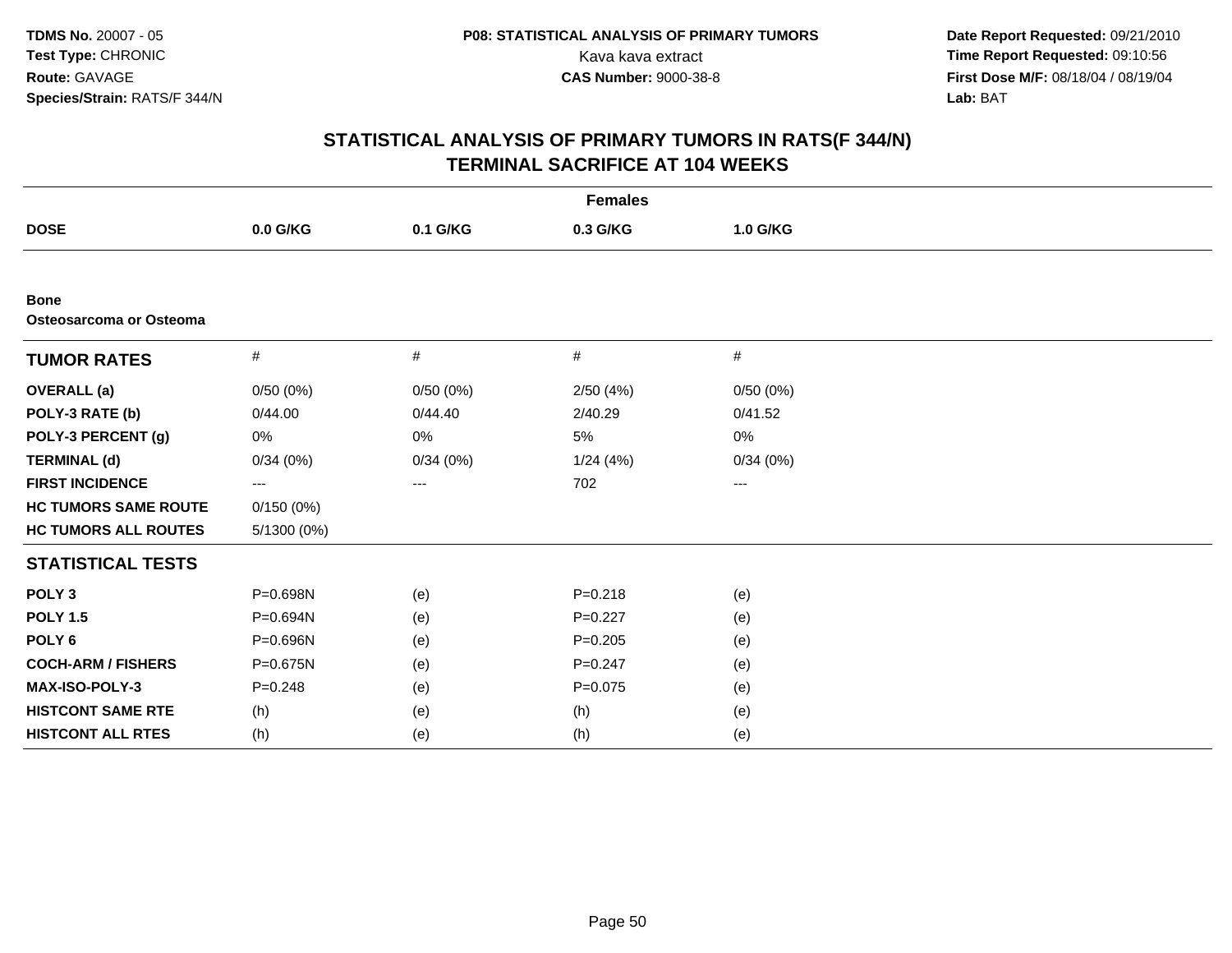**TDMS No.** 20007 - 05
**Test Type:** CHRONIC
**Route:** GAVAGE
**Species/Strain:** RATS/F 344/N

**P08: STATISTICAL ANALYSIS OF PRIMARY TUMORS**
Kava kava extract
**CAS Number:** 9000-38-8

**Date Report Requested:** 09/21/2010
**Time Report Requested:** 09:10:56
**First Dose M/F:** 08/18/04 / 08/19/04
**Lab:** BAT

## STATISTICAL ANALYSIS OF PRIMARY TUMORS IN RATS(F 344/N)
## TERMINAL SACRIFICE AT 104 WEEKS

| | Females | | | |
|---|---|---|---|---|
| **DOSE** | **0.0 G/KG** | **0.1 G/KG** | **0.3 G/KG** | **1.0 G/KG** |
| **Bone** | | | | |
| **Osteosarcoma or Osteoma** | | | | |
| **TUMOR RATES** | # | # | # | # |
| **OVERALL (a)** | 0/50 (0%) | 0/50 (0%) | 2/50 (4%) | 0/50 (0%) |
| **POLY-3 RATE (b)** | 0/44.00 | 0/44.40 | 2/40.29 | 0/41.52 |
| **POLY-3 PERCENT (g)** | 0% | 0% | 5% | 0% |
| **TERMINAL (d)** | 0/34 (0%) | 0/34 (0%) | 1/24 (4%) | 0/34 (0%) |
| **FIRST INCIDENCE** | --- | --- | 702 | --- |
| **HC TUMORS SAME ROUTE** | 0/150 (0%) | | | |
| **HC TUMORS ALL ROUTES** | 5/1300 (0%) | | | |
| **STATISTICAL TESTS** | | | | |
| **POLY 3** | P=0.698N | (e) | P=0.218 | (e) |
| **POLY 1.5** | P=0.694N | (e) | P=0.227 | (e) |
| **POLY 6** | P=0.696N | (e) | P=0.205 | (e) |
| **COCH-ARM / FISHERS** | P=0.675N | (e) | P=0.247 | (e) |
| **MAX-ISO-POLY-3** | P=0.248 | (e) | P=0.075 | (e) |
| **HISTCONT SAME RTE** | (h) | (e) | (h) | (e) |
| **HISTCONT ALL RTES** | (h) | (e) | (h) | (e) |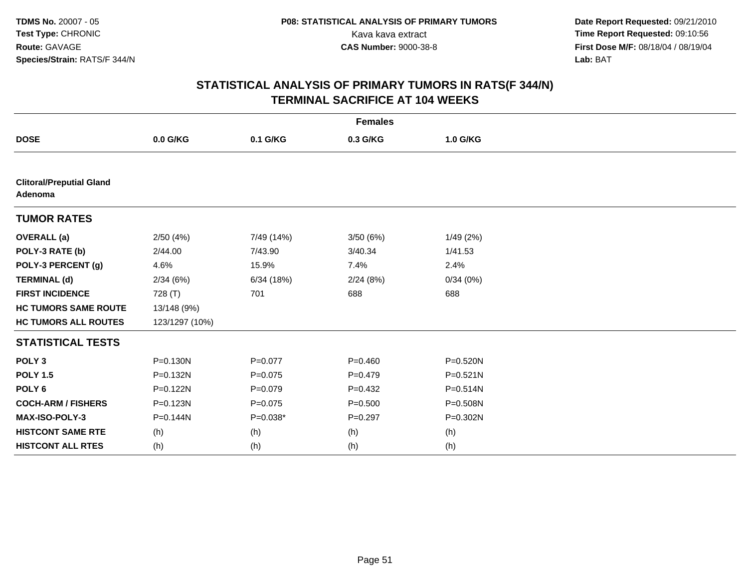**TDMS No.** 20007 - 05
**Test Type:** CHRONIC
**Route:** GAVAGE
**Species/Strain:** RATS/F 344/N

**P08: STATISTICAL ANALYSIS OF PRIMARY TUMORS**
Kava kava extract
**CAS Number:** 9000-38-8

**Date Report Requested:** 09/21/2010
**Time Report Requested:** 09:10:56
**First Dose M/F:** 08/18/04 / 08/19/04
**Lab:** BAT

## STATISTICAL ANALYSIS OF PRIMARY TUMORS IN RATS(F 344/N)
## TERMINAL SACRIFICE AT 104 WEEKS

| | Females | | | |
|---|---|---|---|---|
| **DOSE** | **0.0 G/KG** | **0.1 G/KG** | **0.3 G/KG** | **1.0 G/KG** |
| **Clitoral/Preputial Gland Adenoma** | | | | |
| **TUMOR RATES** | | | | |
| **OVERALL (a)** | 2/50 (4%) | 7/49 (14%) | 3/50 (6%) | 1/49 (2%) |
| **POLY-3 RATE (b)** | 2/44.00 | 7/43.90 | 3/40.34 | 1/41.53 |
| **POLY-3 PERCENT (g)** | 4.6% | 15.9% | 7.4% | 2.4% |
| **TERMINAL (d)** | 2/34 (6%) | 6/34 (18%) | 2/24 (8%) | 0/34 (0%) |
| **FIRST INCIDENCE** | 728 (T) | 701 | 688 | 688 |
| **HC TUMORS SAME ROUTE** | 13/148 (9%) | | | |
| **HC TUMORS ALL ROUTES** | 123/1297 (10%) | | | |
| **STATISTICAL TESTS** | | | | |
| **POLY 3** | P=0.130N | P=0.077 | P=0.460 | P=0.520N |
| **POLY 1.5** | P=0.132N | P=0.075 | P=0.479 | P=0.521N |
| **POLY 6** | P=0.122N | P=0.079 | P=0.432 | P=0.514N |
| **COCH-ARM / FISHERS** | P=0.123N | P=0.075 | P=0.500 | P=0.508N |
| **MAX-ISO-POLY-3** | P=0.144N | P=0.038* | P=0.297 | P=0.302N |
| **HISTCONT SAME RTE** | (h) | (h) | (h) | (h) |
| **HISTCONT ALL RTES** | (h) | (h) | (h) | (h) |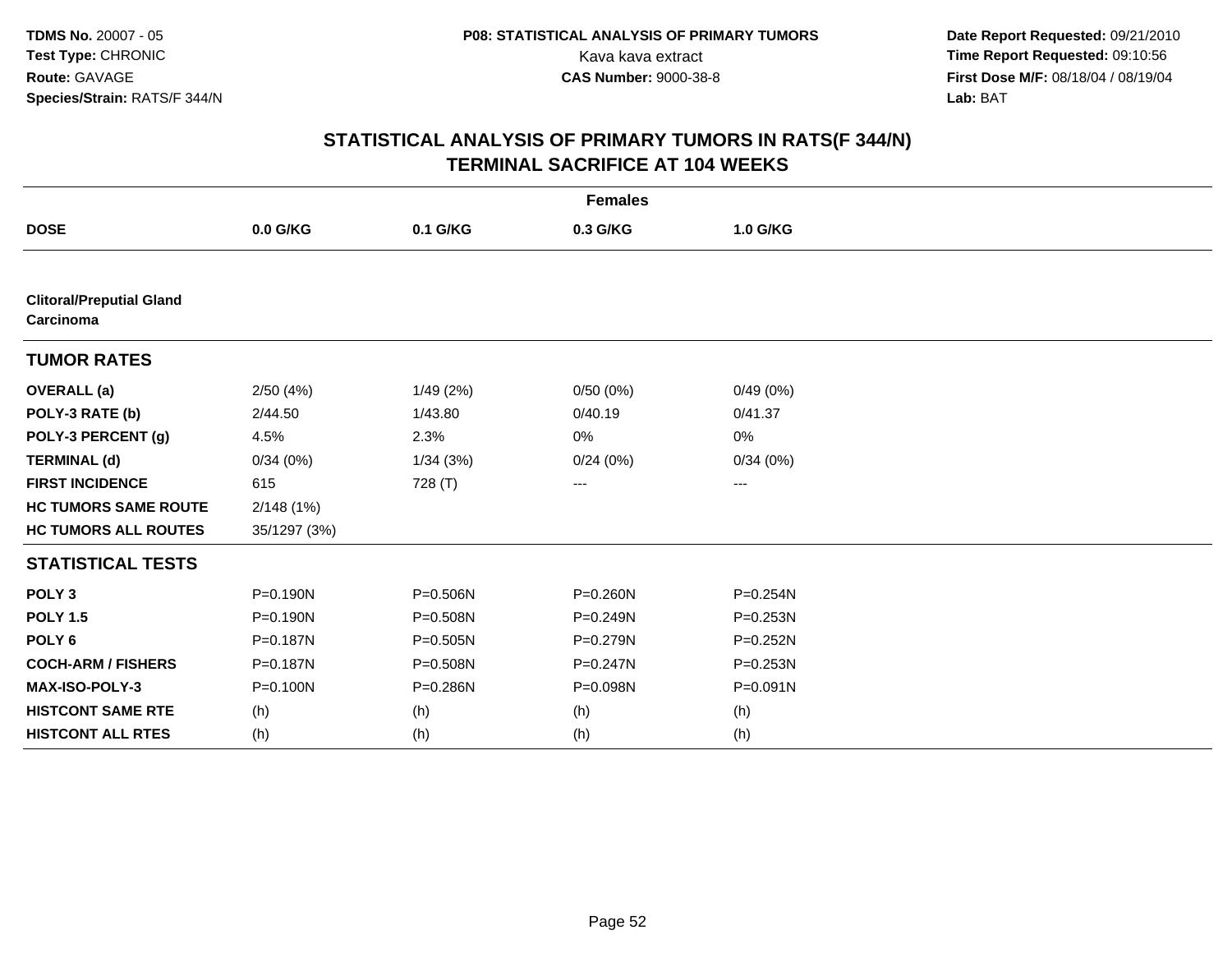**TDMS No.** 20007 - 05
**Test Type:** CHRONIC
**Route:** GAVAGE
**Species/Strain:** RATS/F 344/N

**P08: STATISTICAL ANALYSIS OF PRIMARY TUMORS**
Kava kava extract
**CAS Number:** 9000-38-8

**Date Report Requested:** 09/21/2010
**Time Report Requested:** 09:10:56
**First Dose M/F:** 08/18/04 / 08/19/04
**Lab:** BAT

## STATISTICAL ANALYSIS OF PRIMARY TUMORS IN RATS(F 344/N)
## TERMINAL SACRIFICE AT 104 WEEKS

| | Females | | | |
|---|---|---|---|---|
| **DOSE** | **0.0 G/KG** | **0.1 G/KG** | **0.3 G/KG** | **1.0 G/KG** |
| **Clitoral/Preputial Gland Carcinoma** | | | | |
| **TUMOR RATES** | | | | |
| **OVERALL (a)** | 2/50 (4%) | 1/49 (2%) | 0/50 (0%) | 0/49 (0%) |
| **POLY-3 RATE (b)** | 2/44.50 | 1/43.80 | 0/40.19 | 0/41.37 |
| **POLY-3 PERCENT (g)** | 4.5% | 2.3% | 0% | 0% |
| **TERMINAL (d)** | 0/34 (0%) | 1/34 (3%) | 0/24 (0%) | 0/34 (0%) |
| **FIRST INCIDENCE** | 615 | 728 (T) | --- | --- |
| **HC TUMORS SAME ROUTE** | 2/148 (1%) | | | |
| **HC TUMORS ALL ROUTES** | 35/1297 (3%) | | | |
| **STATISTICAL TESTS** | | | | |
| **POLY 3** | P=0.190N | P=0.506N | P=0.260N | P=0.254N |
| **POLY 1.5** | P=0.190N | P=0.508N | P=0.249N | P=0.253N |
| **POLY 6** | P=0.187N | P=0.505N | P=0.279N | P=0.252N |
| **COCH-ARM / FISHERS** | P=0.187N | P=0.508N | P=0.247N | P=0.253N |
| **MAX-ISO-POLY-3** | P=0.100N | P=0.286N | P=0.098N | P=0.091N |
| **HISTCONT SAME RTE** | (h) | (h) | (h) | (h) |
| **HISTCONT ALL RTES** | (h) | (h) | (h) | (h) |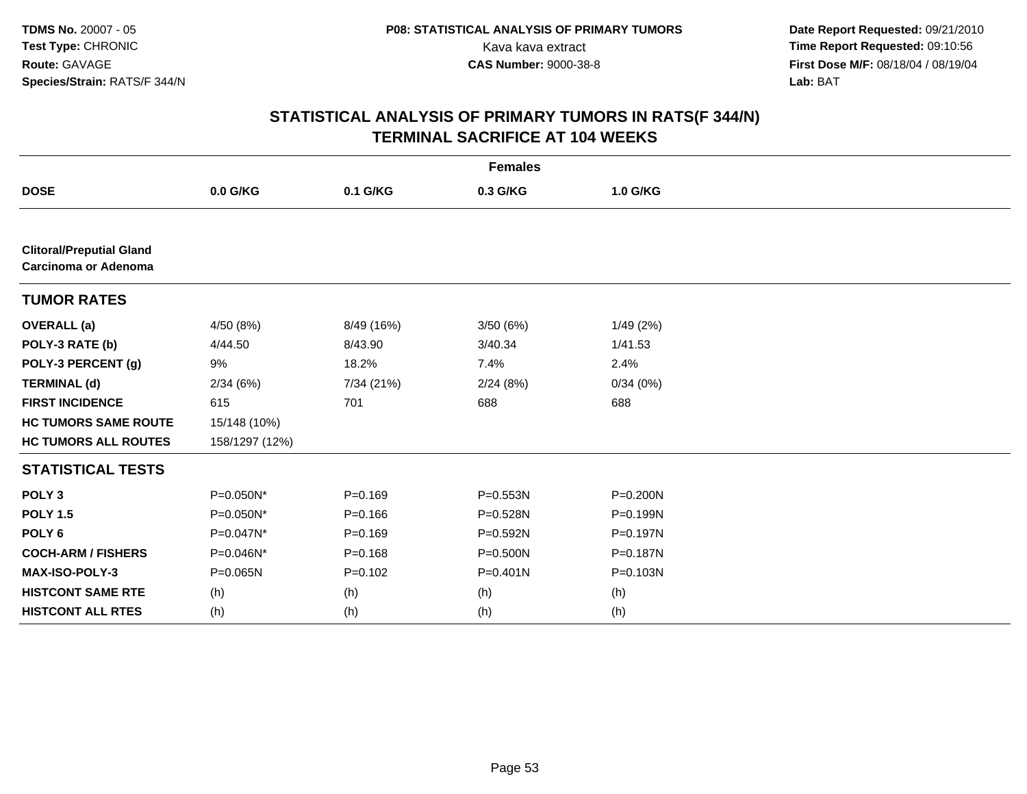TDMS No. 20007 - 05
Test Type: CHRONIC
Route: GAVAGE
Species/Strain: RATS/F 344/N

P08: STATISTICAL ANALYSIS OF PRIMARY TUMORS
Kava kava extract
CAS Number: 9000-38-8

Date Report Requested: 09/21/2010
Time Report Requested: 09:10:56
First Dose M/F: 08/18/04 / 08/19/04
Lab: BAT

## STATISTICAL ANALYSIS OF PRIMARY TUMORS IN RATS(F 344/N) TERMINAL SACRIFICE AT 104 WEEKS

| Females | | | | |
|---|---|---|---|---|
| **DOSE** | **0.0 G/KG** | **0.1 G/KG** | **0.3 G/KG** | **1.0 G/KG** |
| **Clitoral/Preputial Gland Carcinoma or Adenoma** | | | | |
| **TUMOR RATES** | | | | |
| **OVERALL (a)** | 4/50 (8%) | 8/49 (16%) | 3/50 (6%) | 1/49 (2%) |
| **POLY-3 RATE (b)** | 4/44.50 | 8/43.90 | 3/40.34 | 1/41.53 |
| **POLY-3 PERCENT (g)** | 9% | 18.2% | 7.4% | 2.4% |
| **TERMINAL (d)** | 2/34 (6%) | 7/34 (21%) | 2/24 (8%) | 0/34 (0%) |
| **FIRST INCIDENCE** | 615 | 701 | 688 | 688 |
| **HC TUMORS SAME ROUTE** | 15/148 (10%) | | | |
| **HC TUMORS ALL ROUTES** | 158/1297 (12%) | | | |
| **STATISTICAL TESTS** | | | | |
| **POLY 3** | P=0.050N* | P=0.169 | P=0.553N | P=0.200N |
| **POLY 1.5** | P=0.050N* | P=0.166 | P=0.528N | P=0.199N |
| **POLY 6** | P=0.047N* | P=0.169 | P=0.592N | P=0.197N |
| **COCH-ARM / FISHERS** | P=0.046N* | P=0.168 | P=0.500N | P=0.187N |
| **MAX-ISO-POLY-3** | P=0.065N | P=0.102 | P=0.401N | P=0.103N |
| **HISTCONT SAME RTE** | (h) | (h) | (h) | (h) |
| **HISTCONT ALL RTES** | (h) | (h) | (h) | (h) |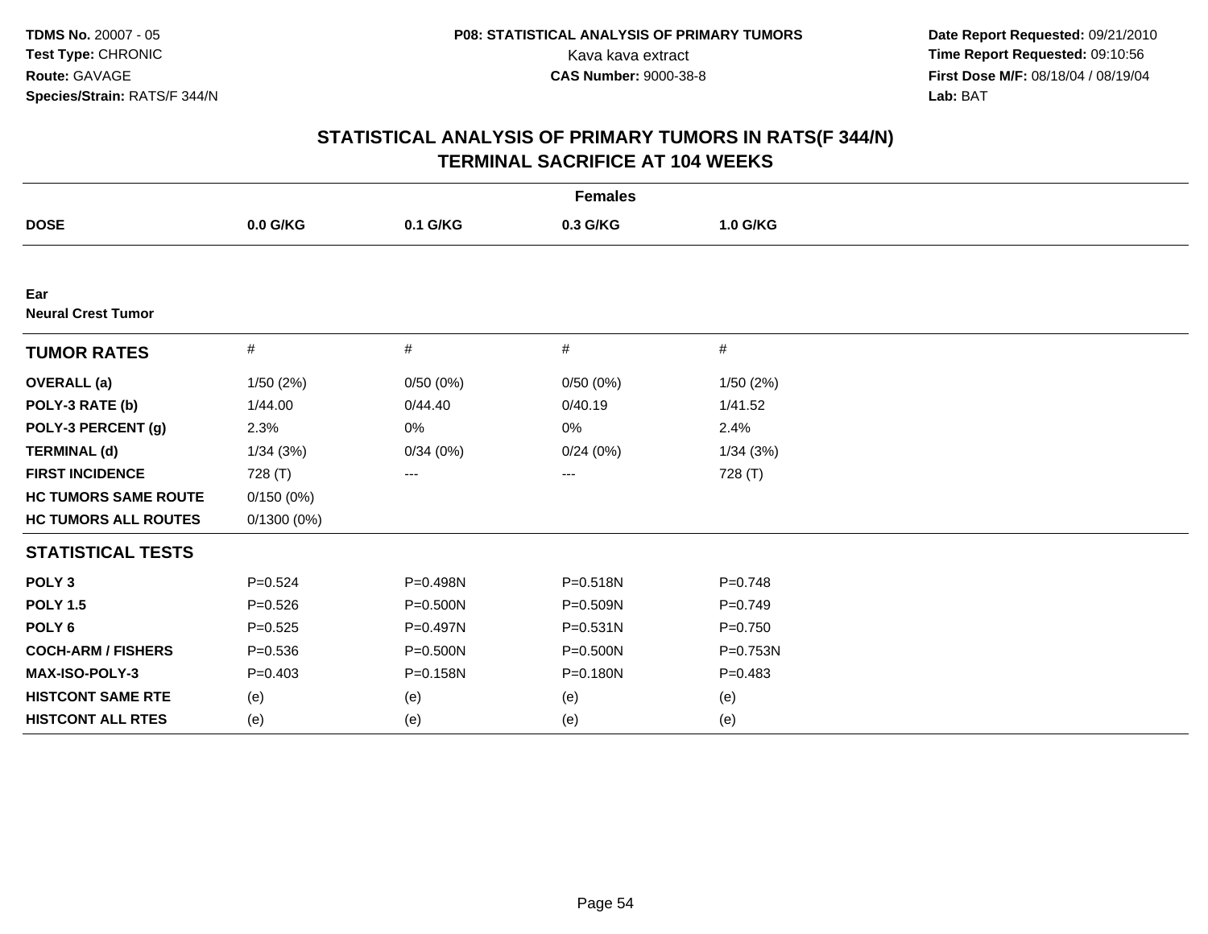**TDMS No.** 20007 - 05
**Test Type:** CHRONIC
**Route:** GAVAGE
**Species/Strain:** RATS/F 344/N

**P08: STATISTICAL ANALYSIS OF PRIMARY TUMORS**
Kava kava extract
**CAS Number:** 9000-38-8

**Date Report Requested:** 09/21/2010
**Time Report Requested:** 09:10:56
**First Dose M/F:** 08/18/04 / 08/19/04
**Lab:** BAT

## STATISTICAL ANALYSIS OF PRIMARY TUMORS IN RATS(F 344/N) TERMINAL SACRIFICE AT 104 WEEKS

| Females | | | | |
|---|---|---|---|---|
| **DOSE** | **0.0 G/KG** | **0.1 G/KG** | **0.3 G/KG** | **1.0 G/KG** |
| **Ear** | | | | |
| **Neural Crest Tumor** | | | | |
| **TUMOR RATES** | # | # | # | # |
| **OVERALL (a)** | 1/50 (2%) | 0/50 (0%) | 0/50 (0%) | 1/50 (2%) |
| **POLY-3 RATE (b)** | 1/44.00 | 0/44.40 | 0/40.19 | 1/41.52 |
| **POLY-3 PERCENT (g)** | 2.3% | 0% | 0% | 2.4% |
| **TERMINAL (d)** | 1/34 (3%) | 0/34 (0%) | 0/24 (0%) | 1/34 (3%) |
| **FIRST INCIDENCE** | 728 (T) | --- | --- | 728 (T) |
| **HC TUMORS SAME ROUTE** | 0/150 (0%) | | | |
| **HC TUMORS ALL ROUTES** | 0/1300 (0%) | | | |
| **STATISTICAL TESTS** | | | | |
| **POLY 3** | P=0.524 | P=0.498N | P=0.518N | P=0.748 |
| **POLY 1.5** | P=0.526 | P=0.500N | P=0.509N | P=0.749 |
| **POLY 6** | P=0.525 | P=0.497N | P=0.531N | P=0.750 |
| **COCH-ARM / FISHERS** | P=0.536 | P=0.500N | P=0.500N | P=0.753N |
| **MAX-ISO-POLY-3** | P=0.403 | P=0.158N | P=0.180N | P=0.483 |
| **HISTCONT SAME RTE** | (e) | (e) | (e) | (e) |
| **HISTCONT ALL RTES** | (e) | (e) | (e) | (e) |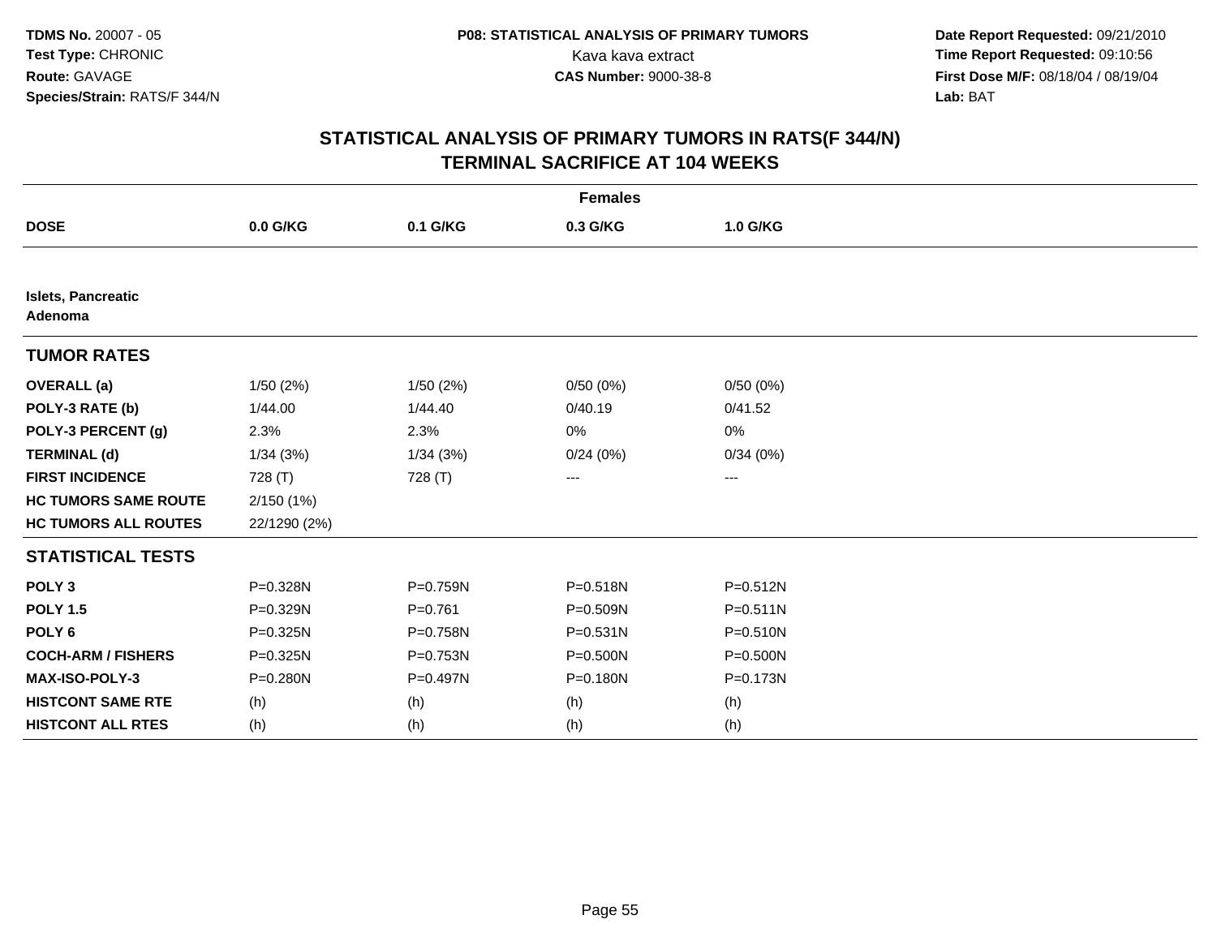**TDMS No.** 20007 - 05
**Test Type:** CHRONIC
**Route:** GAVAGE
**Species/Strain:** RATS/F 344/N

**P08: STATISTICAL ANALYSIS OF PRIMARY TUMORS**
Kava kava extract
**CAS Number:** 9000-38-8

**Date Report Requested:** 09/21/2010
**Time Report Requested:** 09:10:56
**First Dose M/F:** 08/18/04 / 08/19/04
**Lab:** BAT

## STATISTICAL ANALYSIS OF PRIMARY TUMORS IN RATS(F 344/N)
## TERMINAL SACRIFICE AT 104 WEEKS

| | Females | | | |
|---|---|---|---|---|
| **DOSE** | **0.0 G/KG** | **0.1 G/KG** | **0.3 G/KG** | **1.0 G/KG** |
| **Islets, Pancreatic** | | | | |
| **Adenoma** | | | | |
| **TUMOR RATES** | | | | |
| **OVERALL (a)** | 1/50 (2%) | 1/50 (2%) | 0/50 (0%) | 0/50 (0%) |
| **POLY-3 RATE (b)** | 1/44.00 | 1/44.40 | 0/40.19 | 0/41.52 |
| **POLY-3 PERCENT (g)** | 2.3% | 2.3% | 0% | 0% |
| **TERMINAL (d)** | 1/34 (3%) | 1/34 (3%) | 0/24 (0%) | 0/34 (0%) |
| **FIRST INCIDENCE** | 728 (T) | 728 (T) | --- | --- |
| **HC TUMORS SAME ROUTE** | 2/150 (1%) | | | |
| **HC TUMORS ALL ROUTES** | 22/1290 (2%) | | | |
| **STATISTICAL TESTS** | | | | |
| **POLY 3** | P=0.328N | P=0.759N | P=0.518N | P=0.512N |
| **POLY 1.5** | P=0.329N | P=0.761 | P=0.509N | P=0.511N |
| **POLY 6** | P=0.325N | P=0.758N | P=0.531N | P=0.510N |
| **COCH-ARM / FISHERS** | P=0.325N | P=0.753N | P=0.500N | P=0.500N |
| **MAX-ISO-POLY-3** | P=0.280N | P=0.497N | P=0.180N | P=0.173N |
| **HISTCONT SAME RTE** | (h) | (h) | (h) | (h) |
| **HISTCONT ALL RTES** | (h) | (h) | (h) | (h) |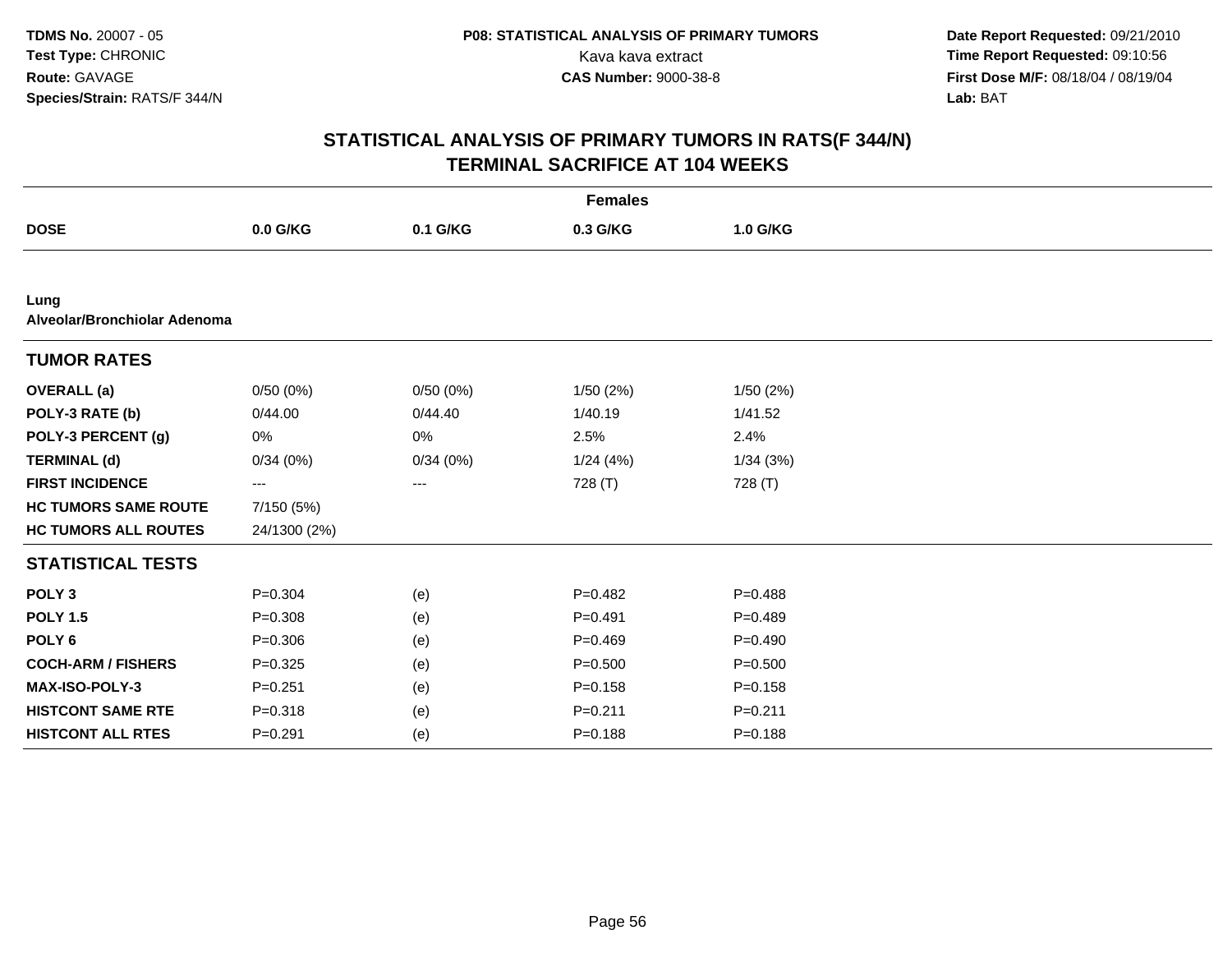**TDMS No.** 20007 - 05
**Test Type:** CHRONIC
**Route:** GAVAGE
**Species/Strain:** RATS/F 344/N

**P08: STATISTICAL ANALYSIS OF PRIMARY TUMORS**
Kava kava extract
**CAS Number:** 9000-38-8

**Date Report Requested:** 09/21/2010
**Time Report Requested:** 09:10:56
**First Dose M/F:** 08/18/04 / 08/19/04
**Lab:** BAT

## STATISTICAL ANALYSIS OF PRIMARY TUMORS IN RATS(F 344/N) TERMINAL SACRIFICE AT 104 WEEKS

| Females | | | | |
|---|---|---|---|---|
| **DOSE** | **0.0 G/KG** | **0.1 G/KG** | **0.3 G/KG** | **1.0 G/KG** |
| **Lung** | | | | |
| **Alveolar/Bronchiolar Adenoma** | | | | |
| **TUMOR RATES** | | | | |
| **OVERALL (a)** | 0/50 (0%) | 0/50 (0%) | 1/50 (2%) | 1/50 (2%) |
| **POLY-3 RATE (b)** | 0/44.00 | 0/44.40 | 1/40.19 | 1/41.52 |
| **POLY-3 PERCENT (g)** | 0% | 0% | 2.5% | 2.4% |
| **TERMINAL (d)** | 0/34 (0%) | 0/34 (0%) | 1/24 (4%) | 1/34 (3%) |
| **FIRST INCIDENCE** | --- | --- | 728 (T) | 728 (T) |
| **HC TUMORS SAME ROUTE** | 7/150 (5%) | | | |
| **HC TUMORS ALL ROUTES** | 24/1300 (2%) | | | |
| **STATISTICAL TESTS** | | | | |
| **POLY 3** | P=0.304 | (e) | P=0.482 | P=0.488 |
| **POLY 1.5** | P=0.308 | (e) | P=0.491 | P=0.489 |
| **POLY 6** | P=0.306 | (e) | P=0.469 | P=0.490 |
| **COCH-ARM / FISHERS** | P=0.325 | (e) | P=0.500 | P=0.500 |
| **MAX-ISO-POLY-3** | P=0.251 | (e) | P=0.158 | P=0.158 |
| **HISTCONT SAME RTE** | P=0.318 | (e) | P=0.211 | P=0.211 |
| **HISTCONT ALL RTES** | P=0.291 | (e) | P=0.188 | P=0.188 |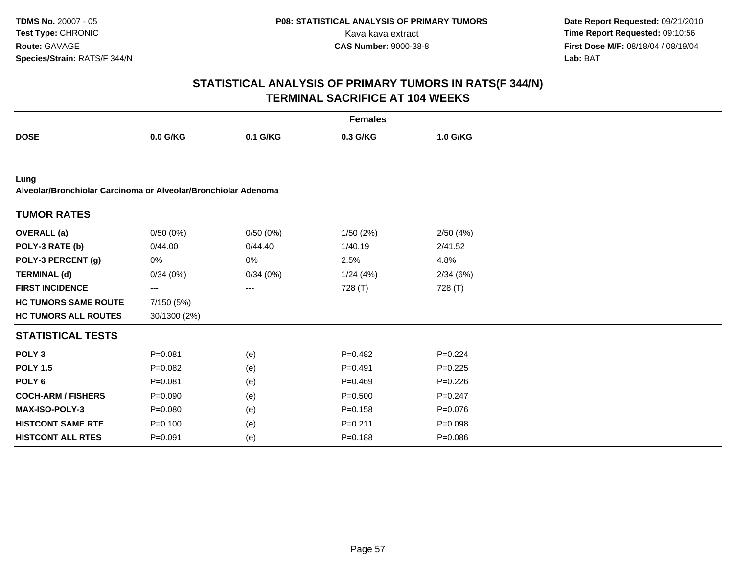**TDMS No.** 20007 - 05
**Test Type:** CHRONIC
**Route:** GAVAGE
**Species/Strain:** RATS/F 344/N

**P08: STATISTICAL ANALYSIS OF PRIMARY TUMORS**
Kava kava extract
**CAS Number:** 9000-38-8

**Date Report Requested:** 09/21/2010
**Time Report Requested:** 09:10:56
**First Dose M/F:** 08/18/04 / 08/19/04
**Lab:** BAT

## STATISTICAL ANALYSIS OF PRIMARY TUMORS IN RATS(F 344/N)
## TERMINAL SACRIFICE AT 104 WEEKS

| Females | | | | |
|---|---|---|---|---|
| **DOSE** | **0.0 G/KG** | **0.1 G/KG** | **0.3 G/KG** | **1.0 G/KG** |
| **Lung** | | | | |
| **Alveolar/Bronchiolar Carcinoma or Alveolar/Bronchiolar Adenoma** | | | | |
| **TUMOR RATES** | | | | |
| **OVERALL (a)** | 0/50 (0%) | 0/50 (0%) | 1/50 (2%) | 2/50 (4%) |
| **POLY-3 RATE (b)** | 0/44.00 | 0/44.40 | 1/40.19 | 2/41.52 |
| **POLY-3 PERCENT (g)** | 0% | 0% | 2.5% | 4.8% |
| **TERMINAL (d)** | 0/34 (0%) | 0/34 (0%) | 1/24 (4%) | 2/34 (6%) |
| **FIRST INCIDENCE** | --- | --- | 728 (T) | 728 (T) |
| **HC TUMORS SAME ROUTE** | 7/150 (5%) | | | |
| **HC TUMORS ALL ROUTES** | 30/1300 (2%) | | | |
| **STATISTICAL TESTS** | | | | |
| **POLY 3** | P=0.081 | (e) | P=0.482 | P=0.224 |
| **POLY 1.5** | P=0.082 | (e) | P=0.491 | P=0.225 |
| **POLY 6** | P=0.081 | (e) | P=0.469 | P=0.226 |
| **COCH-ARM / FISHERS** | P=0.090 | (e) | P=0.500 | P=0.247 |
| **MAX-ISO-POLY-3** | P=0.080 | (e) | P=0.158 | P=0.076 |
| **HISTCONT SAME RTE** | P=0.100 | (e) | P=0.211 | P=0.098 |
| **HISTCONT ALL RTES** | P=0.091 | (e) | P=0.188 | P=0.086 |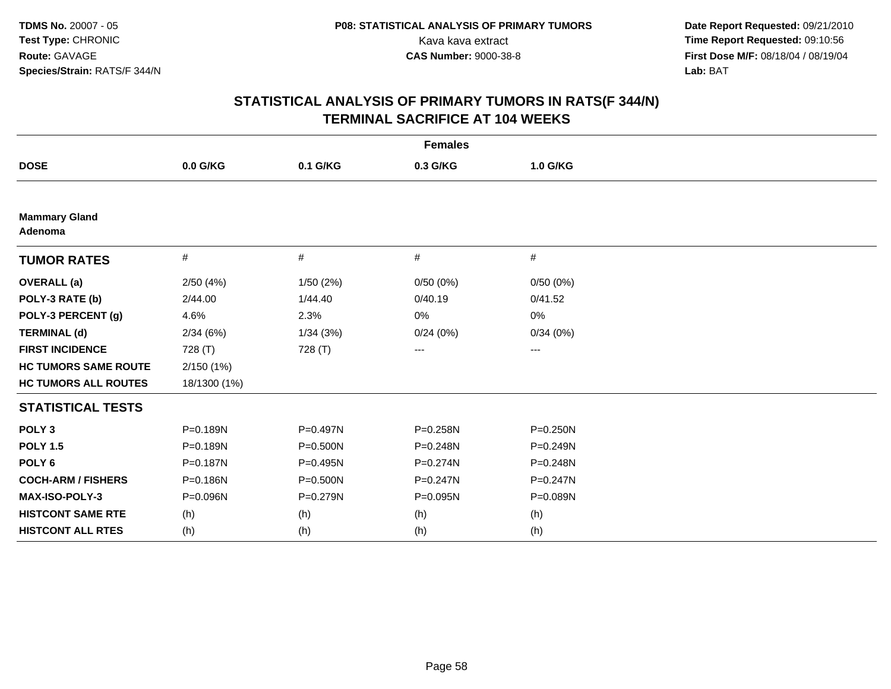**TDMS No.** 20007 - 05
**Test Type:** CHRONIC
**Route:** GAVAGE
**Species/Strain:** RATS/F 344/N

**P08: STATISTICAL ANALYSIS OF PRIMARY TUMORS**
Kava kava extract
**CAS Number:** 9000-38-8

**Date Report Requested:** 09/21/2010
**Time Report Requested:** 09:10:56
**First Dose M/F:** 08/18/04 / 08/19/04
**Lab:** BAT

## STATISTICAL ANALYSIS OF PRIMARY TUMORS IN RATS(F 344/N)
## TERMINAL SACRIFICE AT 104 WEEKS

| | Females | | | |
|---|---|---|---|---|
| **DOSE** | **0.0 G/KG** | **0.1 G/KG** | **0.3 G/KG** | **1.0 G/KG** |
| **Mammary Gland** | | | | |
| **Adenoma** | | | | |
| **TUMOR RATES** | # | # | # | # |
| **OVERALL (a)** | 2/50 (4%) | 1/50 (2%) | 0/50 (0%) | 0/50 (0%) |
| **POLY-3 RATE (b)** | 2/44.00 | 1/44.40 | 0/40.19 | 0/41.52 |
| **POLY-3 PERCENT (g)** | 4.6% | 2.3% | 0% | 0% |
| **TERMINAL (d)** | 2/34 (6%) | 1/34 (3%) | 0/24 (0%) | 0/34 (0%) |
| **FIRST INCIDENCE** | 728 (T) | 728 (T) | --- | --- |
| **HC TUMORS SAME ROUTE** | 2/150 (1%) | | | |
| **HC TUMORS ALL ROUTES** | 18/1300 (1%) | | | |
| **STATISTICAL TESTS** | | | | |
| **POLY 3** | P=0.189N | P=0.497N | P=0.258N | P=0.250N |
| **POLY 1.5** | P=0.189N | P=0.500N | P=0.248N | P=0.249N |
| **POLY 6** | P=0.187N | P=0.495N | P=0.274N | P=0.248N |
| **COCH-ARM / FISHERS** | P=0.186N | P=0.500N | P=0.247N | P=0.247N |
| **MAX-ISO-POLY-3** | P=0.096N | P=0.279N | P=0.095N | P=0.089N |
| **HISTCONT SAME RTE** | (h) | (h) | (h) | (h) |
| **HISTCONT ALL RTES** | (h) | (h) | (h) | (h) |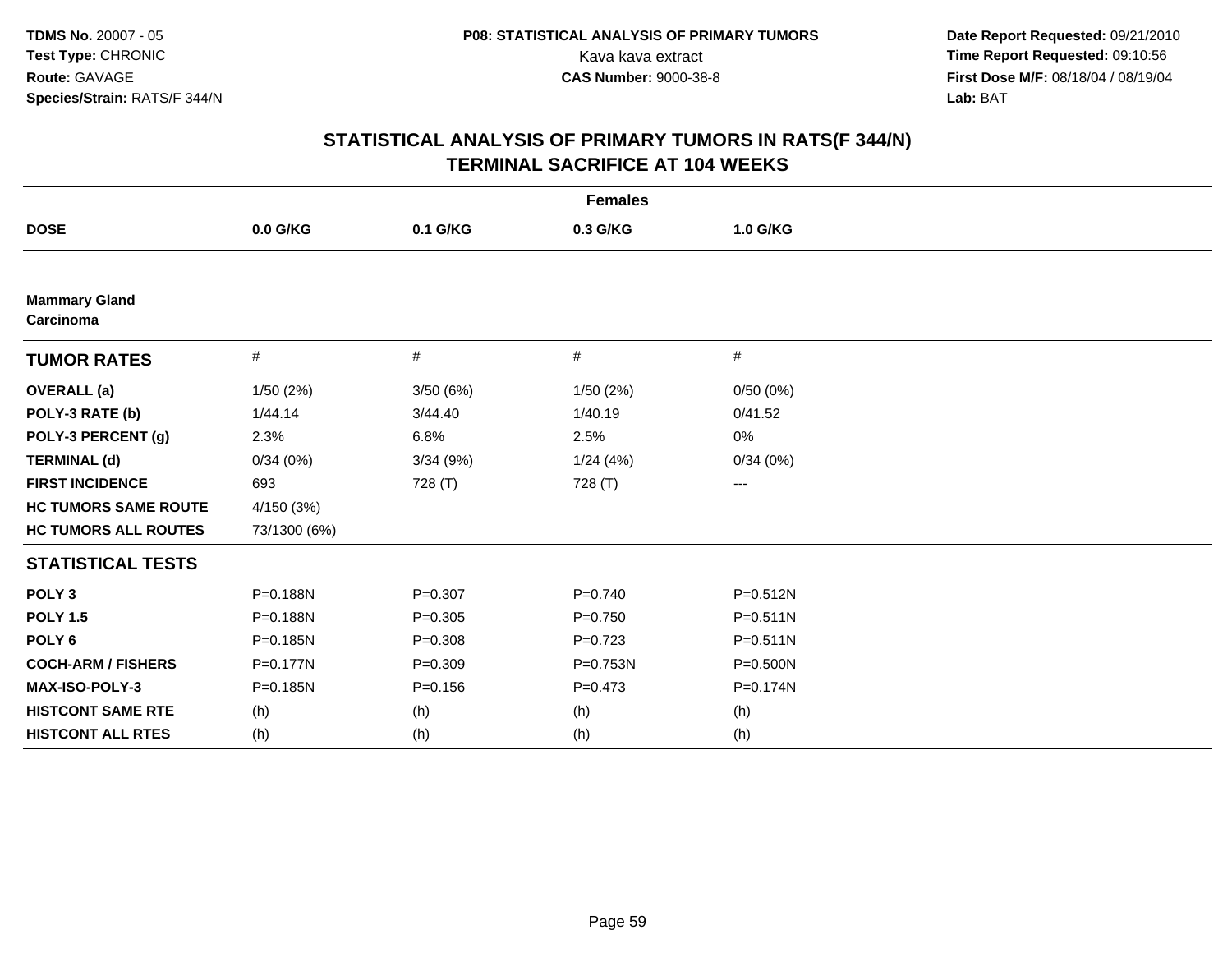**TDMS No.** 20007 - 05
**Test Type:** CHRONIC
**Route:** GAVAGE
**Species/Strain:** RATS/F 344/N

**P08: STATISTICAL ANALYSIS OF PRIMARY TUMORS**
Kava kava extract
**CAS Number:** 9000-38-8

**Date Report Requested:** 09/21/2010
**Time Report Requested:** 09:10:56
**First Dose M/F:** 08/18/04 / 08/19/04
**Lab:** BAT

## STATISTICAL ANALYSIS OF PRIMARY TUMORS IN RATS(F 344/N)
## TERMINAL SACRIFICE AT 104 WEEKS

| | Females | | | |
|---|---|---|---|---|
| **DOSE** | **0.0 G/KG** | **0.1 G/KG** | **0.3 G/KG** | **1.0 G/KG** |
| **Mammary Gland Carcinoma** | | | | |
| **TUMOR RATES** | # | # | # | # |
| **OVERALL (a)** | 1/50 (2%) | 3/50 (6%) | 1/50 (2%) | 0/50 (0%) |
| **POLY-3 RATE (b)** | 1/44.14 | 3/44.40 | 1/40.19 | 0/41.52 |
| **POLY-3 PERCENT (g)** | 2.3% | 6.8% | 2.5% | 0% |
| **TERMINAL (d)** | 0/34 (0%) | 3/34 (9%) | 1/24 (4%) | 0/34 (0%) |
| **FIRST INCIDENCE** | 693 | 728 (T) | 728 (T) | --- |
| **HC TUMORS SAME ROUTE** | 4/150 (3%) | | | |
| **HC TUMORS ALL ROUTES** | 73/1300 (6%) | | | |
| **STATISTICAL TESTS** | | | | |
| **POLY 3** | P=0.188N | P=0.307 | P=0.740 | P=0.512N |
| **POLY 1.5** | P=0.188N | P=0.305 | P=0.750 | P=0.511N |
| **POLY 6** | P=0.185N | P=0.308 | P=0.723 | P=0.511N |
| **COCH-ARM / FISHERS** | P=0.177N | P=0.309 | P=0.753N | P=0.500N |
| **MAX-ISO-POLY-3** | P=0.185N | P=0.156 | P=0.473 | P=0.174N |
| **HISTCONT SAME RTE** | (h) | (h) | (h) | (h) |
| **HISTCONT ALL RTES** | (h) | (h) | (h) | (h) |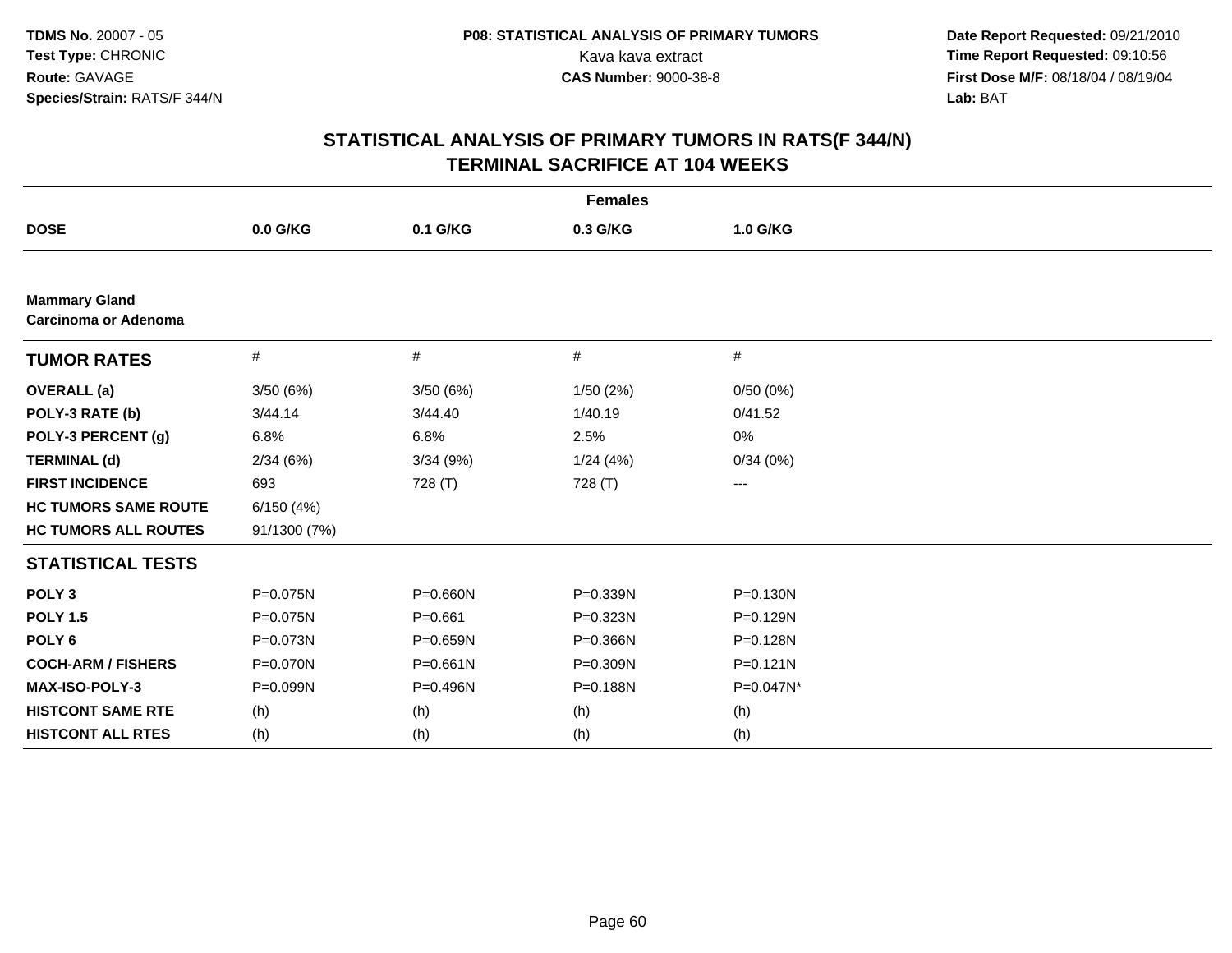**TDMS No.** 20007 - 05
**Test Type:** CHRONIC
**Route:** GAVAGE
**Species/Strain:** RATS/F 344/N

**P08: STATISTICAL ANALYSIS OF PRIMARY TUMORS**
Kava kava extract
**CAS Number:** 9000-38-8

**Date Report Requested:** 09/21/2010
**Time Report Requested:** 09:10:56
**First Dose M/F:** 08/18/04 / 08/19/04
**Lab:** BAT

## STATISTICAL ANALYSIS OF PRIMARY TUMORS IN RATS(F 344/N) TERMINAL SACRIFICE AT 104 WEEKS

| | Females | | | |
|---|---|---|---|---|
| **DOSE** | **0.0 G/KG** | **0.1 G/KG** | **0.3 G/KG** | **1.0 G/KG** |
| **Mammary Gland** **Carcinoma or Adenoma** | | | | |
| **TUMOR RATES** | # | # | # | # |
| **OVERALL (a)** | 3/50 (6%) | 3/50 (6%) | 1/50 (2%) | 0/50 (0%) |
| **POLY-3 RATE (b)** | 3/44.14 | 3/44.40 | 1/40.19 | 0/41.52 |
| **POLY-3 PERCENT (g)** | 6.8% | 6.8% | 2.5% | 0% |
| **TERMINAL (d)** | 2/34 (6%) | 3/34 (9%) | 1/24 (4%) | 0/34 (0%) |
| **FIRST INCIDENCE** | 693 | 728 (T) | 728 (T) | --- |
| **HC TUMORS SAME ROUTE** | 6/150 (4%) | | | |
| **HC TUMORS ALL ROUTES** | 91/1300 (7%) | | | |
| **STATISTICAL TESTS** | | | | |
| **POLY 3** | P=0.075N | P=0.660N | P=0.339N | P=0.130N |
| **POLY 1.5** | P=0.075N | P=0.661 | P=0.323N | P=0.129N |
| **POLY 6** | P=0.073N | P=0.659N | P=0.366N | P=0.128N |
| **COCH-ARM / FISHERS** | P=0.070N | P=0.661N | P=0.309N | P=0.121N |
| **MAX-ISO-POLY-3** | P=0.099N | P=0.496N | P=0.188N | P=0.047N* |
| **HISTCONT SAME RTE** | (h) | (h) | (h) | (h) |
| **HISTCONT ALL RTES** | (h) | (h) | (h) | (h) |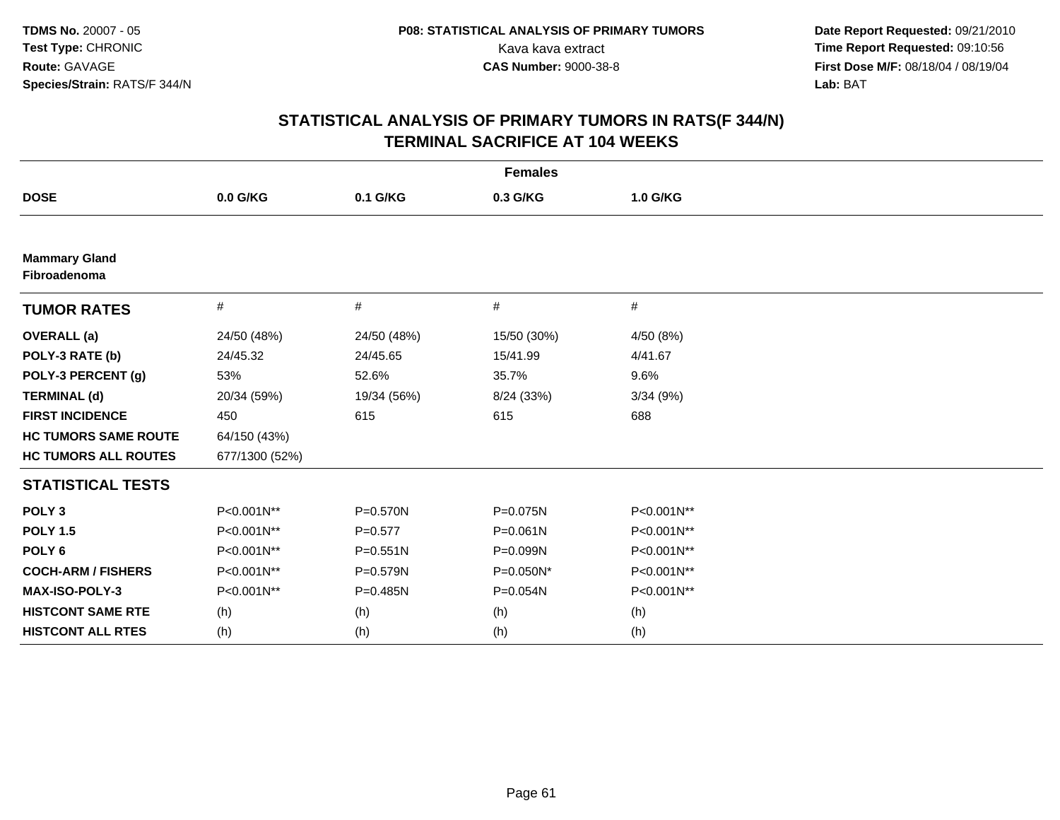**TDMS No.** 20007 - 05
**Test Type:** CHRONIC
**Route:** GAVAGE
**Species/Strain:** RATS/F 344/N

**P08: STATISTICAL ANALYSIS OF PRIMARY TUMORS**
Kava kava extract
**CAS Number:** 9000-38-8

**Date Report Requested:** 09/21/2010
**Time Report Requested:** 09:10:56
**First Dose M/F:** 08/18/04 / 08/19/04
**Lab:** BAT

## STATISTICAL ANALYSIS OF PRIMARY TUMORS IN RATS(F 344/N)
## TERMINAL SACRIFICE AT 104 WEEKS

| | Females | | | |
|---|---|---|---|---|
| **DOSE** | **0.0 G/KG** | **0.1 G/KG** | **0.3 G/KG** | **1.0 G/KG** |
| **Mammary Gland Fibroadenoma** | | | | |
| **TUMOR RATES** | # | # | # | # |
| **OVERALL (a)** | 24/50 (48%) | 24/50 (48%) | 15/50 (30%) | 4/50 (8%) |
| **POLY-3 RATE (b)** | 24/45.32 | 24/45.65 | 15/41.99 | 4/41.67 |
| **POLY-3 PERCENT (g)** | 53% | 52.6% | 35.7% | 9.6% |
| **TERMINAL (d)** | 20/34 (59%) | 19/34 (56%) | 8/24 (33%) | 3/34 (9%) |
| **FIRST INCIDENCE** | 450 | 615 | 615 | 688 |
| **HC TUMORS SAME ROUTE** | 64/150 (43%) | | | |
| **HC TUMORS ALL ROUTES** | 677/1300 (52%) | | | |
| **STATISTICAL TESTS** | | | | |
| **POLY 3** | P<0.001N** | P=0.570N | P=0.075N | P<0.001N** |
| **POLY 1.5** | P<0.001N** | P=0.577 | P=0.061N | P<0.001N** |
| **POLY 6** | P<0.001N** | P=0.551N | P=0.099N | P<0.001N** |
| **COCH-ARM / FISHERS** | P<0.001N** | P=0.579N | P=0.050N* | P<0.001N** |
| **MAX-ISO-POLY-3** | P<0.001N** | P=0.485N | P=0.054N | P<0.001N** |
| **HISTCONT SAME RTE** | (h) | (h) | (h) | (h) |
| **HISTCONT ALL RTES** | (h) | (h) | (h) | (h) |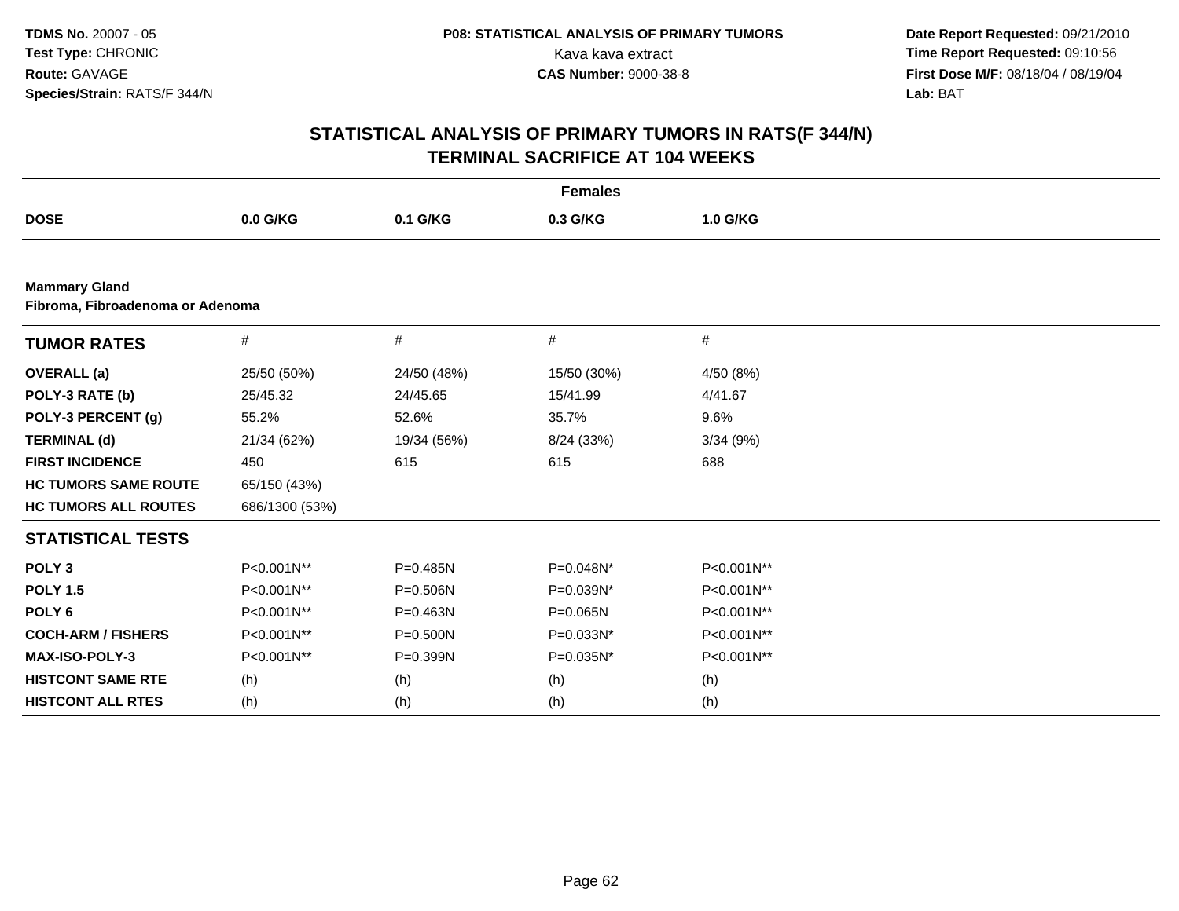TDMS No. 20007 - 05
Test Type: CHRONIC
Route: GAVAGE
Species/Strain: RATS/F 344/N

P08: STATISTICAL ANALYSIS OF PRIMARY TUMORS
Kava kava extract
CAS Number: 9000-38-8

Date Report Requested: 09/21/2010
Time Report Requested: 09:10:56
First Dose M/F: 08/18/04 / 08/19/04
Lab: BAT

## STATISTICAL ANALYSIS OF PRIMARY TUMORS IN RATS(F 344/N)
## TERMINAL SACRIFICE AT 104 WEEKS

| | Females | | | |
|---|---|---|---|---|
| **DOSE** | **0.0 G/KG** | **0.1 G/KG** | **0.3 G/KG** | **1.0 G/KG** |

**Mammary Gland**
**Fibroma, Fibroadenoma or Adenoma**

| **TUMOR RATES** | # | # | # | # |
|---|---|---|---|---|
| **OVERALL (a)** | 25/50 (50%) | 24/50 (48%) | 15/50 (30%) | 4/50 (8%) |
| **POLY-3 RATE (b)** | 25/45.32 | 24/45.65 | 15/41.99 | 4/41.67 |
| **POLY-3 PERCENT (g)** | 55.2% | 52.6% | 35.7% | 9.6% |
| **TERMINAL (d)** | 21/34 (62%) | 19/34 (56%) | 8/24 (33%) | 3/34 (9%) |
| **FIRST INCIDENCE** | 450 | 615 | 615 | 688 |
| **HC TUMORS SAME ROUTE** | 65/150 (43%) | | | |
| **HC TUMORS ALL ROUTES** | 686/1300 (53%) | | | |
| **STATISTICAL TESTS** | | | | |
| **POLY 3** | P<0.001N** | P=0.485N | P=0.048N* | P<0.001N** |
| **POLY 1.5** | P<0.001N** | P=0.506N | P=0.039N* | P<0.001N** |
| **POLY 6** | P<0.001N** | P=0.463N | P=0.065N | P<0.001N** |
| **COCH-ARM / FISHERS** | P<0.001N** | P=0.500N | P=0.033N* | P<0.001N** |
| **MAX-ISO-POLY-3** | P<0.001N** | P=0.399N | P=0.035N* | P<0.001N** |
| **HISTCONT SAME RTE** | (h) | (h) | (h) | (h) |
| **HISTCONT ALL RTES** | (h) | (h) | (h) | (h) |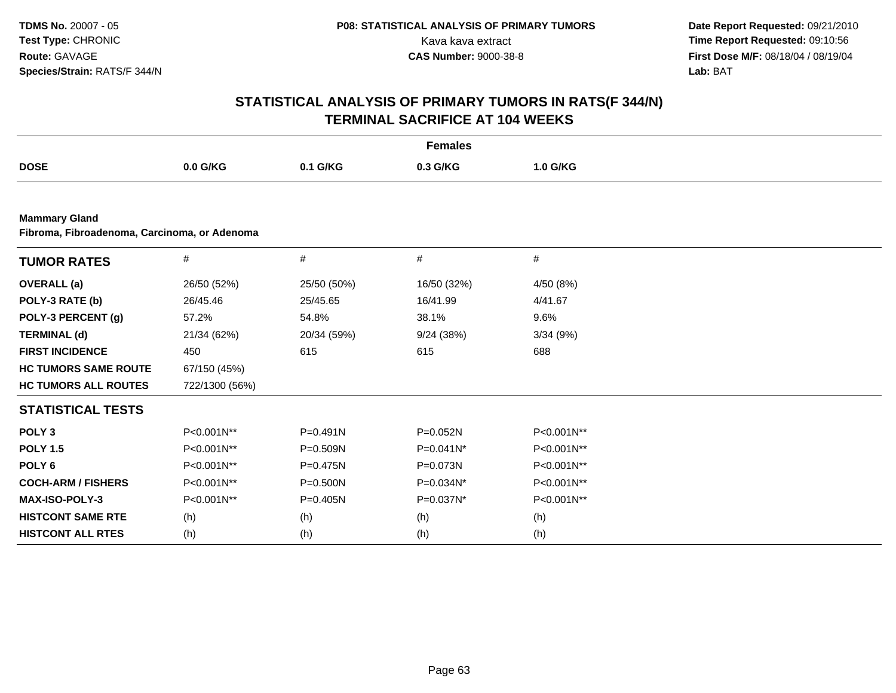**TDMS No.** 20007 - 05
**Test Type:** CHRONIC
**Route:** GAVAGE
**Species/Strain:** RATS/F 344/N

**P08: STATISTICAL ANALYSIS OF PRIMARY TUMORS**
Kava kava extract
**CAS Number:** 9000-38-8

**Date Report Requested:** 09/21/2010
**Time Report Requested:** 09:10:56
**First Dose M/F:** 08/18/04 / 08/19/04
**Lab:** BAT

# STATISTICAL ANALYSIS OF PRIMARY TUMORS IN RATS(F 344/N) TERMINAL SACRIFICE AT 104 WEEKS

| | Females | | | |
|---|---|---|---|---|
| **DOSE** | **0.0 G/KG** | **0.1 G/KG** | **0.3 G/KG** | **1.0 G/KG** |

**Mammary Gland**
**Fibroma, Fibroadenoma, Carcinoma, or Adenoma**

| **TUMOR RATES** | # | # | # | # |
|---|---|---|---|---|
| **OVERALL (a)** | 26/50 (52%) | 25/50 (50%) | 16/50 (32%) | 4/50 (8%) |
| **POLY-3 RATE (b)** | 26/45.46 | 25/45.65 | 16/41.99 | 4/41.67 |
| **POLY-3 PERCENT (g)** | 57.2% | 54.8% | 38.1% | 9.6% |
| **TERMINAL (d)** | 21/34 (62%) | 20/34 (59%) | 9/24 (38%) | 3/34 (9%) |
| **FIRST INCIDENCE** | 450 | 615 | 615 | 688 |
| **HC TUMORS SAME ROUTE** | 67/150 (45%) | | | |
| **HC TUMORS ALL ROUTES** | 722/1300 (56%) | | | |
| **STATISTICAL TESTS** | | | | |
| **POLY 3** | P<0.001N** | P=0.491N | P=0.052N | P<0.001N** |
| **POLY 1.5** | P<0.001N** | P=0.509N | P=0.041N* | P<0.001N** |
| **POLY 6** | P<0.001N** | P=0.475N | P=0.073N | P<0.001N** |
| **COCH-ARM / FISHERS** | P<0.001N** | P=0.500N | P=0.034N* | P<0.001N** |
| **MAX-ISO-POLY-3** | P<0.001N** | P=0.405N | P=0.037N* | P<0.001N** |
| **HISTCONT SAME RTE** | (h) | (h) | (h) | (h) |
| **HISTCONT ALL RTES** | (h) | (h) | (h) | (h) |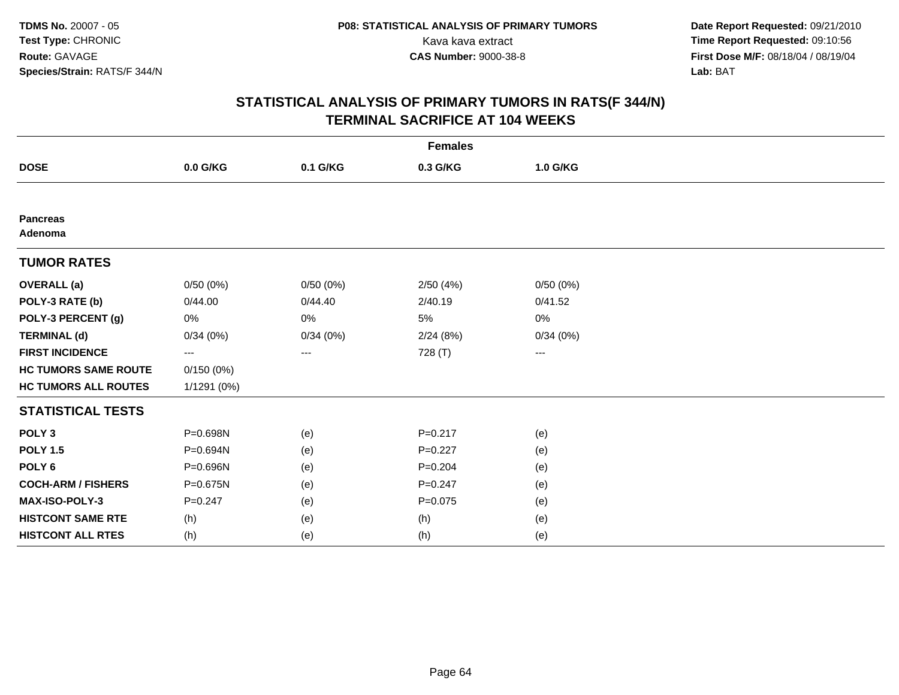**TDMS No.** 20007 - 05
**Test Type:** CHRONIC
**Route:** GAVAGE
**Species/Strain:** RATS/F 344/N

**P08: STATISTICAL ANALYSIS OF PRIMARY TUMORS**
Kava kava extract
**CAS Number:** 9000-38-8

**Date Report Requested:** 09/21/2010
**Time Report Requested:** 09:10:56
**First Dose M/F:** 08/18/04 / 08/19/04
**Lab:** BAT

## STATISTICAL ANALYSIS OF PRIMARY TUMORS IN RATS(F 344/N)
## TERMINAL SACRIFICE AT 104 WEEKS

| | Females | | | |
|---|---|---|---|---|
| **DOSE** | **0.0 G/KG** | **0.1 G/KG** | **0.3 G/KG** | **1.0 G/KG** |
| **Pancreas** | | | | |
| **Adenoma** | | | | |
| **TUMOR RATES** | | | | |
| **OVERALL (a)** | 0/50 (0%) | 0/50 (0%) | 2/50 (4%) | 0/50 (0%) |
| **POLY-3 RATE (b)** | 0/44.00 | 0/44.40 | 2/40.19 | 0/41.52 |
| **POLY-3 PERCENT (g)** | 0% | 0% | 5% | 0% |
| **TERMINAL (d)** | 0/34 (0%) | 0/34 (0%) | 2/24 (8%) | 0/34 (0%) |
| **FIRST INCIDENCE** | --- | --- | 728 (T) | --- |
| **HC TUMORS SAME ROUTE** | 0/150 (0%) | | | |
| **HC TUMORS ALL ROUTES** | 1/1291 (0%) | | | |
| **STATISTICAL TESTS** | | | | |
| **POLY 3** | P=0.698N | (e) | P=0.217 | (e) |
| **POLY 1.5** | P=0.694N | (e) | P=0.227 | (e) |
| **POLY 6** | P=0.696N | (e) | P=0.204 | (e) |
| **COCH-ARM / FISHERS** | P=0.675N | (e) | P=0.247 | (e) |
| **MAX-ISO-POLY-3** | P=0.247 | (e) | P=0.075 | (e) |
| **HISTCONT SAME RTE** | (h) | (e) | (h) | (e) |
| **HISTCONT ALL RTES** | (h) | (e) | (h) | (e) |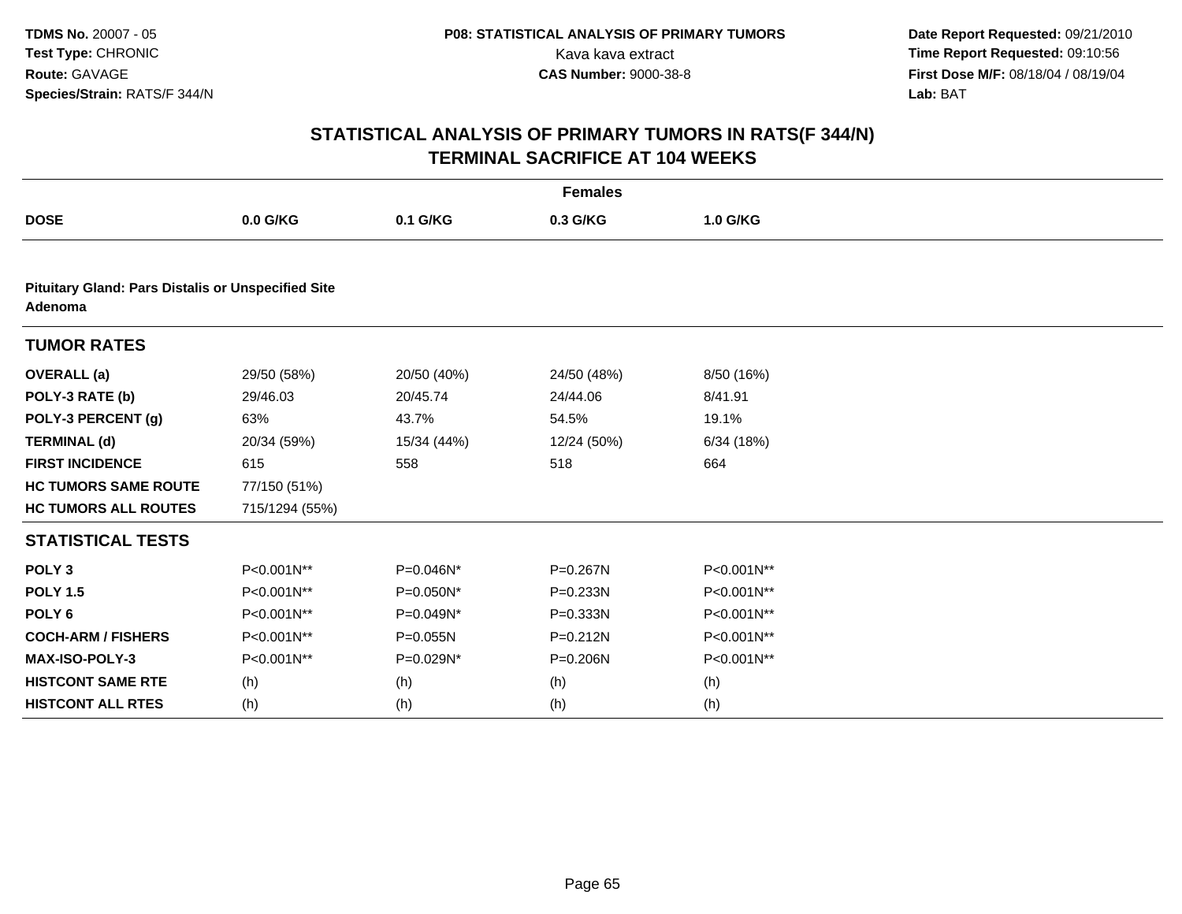**TDMS No.** 20007 - 05
**Test Type:** CHRONIC
**Route:** GAVAGE
**Species/Strain:** RATS/F 344/N

**P08: STATISTICAL ANALYSIS OF PRIMARY TUMORS**
Kava kava extract
**CAS Number:** 9000-38-8

**Date Report Requested:** 09/21/2010
**Time Report Requested:** 09:10:56
**First Dose M/F:** 08/18/04 / 08/19/04
**Lab:** BAT

# STATISTICAL ANALYSIS OF PRIMARY TUMORS IN RATS(F 344/N)
## TERMINAL SACRIFICE AT 104 WEEKS

| | **Females** | | | |
|---|---|---|---|---|
| **DOSE** | **0.0 G/KG** | **0.1 G/KG** | **0.3 G/KG** | **1.0 G/KG** |
| **Pituitary Gland: Pars Distalis or Unspecified Site** | | | | |
| **Adenoma** | | | | |
| **TUMOR RATES** | | | | |
| **OVERALL (a)** | 29/50 (58%) | 20/50 (40%) | 24/50 (48%) | 8/50 (16%) |
| **POLY-3 RATE (b)** | 29/46.03 | 20/45.74 | 24/44.06 | 8/41.91 |
| **POLY-3 PERCENT (g)** | 63% | 43.7% | 54.5% | 19.1% |
| **TERMINAL (d)** | 20/34 (59%) | 15/34 (44%) | 12/24 (50%) | 6/34 (18%) |
| **FIRST INCIDENCE** | 615 | 558 | 518 | 664 |
| **HC TUMORS SAME ROUTE** | 77/150 (51%) | | | |
| **HC TUMORS ALL ROUTES** | 715/1294 (55%) | | | |
| **STATISTICAL TESTS** | | | | |
| **POLY 3** | P<0.001N** | P=0.046N* | P=0.267N | P<0.001N** |
| **POLY 1.5** | P<0.001N** | P=0.050N* | P=0.233N | P<0.001N** |
| **POLY 6** | P<0.001N** | P=0.049N* | P=0.333N | P<0.001N** |
| **COCH-ARM / FISHERS** | P<0.001N** | P=0.055N | P=0.212N | P<0.001N** |
| **MAX-ISO-POLY-3** | P<0.001N** | P=0.029N* | P=0.206N | P<0.001N** |
| **HISTCONT SAME RTE** | (h) | (h) | (h) | (h) |
| **HISTCONT ALL RTES** | (h) | (h) | (h) | (h) |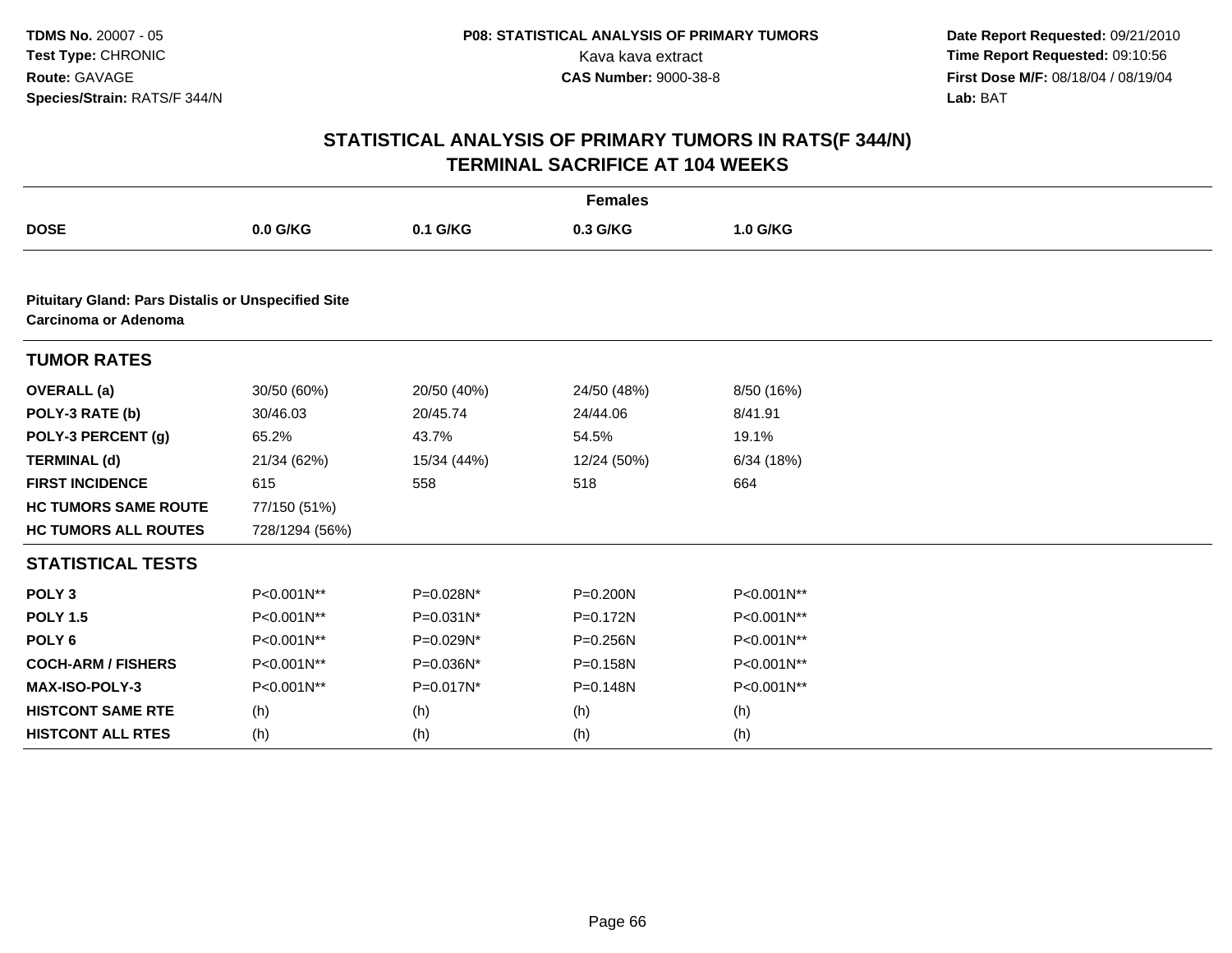**TDMS No.** 20007 - 05
**Test Type:** CHRONIC
**Route:** GAVAGE
**Species/Strain:** RATS/F 344/N

**P08: STATISTICAL ANALYSIS OF PRIMARY TUMORS**
Kava kava extract
**CAS Number:** 9000-38-8

**Date Report Requested:** 09/21/2010
**Time Report Requested:** 09:10:56
**First Dose M/F:** 08/18/04 / 08/19/04
**Lab:** BAT

# STATISTICAL ANALYSIS OF PRIMARY TUMORS IN RATS(F 344/N)
## TERMINAL SACRIFICE AT 104 WEEKS

| | **Females** | | | |
|---|---|---|---|---|
| **DOSE** | **0.0 G/KG** | **0.1 G/KG** | **0.3 G/KG** | **1.0 G/KG** |
| **Pituitary Gland: Pars Distalis or Unspecified Site** | | | | |
| **Carcinoma or Adenoma** | | | | |
| **TUMOR RATES** | | | | |
| **OVERALL (a)** | 30/50 (60%) | 20/50 (40%) | 24/50 (48%) | 8/50 (16%) |
| **POLY-3 RATE (b)** | 30/46.03 | 20/45.74 | 24/44.06 | 8/41.91 |
| **POLY-3 PERCENT (g)** | 65.2% | 43.7% | 54.5% | 19.1% |
| **TERMINAL (d)** | 21/34 (62%) | 15/34 (44%) | 12/24 (50%) | 6/34 (18%) |
| **FIRST INCIDENCE** | 615 | 558 | 518 | 664 |
| **HC TUMORS SAME ROUTE** | 77/150 (51%) | | | |
| **HC TUMORS ALL ROUTES** | 728/1294 (56%) | | | |
| **STATISTICAL TESTS** | | | | |
| **POLY 3** | P<0.001N** | P=0.028N* | P=0.200N | P<0.001N** |
| **POLY 1.5** | P<0.001N** | P=0.031N* | P=0.172N | P<0.001N** |
| **POLY 6** | P<0.001N** | P=0.029N* | P=0.256N | P<0.001N** |
| **COCH-ARM / FISHERS** | P<0.001N** | P=0.036N* | P=0.158N | P<0.001N** |
| **MAX-ISO-POLY-3** | P<0.001N** | P=0.017N* | P=0.148N | P<0.001N** |
| **HISTCONT SAME RTE** | (h) | (h) | (h) | (h) |
| **HISTCONT ALL RTES** | (h) | (h) | (h) | (h) |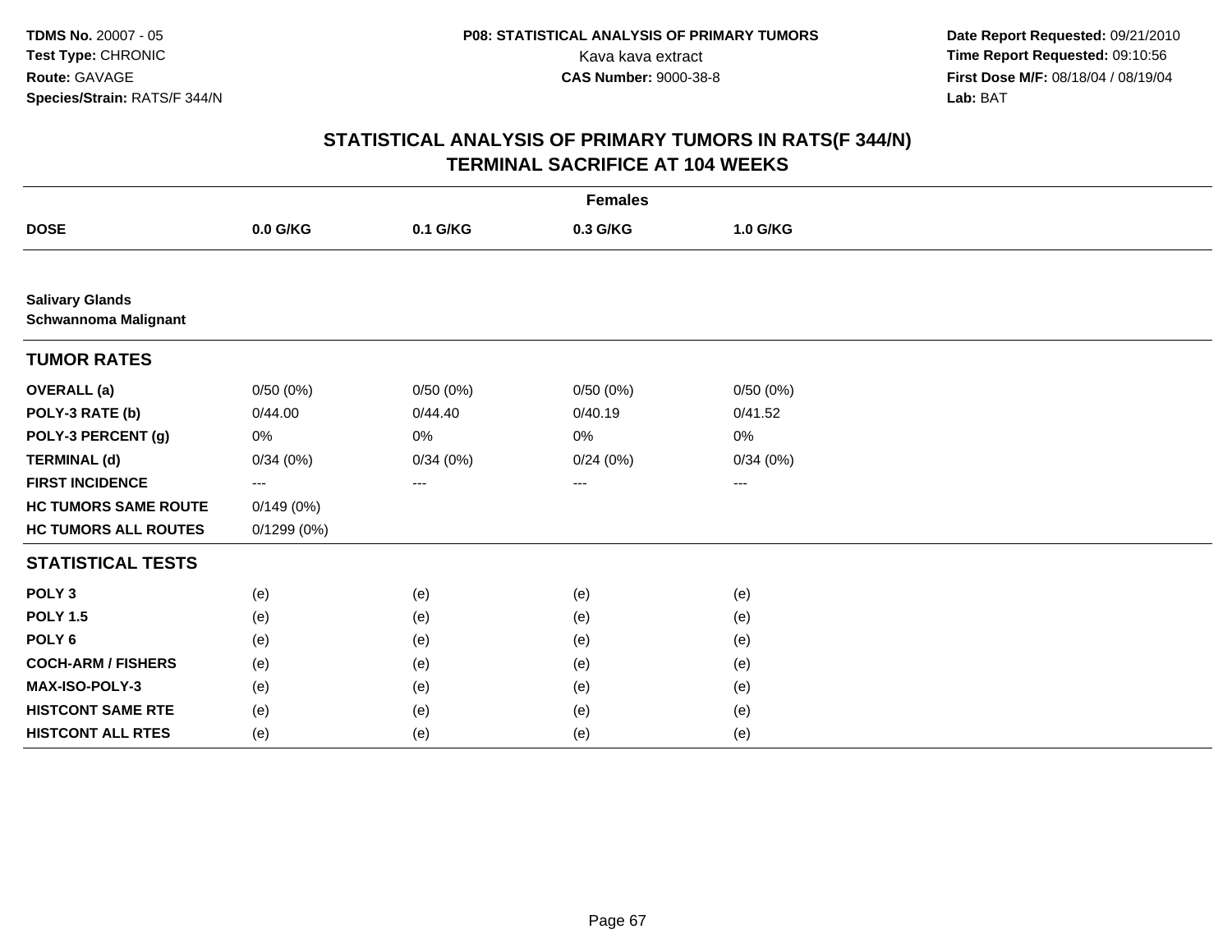**TDMS No.** 20007 - 05
**Test Type:** CHRONIC
**Route:** GAVAGE
**Species/Strain:** RATS/F 344/N

**P08: STATISTICAL ANALYSIS OF PRIMARY TUMORS**
Kava kava extract
**CAS Number:** 9000-38-8

**Date Report Requested:** 09/21/2010
**Time Report Requested:** 09:10:56
**First Dose M/F:** 08/18/04 / 08/19/04
**Lab:** BAT

## STATISTICAL ANALYSIS OF PRIMARY TUMORS IN RATS(F 344/N)
## TERMINAL SACRIFICE AT 104 WEEKS

| | Females | | | |
|---|---|---|---|---|
| **DOSE** | **0.0 G/KG** | **0.1 G/KG** | **0.3 G/KG** | **1.0 G/KG** |
| **Salivary Glands** | | | | |
| **Schwannoma Malignant** | | | | |
| **TUMOR RATES** | | | | |
| **OVERALL (a)** | 0/50 (0%) | 0/50 (0%) | 0/50 (0%) | 0/50 (0%) |
| **POLY-3 RATE (b)** | 0/44.00 | 0/44.40 | 0/40.19 | 0/41.52 |
| **POLY-3 PERCENT (g)** | 0% | 0% | 0% | 0% |
| **TERMINAL (d)** | 0/34 (0%) | 0/34 (0%) | 0/24 (0%) | 0/34 (0%) |
| **FIRST INCIDENCE** | --- | --- | --- | --- |
| **HC TUMORS SAME ROUTE** | 0/149 (0%) | | | |
| **HC TUMORS ALL ROUTES** | 0/1299 (0%) | | | |
| **STATISTICAL TESTS** | | | | |
| **POLY 3** | (e) | (e) | (e) | (e) |
| **POLY 1.5** | (e) | (e) | (e) | (e) |
| **POLY 6** | (e) | (e) | (e) | (e) |
| **COCH-ARM / FISHERS** | (e) | (e) | (e) | (e) |
| **MAX-ISO-POLY-3** | (e) | (e) | (e) | (e) |
| **HISTCONT SAME RTE** | (e) | (e) | (e) | (e) |
| **HISTCONT ALL RTES** | (e) | (e) | (e) | (e) |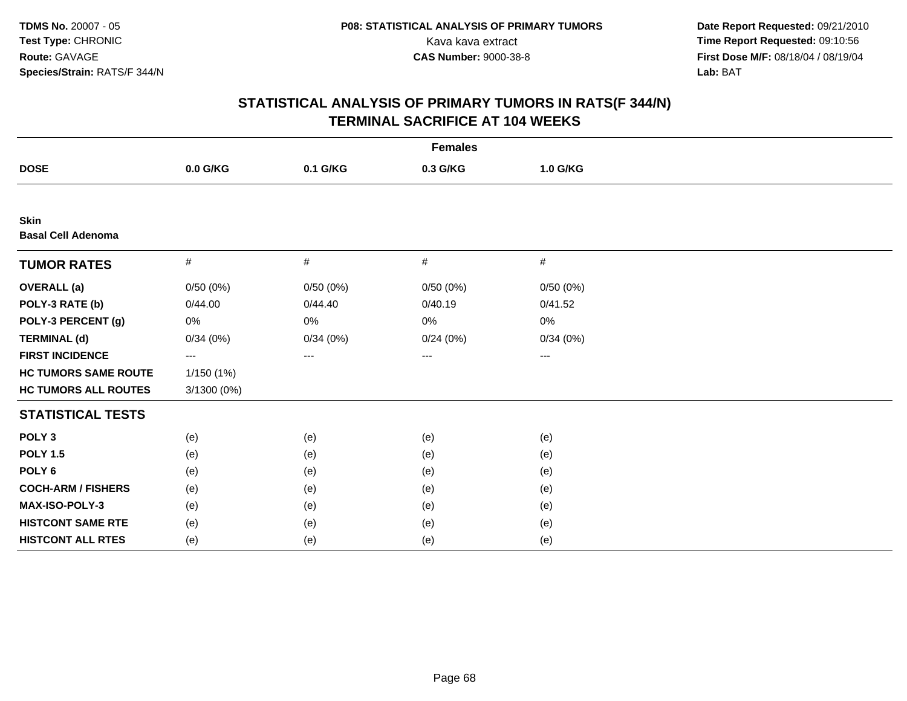**TDMS No.** 20007 - 05
**Test Type:** CHRONIC
**Route:** GAVAGE
**Species/Strain:** RATS/F 344/N

**P08: STATISTICAL ANALYSIS OF PRIMARY TUMORS**
Kava kava extract
**CAS Number:** 9000-38-8

**Date Report Requested:** 09/21/2010
**Time Report Requested:** 09:10:56
**First Dose M/F:** 08/18/04 / 08/19/04
**Lab:** BAT

## STATISTICAL ANALYSIS OF PRIMARY TUMORS IN RATS(F 344/N)
## TERMINAL SACRIFICE AT 104 WEEKS

| | Females | | | |
|---|---|---|---|---|
| **DOSE** | **0.0 G/KG** | **0.1 G/KG** | **0.3 G/KG** | **1.0 G/KG** |
| **Skin** | | | | |
| **Basal Cell Adenoma** | | | | |
| **TUMOR RATES** | # | # | # | # |
| **OVERALL (a)** | 0/50 (0%) | 0/50 (0%) | 0/50 (0%) | 0/50 (0%) |
| **POLY-3 RATE (b)** | 0/44.00 | 0/44.40 | 0/40.19 | 0/41.52 |
| **POLY-3 PERCENT (g)** | 0% | 0% | 0% | 0% |
| **TERMINAL (d)** | 0/34 (0%) | 0/34 (0%) | 0/24 (0%) | 0/34 (0%) |
| **FIRST INCIDENCE** | --- | --- | --- | --- |
| **HC TUMORS SAME ROUTE** | 1/150 (1%) | | | |
| **HC TUMORS ALL ROUTES** | 3/1300 (0%) | | | |
| **STATISTICAL TESTS** | | | | |
| **POLY 3** | (e) | (e) | (e) | (e) |
| **POLY 1.5** | (e) | (e) | (e) | (e) |
| **POLY 6** | (e) | (e) | (e) | (e) |
| **COCH-ARM / FISHERS** | (e) | (e) | (e) | (e) |
| **MAX-ISO-POLY-3** | (e) | (e) | (e) | (e) |
| **HISTCONT SAME RTE** | (e) | (e) | (e) | (e) |
| **HISTCONT ALL RTES** | (e) | (e) | (e) | (e) |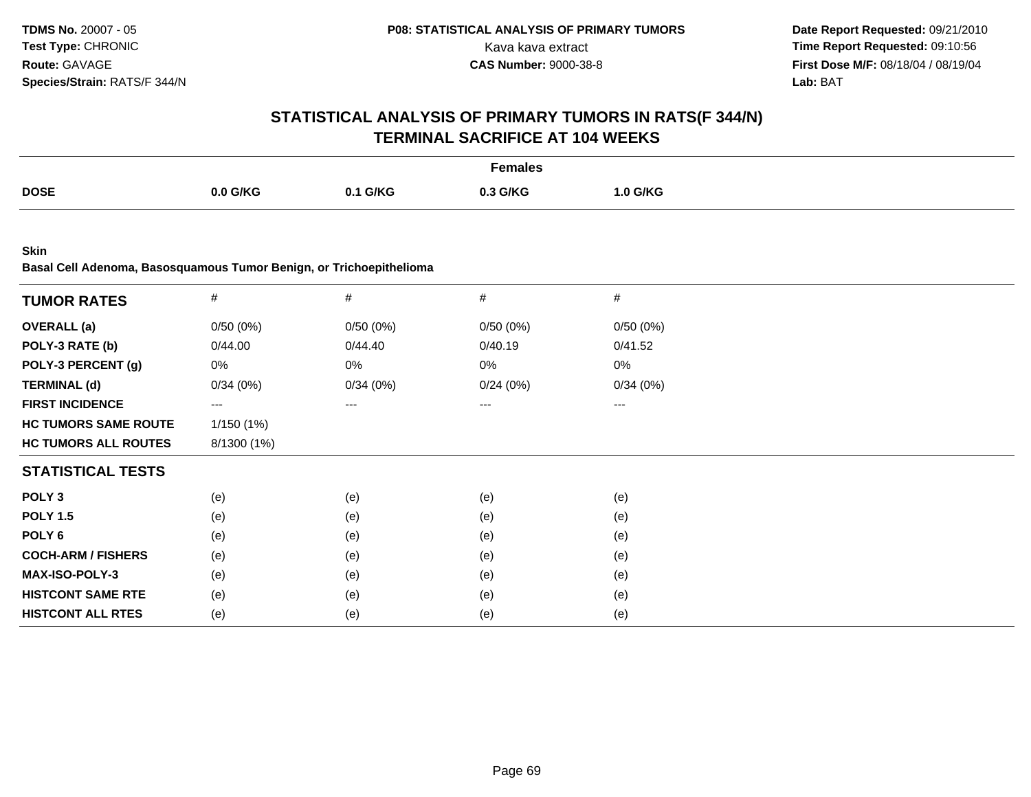**TDMS No.** 20007 - 05
**Test Type:** CHRONIC
**Route:** GAVAGE
**Species/Strain:** RATS/F 344/N

**P08: STATISTICAL ANALYSIS OF PRIMARY TUMORS**
Kava kava extract
**CAS Number:** 9000-38-8

**Date Report Requested:** 09/21/2010
**Time Report Requested:** 09:10:56
**First Dose M/F:** 08/18/04 / 08/19/04
**Lab:** BAT

# STATISTICAL ANALYSIS OF PRIMARY TUMORS IN RATS(F 344/N) TERMINAL SACRIFICE AT 104 WEEKS

| | Females | | | |
|---|---|---|---|---|
| **DOSE** | **0.0 G/KG** | **0.1 G/KG** | **0.3 G/KG** | **1.0 G/KG** |

**Skin**
**Basal Cell Adenoma, Basosquamous Tumor Benign, or Trichoepithelioma**

| **TUMOR RATES** | # | # | # | # |
|---|---|---|---|---|
| **OVERALL (a)** | 0/50 (0%) | 0/50 (0%) | 0/50 (0%) | 0/50 (0%) |
| **POLY-3 RATE (b)** | 0/44.00 | 0/44.40 | 0/40.19 | 0/41.52 |
| **POLY-3 PERCENT (g)** | 0% | 0% | 0% | 0% |
| **TERMINAL (d)** | 0/34 (0%) | 0/34 (0%) | 0/24 (0%) | 0/34 (0%) |
| **FIRST INCIDENCE** | --- | --- | --- | --- |
| **HC TUMORS SAME ROUTE** | 1/150 (1%) | | | |
| **HC TUMORS ALL ROUTES** | 8/1300 (1%) | | | |
| **STATISTICAL TESTS** | | | | |
| **POLY 3** | (e) | (e) | (e) | (e) |
| **POLY 1.5** | (e) | (e) | (e) | (e) |
| **POLY 6** | (e) | (e) | (e) | (e) |
| **COCH-ARM / FISHERS** | (e) | (e) | (e) | (e) |
| **MAX-ISO-POLY-3** | (e) | (e) | (e) | (e) |
| **HISTCONT SAME RTE** | (e) | (e) | (e) | (e) |
| **HISTCONT ALL RTES** | (e) | (e) | (e) | (e) |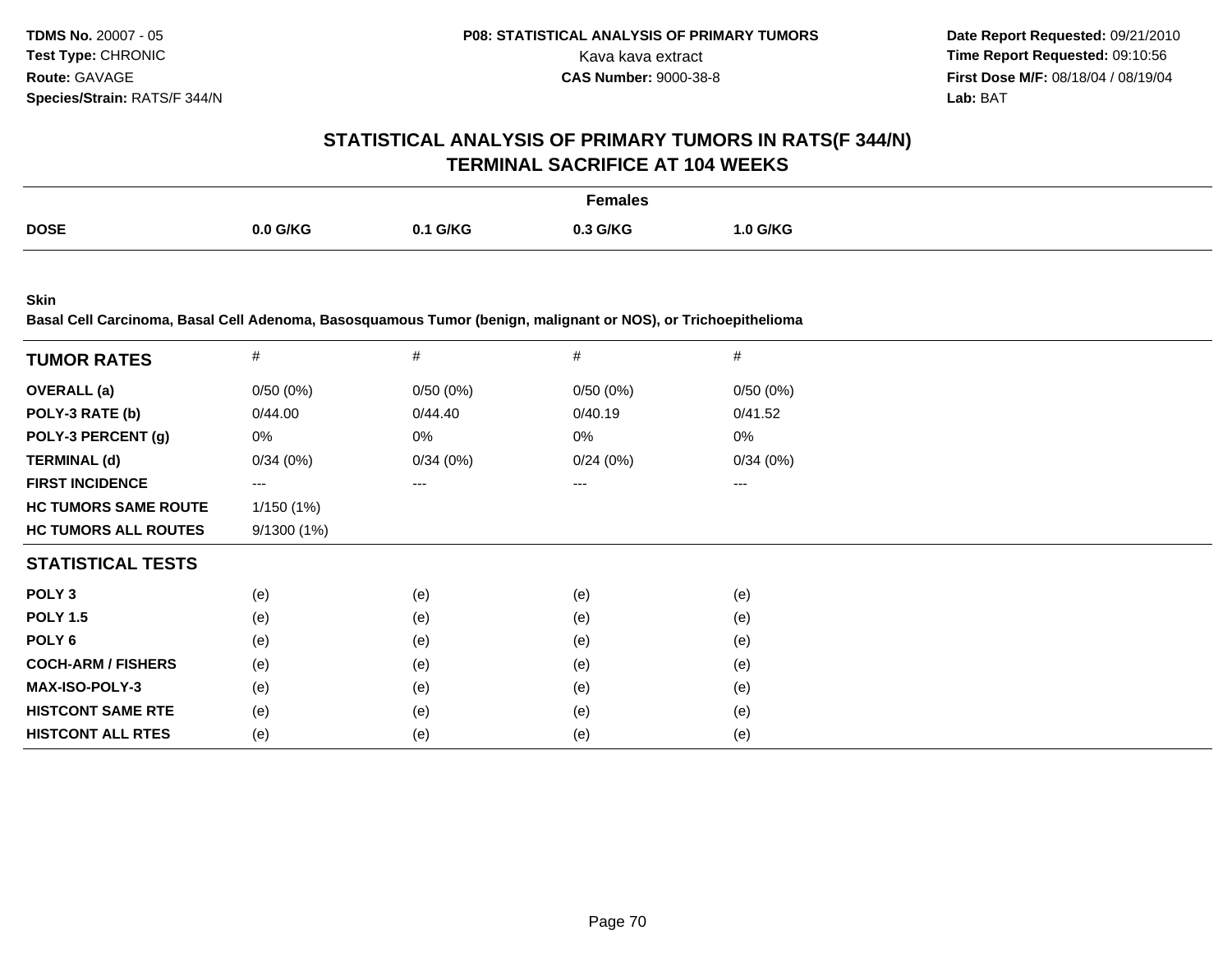**TDMS No.** 20007 - 05
**Test Type:** CHRONIC
**Route:** GAVAGE
**Species/Strain:** RATS/F 344/N

**P08: STATISTICAL ANALYSIS OF PRIMARY TUMORS**
Kava kava extract
**CAS Number:** 9000-38-8

**Date Report Requested:** 09/21/2010
**Time Report Requested:** 09:10:56
**First Dose M/F:** 08/18/04 / 08/19/04
**Lab:** BAT

## STATISTICAL ANALYSIS OF PRIMARY TUMORS IN RATS(F 344/N)
## TERMINAL SACRIFICE AT 104 WEEKS

| | Females | | | |
|---|---|---|---|---|
| **DOSE** | **0.0 G/KG** | **0.1 G/KG** | **0.3 G/KG** | **1.0 G/KG** |

**Skin**
**Basal Cell Carcinoma, Basal Cell Adenoma, Basosquamous Tumor (benign, malignant or NOS), or Trichoepithelioma**

| **TUMOR RATES** | # | # | # | # |
|---|---|---|---|---|
| **OVERALL (a)** | 0/50 (0%) | 0/50 (0%) | 0/50 (0%) | 0/50 (0%) |
| **POLY-3 RATE (b)** | 0/44.00 | 0/44.40 | 0/40.19 | 0/41.52 |
| **POLY-3 PERCENT (g)** | 0% | 0% | 0% | 0% |
| **TERMINAL (d)** | 0/34 (0%) | 0/34 (0%) | 0/24 (0%) | 0/34 (0%) |
| **FIRST INCIDENCE** | --- | --- | --- | --- |
| **HC TUMORS SAME ROUTE** | 1/150 (1%) | | | |
| **HC TUMORS ALL ROUTES** | 9/1300 (1%) | | | |
| **STATISTICAL TESTS** | | | | |
| **POLY 3** | (e) | (e) | (e) | (e) |
| **POLY 1.5** | (e) | (e) | (e) | (e) |
| **POLY 6** | (e) | (e) | (e) | (e) |
| **COCH-ARM / FISHERS** | (e) | (e) | (e) | (e) |
| **MAX-ISO-POLY-3** | (e) | (e) | (e) | (e) |
| **HISTCONT SAME RTE** | (e) | (e) | (e) | (e) |
| **HISTCONT ALL RTES** | (e) | (e) | (e) | (e) |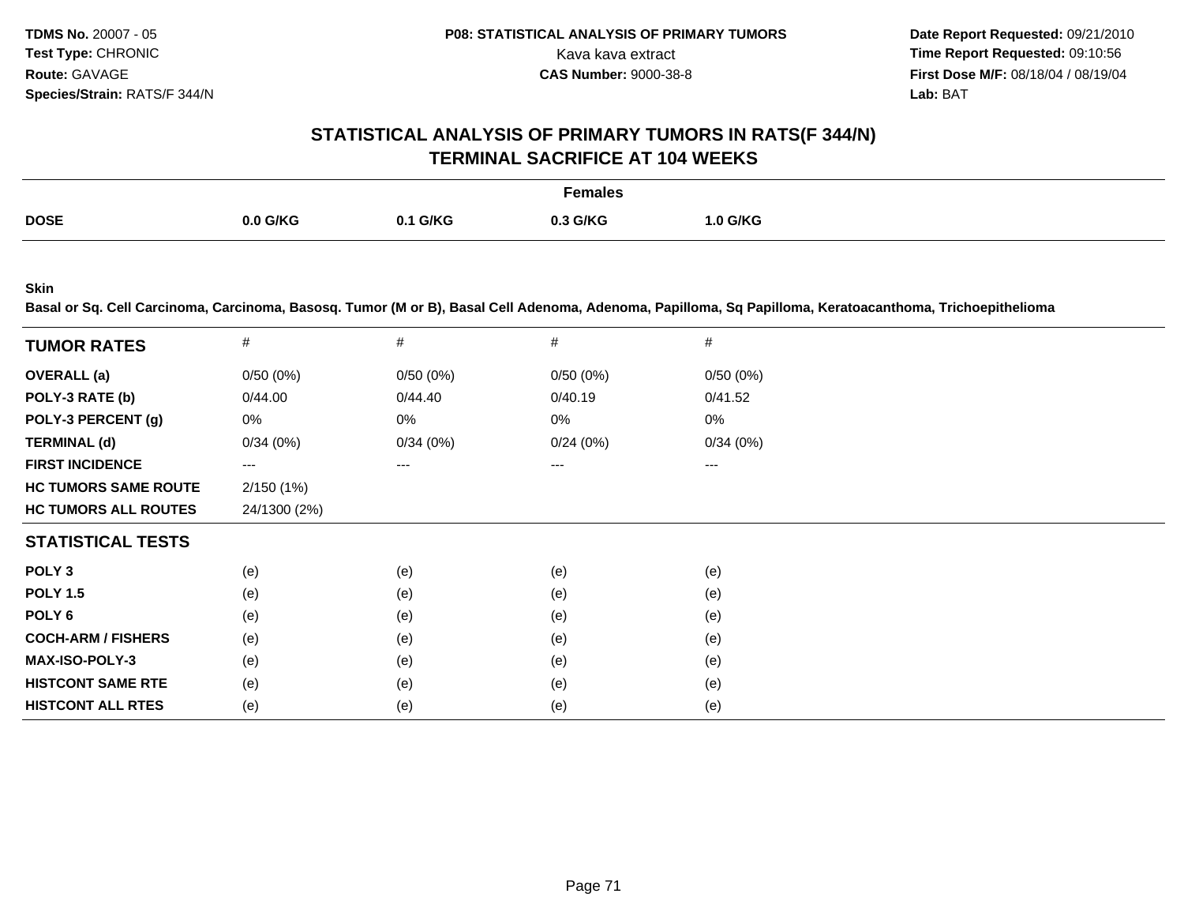TDMS No. 20007 - 05
Test Type: CHRONIC
Route: GAVAGE
Species/Strain: RATS/F 344/N

P08: STATISTICAL ANALYSIS OF PRIMARY TUMORS
Kava kava extract
CAS Number: 9000-38-8

Date Report Requested: 09/21/2010
Time Report Requested: 09:10:56
First Dose M/F: 08/18/04 / 08/19/04
Lab: BAT

# STATISTICAL ANALYSIS OF PRIMARY TUMORS IN RATS(F 344/N)
## TERMINAL SACRIFICE AT 104 WEEKS

| | Females | | | |
|---|---|---|---|---|
| **DOSE** | **0.0 G/KG** | **0.1 G/KG** | **0.3 G/KG** | **1.0 G/KG** |

**Skin**

**Basal or Sq. Cell Carcinoma, Carcinoma, Basosq. Tumor (M or B), Basal Cell Adenoma, Adenoma, Papilloma, Sq Papilloma, Keratoacanthoma, Trichoepithelioma**

| **TUMOR RATES** | # | # | # | # |
|---|---|---|---|---|
| **OVERALL (a)** | 0/50 (0%) | 0/50 (0%) | 0/50 (0%) | 0/50 (0%) |
| **POLY-3 RATE (b)** | 0/44.00 | 0/44.40 | 0/40.19 | 0/41.52 |
| **POLY-3 PERCENT (g)** | 0% | 0% | 0% | 0% |
| **TERMINAL (d)** | 0/34 (0%) | 0/34 (0%) | 0/24 (0%) | 0/34 (0%) |
| **FIRST INCIDENCE** | --- | --- | --- | --- |
| **HC TUMORS SAME ROUTE** | 2/150 (1%) | | | |
| **HC TUMORS ALL ROUTES** | 24/1300 (2%) | | | |
| **STATISTICAL TESTS** | | | | |
| **POLY 3** | (e) | (e) | (e) | (e) |
| **POLY 1.5** | (e) | (e) | (e) | (e) |
| **POLY 6** | (e) | (e) | (e) | (e) |
| **COCH-ARM / FISHERS** | (e) | (e) | (e) | (e) |
| **MAX-ISO-POLY-3** | (e) | (e) | (e) | (e) |
| **HISTCONT SAME RTE** | (e) | (e) | (e) | (e) |
| **HISTCONT ALL RTES** | (e) | (e) | (e) | (e) |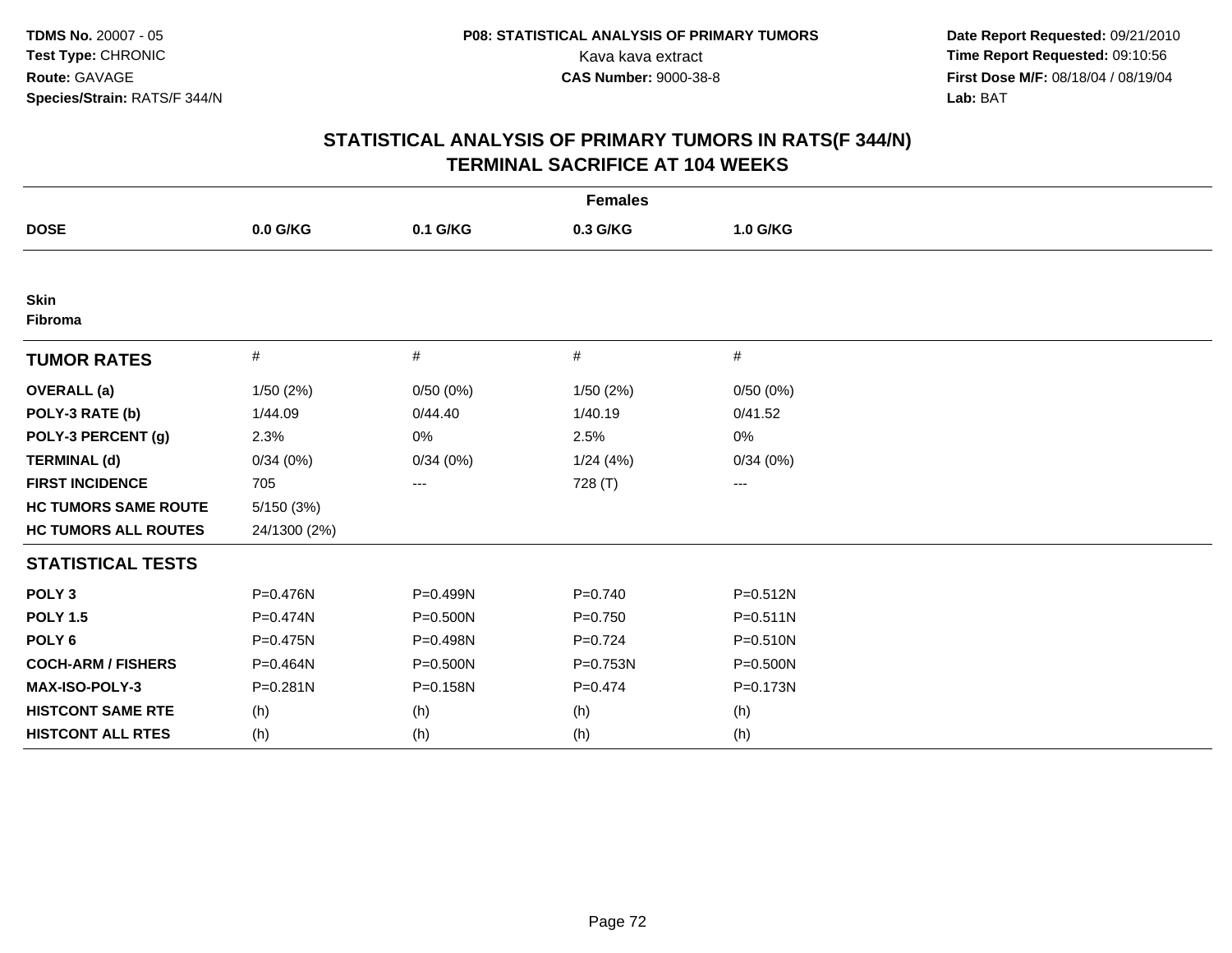**TDMS No.** 20007 - 05
**Test Type:** CHRONIC
**Route:** GAVAGE
**Species/Strain:** RATS/F 344/N

**P08: STATISTICAL ANALYSIS OF PRIMARY TUMORS**
Kava kava extract
**CAS Number:** 9000-38-8

**Date Report Requested:** 09/21/2010
**Time Report Requested:** 09:10:56
**First Dose M/F:** 08/18/04 / 08/19/04
**Lab:** BAT

## STATISTICAL ANALYSIS OF PRIMARY TUMORS IN RATS(F 344/N)
## TERMINAL SACRIFICE AT 104 WEEKS

| | Females | | | |
|---|---|---|---|---|
| **DOSE** | **0.0 G/KG** | **0.1 G/KG** | **0.3 G/KG** | **1.0 G/KG** |
| **Skin** | | | | |
| **Fibroma** | | | | |
| **TUMOR RATES** | # | # | # | # |
| **OVERALL (a)** | 1/50 (2%) | 0/50 (0%) | 1/50 (2%) | 0/50 (0%) |
| **POLY-3 RATE (b)** | 1/44.09 | 0/44.40 | 1/40.19 | 0/41.52 |
| **POLY-3 PERCENT (g)** | 2.3% | 0% | 2.5% | 0% |
| **TERMINAL (d)** | 0/34 (0%) | 0/34 (0%) | 1/24 (4%) | 0/34 (0%) |
| **FIRST INCIDENCE** | 705 | --- | 728 (T) | --- |
| **HC TUMORS SAME ROUTE** | 5/150 (3%) | | | |
| **HC TUMORS ALL ROUTES** | 24/1300 (2%) | | | |
| **STATISTICAL TESTS** | | | | |
| **POLY 3** | P=0.476N | P=0.499N | P=0.740 | P=0.512N |
| **POLY 1.5** | P=0.474N | P=0.500N | P=0.750 | P=0.511N |
| **POLY 6** | P=0.475N | P=0.498N | P=0.724 | P=0.510N |
| **COCH-ARM / FISHERS** | P=0.464N | P=0.500N | P=0.753N | P=0.500N |
| **MAX-ISO-POLY-3** | P=0.281N | P=0.158N | P=0.474 | P=0.173N |
| **HISTCONT SAME RTE** | (h) | (h) | (h) | (h) |
| **HISTCONT ALL RTES** | (h) | (h) | (h) | (h) |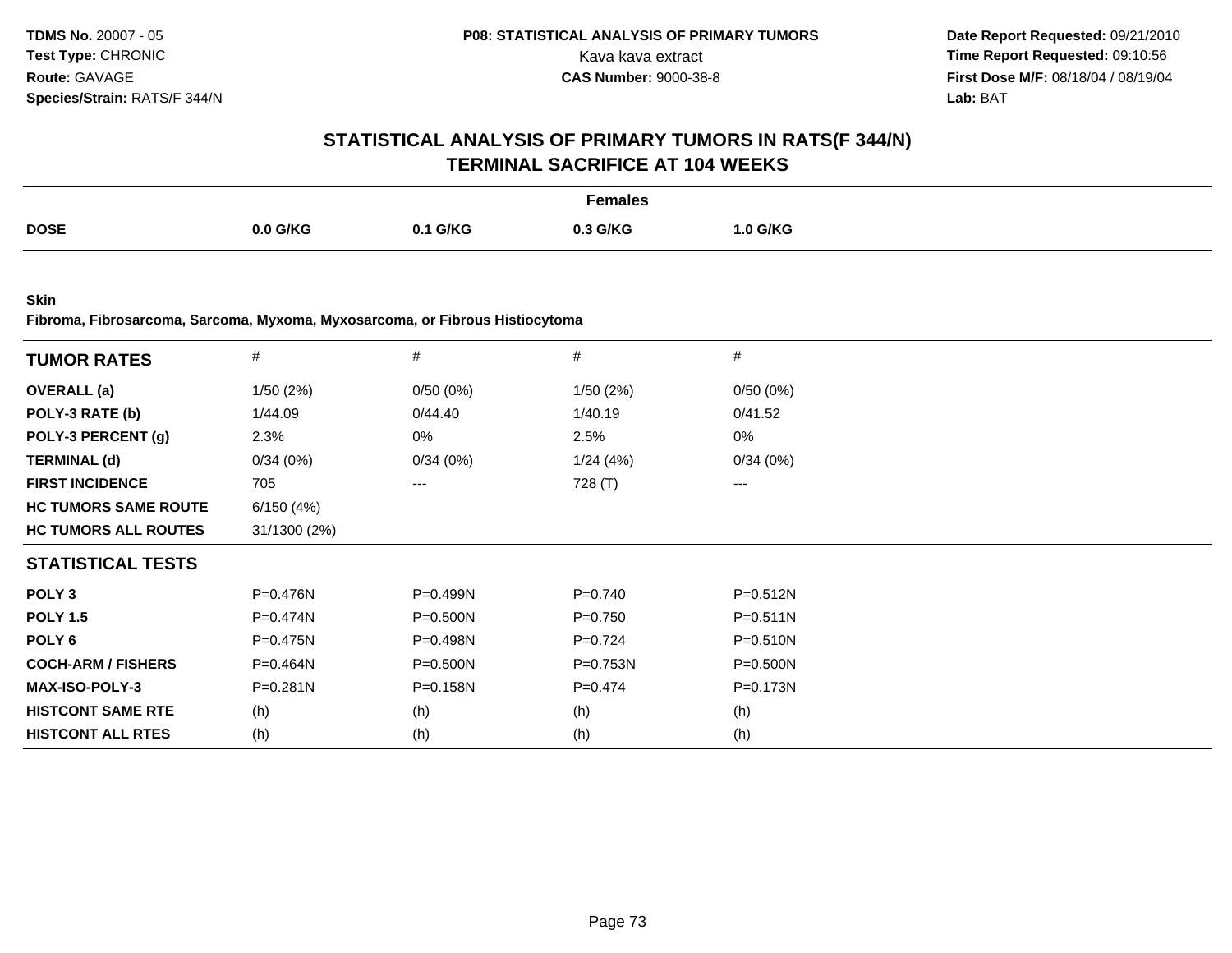**TDMS No.** 20007 - 05
**Test Type:** CHRONIC
**Route:** GAVAGE
**Species/Strain:** RATS/F 344/N

**P08: STATISTICAL ANALYSIS OF PRIMARY TUMORS**
Kava kava extract
**CAS Number:** 9000-38-8

**Date Report Requested:** 09/21/2010
**Time Report Requested:** 09:10:56
**First Dose M/F:** 08/18/04 / 08/19/04
**Lab:** BAT

## STATISTICAL ANALYSIS OF PRIMARY TUMORS IN RATS(F 344/N) TERMINAL SACRIFICE AT 104 WEEKS

| | Females | | | |
|---|---|---|---|---|
| **DOSE** | **0.0 G/KG** | **0.1 G/KG** | **0.3 G/KG** | **1.0 G/KG** |

**Skin**
**Fibroma, Fibrosarcoma, Sarcoma, Myxoma, Myxosarcoma, or Fibrous Histiocytoma**

| **TUMOR RATES** | # | # | # | # |
|---|---|---|---|---|
| **OVERALL (a)** | 1/50 (2%) | 0/50 (0%) | 1/50 (2%) | 0/50 (0%) |
| **POLY-3 RATE (b)** | 1/44.09 | 0/44.40 | 1/40.19 | 0/41.52 |
| **POLY-3 PERCENT (g)** | 2.3% | 0% | 2.5% | 0% |
| **TERMINAL (d)** | 0/34 (0%) | 0/34 (0%) | 1/24 (4%) | 0/34 (0%) |
| **FIRST INCIDENCE** | 705 | --- | 728 (T) | --- |
| **HC TUMORS SAME ROUTE** | 6/150 (4%) | | | |
| **HC TUMORS ALL ROUTES** | 31/1300 (2%) | | | |
| **STATISTICAL TESTS** | | | | |
| **POLY 3** | P=0.476N | P=0.499N | P=0.740 | P=0.512N |
| **POLY 1.5** | P=0.474N | P=0.500N | P=0.750 | P=0.511N |
| **POLY 6** | P=0.475N | P=0.498N | P=0.724 | P=0.510N |
| **COCH-ARM / FISHERS** | P=0.464N | P=0.500N | P=0.753N | P=0.500N |
| **MAX-ISO-POLY-3** | P=0.281N | P=0.158N | P=0.474 | P=0.173N |
| **HISTCONT SAME RTE** | (h) | (h) | (h) | (h) |
| **HISTCONT ALL RTES** | (h) | (h) | (h) | (h) |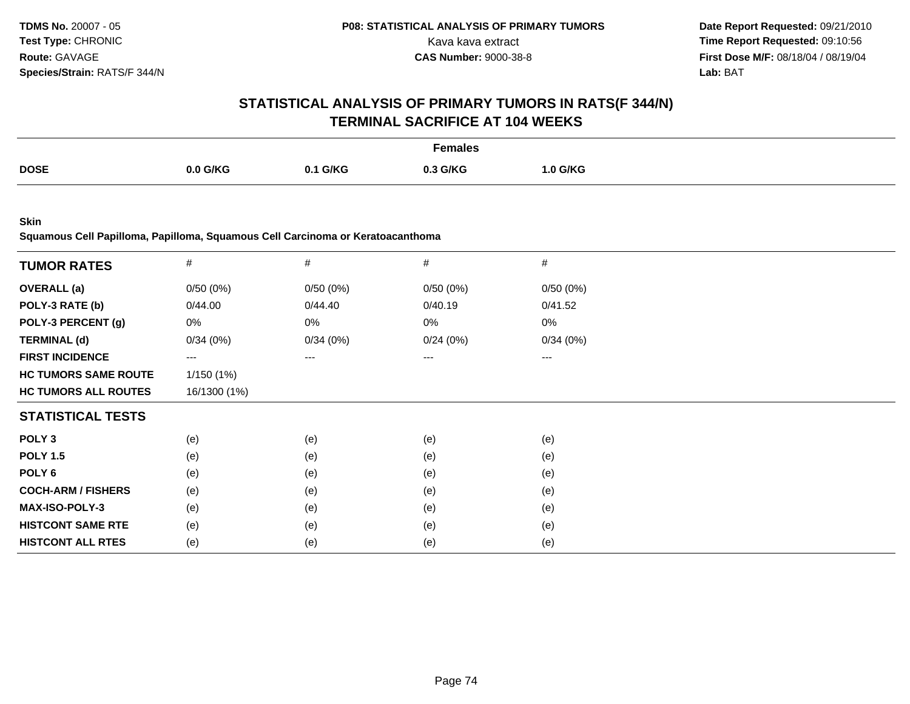**TDMS No.** 20007 - 05
**Test Type:** CHRONIC
**Route:** GAVAGE
**Species/Strain:** RATS/F 344/N

**P08: STATISTICAL ANALYSIS OF PRIMARY TUMORS**
Kava kava extract
**CAS Number:** 9000-38-8

**Date Report Requested:** 09/21/2010
**Time Report Requested:** 09:10:56
**First Dose M/F:** 08/18/04 / 08/19/04
**Lab:** BAT

# STATISTICAL ANALYSIS OF PRIMARY TUMORS IN RATS(F 344/N) TERMINAL SACRIFICE AT 104 WEEKS

**Females**

| DOSE | 0.0 G/KG | 0.1 G/KG | 0.3 G/KG | 1.0 G/KG |
|---|---|---|---|---|

**Skin**
**Squamous Cell Papilloma, Papilloma, Squamous Cell Carcinoma or Keratoacanthoma**

| TUMOR RATES | # | # | # | # |
|---|---|---|---|---|
| **OVERALL (a)** | 0/50 (0%) | 0/50 (0%) | 0/50 (0%) | 0/50 (0%) |
| **POLY-3 RATE (b)** | 0/44.00 | 0/44.40 | 0/40.19 | 0/41.52 |
| **POLY-3 PERCENT (g)** | 0% | 0% | 0% | 0% |
| **TERMINAL (d)** | 0/34 (0%) | 0/34 (0%) | 0/24 (0%) | 0/34 (0%) |
| **FIRST INCIDENCE** | --- | --- | --- | --- |
| **HC TUMORS SAME ROUTE** | 1/150 (1%) | | | |
| **HC TUMORS ALL ROUTES** | 16/1300 (1%) | | | |
| **STATISTICAL TESTS** | | | | |
| **POLY 3** | (e) | (e) | (e) | (e) |
| **POLY 1.5** | (e) | (e) | (e) | (e) |
| **POLY 6** | (e) | (e) | (e) | (e) |
| **COCH-ARM / FISHERS** | (e) | (e) | (e) | (e) |
| **MAX-ISO-POLY-3** | (e) | (e) | (e) | (e) |
| **HISTCONT SAME RTE** | (e) | (e) | (e) | (e) |
| **HISTCONT ALL RTES** | (e) | (e) | (e) | (e) |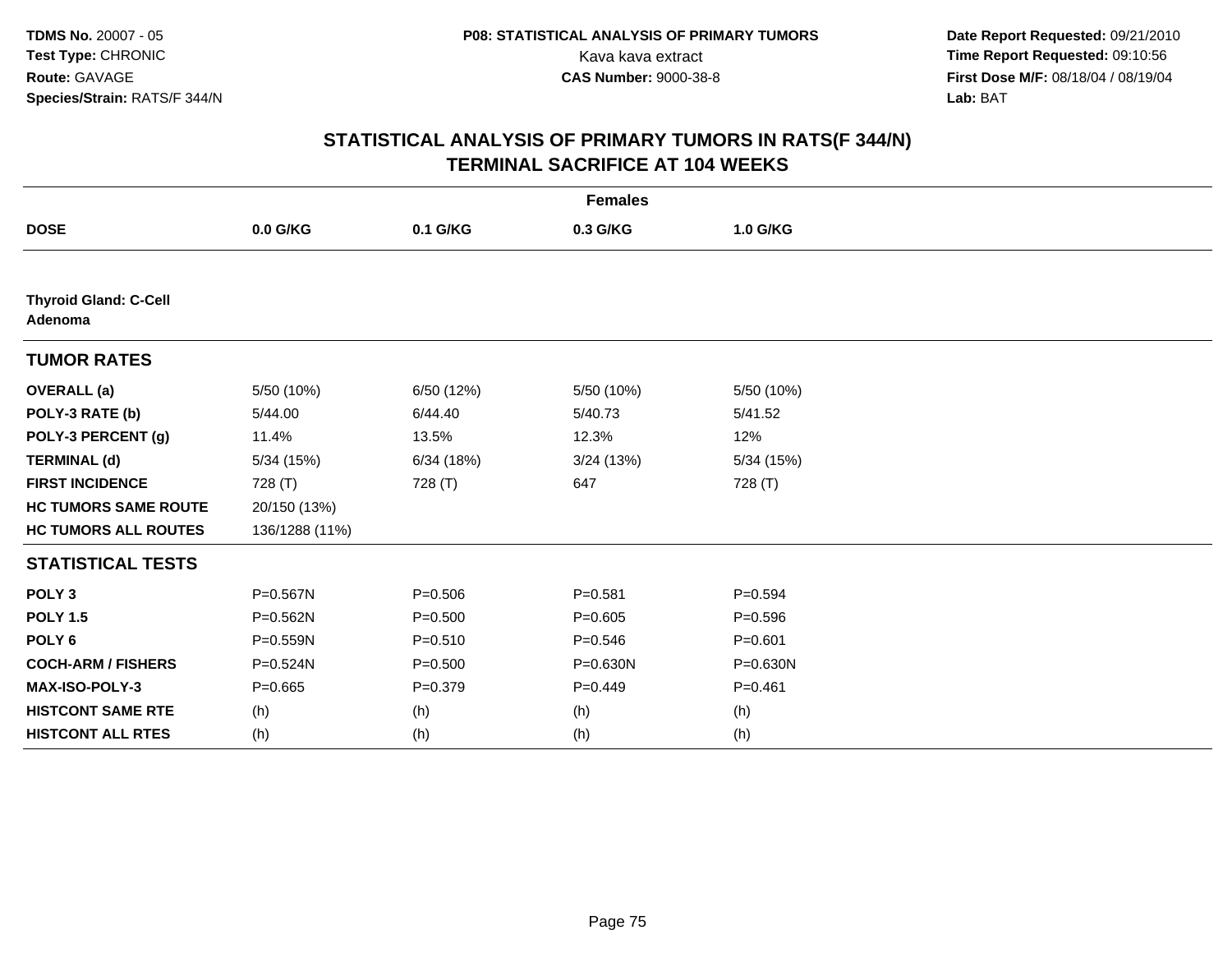**TDMS No.** 20007 - 05
**Test Type:** CHRONIC
**Route:** GAVAGE
**Species/Strain:** RATS/F 344/N

**P08: STATISTICAL ANALYSIS OF PRIMARY TUMORS**
Kava kava extract
**CAS Number:** 9000-38-8

**Date Report Requested:** 09/21/2010
**Time Report Requested:** 09:10:56
**First Dose M/F:** 08/18/04 / 08/19/04
**Lab:** BAT

# STATISTICAL ANALYSIS OF PRIMARY TUMORS IN RATS(F 344/N) TERMINAL SACRIFICE AT 104 WEEKS

| | Females | | | |
|---|---|---|---|---|
| **DOSE** | **0.0 G/KG** | **0.1 G/KG** | **0.3 G/KG** | **1.0 G/KG** |
| **Thyroid Gland: C-Cell Adenoma** | | | | |
| **TUMOR RATES** | | | | |
| **OVERALL (a)** | 5/50 (10%) | 6/50 (12%) | 5/50 (10%) | 5/50 (10%) |
| **POLY-3 RATE (b)** | 5/44.00 | 6/44.40 | 5/40.73 | 5/41.52 |
| **POLY-3 PERCENT (g)** | 11.4% | 13.5% | 12.3% | 12% |
| **TERMINAL (d)** | 5/34 (15%) | 6/34 (18%) | 3/24 (13%) | 5/34 (15%) |
| **FIRST INCIDENCE** | 728 (T) | 728 (T) | 647 | 728 (T) |
| **HC TUMORS SAME ROUTE** | 20/150 (13%) | | | |
| **HC TUMORS ALL ROUTES** | 136/1288 (11%) | | | |
| **STATISTICAL TESTS** | | | | |
| **POLY 3** | P=0.567N | P=0.506 | P=0.581 | P=0.594 |
| **POLY 1.5** | P=0.562N | P=0.500 | P=0.605 | P=0.596 |
| **POLY 6** | P=0.559N | P=0.510 | P=0.546 | P=0.601 |
| **COCH-ARM / FISHERS** | P=0.524N | P=0.500 | P=0.630N | P=0.630N |
| **MAX-ISO-POLY-3** | P=0.665 | P=0.379 | P=0.449 | P=0.461 |
| **HISTCONT SAME RTE** | (h) | (h) | (h) | (h) |
| **HISTCONT ALL RTES** | (h) | (h) | (h) | (h) |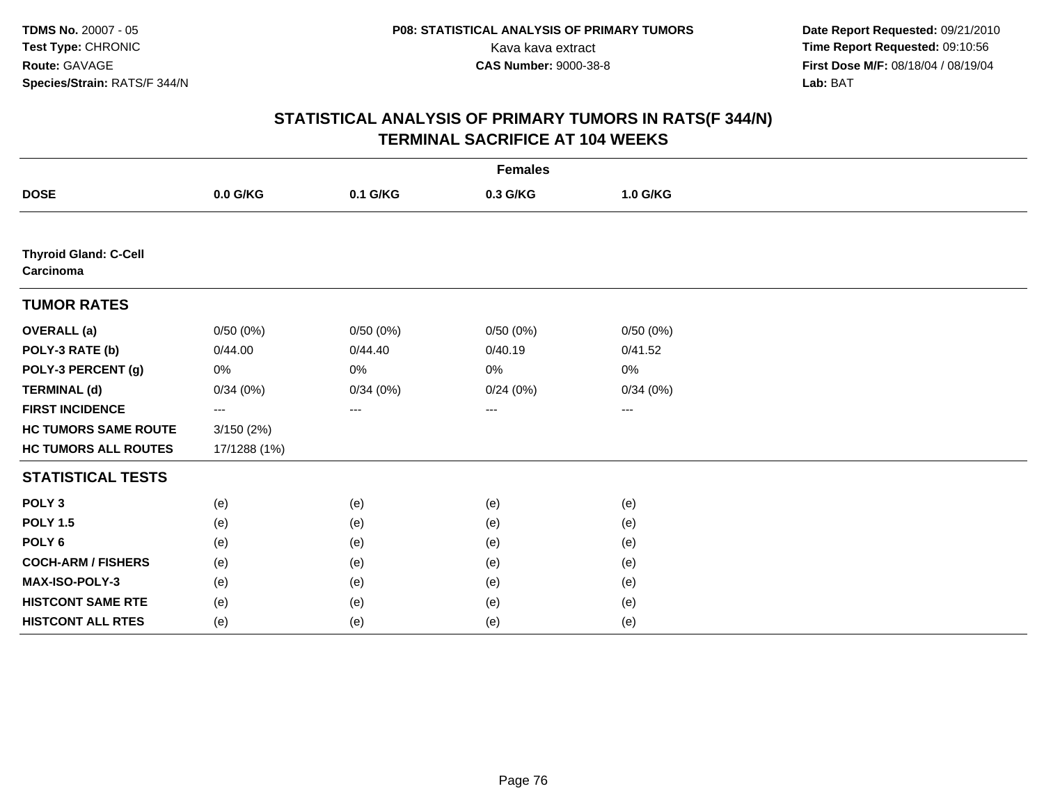**TDMS No.** 20007 - 05
**Test Type:** CHRONIC
**Route:** GAVAGE
**Species/Strain:** RATS/F 344/N

**P08: STATISTICAL ANALYSIS OF PRIMARY TUMORS**
Kava kava extract
**CAS Number:** 9000-38-8

**Date Report Requested:** 09/21/2010
**Time Report Requested:** 09:10:56
**First Dose M/F:** 08/18/04 / 08/19/04
**Lab:** BAT

## STATISTICAL ANALYSIS OF PRIMARY TUMORS IN RATS(F 344/N)
## TERMINAL SACRIFICE AT 104 WEEKS

| | Females | | | |
|---|---|---|---|---|
| **DOSE** | **0.0 G/KG** | **0.1 G/KG** | **0.3 G/KG** | **1.0 G/KG** |
| **Thyroid Gland: C-Cell Carcinoma** | | | | |
| **TUMOR RATES** | | | | |
| **OVERALL (a)** | 0/50 (0%) | 0/50 (0%) | 0/50 (0%) | 0/50 (0%) |
| **POLY-3 RATE (b)** | 0/44.00 | 0/44.40 | 0/40.19 | 0/41.52 |
| **POLY-3 PERCENT (g)** | 0% | 0% | 0% | 0% |
| **TERMINAL (d)** | 0/34 (0%) | 0/34 (0%) | 0/24 (0%) | 0/34 (0%) |
| **FIRST INCIDENCE** | --- | --- | --- | --- |
| **HC TUMORS SAME ROUTE** | 3/150 (2%) | | | |
| **HC TUMORS ALL ROUTES** | 17/1288 (1%) | | | |
| **STATISTICAL TESTS** | | | | |
| **POLY 3** | (e) | (e) | (e) | (e) |
| **POLY 1.5** | (e) | (e) | (e) | (e) |
| **POLY 6** | (e) | (e) | (e) | (e) |
| **COCH-ARM / FISHERS** | (e) | (e) | (e) | (e) |
| **MAX-ISO-POLY-3** | (e) | (e) | (e) | (e) |
| **HISTCONT SAME RTE** | (e) | (e) | (e) | (e) |
| **HISTCONT ALL RTES** | (e) | (e) | (e) | (e) |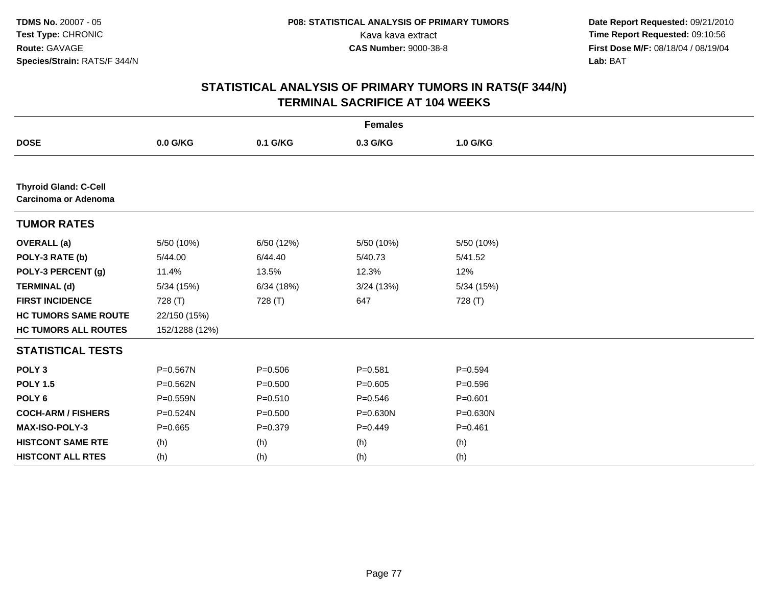# STATISTICAL ANALYSIS OF PRIMARY TUMORS IN RATS(F 344/N)
## TERMINAL SACRIFICE AT 104 WEEKS

**TDMS No.** 20007 - 05
**Test Type:** CHRONIC
**Route:** GAVAGE
**Species/Strain:** RATS/F 344/N

**P08: STATISTICAL ANALYSIS OF PRIMARY TUMORS**
Kava kava extract
**CAS Number:** 9000-38-8

**Date Report Requested:** 09/21/2010
**Time Report Requested:** 09:10:56
**First Dose M/F:** 08/18/04 / 08/19/04
**Lab:** BAT

| | Females | | | |
|---|---|---|---|---|
| **DOSE** | **0.0 G/KG** | **0.1 G/KG** | **0.3 G/KG** | **1.0 G/KG** |
| **Thyroid Gland: C-Cell Carcinoma or Adenoma** | | | | |
| **TUMOR RATES** | | | | |
| **OVERALL (a)** | 5/50 (10%) | 6/50 (12%) | 5/50 (10%) | 5/50 (10%) |
| **POLY-3 RATE (b)** | 5/44.00 | 6/44.40 | 5/40.73 | 5/41.52 |
| **POLY-3 PERCENT (g)** | 11.4% | 13.5% | 12.3% | 12% |
| **TERMINAL (d)** | 5/34 (15%) | 6/34 (18%) | 3/24 (13%) | 5/34 (15%) |
| **FIRST INCIDENCE** | 728 (T) | 728 (T) | 647 | 728 (T) |
| **HC TUMORS SAME ROUTE** | 22/150 (15%) | | | |
| **HC TUMORS ALL ROUTES** | 152/1288 (12%) | | | |
| **STATISTICAL TESTS** | | | | |
| **POLY 3** | P=0.567N | P=0.506 | P=0.581 | P=0.594 |
| **POLY 1.5** | P=0.562N | P=0.500 | P=0.605 | P=0.596 |
| **POLY 6** | P=0.559N | P=0.510 | P=0.546 | P=0.601 |
| **COCH-ARM / FISHERS** | P=0.524N | P=0.500 | P=0.630N | P=0.630N |
| **MAX-ISO-POLY-3** | P=0.665 | P=0.379 | P=0.449 | P=0.461 |
| **HISTCONT SAME RTE** | (h) | (h) | (h) | (h) |
| **HISTCONT ALL RTES** | (h) | (h) | (h) | (h) |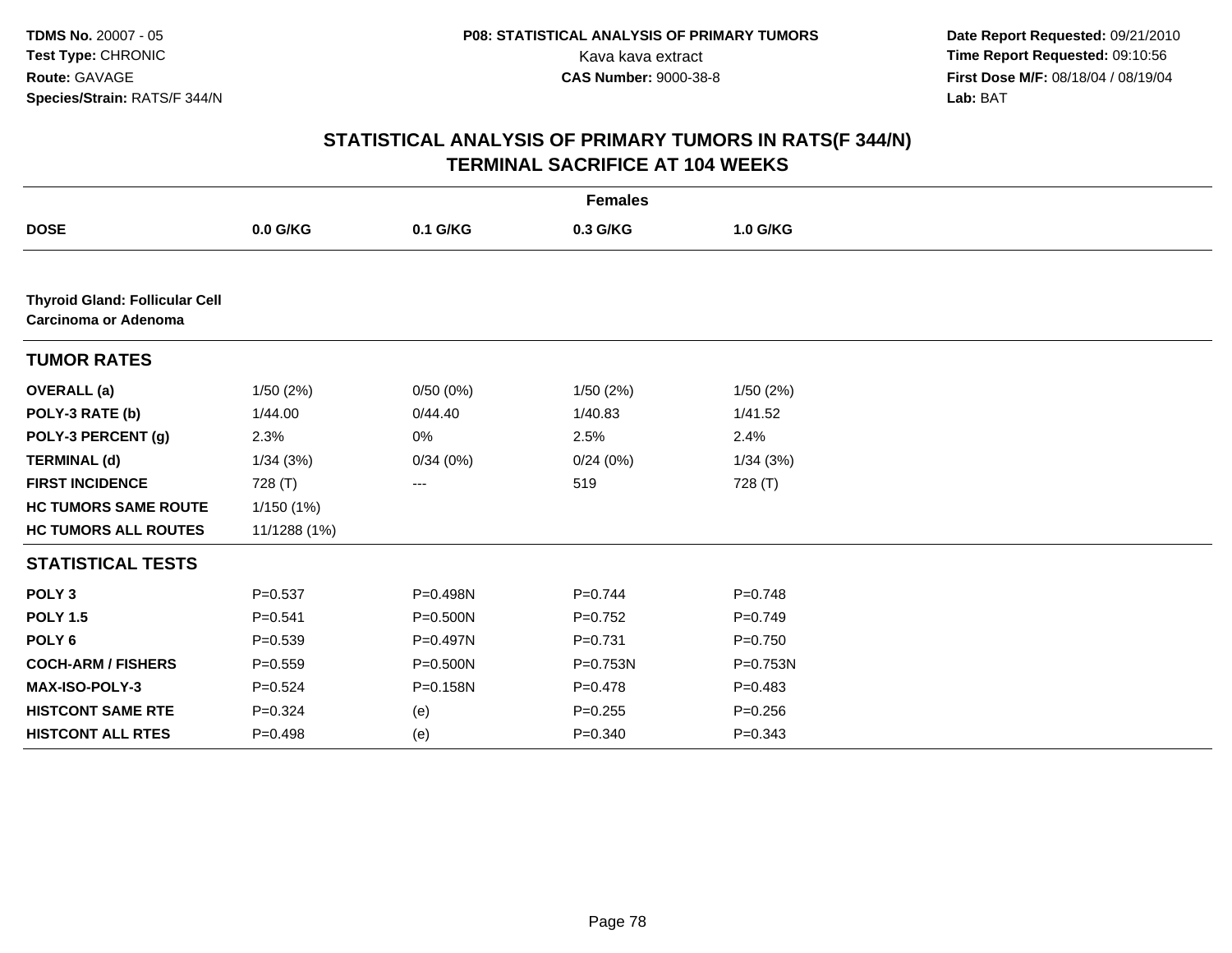**TDMS No.** 20007 - 05
**Test Type:** CHRONIC
**Route:** GAVAGE
**Species/Strain:** RATS/F 344/N

**P08: STATISTICAL ANALYSIS OF PRIMARY TUMORS**
Kava kava extract
**CAS Number:** 9000-38-8

**Date Report Requested:** 09/21/2010
**Time Report Requested:** 09:10:56
**First Dose M/F:** 08/18/04 / 08/19/04
**Lab:** BAT

## STATISTICAL ANALYSIS OF PRIMARY TUMORS IN RATS(F 344/N) TERMINAL SACRIFICE AT 104 WEEKS

| | Females | | | |
|---|---|---|---|---|
| **DOSE** | **0.0 G/KG** | **0.1 G/KG** | **0.3 G/KG** | **1.0 G/KG** |
| **Thyroid Gland: Follicular Cell Carcinoma or Adenoma** | | | | |
| **TUMOR RATES** | | | | |
| **OVERALL (a)** | 1/50 (2%) | 0/50 (0%) | 1/50 (2%) | 1/50 (2%) |
| **POLY-3 RATE (b)** | 1/44.00 | 0/44.40 | 1/40.83 | 1/41.52 |
| **POLY-3 PERCENT (g)** | 2.3% | 0% | 2.5% | 2.4% |
| **TERMINAL (d)** | 1/34 (3%) | 0/34 (0%) | 0/24 (0%) | 1/34 (3%) |
| **FIRST INCIDENCE** | 728 (T) | --- | 519 | 728 (T) |
| **HC TUMORS SAME ROUTE** | 1/150 (1%) | | | |
| **HC TUMORS ALL ROUTES** | 11/1288 (1%) | | | |
| **STATISTICAL TESTS** | | | | |
| **POLY 3** | P=0.537 | P=0.498N | P=0.744 | P=0.748 |
| **POLY 1.5** | P=0.541 | P=0.500N | P=0.752 | P=0.749 |
| **POLY 6** | P=0.539 | P=0.497N | P=0.731 | P=0.750 |
| **COCH-ARM / FISHERS** | P=0.559 | P=0.500N | P=0.753N | P=0.753N |
| **MAX-ISO-POLY-3** | P=0.524 | P=0.158N | P=0.478 | P=0.483 |
| **HISTCONT SAME RTE** | P=0.324 | (e) | P=0.255 | P=0.256 |
| **HISTCONT ALL RTES** | P=0.498 | (e) | P=0.340 | P=0.343 |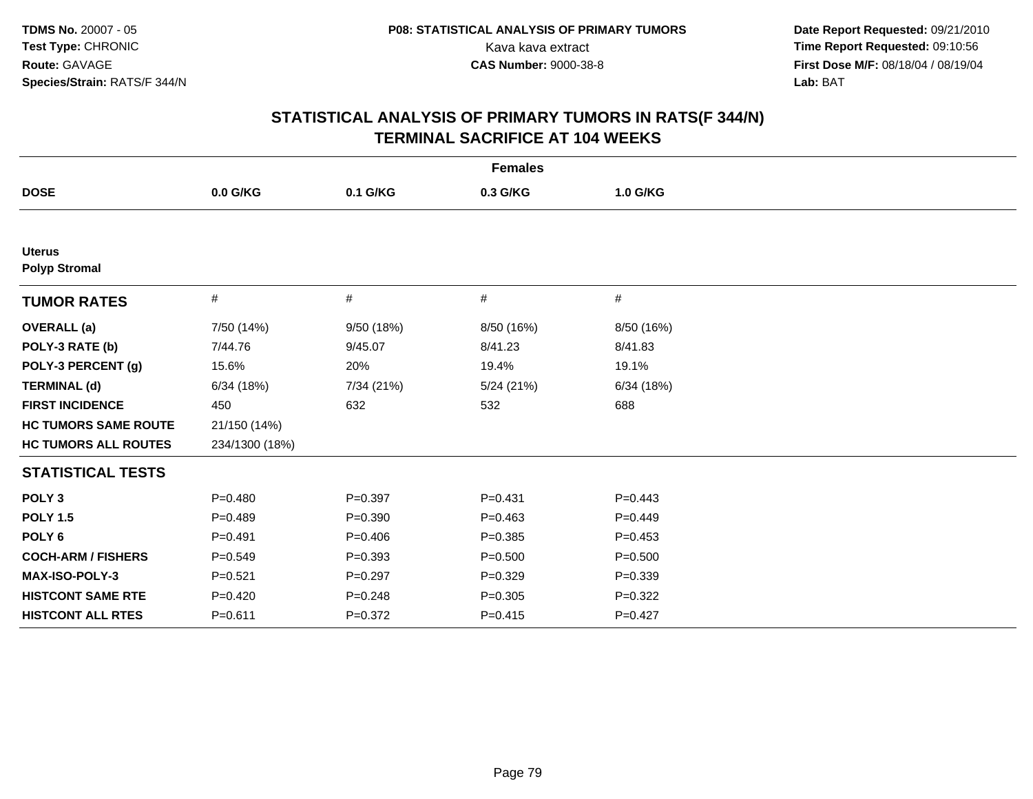**TDMS No.** 20007 - 05
**Test Type:** CHRONIC
**Route:** GAVAGE
**Species/Strain:** RATS/F 344/N

**P08: STATISTICAL ANALYSIS OF PRIMARY TUMORS**
Kava kava extract
**CAS Number:** 9000-38-8

**Date Report Requested:** 09/21/2010
**Time Report Requested:** 09:10:56
**First Dose M/F:** 08/18/04 / 08/19/04
**Lab:** BAT

## STATISTICAL ANALYSIS OF PRIMARY TUMORS IN RATS(F 344/N)
## TERMINAL SACRIFICE AT 104 WEEKS

| Females | | | | |
|---|---|---|---|---|
| **DOSE** | **0.0 G/KG** | **0.1 G/KG** | **0.3 G/KG** | **1.0 G/KG** |
| **Uterus** | | | | |
| **Polyp Stromal** | | | | |
| **TUMOR RATES** | # | # | # | # |
| **OVERALL (a)** | 7/50 (14%) | 9/50 (18%) | 8/50 (16%) | 8/50 (16%) |
| **POLY-3 RATE (b)** | 7/44.76 | 9/45.07 | 8/41.23 | 8/41.83 |
| **POLY-3 PERCENT (g)** | 15.6% | 20% | 19.4% | 19.1% |
| **TERMINAL (d)** | 6/34 (18%) | 7/34 (21%) | 5/24 (21%) | 6/34 (18%) |
| **FIRST INCIDENCE** | 450 | 632 | 532 | 688 |
| **HC TUMORS SAME ROUTE** | 21/150 (14%) | | | |
| **HC TUMORS ALL ROUTES** | 234/1300 (18%) | | | |
| **STATISTICAL TESTS** | | | | |
| **POLY 3** | P=0.480 | P=0.397 | P=0.431 | P=0.443 |
| **POLY 1.5** | P=0.489 | P=0.390 | P=0.463 | P=0.449 |
| **POLY 6** | P=0.491 | P=0.406 | P=0.385 | P=0.453 |
| **COCH-ARM / FISHERS** | P=0.549 | P=0.393 | P=0.500 | P=0.500 |
| **MAX-ISO-POLY-3** | P=0.521 | P=0.297 | P=0.329 | P=0.339 |
| **HISTCONT SAME RTE** | P=0.420 | P=0.248 | P=0.305 | P=0.322 |
| **HISTCONT ALL RTES** | P=0.611 | P=0.372 | P=0.415 | P=0.427 |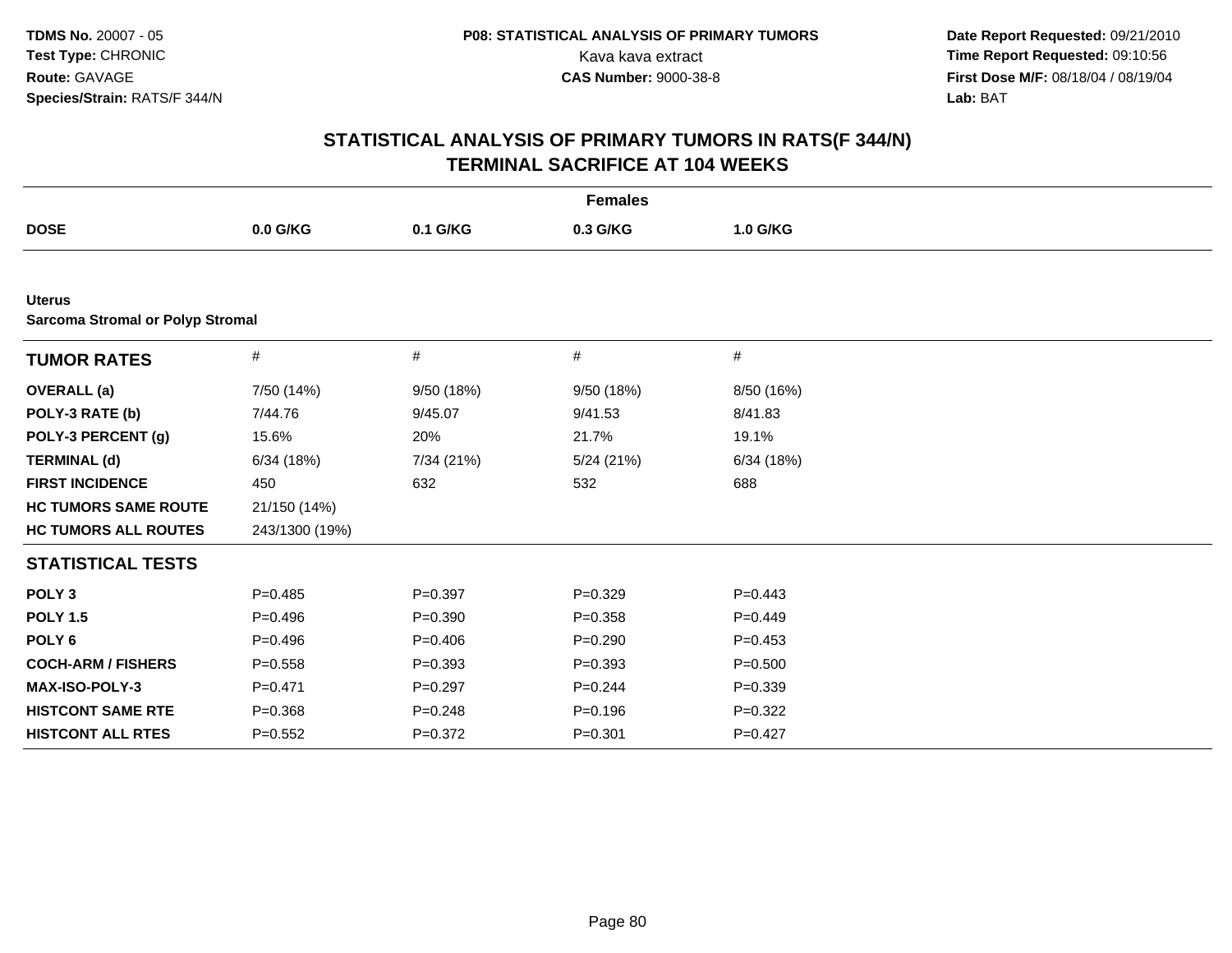**TDMS No.** 20007 - 05
**Test Type:** CHRONIC
**Route:** GAVAGE
**Species/Strain:** RATS/F 344/N

**P08: STATISTICAL ANALYSIS OF PRIMARY TUMORS**
Kava kava extract
**CAS Number:** 9000-38-8

**Date Report Requested:** 09/21/2010
**Time Report Requested:** 09:10:56
**First Dose M/F:** 08/18/04 / 08/19/04
**Lab:** BAT

## STATISTICAL ANALYSIS OF PRIMARY TUMORS IN RATS(F 344/N)
## TERMINAL SACRIFICE AT 104 WEEKS

| | Females | | | |
|---|---|---|---|---|
| **DOSE** | **0.0 G/KG** | **0.1 G/KG** | **0.3 G/KG** | **1.0 G/KG** |
| **Uterus** | | | | |
| **Sarcoma Stromal or Polyp Stromal** | | | | |
| **TUMOR RATES** | # | # | # | # |
| **OVERALL (a)** | 7/50 (14%) | 9/50 (18%) | 9/50 (18%) | 8/50 (16%) |
| **POLY-3 RATE (b)** | 7/44.76 | 9/45.07 | 9/41.53 | 8/41.83 |
| **POLY-3 PERCENT (g)** | 15.6% | 20% | 21.7% | 19.1% |
| **TERMINAL (d)** | 6/34 (18%) | 7/34 (21%) | 5/24 (21%) | 6/34 (18%) |
| **FIRST INCIDENCE** | 450 | 632 | 532 | 688 |
| **HC TUMORS SAME ROUTE** | 21/150 (14%) | | | |
| **HC TUMORS ALL ROUTES** | 243/1300 (19%) | | | |
| **STATISTICAL TESTS** | | | | |
| **POLY 3** | P=0.485 | P=0.397 | P=0.329 | P=0.443 |
| **POLY 1.5** | P=0.496 | P=0.390 | P=0.358 | P=0.449 |
| **POLY 6** | P=0.496 | P=0.406 | P=0.290 | P=0.453 |
| **COCH-ARM / FISHERS** | P=0.558 | P=0.393 | P=0.393 | P=0.500 |
| **MAX-ISO-POLY-3** | P=0.471 | P=0.297 | P=0.244 | P=0.339 |
| **HISTCONT SAME RTE** | P=0.368 | P=0.248 | P=0.196 | P=0.322 |
| **HISTCONT ALL RTES** | P=0.552 | P=0.372 | P=0.301 | P=0.427 |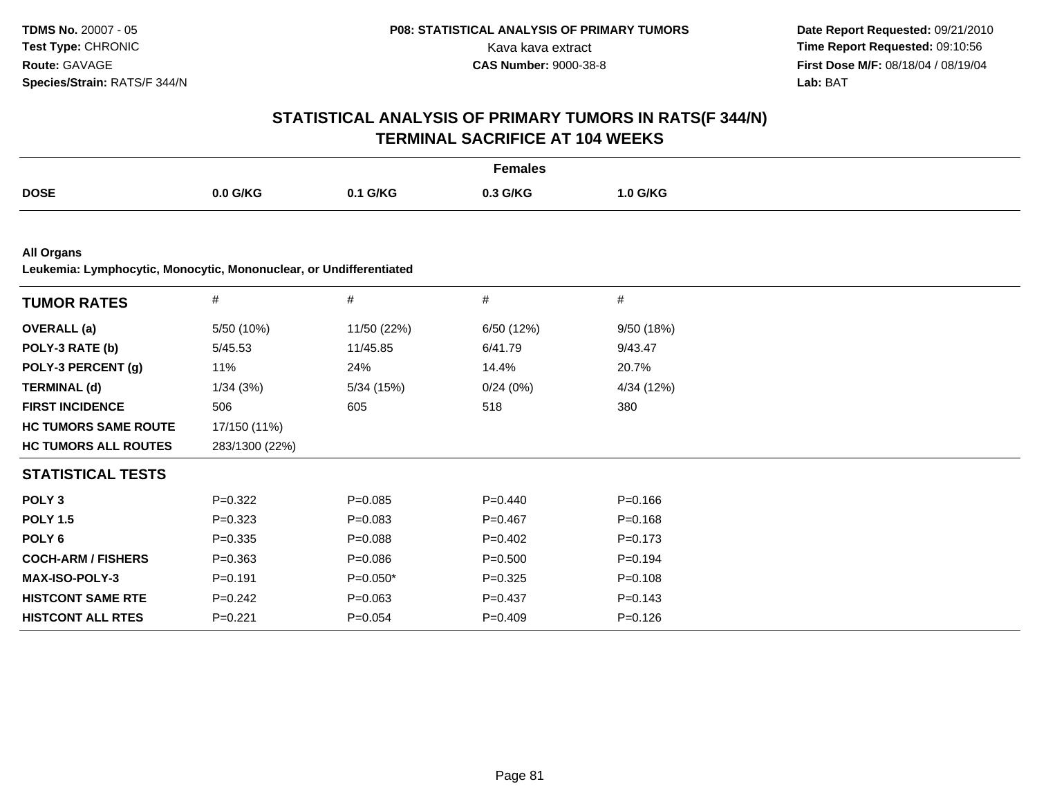**TDMS No.** 20007 - 05
**Test Type:** CHRONIC
**Route:** GAVAGE
**Species/Strain:** RATS/F 344/N

**P08: STATISTICAL ANALYSIS OF PRIMARY TUMORS**
Kava kava extract
**CAS Number:** 9000-38-8

**Date Report Requested:** 09/21/2010
**Time Report Requested:** 09:10:56
**First Dose M/F:** 08/18/04 / 08/19/04
**Lab:** BAT

## STATISTICAL ANALYSIS OF PRIMARY TUMORS IN RATS(F 344/N) TERMINAL SACRIFICE AT 104 WEEKS

**Females**

| DOSE | 0.0 G/KG | 0.1 G/KG | 0.3 G/KG | 1.0 G/KG |
|---|---|---|---|---|

**All Organs**
**Leukemia: Lymphocytic, Monocytic, Mononuclear, or Undifferentiated**

| TUMOR RATES | # | # | # | # |
|---|---|---|---|---|
| **OVERALL (a)** | 5/50 (10%) | 11/50 (22%) | 6/50 (12%) | 9/50 (18%) |
| **POLY-3 RATE (b)** | 5/45.53 | 11/45.85 | 6/41.79 | 9/43.47 |
| **POLY-3 PERCENT (g)** | 11% | 24% | 14.4% | 20.7% |
| **TERMINAL (d)** | 1/34 (3%) | 5/34 (15%) | 0/24 (0%) | 4/34 (12%) |
| **FIRST INCIDENCE** | 506 | 605 | 518 | 380 |
| **HC TUMORS SAME ROUTE** | 17/150 (11%) | | | |
| **HC TUMORS ALL ROUTES** | 283/1300 (22%) | | | |
| **STATISTICAL TESTS** | | | | |
| **POLY 3** | P=0.322 | P=0.085 | P=0.440 | P=0.166 |
| **POLY 1.5** | P=0.323 | P=0.083 | P=0.467 | P=0.168 |
| **POLY 6** | P=0.335 | P=0.088 | P=0.402 | P=0.173 |
| **COCH-ARM / FISHERS** | P=0.363 | P=0.086 | P=0.500 | P=0.194 |
| **MAX-ISO-POLY-3** | P=0.191 | P=0.050* | P=0.325 | P=0.108 |
| **HISTCONT SAME RTE** | P=0.242 | P=0.063 | P=0.437 | P=0.143 |
| **HISTCONT ALL RTES** | P=0.221 | P=0.054 | P=0.409 | P=0.126 |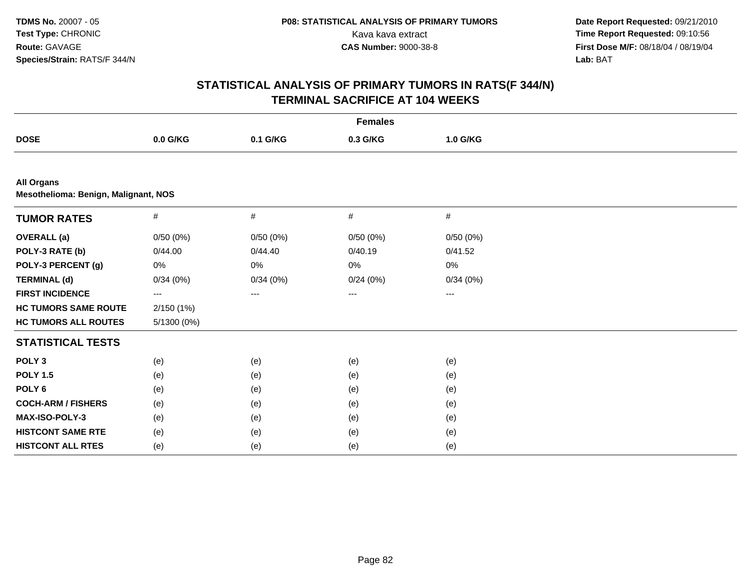**TDMS No.** 20007 - 05
**Test Type:** CHRONIC
**Route:** GAVAGE
**Species/Strain:** RATS/F 344/N

**P08: STATISTICAL ANALYSIS OF PRIMARY TUMORS**
Kava kava extract
**CAS Number:** 9000-38-8

**Date Report Requested:** 09/21/2010
**Time Report Requested:** 09:10:56
**First Dose M/F:** 08/18/04 / 08/19/04
**Lab:** BAT

# STATISTICAL ANALYSIS OF PRIMARY TUMORS IN RATS(F 344/N) TERMINAL SACRIFICE AT 104 WEEKS

| | Females | | | |
|---|---|---|---|---|
| **DOSE** | **0.0 G/KG** | **0.1 G/KG** | **0.3 G/KG** | **1.0 G/KG** |

**All Organs**
**Mesothelioma: Benign, Malignant, NOS**

| **TUMOR RATES** | # | # | # | # |
|---|---|---|---|---|
| **OVERALL (a)** | 0/50 (0%) | 0/50 (0%) | 0/50 (0%) | 0/50 (0%) |
| **POLY-3 RATE (b)** | 0/44.00 | 0/44.40 | 0/40.19 | 0/41.52 |
| **POLY-3 PERCENT (g)** | 0% | 0% | 0% | 0% |
| **TERMINAL (d)** | 0/34 (0%) | 0/34 (0%) | 0/24 (0%) | 0/34 (0%) |
| **FIRST INCIDENCE** | --- | --- | --- | --- |
| **HC TUMORS SAME ROUTE** | 2/150 (1%) | | | |
| **HC TUMORS ALL ROUTES** | 5/1300 (0%) | | | |
| **STATISTICAL TESTS** | | | | |
| **POLY 3** | (e) | (e) | (e) | (e) |
| **POLY 1.5** | (e) | (e) | (e) | (e) |
| **POLY 6** | (e) | (e) | (e) | (e) |
| **COCH-ARM / FISHERS** | (e) | (e) | (e) | (e) |
| **MAX-ISO-POLY-3** | (e) | (e) | (e) | (e) |
| **HISTCONT SAME RTE** | (e) | (e) | (e) | (e) |
| **HISTCONT ALL RTES** | (e) | (e) | (e) | (e) |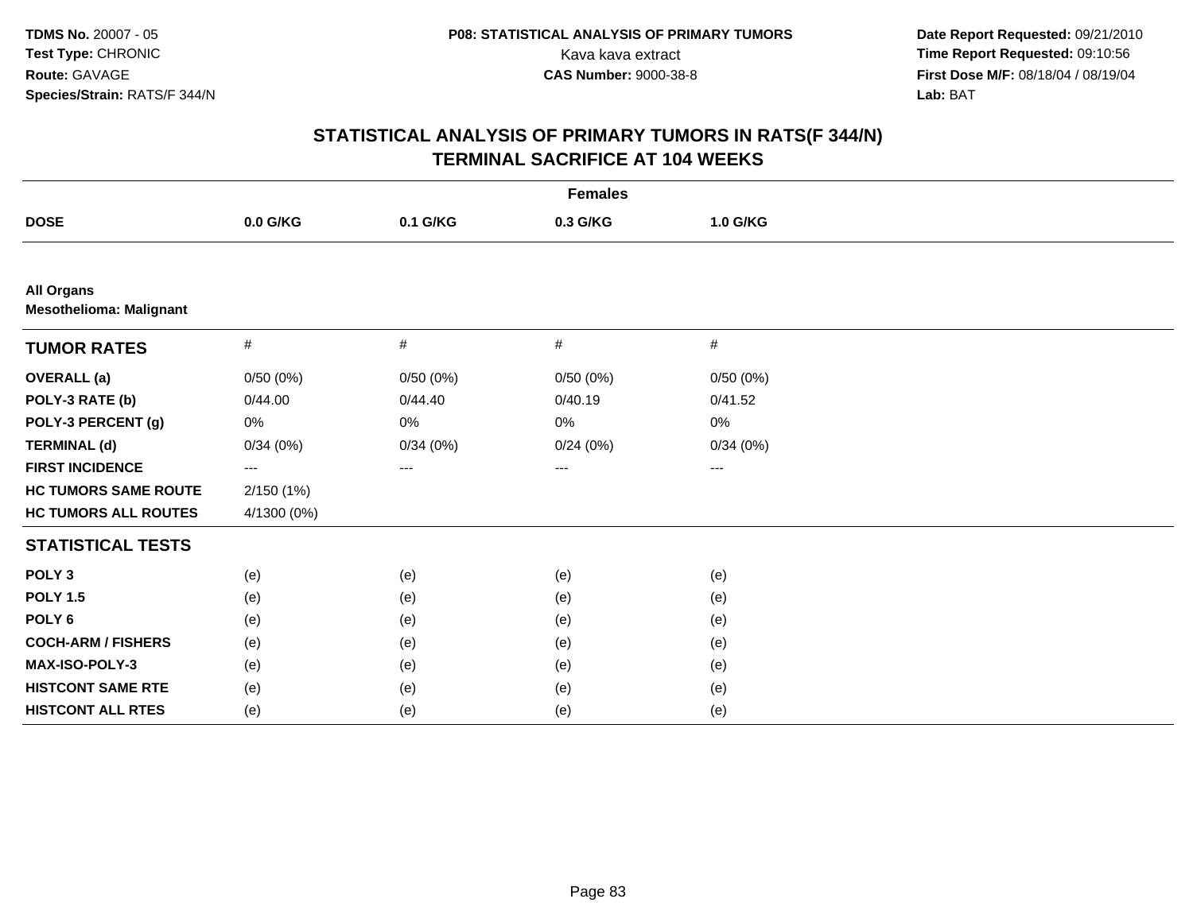TDMS No. 20007 - 05
Test Type: CHRONIC
Route: GAVAGE
Species/Strain: RATS/F 344/N

P08: STATISTICAL ANALYSIS OF PRIMARY TUMORS
Kava kava extract
CAS Number: 9000-38-8

Date Report Requested: 09/21/2010
Time Report Requested: 09:10:56
First Dose M/F: 08/18/04 / 08/19/04
Lab: BAT

# STATISTICAL ANALYSIS OF PRIMARY TUMORS IN RATS(F 344/N)
## TERMINAL SACRIFICE AT 104 WEEKS

| | Females | | | |
|---|---|---|---|---|
| **DOSE** | **0.0 G/KG** | **0.1 G/KG** | **0.3 G/KG** | **1.0 G/KG** |
| **All Organs** | | | | |
| **Mesothelioma: Malignant** | | | | |
| **TUMOR RATES** | # | # | # | # |
| **OVERALL (a)** | 0/50 (0%) | 0/50 (0%) | 0/50 (0%) | 0/50 (0%) |
| **POLY-3 RATE (b)** | 0/44.00 | 0/44.40 | 0/40.19 | 0/41.52 |
| **POLY-3 PERCENT (g)** | 0% | 0% | 0% | 0% |
| **TERMINAL (d)** | 0/34 (0%) | 0/34 (0%) | 0/24 (0%) | 0/34 (0%) |
| **FIRST INCIDENCE** | --- | --- | --- | --- |
| **HC TUMORS SAME ROUTE** | 2/150 (1%) | | | |
| **HC TUMORS ALL ROUTES** | 4/1300 (0%) | | | |
| **STATISTICAL TESTS** | | | | |
| **POLY 3** | (e) | (e) | (e) | (e) |
| **POLY 1.5** | (e) | (e) | (e) | (e) |
| **POLY 6** | (e) | (e) | (e) | (e) |
| **COCH-ARM / FISHERS** | (e) | (e) | (e) | (e) |
| **MAX-ISO-POLY-3** | (e) | (e) | (e) | (e) |
| **HISTCONT SAME RTE** | (e) | (e) | (e) | (e) |
| **HISTCONT ALL RTES** | (e) | (e) | (e) | (e) |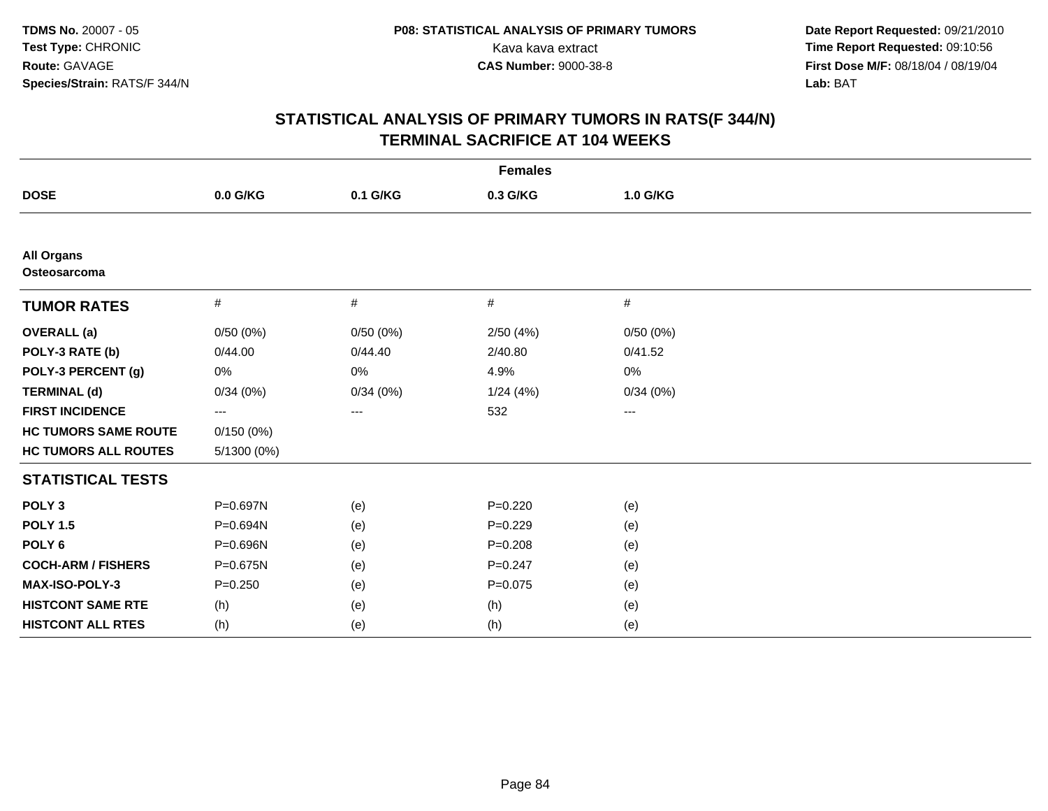**TDMS No.** 20007 - 05
**Test Type:** CHRONIC
**Route:** GAVAGE
**Species/Strain:** RATS/F 344/N

**P08: STATISTICAL ANALYSIS OF PRIMARY TUMORS**
Kava kava extract
**CAS Number:** 9000-38-8

**Date Report Requested:** 09/21/2010
**Time Report Requested:** 09:10:56
**First Dose M/F:** 08/18/04 / 08/19/04
**Lab:** BAT

# STATISTICAL ANALYSIS OF PRIMARY TUMORS IN RATS(F 344/N) TERMINAL SACRIFICE AT 104 WEEKS

| | Females | | | |
|---|---|---|---|---|
| **DOSE** | **0.0 G/KG** | **0.1 G/KG** | **0.3 G/KG** | **1.0 G/KG** |
| **All Organs** | | | | |
| **Osteosarcoma** | | | | |
| **TUMOR RATES** | # | # | # | # |
| **OVERALL (a)** | 0/50 (0%) | 0/50 (0%) | 2/50 (4%) | 0/50 (0%) |
| **POLY-3 RATE (b)** | 0/44.00 | 0/44.40 | 2/40.80 | 0/41.52 |
| **POLY-3 PERCENT (g)** | 0% | 0% | 4.9% | 0% |
| **TERMINAL (d)** | 0/34 (0%) | 0/34 (0%) | 1/24 (4%) | 0/34 (0%) |
| **FIRST INCIDENCE** | --- | --- | 532 | --- |
| **HC TUMORS SAME ROUTE** | 0/150 (0%) | | | |
| **HC TUMORS ALL ROUTES** | 5/1300 (0%) | | | |
| **STATISTICAL TESTS** | | | | |
| **POLY 3** | P=0.697N | (e) | P=0.220 | (e) |
| **POLY 1.5** | P=0.694N | (e) | P=0.229 | (e) |
| **POLY 6** | P=0.696N | (e) | P=0.208 | (e) |
| **COCH-ARM / FISHERS** | P=0.675N | (e) | P=0.247 | (e) |
| **MAX-ISO-POLY-3** | P=0.250 | (e) | P=0.075 | (e) |
| **HISTCONT SAME RTE** | (h) | (e) | (h) | (e) |
| **HISTCONT ALL RTES** | (h) | (e) | (h) | (e) |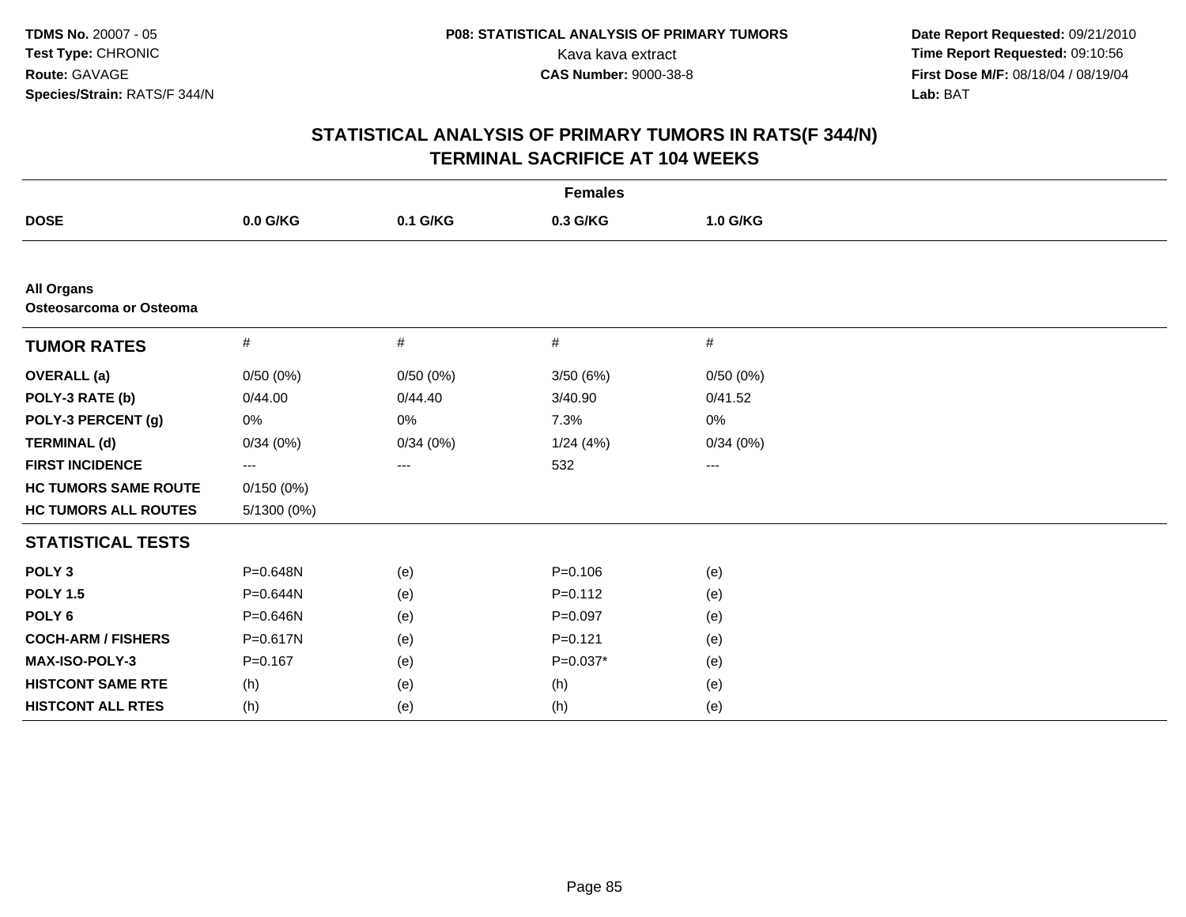**TDMS No.** 20007 - 05
**Test Type:** CHRONIC
**Route:** GAVAGE
**Species/Strain:** RATS/F 344/N

**P08: STATISTICAL ANALYSIS OF PRIMARY TUMORS**
Kava kava extract
**CAS Number:** 9000-38-8

**Date Report Requested:** 09/21/2010
**Time Report Requested:** 09:10:56
**First Dose M/F:** 08/18/04 / 08/19/04
**Lab:** BAT

## STATISTICAL ANALYSIS OF PRIMARY TUMORS IN RATS(F 344/N)
## TERMINAL SACRIFICE AT 104 WEEKS

| | Females | | | |
|---|---|---|---|---|
| **DOSE** | **0.0 G/KG** | **0.1 G/KG** | **0.3 G/KG** | **1.0 G/KG** |
| **All Organs** | | | | |
| **Osteosarcoma or Osteoma** | | | | |
| **TUMOR RATES** | # | # | # | # |
| **OVERALL (a)** | 0/50 (0%) | 0/50 (0%) | 3/50 (6%) | 0/50 (0%) |
| **POLY-3 RATE (b)** | 0/44.00 | 0/44.40 | 3/40.90 | 0/41.52 |
| **POLY-3 PERCENT (g)** | 0% | 0% | 7.3% | 0% |
| **TERMINAL (d)** | 0/34 (0%) | 0/34 (0%) | 1/24 (4%) | 0/34 (0%) |
| **FIRST INCIDENCE** | --- | --- | 532 | --- |
| **HC TUMORS SAME ROUTE** | 0/150 (0%) | | | |
| **HC TUMORS ALL ROUTES** | 5/1300 (0%) | | | |
| **STATISTICAL TESTS** | | | | |
| **POLY 3** | P=0.648N | (e) | P=0.106 | (e) |
| **POLY 1.5** | P=0.644N | (e) | P=0.112 | (e) |
| **POLY 6** | P=0.646N | (e) | P=0.097 | (e) |
| **COCH-ARM / FISHERS** | P=0.617N | (e) | P=0.121 | (e) |
| **MAX-ISO-POLY-3** | P=0.167 | (e) | P=0.037* | (e) |
| **HISTCONT SAME RTE** | (h) | (e) | (h) | (e) |
| **HISTCONT ALL RTES** | (h) | (e) | (h) | (e) |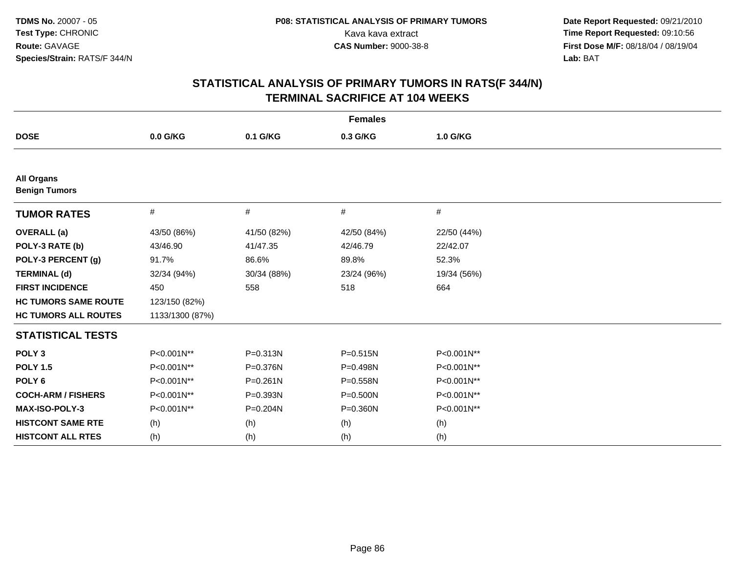# STATISTICAL ANALYSIS OF PRIMARY TUMORS IN RATS(F 344/N)
## TERMINAL SACRIFICE AT 104 WEEKS

| | Females | | | |
|---|---|---|---|---|
| **DOSE** | **0.0 G/KG** | **0.1 G/KG** | **0.3 G/KG** | **1.0 G/KG** |
| **All Organs** | | | | |
| **Benign Tumors** | | | | |
| **TUMOR RATES** | # | # | # | # |
| **OVERALL (a)** | 43/50 (86%) | 41/50 (82%) | 42/50 (84%) | 22/50 (44%) |
| **POLY-3 RATE (b)** | 43/46.90 | 41/47.35 | 42/46.79 | 22/42.07 |
| **POLY-3 PERCENT (g)** | 91.7% | 86.6% | 89.8% | 52.3% |
| **TERMINAL (d)** | 32/34 (94%) | 30/34 (88%) | 23/24 (96%) | 19/34 (56%) |
| **FIRST INCIDENCE** | 450 | 558 | 518 | 664 |
| **HC TUMORS SAME ROUTE** | 123/150 (82%) | | | |
| **HC TUMORS ALL ROUTES** | 1133/1300 (87%) | | | |
| **STATISTICAL TESTS** | | | | |
| **POLY 3** | P<0.001N** | P=0.313N | P=0.515N | P<0.001N** |
| **POLY 1.5** | P<0.001N** | P=0.376N | P=0.498N | P<0.001N** |
| **POLY 6** | P<0.001N** | P=0.261N | P=0.558N | P<0.001N** |
| **COCH-ARM / FISHERS** | P<0.001N** | P=0.393N | P=0.500N | P<0.001N** |
| **MAX-ISO-POLY-3** | P<0.001N** | P=0.204N | P=0.360N | P<0.001N** |
| **HISTCONT SAME RTE** | (h) | (h) | (h) | (h) |
| **HISTCONT ALL RTES** | (h) | (h) | (h) | (h) |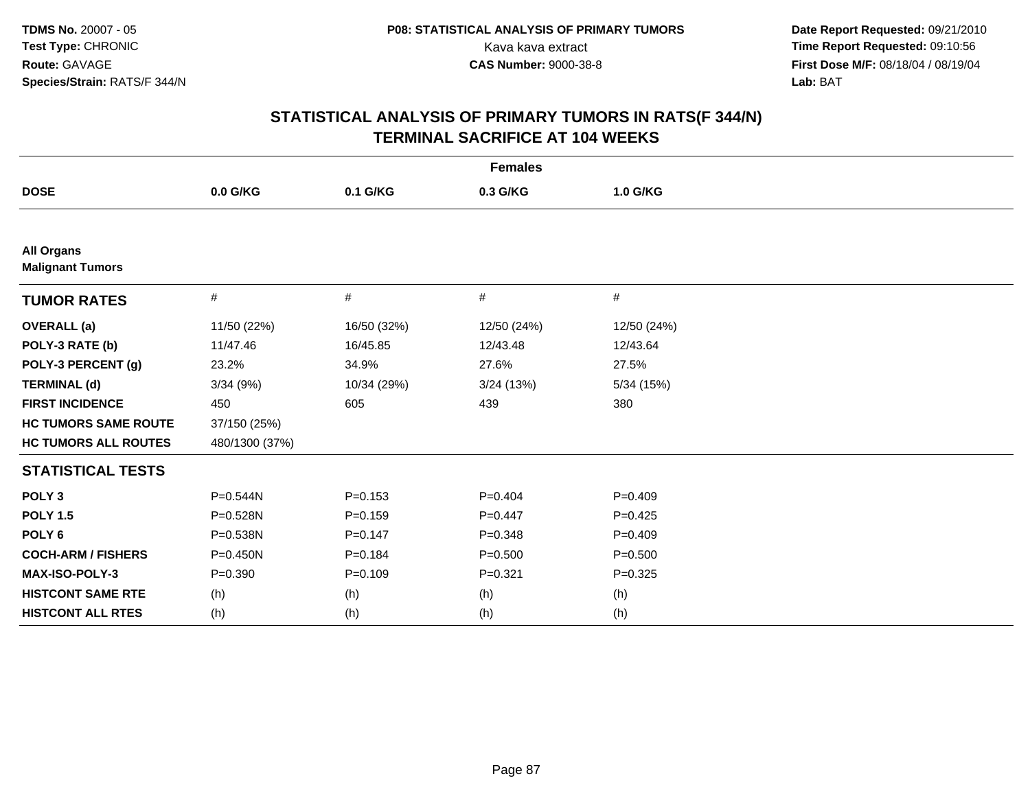**TDMS No.** 20007 - 05
**Test Type:** CHRONIC
**Route:** GAVAGE
**Species/Strain:** RATS/F 344/N

**P08: STATISTICAL ANALYSIS OF PRIMARY TUMORS**
Kava kava extract
**CAS Number:** 9000-38-8

**Date Report Requested:** 09/21/2010
**Time Report Requested:** 09:10:56
**First Dose M/F:** 08/18/04 / 08/19/04
**Lab:** BAT

## STATISTICAL ANALYSIS OF PRIMARY TUMORS IN RATS(F 344/N)
## TERMINAL SACRIFICE AT 104 WEEKS

| | Females | | | |
|---|---|---|---|---|
| **DOSE** | **0.0 G/KG** | **0.1 G/KG** | **0.3 G/KG** | **1.0 G/KG** |
| **All Organs** | | | | |
| **Malignant Tumors** | | | | |
| **TUMOR RATES** | # | # | # | # |
| **OVERALL (a)** | 11/50 (22%) | 16/50 (32%) | 12/50 (24%) | 12/50 (24%) |
| **POLY-3 RATE (b)** | 11/47.46 | 16/45.85 | 12/43.48 | 12/43.64 |
| **POLY-3 PERCENT (g)** | 23.2% | 34.9% | 27.6% | 27.5% |
| **TERMINAL (d)** | 3/34 (9%) | 10/34 (29%) | 3/24 (13%) | 5/34 (15%) |
| **FIRST INCIDENCE** | 450 | 605 | 439 | 380 |
| **HC TUMORS SAME ROUTE** | 37/150 (25%) | | | |
| **HC TUMORS ALL ROUTES** | 480/1300 (37%) | | | |
| **STATISTICAL TESTS** | | | | |
| **POLY 3** | P=0.544N | P=0.153 | P=0.404 | P=0.409 |
| **POLY 1.5** | P=0.528N | P=0.159 | P=0.447 | P=0.425 |
| **POLY 6** | P=0.538N | P=0.147 | P=0.348 | P=0.409 |
| **COCH-ARM / FISHERS** | P=0.450N | P=0.184 | P=0.500 | P=0.500 |
| **MAX-ISO-POLY-3** | P=0.390 | P=0.109 | P=0.321 | P=0.325 |
| **HISTCONT SAME RTE** | (h) | (h) | (h) | (h) |
| **HISTCONT ALL RTES** | (h) | (h) | (h) | (h) |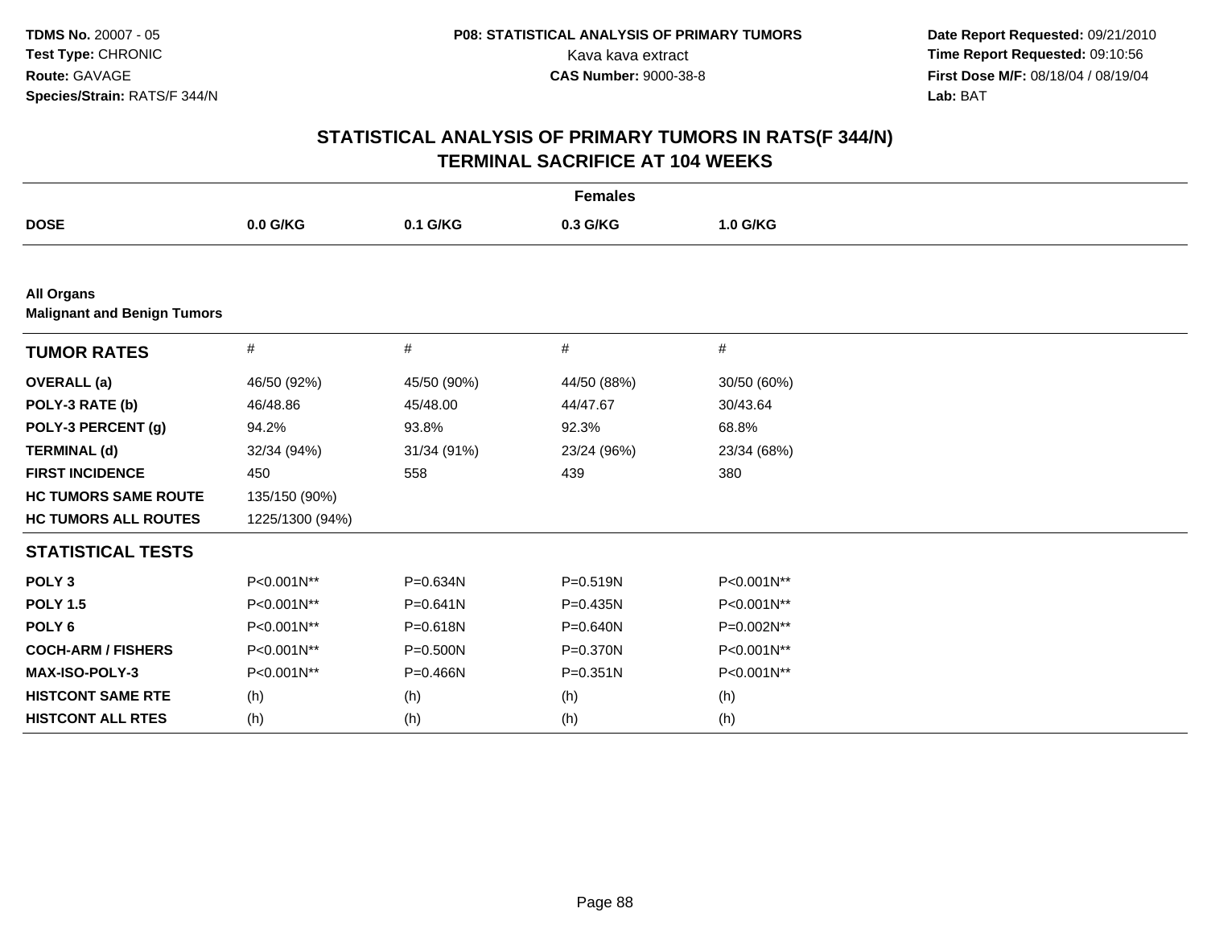TDMS No. 20007 - 05
Test Type: CHRONIC
Route: GAVAGE
Species/Strain: RATS/F 344/N

P08: STATISTICAL ANALYSIS OF PRIMARY TUMORS
Kava kava extract
CAS Number: 9000-38-8

Date Report Requested: 09/21/2010
Time Report Requested: 09:10:56
First Dose M/F: 08/18/04 / 08/19/04
Lab: BAT

# STATISTICAL ANALYSIS OF PRIMARY TUMORS IN RATS(F 344/N) TERMINAL SACRIFICE AT 104 WEEKS

| Females | | | | |
|---|---|---|---|---|
| DOSE | 0.0 G/KG | 0.1 G/KG | 0.3 G/KG | 1.0 G/KG |
| **All Organs** | | | | |
| **Malignant and Benign Tumors** | | | | |
| **TUMOR RATES** | # | # | # | # |
| OVERALL (a) | 46/50 (92%) | 45/50 (90%) | 44/50 (88%) | 30/50 (60%) |
| POLY-3 RATE (b) | 46/48.86 | 45/48.00 | 44/47.67 | 30/43.64 |
| POLY-3 PERCENT (g) | 94.2% | 93.8% | 92.3% | 68.8% |
| TERMINAL (d) | 32/34 (94%) | 31/34 (91%) | 23/24 (96%) | 23/34 (68%) |
| FIRST INCIDENCE | 450 | 558 | 439 | 380 |
| HC TUMORS SAME ROUTE | 135/150 (90%) | | | |
| HC TUMORS ALL ROUTES | 1225/1300 (94%) | | | |
| **STATISTICAL TESTS** | | | | |
| POLY 3 | P<0.001N** | P=0.634N | P=0.519N | P<0.001N** |
| POLY 1.5 | P<0.001N** | P=0.641N | P=0.435N | P<0.001N** |
| POLY 6 | P<0.001N** | P=0.618N | P=0.640N | P=0.002N** |
| COCH-ARM / FISHERS | P<0.001N** | P=0.500N | P=0.370N | P<0.001N** |
| MAX-ISO-POLY-3 | P<0.001N** | P=0.466N | P=0.351N | P<0.001N** |
| HISTCONT SAME RTE | (h) | (h) | (h) | (h) |
| HISTCONT ALL RTES | (h) | (h) | (h) | (h) |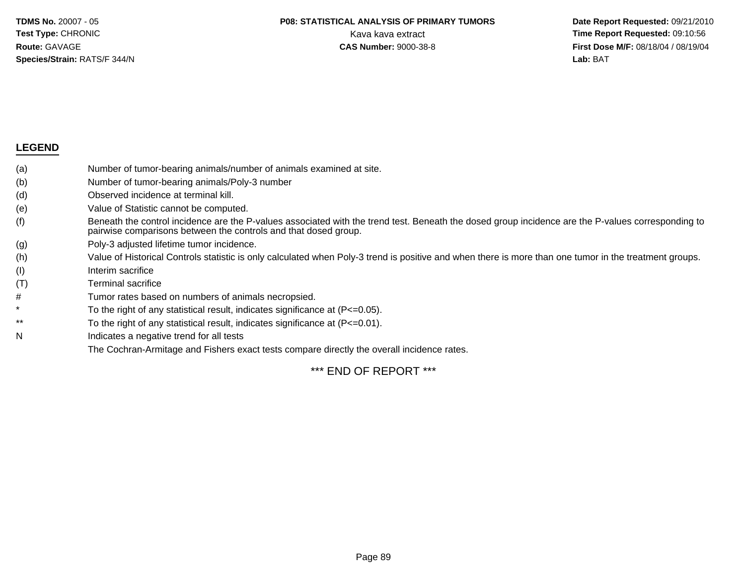**TDMS No.** 20007 - 05
**Test Type:** CHRONIC
**Route:** GAVAGE
**Species/Strain:** RATS/F 344/N

**P08: STATISTICAL ANALYSIS OF PRIMARY TUMORS**
Kava kava extract
**CAS Number:** 9000-38-8

**Date Report Requested:** 09/21/2010
**Time Report Requested:** 09:10:56
**First Dose M/F:** 08/18/04 / 08/19/04
**Lab:** BAT

## LEGEND

| | |
|---|---|
| (a) | Number of tumor-bearing animals/number of animals examined at site. |
| (b) | Number of tumor-bearing animals/Poly-3 number |
| (d) | Observed incidence at terminal kill. |
| (e) | Value of Statistic cannot be computed. |
| (f) | Beneath the control incidence are the P-values associated with the trend test. Beneath the dosed group incidence are the P-values corresponding to pairwise comparisons between the controls and that dosed group. |
| (g) | Poly-3 adjusted lifetime tumor incidence. |
| (h) | Value of Historical Controls statistic is only calculated when Poly-3 trend is positive and when there is more than one tumor in the treatment groups. |
| (I) | Interim sacrifice |
| (T) | Terminal sacrifice |
| # | Tumor rates based on numbers of animals necropsied. |
| * | To the right of any statistical result, indicates significance at (P<=0.05). |
| ** | To the right of any statistical result, indicates significance at (P<=0.01). |
| N | Indicates a negative trend for all tests |
| | The Cochran-Armitage and Fishers exact tests compare directly the overall incidence rates. |

*** END OF REPORT ***